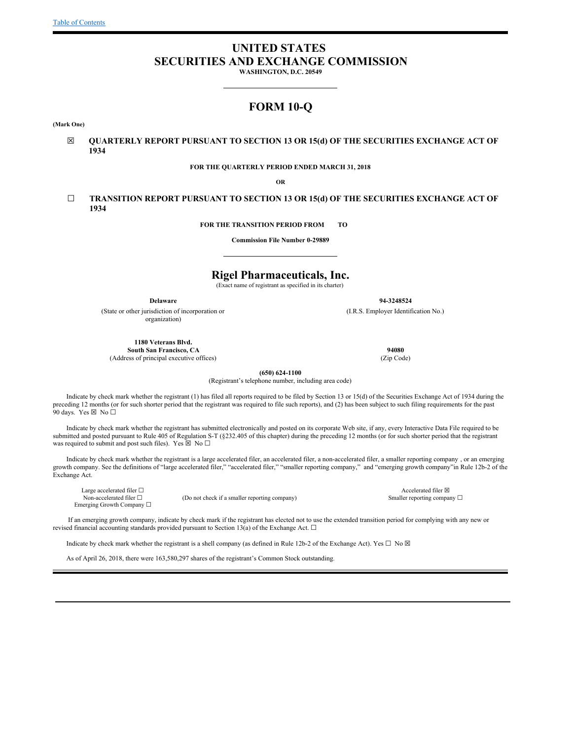# UNITED STATES
# SECURITIES AND EXCHANGE COMMISSION

**WASHINGTON, D.C. 20549**

## FORM 10-Q

**(Mark One)**

☒ **QUARTERLY REPORT PURSUANT TO SECTION 13 OR 15(d) OF THE SECURITIES EXCHANGE ACT OF 1934**

**FOR THE QUARTERLY PERIOD ENDED MARCH 31, 2018**

**OR**

☐ **TRANSITION REPORT PURSUANT TO SECTION 13 OR 15(d) OF THE SECURITIES EXCHANGE ACT OF 1934**

**FOR THE TRANSITION PERIOD FROM TO**

**Commission File Number 0-29889**

## Rigel Pharmaceuticals, Inc.

(Exact name of registrant as specified in its charter)

| **Delaware** | **94-3248524** |
|---|---|
| (State or other jurisdiction of incorporation or organization) | (I.R.S. Employer Identification No.) |
| **1180 Veterans Blvd.** **South San Francisco, CA** | **94080** |
| (Address of principal executive offices) | (Zip Code) |

**(650) 624-1100**

(Registrant's telephone number, including area code)

Indicate by check mark whether the registrant (1) has filed all reports required to be filed by Section 13 or 15(d) of the Securities Exchange Act of 1934 during the preceding 12 months (or for such shorter period that the registrant was required to file such reports), and (2) has been subject to such filing requirements for the past 90 days. Yes ☒ No ☐

Indicate by check mark whether the registrant has submitted electronically and posted on its corporate Web site, if any, every Interactive Data File required to be submitted and posted pursuant to Rule 405 of Regulation S-T (§232.405 of this chapter) during the preceding 12 months (or for such shorter period that the registrant was required to submit and post such files). Yes ☒ No ☐

Indicate by check mark whether the registrant is a large accelerated filer, an accelerated filer, a non-accelerated filer, a smaller reporting company , or an emerging growth company. See the definitions of "large accelerated filer," "accelerated filer," "smaller reporting company," and "emerging growth company"in Rule 12b-2 of the Exchange Act.

| | | |
|---|---|---|
| Large accelerated filer ☐ | | Accelerated filer ☒ |
| Non-accelerated filer ☐ | (Do not check if a smaller reporting company) | Smaller reporting company ☐ |
| Emerging Growth Company ☐ | | |

If an emerging growth company, indicate by check mark if the registrant has elected not to use the extended transition period for complying with any new or revised financial accounting standards provided pursuant to Section 13(a) of the Exchange Act. ☐

Indicate by check mark whether the registrant is a shell company (as defined in Rule 12b-2 of the Exchange Act). Yes ☐ No ☒

As of April 26, 2018, there were 163,580,297 shares of the registrant's Common Stock outstanding.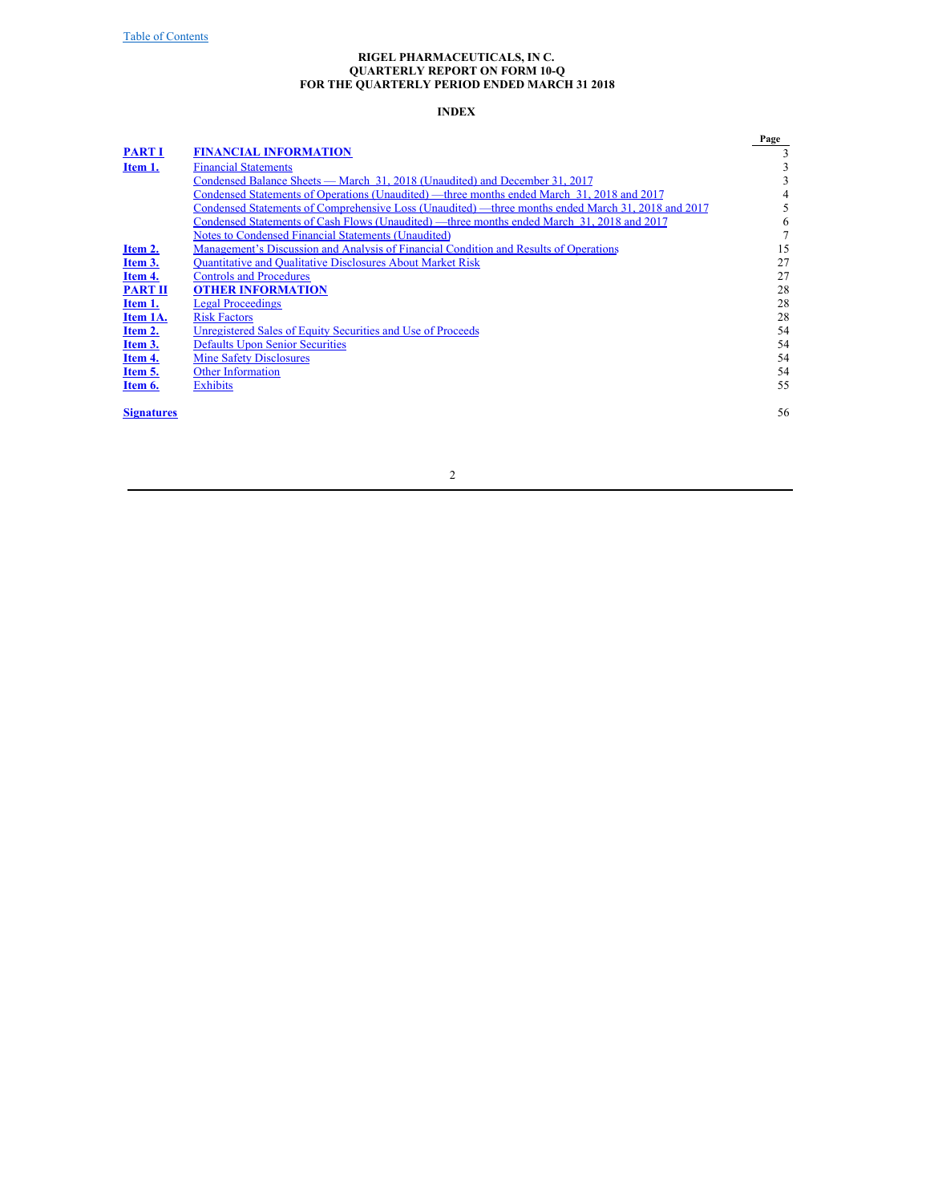**RIGEL PHARMACEUTICALS, IN C.**
**QUARTERLY REPORT ON FORM 10-Q**
**FOR THE QUARTERLY PERIOD ENDED MARCH 31 2018**

**INDEX**

| | | Page |
|---|---|---|
| **PART I** | **FINANCIAL INFORMATION** | 3 |
| **Item 1.** | Financial Statements | 3 |
| | Condensed Balance Sheets — March 31, 2018 (Unaudited) and December 31, 2017 | 3 |
| | Condensed Statements of Operations (Unaudited) —three months ended March 31, 2018 and 2017 | 4 |
| | Condensed Statements of Comprehensive Loss (Unaudited) —three months ended March 31, 2018 and 2017 | 5 |
| | Condensed Statements of Cash Flows (Unaudited) —three months ended March 31, 2018 and 2017 | 6 |
| | Notes to Condensed Financial Statements (Unaudited) | 7 |
| **Item 2.** | Management's Discussion and Analysis of Financial Condition and Results of Operations | 15 |
| **Item 3.** | Quantitative and Qualitative Disclosures About Market Risk | 27 |
| **Item 4.** | Controls and Procedures | 27 |
| **PART II** | **OTHER INFORMATION** | 28 |
| **Item 1.** | Legal Proceedings | 28 |
| **Item 1A.** | Risk Factors | 28 |
| **Item 2.** | Unregistered Sales of Equity Securities and Use of Proceeds | 54 |
| **Item 3.** | Defaults Upon Senior Securities | 54 |
| **Item 4.** | Mine Safety Disclosures | 54 |
| **Item 5.** | Other Information | 54 |
| **Item 6.** | Exhibits | 55 |
| **Signatures** | | 56 |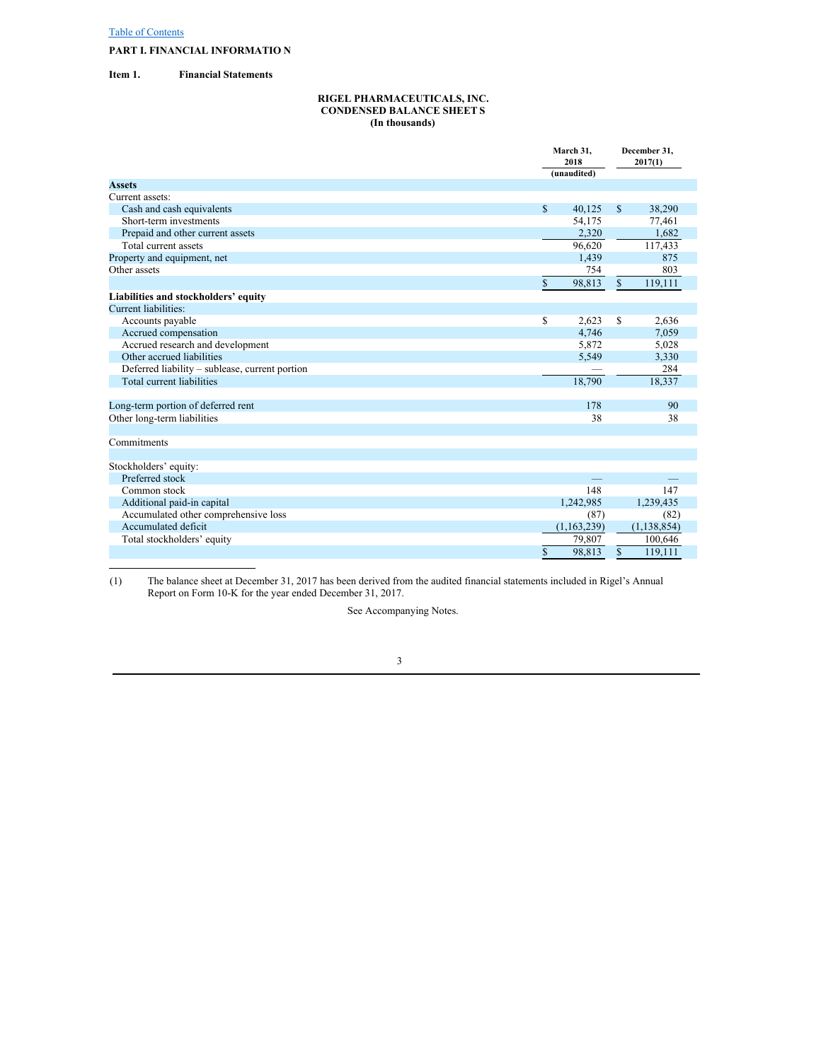[Table of Contents](#)

**PART I. FINANCIAL INFORMATION**

**Item 1. Financial Statements**

**RIGEL PHARMACEUTICALS, INC.**
**CONDENSED BALANCE SHEETS**
**(In thousands)**

| | March 31, 2018 (unaudited) | December 31, 2017(1) |
|---|---|---|
| **Assets** | | |
| Current assets: | | |
| Cash and cash equivalents | $ 40,125 | $ 38,290 |
| Short-term investments | 54,175 | 77,461 |
| Prepaid and other current assets | 2,320 | 1,682 |
| Total current assets | 96,620 | 117,433 |
| Property and equipment, net | 1,439 | 875 |
| Other assets | 754 | 803 |
| | $ 98,813 | $ 119,111 |
| **Liabilities and stockholders' equity** | | |
| Current liabilities: | | |
| Accounts payable | $ 2,623 | $ 2,636 |
| Accrued compensation | 4,746 | 7,059 |
| Accrued research and development | 5,872 | 5,028 |
| Other accrued liabilities | 5,549 | 3,330 |
| Deferred liability – sublease, current portion | — | 284 |
| Total current liabilities | 18,790 | 18,337 |
| | | |
| Long-term portion of deferred rent | 178 | 90 |
| Other long-term liabilities | 38 | 38 |
| | | |
| Commitments | | |
| | | |
| Stockholders' equity: | | |
| Preferred stock | — | — |
| Common stock | 148 | 147 |
| Additional paid-in capital | 1,242,985 | 1,239,435 |
| Accumulated other comprehensive loss | (87) | (82) |
| Accumulated deficit | (1,163,239) | (1,138,854) |
| Total stockholders' equity | 79,807 | 100,646 |
| | $ 98,813 | $ 119,111 |

(1) The balance sheet at December 31, 2017 has been derived from the audited financial statements included in Rigel's Annual Report on Form 10-K for the year ended December 31, 2017.

See Accompanying Notes.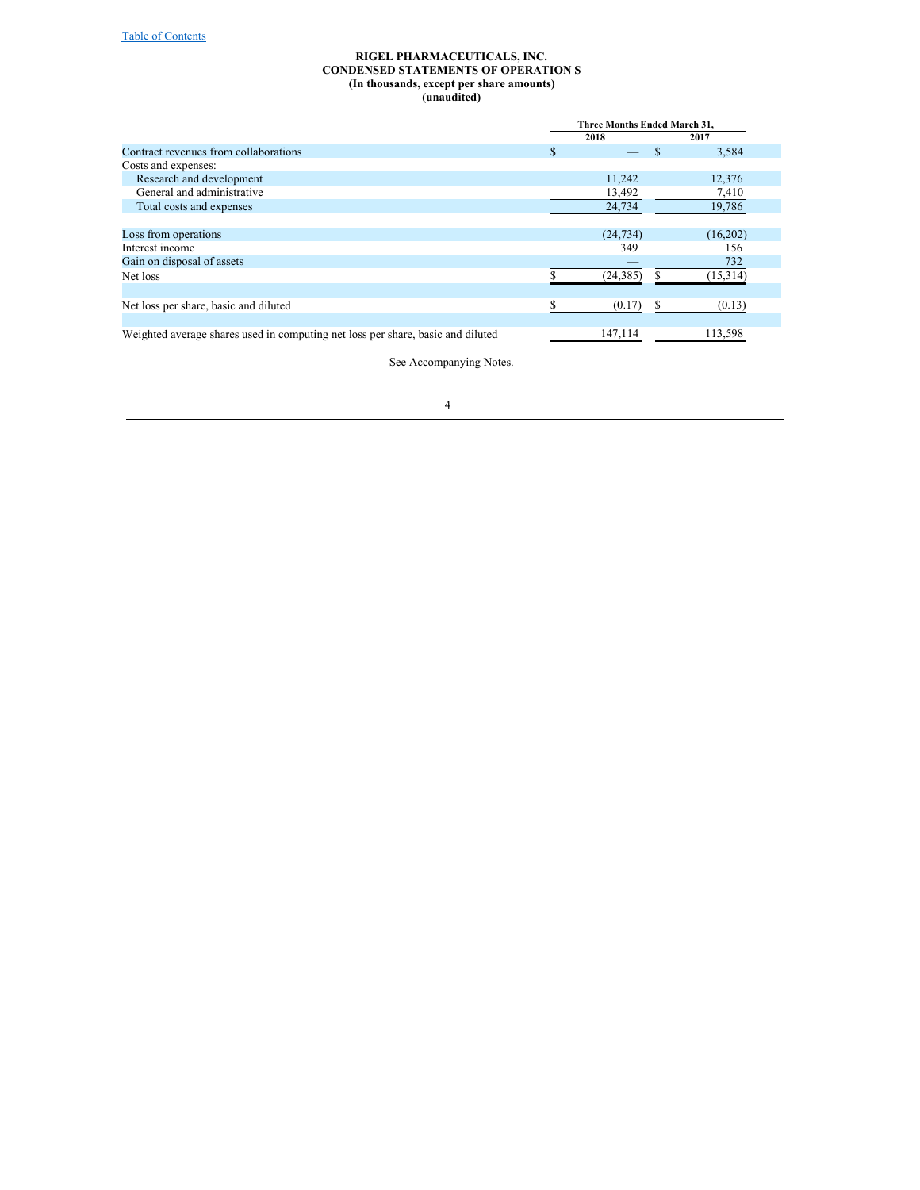**RIGEL PHARMACEUTICALS, INC.**
**CONDENSED STATEMENTS OF OPERATION S**
**(In thousands, except per share amounts)**
**(unaudited)**

| | Three Months Ended March 31, | |
|---|---|---|
| | 2018 | 2017 |
| Contract revenues from collaborations | $ — | $ 3,584 |
| Costs and expenses: | | |
| Research and development | 11,242 | 12,376 |
| General and administrative | 13,492 | 7,410 |
| Total costs and expenses | 24,734 | 19,786 |
| Loss from operations | (24,734) | (16,202) |
| Interest income | 349 | 156 |
| Gain on disposal of assets | — | 732 |
| Net loss | $ (24,385) | $ (15,314) |
| Net loss per share, basic and diluted | $ (0.17) | $ (0.13) |
| Weighted average shares used in computing net loss per share, basic and diluted | 147,114 | 113,598 |

See Accompanying Notes.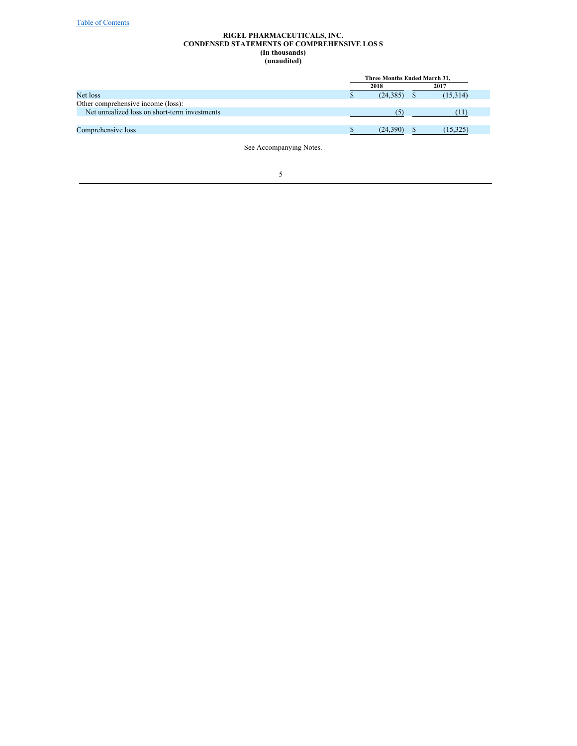[Table of Contents]

**RIGEL PHARMACEUTICALS, INC.**
**CONDENSED STATEMENTS OF COMPREHENSIVE LOSS**
**(In thousands)**
**(unaudited)**

| | Three Months Ended March 31, | |
|---|---|---|
| | 2018 | 2017 |
| Net loss | $ (24,385) | $ (15,314) |
| Other comprehensive income (loss): | | |
| Net unrealized loss on short-term investments | (5) | (11) |
| Comprehensive loss | $ (24,390) | $ (15,325) |

See Accompanying Notes.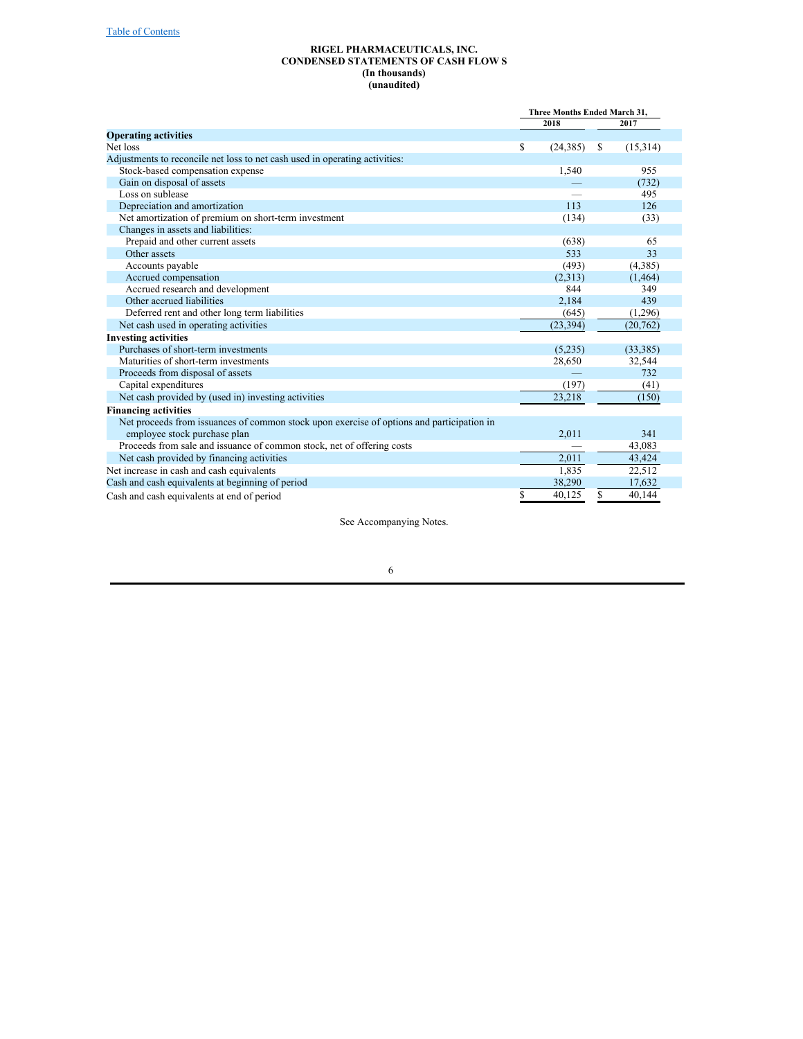**RIGEL PHARMACEUTICALS, INC.**
**CONDENSED STATEMENTS OF CASH FLOWS**
**(In thousands)**
**(unaudited)**

| | Three Months Ended March 31, | |
|---|---|---|
| | 2018 | 2017 |
| **Operating activities** | | |
| Net loss | $ (24,385) | $ (15,314) |
| Adjustments to reconcile net loss to net cash used in operating activities: | | |
| Stock-based compensation expense | 1,540 | 955 |
| Gain on disposal of assets | — | (732) |
| Loss on sublease | — | 495 |
| Depreciation and amortization | 113 | 126 |
| Net amortization of premium on short-term investment | (134) | (33) |
| Changes in assets and liabilities: | | |
| Prepaid and other current assets | (638) | 65 |
| Other assets | 533 | 33 |
| Accounts payable | (493) | (4,385) |
| Accrued compensation | (2,313) | (1,464) |
| Accrued research and development | 844 | 349 |
| Other accrued liabilities | 2,184 | 439 |
| Deferred rent and other long term liabilities | (645) | (1,296) |
| Net cash used in operating activities | (23,394) | (20,762) |
| **Investing activities** | | |
| Purchases of short-term investments | (5,235) | (33,385) |
| Maturities of short-term investments | 28,650 | 32,544 |
| Proceeds from disposal of assets | — | 732 |
| Capital expenditures | (197) | (41) |
| Net cash provided by (used in) investing activities | 23,218 | (150) |
| **Financing activities** | | |
| Net proceeds from issuances of common stock upon exercise of options and participation in employee stock purchase plan | 2,011 | 341 |
| Proceeds from sale and issuance of common stock, net of offering costs | — | 43,083 |
| Net cash provided by financing activities | 2,011 | 43,424 |
| Net increase in cash and cash equivalents | 1,835 | 22,512 |
| Cash and cash equivalents at beginning of period | 38,290 | 17,632 |
| Cash and cash equivalents at end of period | $ 40,125 | $ 40,144 |

See Accompanying Notes.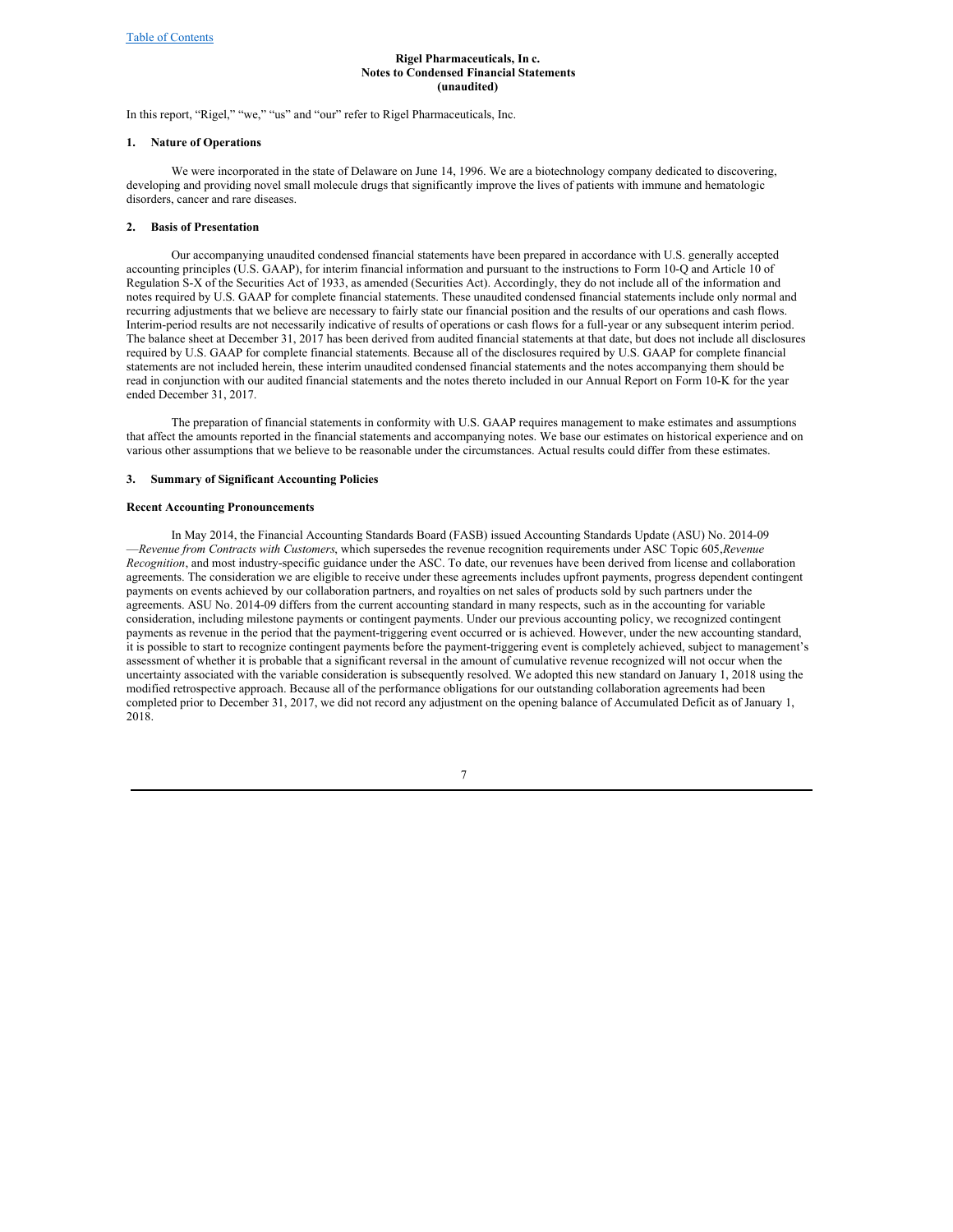**Rigel Pharmaceuticals, In c.**
**Notes to Condensed Financial Statements**
**(unaudited)**

In this report, "Rigel," "we," "us" and "our" refer to Rigel Pharmaceuticals, Inc.

## 1. Nature of Operations

We were incorporated in the state of Delaware on June 14, 1996. We are a biotechnology company dedicated to discovering, developing and providing novel small molecule drugs that significantly improve the lives of patients with immune and hematologic disorders, cancer and rare diseases.

## 2. Basis of Presentation

Our accompanying unaudited condensed financial statements have been prepared in accordance with U.S. generally accepted accounting principles (U.S. GAAP), for interim financial information and pursuant to the instructions to Form 10-Q and Article 10 of Regulation S-X of the Securities Act of 1933, as amended (Securities Act). Accordingly, they do not include all of the information and notes required by U.S. GAAP for complete financial statements. These unaudited condensed financial statements include only normal and recurring adjustments that we believe are necessary to fairly state our financial position and the results of our operations and cash flows. Interim-period results are not necessarily indicative of results of operations or cash flows for a full-year or any subsequent interim period. The balance sheet at December 31, 2017 has been derived from audited financial statements at that date, but does not include all disclosures required by U.S. GAAP for complete financial statements. Because all of the disclosures required by U.S. GAAP for complete financial statements are not included herein, these interim unaudited condensed financial statements and the notes accompanying them should be read in conjunction with our audited financial statements and the notes thereto included in our Annual Report on Form 10-K for the year ended December 31, 2017.

The preparation of financial statements in conformity with U.S. GAAP requires management to make estimates and assumptions that affect the amounts reported in the financial statements and accompanying notes. We base our estimates on historical experience and on various other assumptions that we believe to be reasonable under the circumstances. Actual results could differ from these estimates.

## 3. Summary of Significant Accounting Policies

### Recent Accounting Pronouncements

In May 2014, the Financial Accounting Standards Board (FASB) issued Accounting Standards Update (ASU) No. 2014-09 —*Revenue from Contracts with Customers*, which supersedes the revenue recognition requirements under ASC Topic 605,*Revenue Recognition*, and most industry-specific guidance under the ASC. To date, our revenues have been derived from license and collaboration agreements. The consideration we are eligible to receive under these agreements includes upfront payments, progress dependent contingent payments on events achieved by our collaboration partners, and royalties on net sales of products sold by such partners under the agreements. ASU No. 2014-09 differs from the current accounting standard in many respects, such as in the accounting for variable consideration, including milestone payments or contingent payments. Under our previous accounting policy, we recognized contingent payments as revenue in the period that the payment-triggering event occurred or is achieved. However, under the new accounting standard, it is possible to start to recognize contingent payments before the payment-triggering event is completely achieved, subject to management's assessment of whether it is probable that a significant reversal in the amount of cumulative revenue recognized will not occur when the uncertainty associated with the variable consideration is subsequently resolved. We adopted this new standard on January 1, 2018 using the modified retrospective approach. Because all of the performance obligations for our outstanding collaboration agreements had been completed prior to December 31, 2017, we did not record any adjustment on the opening balance of Accumulated Deficit as of January 1, 2018.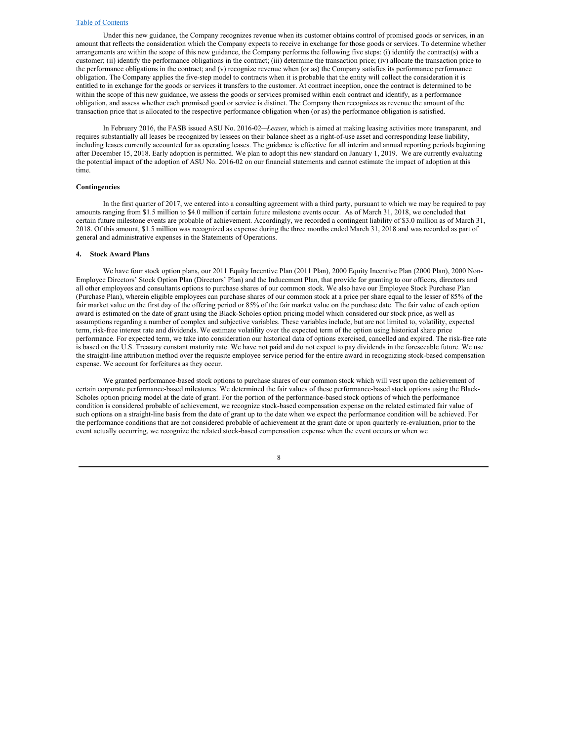Under this new guidance, the Company recognizes revenue when its customer obtains control of promised goods or services, in an amount that reflects the consideration which the Company expects to receive in exchange for those goods or services. To determine whether arrangements are within the scope of this new guidance, the Company performs the following five steps: (i) identify the contract(s) with a customer; (ii) identify the performance obligations in the contract; (iii) determine the transaction price; (iv) allocate the transaction price to the performance obligations in the contract; and (v) recognize revenue when (or as) the Company satisfies its performance performance obligation. The Company applies the five-step model to contracts when it is probable that the entity will collect the consideration it is entitled to in exchange for the goods or services it transfers to the customer. At contract inception, once the contract is determined to be within the scope of this new guidance, we assess the goods or services promised within each contract and identify, as a performance obligation, and assess whether each promised good or service is distinct. The Company then recognizes as revenue the amount of the transaction price that is allocated to the respective performance obligation when (or as) the performance obligation is satisfied.

In February 2016, the FASB issued ASU No. 2016-02—*Leases*, which is aimed at making leasing activities more transparent, and requires substantially all leases be recognized by lessees on their balance sheet as a right-of-use asset and corresponding lease liability, including leases currently accounted for as operating leases. The guidance is effective for all interim and annual reporting periods beginning after December 15, 2018. Early adoption is permitted. We plan to adopt this new standard on January 1, 2019. We are currently evaluating the potential impact of the adoption of ASU No. 2016-02 on our financial statements and cannot estimate the impact of adoption at this time.

**Contingencies**

In the first quarter of 2017, we entered into a consulting agreement with a third party, pursuant to which we may be required to pay amounts ranging from $1.5 million to $4.0 million if certain future milestone events occur. As of March 31, 2018, we concluded that certain future milestone events are probable of achievement. Accordingly, we recorded a contingent liability of $3.0 million as of March 31, 2018. Of this amount, $1.5 million was recognized as expense during the three months ended March 31, 2018 and was recorded as part of general and administrative expenses in the Statements of Operations.

## 4. Stock Award Plans

We have four stock option plans, our 2011 Equity Incentive Plan (2011 Plan), 2000 Equity Incentive Plan (2000 Plan), 2000 Non-Employee Directors' Stock Option Plan (Directors' Plan) and the Inducement Plan, that provide for granting to our officers, directors and all other employees and consultants options to purchase shares of our common stock. We also have our Employee Stock Purchase Plan (Purchase Plan), wherein eligible employees can purchase shares of our common stock at a price per share equal to the lesser of 85% of the fair market value on the first day of the offering period or 85% of the fair market value on the purchase date. The fair value of each option award is estimated on the date of grant using the Black-Scholes option pricing model which considered our stock price, as well as assumptions regarding a number of complex and subjective variables. These variables include, but are not limited to, volatility, expected term, risk-free interest rate and dividends. We estimate volatility over the expected term of the option using historical share price performance. For expected term, we take into consideration our historical data of options exercised, cancelled and expired. The risk-free rate is based on the U.S. Treasury constant maturity rate. We have not paid and do not expect to pay dividends in the foreseeable future. We use the straight-line attribution method over the requisite employee service period for the entire award in recognizing stock-based compensation expense. We account for forfeitures as they occur.

We granted performance-based stock options to purchase shares of our common stock which will vest upon the achievement of certain corporate performance-based milestones. We determined the fair values of these performance-based stock options using the Black-Scholes option pricing model at the date of grant. For the portion of the performance-based stock options of which the performance condition is considered probable of achievement, we recognize stock-based compensation expense on the related estimated fair value of such options on a straight-line basis from the date of grant up to the date when we expect the performance condition will be achieved. For the performance conditions that are not considered probable of achievement at the grant date or upon quarterly re-evaluation, prior to the event actually occurring, we recognize the related stock-based compensation expense when the event occurs or when we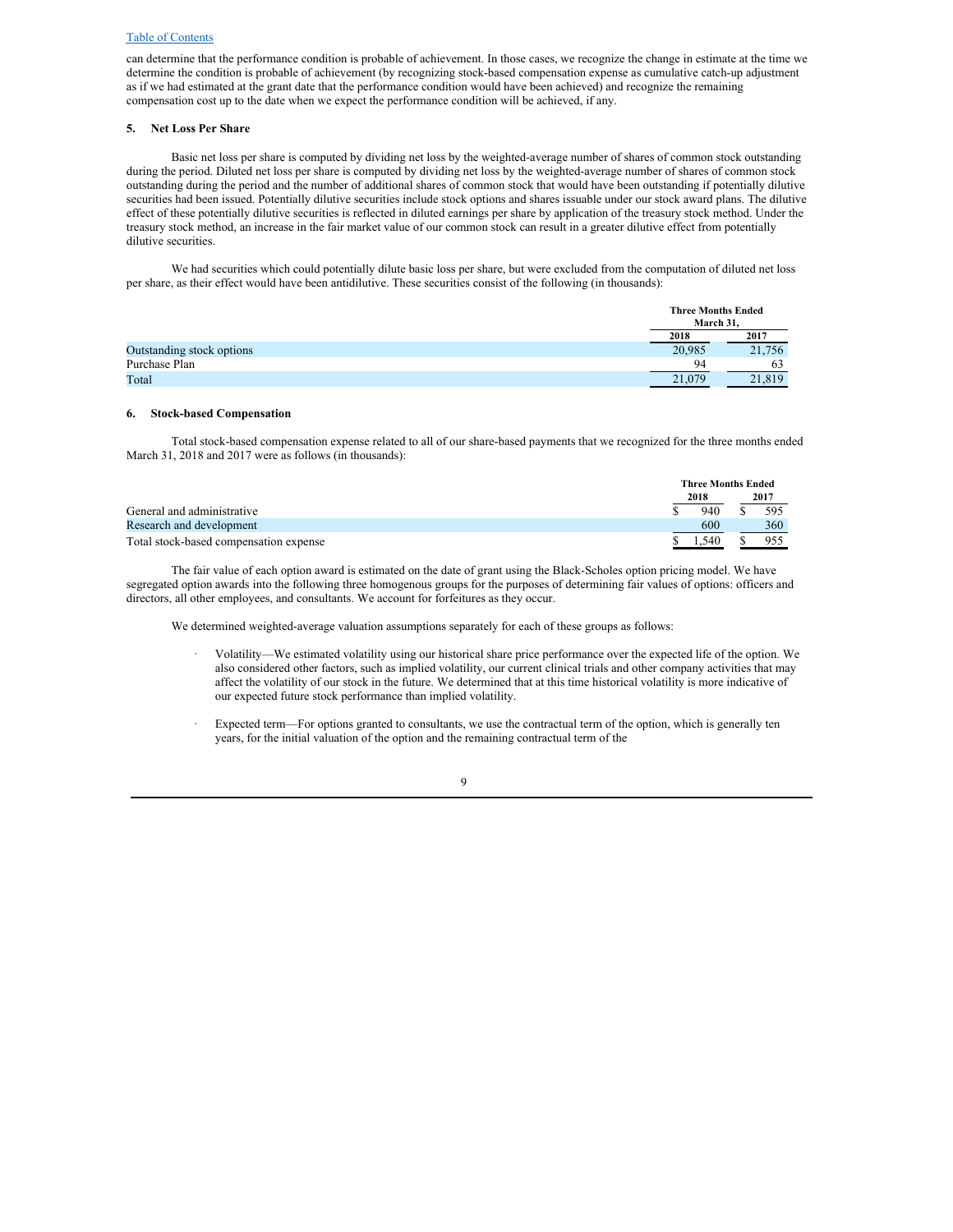can determine that the performance condition is probable of achievement. In those cases, we recognize the change in estimate at the time we determine the condition is probable of achievement (by recognizing stock-based compensation expense as cumulative catch-up adjustment as if we had estimated at the grant date that the performance condition would have been achieved) and recognize the remaining compensation cost up to the date when we expect the performance condition will be achieved, if any.

## 5. Net Loss Per Share

Basic net loss per share is computed by dividing net loss by the weighted-average number of shares of common stock outstanding during the period. Diluted net loss per share is computed by dividing net loss by the weighted-average number of shares of common stock outstanding during the period and the number of additional shares of common stock that would have been outstanding if potentially dilutive securities had been issued. Potentially dilutive securities include stock options and shares issuable under our stock award plans. The dilutive effect of these potentially dilutive securities is reflected in diluted earnings per share by application of the treasury stock method. Under the treasury stock method, an increase in the fair market value of our common stock can result in a greater dilutive effect from potentially dilutive securities.

We had securities which could potentially dilute basic loss per share, but were excluded from the computation of diluted net loss per share, as their effect would have been antidilutive. These securities consist of the following (in thousands):

| | Three Months Ended March 31, | |
|---|---|---|
| | 2018 | 2017 |
| Outstanding stock options | 20,985 | 21,756 |
| Purchase Plan | 94 | 63 |
| Total | 21,079 | 21,819 |

## 6. Stock-based Compensation

Total stock-based compensation expense related to all of our share-based payments that we recognized for the three months ended March 31, 2018 and 2017 were as follows (in thousands):

| | Three Months Ended | |
|---|---|---|
| | 2018 | 2017 |
| General and administrative | $ 940 | $ 595 |
| Research and development | 600 | 360 |
| Total stock-based compensation expense | $ 1,540 | $ 955 |

The fair value of each option award is estimated on the date of grant using the Black-Scholes option pricing model. We have segregated option awards into the following three homogenous groups for the purposes of determining fair values of options: officers and directors, all other employees, and consultants. We account for forfeitures as they occur.

We determined weighted-average valuation assumptions separately for each of these groups as follows:

- Volatility—We estimated volatility using our historical share price performance over the expected life of the option. We also considered other factors, such as implied volatility, our current clinical trials and other company activities that may affect the volatility of our stock in the future. We determined that at this time historical volatility is more indicative of our expected future stock performance than implied volatility.

- Expected term—For options granted to consultants, we use the contractual term of the option, which is generally ten years, for the initial valuation of the option and the remaining contractual term of the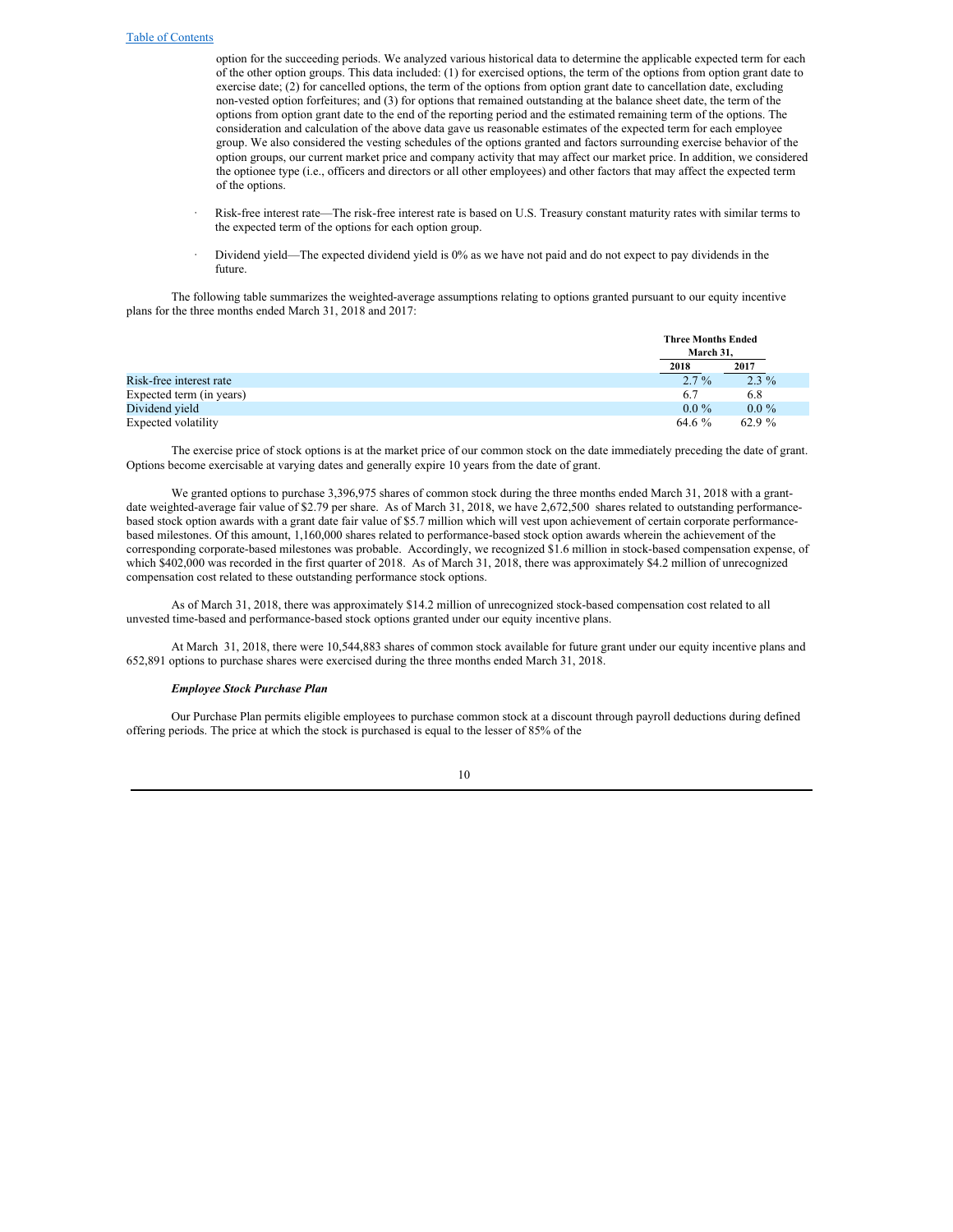option for the succeeding periods. We analyzed various historical data to determine the applicable expected term for each of the other option groups. This data included: (1) for exercised options, the term of the options from option grant date to exercise date; (2) for cancelled options, the term of the options from option grant date to cancellation date, excluding non-vested option forfeitures; and (3) for options that remained outstanding at the balance sheet date, the term of the options from option grant date to the end of the reporting period and the estimated remaining term of the options. The consideration and calculation of the above data gave us reasonable estimates of the expected term for each employee group. We also considered the vesting schedules of the options granted and factors surrounding exercise behavior of the option groups, our current market price and company activity that may affect our market price. In addition, we considered the optionee type (i.e., officers and directors or all other employees) and other factors that may affect the expected term of the options.

- Risk-free interest rate—The risk-free interest rate is based on U.S. Treasury constant maturity rates with similar terms to the expected term of the options for each option group.

- Dividend yield—The expected dividend yield is 0% as we have not paid and do not expect to pay dividends in the future.

The following table summarizes the weighted-average assumptions relating to options granted pursuant to our equity incentive plans for the three months ended March 31, 2018 and 2017:

| | Three Months Ended March 31, | |
|---|---|---|
| | 2018 | 2017 |
| Risk-free interest rate | 2.7 % | 2.3 % |
| Expected term (in years) | 6.7 | 6.8 |
| Dividend yield | 0.0 % | 0.0 % |
| Expected volatility | 64.6 % | 62.9 % |

The exercise price of stock options is at the market price of our common stock on the date immediately preceding the date of grant. Options become exercisable at varying dates and generally expire 10 years from the date of grant.

We granted options to purchase 3,396,975 shares of common stock during the three months ended March 31, 2018 with a grant-date weighted-average fair value of $2.79 per share. As of March 31, 2018, we have 2,672,500 shares related to outstanding performance-based stock option awards with a grant date fair value of $5.7 million which will vest upon achievement of certain corporate performance-based milestones. Of this amount, 1,160,000 shares related to performance-based stock option awards wherein the achievement of the corresponding corporate-based milestones was probable. Accordingly, we recognized $1.6 million in stock-based compensation expense, of which $402,000 was recorded in the first quarter of 2018. As of March 31, 2018, there was approximately $4.2 million of unrecognized compensation cost related to these outstanding performance stock options.

As of March 31, 2018, there was approximately $14.2 million of unrecognized stock-based compensation cost related to all unvested time-based and performance-based stock options granted under our equity incentive plans.

At March 31, 2018, there were 10,544,883 shares of common stock available for future grant under our equity incentive plans and 652,891 options to purchase shares were exercised during the three months ended March 31, 2018.

***Employee Stock Purchase Plan***

Our Purchase Plan permits eligible employees to purchase common stock at a discount through payroll deductions during defined offering periods. The price at which the stock is purchased is equal to the lesser of 85% of the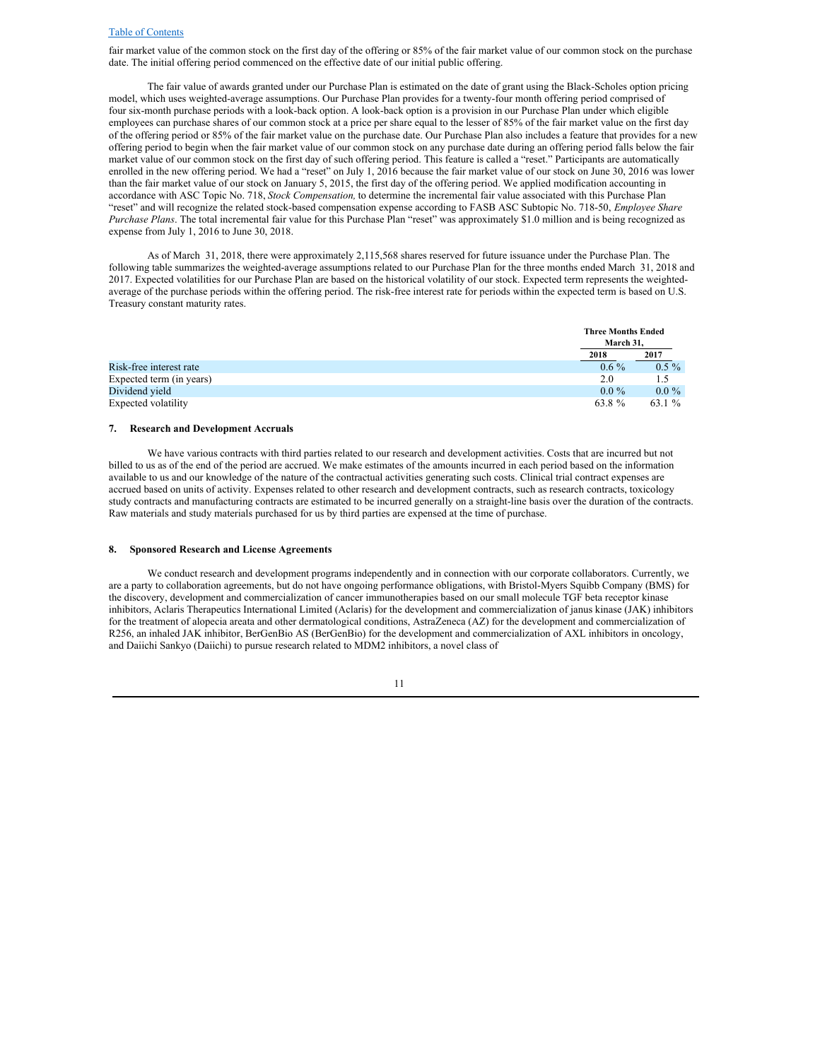fair market value of the common stock on the first day of the offering or 85% of the fair market value of our common stock on the purchase date. The initial offering period commenced on the effective date of our initial public offering.

The fair value of awards granted under our Purchase Plan is estimated on the date of grant using the Black-Scholes option pricing model, which uses weighted-average assumptions. Our Purchase Plan provides for a twenty-four month offering period comprised of four six-month purchase periods with a look-back option. A look-back option is a provision in our Purchase Plan under which eligible employees can purchase shares of our common stock at a price per share equal to the lesser of 85% of the fair market value on the first day of the offering period or 85% of the fair market value on the purchase date. Our Purchase Plan also includes a feature that provides for a new offering period to begin when the fair market value of our common stock on any purchase date during an offering period falls below the fair market value of our common stock on the first day of such offering period. This feature is called a "reset." Participants are automatically enrolled in the new offering period. We had a "reset" on July 1, 2016 because the fair market value of our stock on June 30, 2016 was lower than the fair market value of our stock on January 5, 2015, the first day of the offering period. We applied modification accounting in accordance with ASC Topic No. 718, *Stock Compensation,* to determine the incremental fair value associated with this Purchase Plan "reset" and will recognize the related stock-based compensation expense according to FASB ASC Subtopic No. 718-50, *Employee Share Purchase Plans*. The total incremental fair value for this Purchase Plan "reset" was approximately $1.0 million and is being recognized as expense from July 1, 2016 to June 30, 2018.

As of March 31, 2018, there were approximately 2,115,568 shares reserved for future issuance under the Purchase Plan. The following table summarizes the weighted-average assumptions related to our Purchase Plan for the three months ended March 31, 2018 and 2017. Expected volatilities for our Purchase Plan are based on the historical volatility of our stock. Expected term represents the weighted-average of the purchase periods within the offering period. The risk-free interest rate for periods within the expected term is based on U.S. Treasury constant maturity rates.

| | Three Months Ended March 31, | |
|---|---|---|
| | 2018 | 2017 |
| Risk-free interest rate | 0.6 % | 0.5 % |
| Expected term (in years) | 2.0 | 1.5 |
| Dividend yield | 0.0 % | 0.0 % |
| Expected volatility | 63.8 % | 63.1 % |

## 7. Research and Development Accruals

We have various contracts with third parties related to our research and development activities. Costs that are incurred but not billed to us as of the end of the period are accrued. We make estimates of the amounts incurred in each period based on the information available to us and our knowledge of the nature of the contractual activities generating such costs. Clinical trial contract expenses are accrued based on units of activity. Expenses related to other research and development contracts, such as research contracts, toxicology study contracts and manufacturing contracts are estimated to be incurred generally on a straight-line basis over the duration of the contracts. Raw materials and study materials purchased for us by third parties are expensed at the time of purchase.

## 8. Sponsored Research and License Agreements

We conduct research and development programs independently and in connection with our corporate collaborators. Currently, we are a party to collaboration agreements, but do not have ongoing performance obligations, with Bristol-Myers Squibb Company (BMS) for the discovery, development and commercialization of cancer immunotherapies based on our small molecule TGF beta receptor kinase inhibitors, Aclaris Therapeutics International Limited (Aclaris) for the development and commercialization of janus kinase (JAK) inhibitors for the treatment of alopecia areata and other dermatological conditions, AstraZeneca (AZ) for the development and commercialization of R256, an inhaled JAK inhibitor, BerGenBio AS (BerGenBio) for the development and commercialization of AXL inhibitors in oncology, and Daiichi Sankyo (Daiichi) to pursue research related to MDM2 inhibitors, a novel class of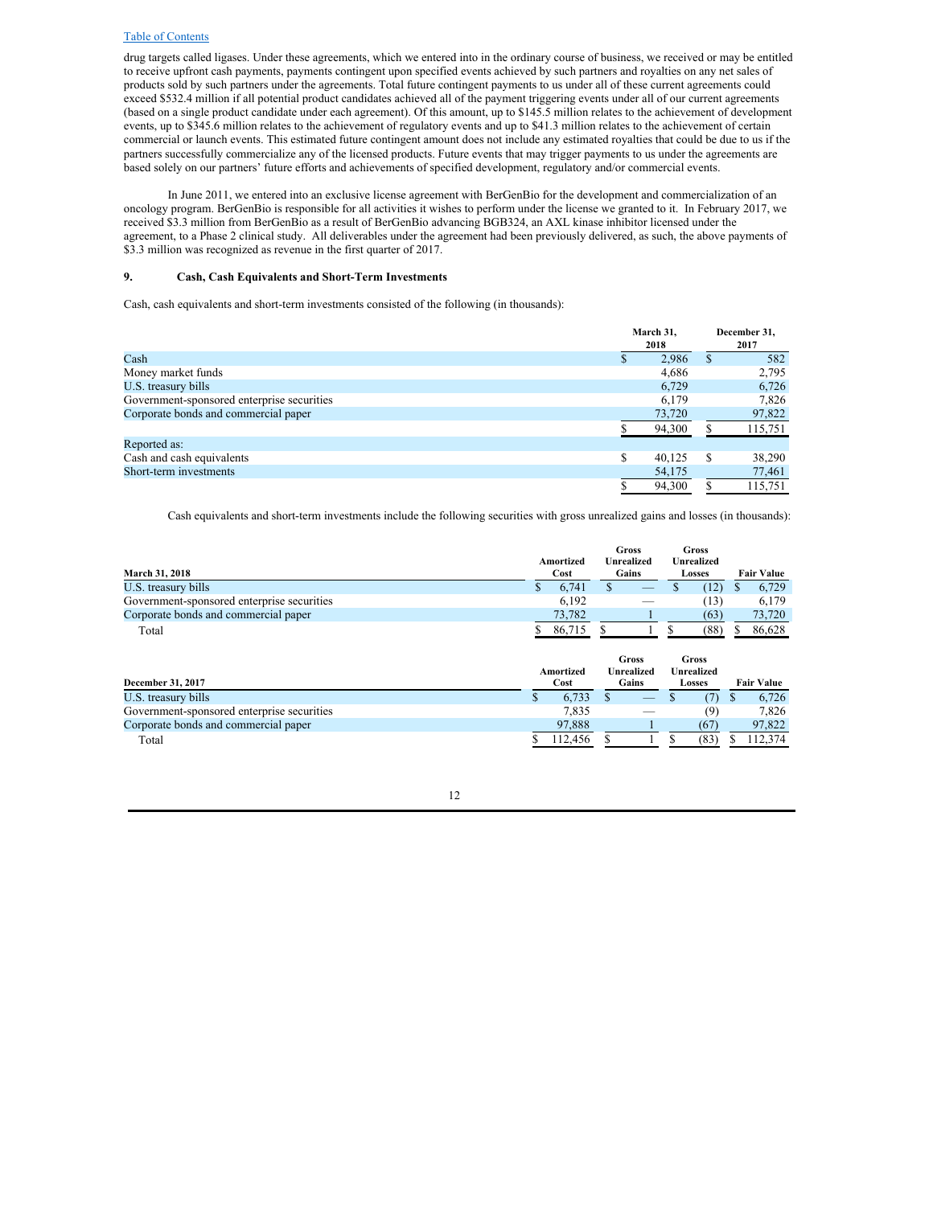drug targets called ligases. Under these agreements, which we entered into in the ordinary course of business, we received or may be entitled to receive upfront cash payments, payments contingent upon specified events achieved by such partners and royalties on any net sales of products sold by such partners under the agreements. Total future contingent payments to us under all of these current agreements could exceed $532.4 million if all potential product candidates achieved all of the payment triggering events under all of our current agreements (based on a single product candidate under each agreement). Of this amount, up to $145.5 million relates to the achievement of development events, up to $345.6 million relates to the achievement of regulatory events and up to $41.3 million relates to the achievement of certain commercial or launch events. This estimated future contingent amount does not include any estimated royalties that could be due to us if the partners successfully commercialize any of the licensed products. Future events that may trigger payments to us under the agreements are based solely on our partners' future efforts and achievements of specified development, regulatory and/or commercial events.

In June 2011, we entered into an exclusive license agreement with BerGenBio for the development and commercialization of an oncology program. BerGenBio is responsible for all activities it wishes to perform under the license we granted to it. In February 2017, we received $3.3 million from BerGenBio as a result of BerGenBio advancing BGB324, an AXL kinase inhibitor licensed under the agreement, to a Phase 2 clinical study. All deliverables under the agreement had been previously delivered, as such, the above payments of $3.3 million was recognized as revenue in the first quarter of 2017.

## 9. Cash, Cash Equivalents and Short-Term Investments

Cash, cash equivalents and short-term investments consisted of the following (in thousands):

| | March 31, 2018 | December 31, 2017 |
|---|---|---|
| Cash | $ 2,986 | $ 582 |
| Money market funds | 4,686 | 2,795 |
| U.S. treasury bills | 6,729 | 6,726 |
| Government-sponsored enterprise securities | 6,179 | 7,826 |
| Corporate bonds and commercial paper | 73,720 | 97,822 |
| | $ 94,300 | $ 115,751 |
| Reported as: | | |
| Cash and cash equivalents | $ 40,125 | $ 38,290 |
| Short-term investments | 54,175 | 77,461 |
| | $ 94,300 | $ 115,751 |

Cash equivalents and short-term investments include the following securities with gross unrealized gains and losses (in thousands):

| March 31, 2018 | Amortized Cost | Gross Unrealized Gains | Gross Unrealized Losses | Fair Value |
|---|---|---|---|---|
| U.S. treasury bills | $ 6,741 | $ — | $ (12) | $ 6,729 |
| Government-sponsored enterprise securities | 6,192 | — | (13) | 6,179 |
| Corporate bonds and commercial paper | 73,782 | 1 | (63) | 73,720 |
| Total | $ 86,715 | $ 1 | $ (88) | $ 86,628 |

| December 31, 2017 | Amortized Cost | Gross Unrealized Gains | Gross Unrealized Losses | Fair Value |
|---|---|---|---|---|
| U.S. treasury bills | $ 6,733 | $ — | $ (7) | $ 6,726 |
| Government-sponsored enterprise securities | 7,835 | — | (9) | 7,826 |
| Corporate bonds and commercial paper | 97,888 | 1 | (67) | 97,822 |
| Total | $ 112,456 | $ 1 | $ (83) | $ 112,374 |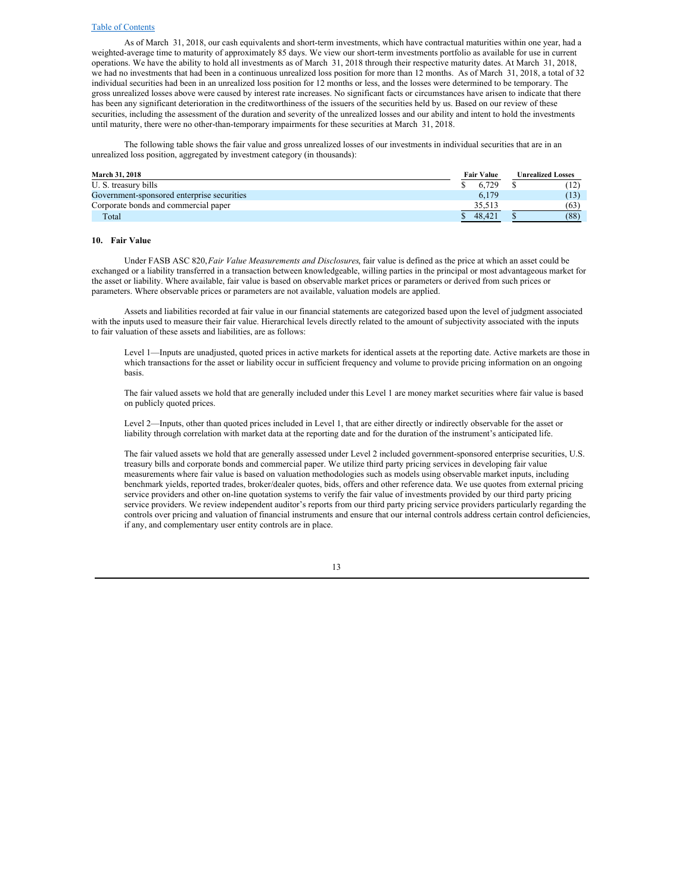As of March 31, 2018, our cash equivalents and short-term investments, which have contractual maturities within one year, had a weighted-average time to maturity of approximately 85 days. We view our short-term investments portfolio as available for use in current operations. We have the ability to hold all investments as of March 31, 2018 through their respective maturity dates. At March 31, 2018, we had no investments that had been in a continuous unrealized loss position for more than 12 months. As of March 31, 2018, a total of 32 individual securities had been in an unrealized loss position for 12 months or less, and the losses were determined to be temporary. The gross unrealized losses above were caused by interest rate increases. No significant facts or circumstances have arisen to indicate that there has been any significant deterioration in the creditworthiness of the issuers of the securities held by us. Based on our review of these securities, including the assessment of the duration and severity of the unrealized losses and our ability and intent to hold the investments until maturity, there were no other-than-temporary impairments for these securities at March 31, 2018.

The following table shows the fair value and gross unrealized losses of our investments in individual securities that are in an unrealized loss position, aggregated by investment category (in thousands):

| March 31, 2018 | Fair Value | Unrealized Losses |
|---|---|---|
| U. S. treasury bills | $ 6,729 | $ (12) |
| Government-sponsored enterprise securities | 6,179 | (13) |
| Corporate bonds and commercial paper | 35,513 | (63) |
| Total | $ 48,421 | $ (88) |

## 10. Fair Value

Under FASB ASC 820, *Fair Value Measurements and Disclosures,* fair value is defined as the price at which an asset could be exchanged or a liability transferred in a transaction between knowledgeable, willing parties in the principal or most advantageous market for the asset or liability. Where available, fair value is based on observable market prices or parameters or derived from such prices or parameters. Where observable prices or parameters are not available, valuation models are applied.

Assets and liabilities recorded at fair value in our financial statements are categorized based upon the level of judgment associated with the inputs used to measure their fair value. Hierarchical levels directly related to the amount of subjectivity associated with the inputs to fair valuation of these assets and liabilities, are as follows:

Level 1—Inputs are unadjusted, quoted prices in active markets for identical assets at the reporting date. Active markets are those in which transactions for the asset or liability occur in sufficient frequency and volume to provide pricing information on an ongoing basis.

The fair valued assets we hold that are generally included under this Level 1 are money market securities where fair value is based on publicly quoted prices.

Level 2—Inputs, other than quoted prices included in Level 1, that are either directly or indirectly observable for the asset or liability through correlation with market data at the reporting date and for the duration of the instrument's anticipated life.

The fair valued assets we hold that are generally assessed under Level 2 included government-sponsored enterprise securities, U.S. treasury bills and corporate bonds and commercial paper. We utilize third party pricing services in developing fair value measurements where fair value is based on valuation methodologies such as models using observable market inputs, including benchmark yields, reported trades, broker/dealer quotes, bids, offers and other reference data. We use quotes from external pricing service providers and other on-line quotation systems to verify the fair value of investments provided by our third party pricing service providers. We review independent auditor's reports from our third party pricing service providers particularly regarding the controls over pricing and valuation of financial instruments and ensure that our internal controls address certain control deficiencies, if any, and complementary user entity controls are in place.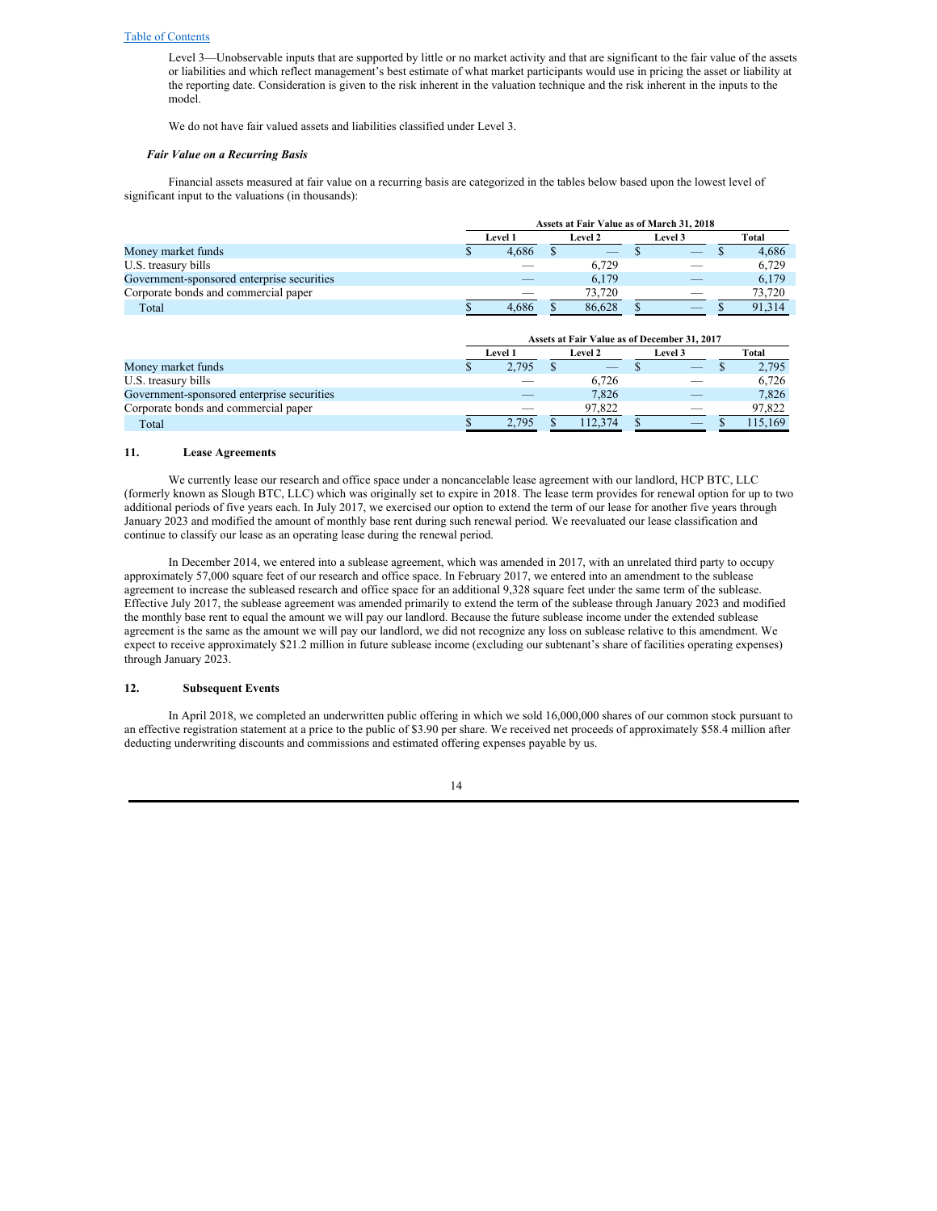Level 3—Unobservable inputs that are supported by little or no market activity and that are significant to the fair value of the assets or liabilities and which reflect management's best estimate of what market participants would use in pricing the asset or liability at the reporting date. Consideration is given to the risk inherent in the valuation technique and the risk inherent in the inputs to the model.

We do not have fair valued assets and liabilities classified under Level 3.

***Fair Value on a Recurring Basis***

Financial assets measured at fair value on a recurring basis are categorized in the tables below based upon the lowest level of significant input to the valuations (in thousands):

| | Assets at Fair Value as of March 31, 2018 | | | |
|---|---|---|---|---|
| | Level 1 | Level 2 | Level 3 | Total |
| Money market funds | $ 4,686 | $ — | $ — | $ 4,686 |
| U.S. treasury bills | — | 6,729 | — | 6,729 |
| Government-sponsored enterprise securities | — | 6,179 | — | 6,179 |
| Corporate bonds and commercial paper | — | 73,720 | — | 73,720 |
| Total | $ 4,686 | $ 86,628 | $ — | $ 91,314 |

| | Assets at Fair Value as of December 31, 2017 | | | |
|---|---|---|---|---|
| | Level 1 | Level 2 | Level 3 | Total |
| Money market funds | $ 2,795 | $ — | $ — | $ 2,795 |
| U.S. treasury bills | — | 6,726 | — | 6,726 |
| Government-sponsored enterprise securities | — | 7,826 | — | 7,826 |
| Corporate bonds and commercial paper | — | 97,822 | — | 97,822 |
| Total | $ 2,795 | $ 112,374 | $ — | $ 115,169 |

## 11. Lease Agreements

We currently lease our research and office space under a noncancelable lease agreement with our landlord, HCP BTC, LLC (formerly known as Slough BTC, LLC) which was originally set to expire in 2018. The lease term provides for renewal option for up to two additional periods of five years each. In July 2017, we exercised our option to extend the term of our lease for another five years through January 2023 and modified the amount of monthly base rent during such renewal period. We reevaluated our lease classification and continue to classify our lease as an operating lease during the renewal period.

In December 2014, we entered into a sublease agreement, which was amended in 2017, with an unrelated third party to occupy approximately 57,000 square feet of our research and office space. In February 2017, we entered into an amendment to the sublease agreement to increase the subleased research and office space for an additional 9,328 square feet under the same term of the sublease. Effective July 2017, the sublease agreement was amended primarily to extend the term of the sublease through January 2023 and modified the monthly base rent to equal the amount we will pay our landlord. Because the future sublease income under the extended sublease agreement is the same as the amount we will pay our landlord, we did not recognize any loss on sublease relative to this amendment. We expect to receive approximately $21.2 million in future sublease income (excluding our subtenant's share of facilities operating expenses) through January 2023.

## 12. Subsequent Events

In April 2018, we completed an underwritten public offering in which we sold 16,000,000 shares of our common stock pursuant to an effective registration statement at a price to the public of $3.90 per share. We received net proceeds of approximately $58.4 million after deducting underwriting discounts and commissions and estimated offering expenses payable by us.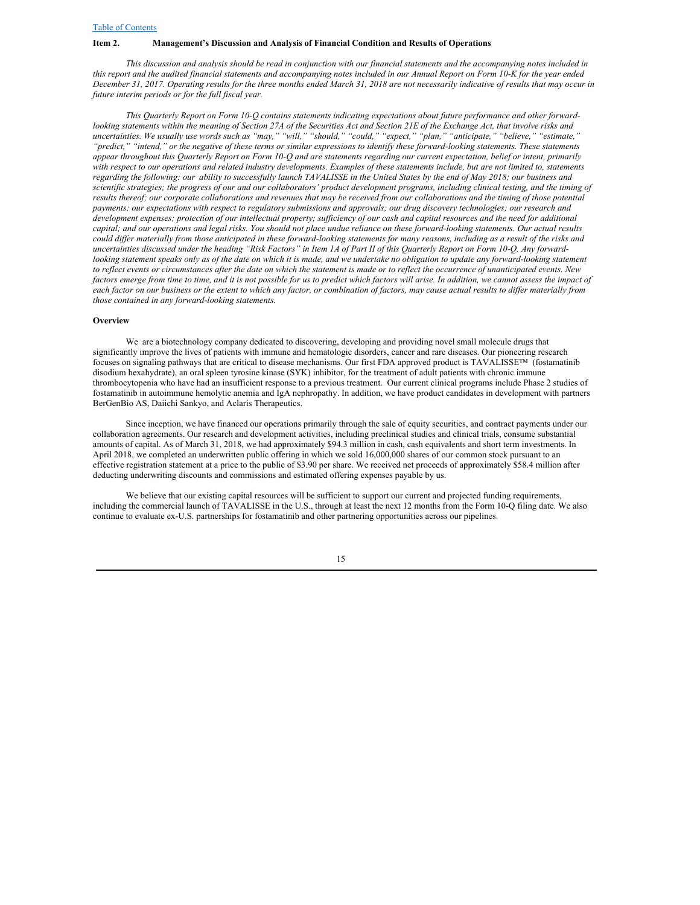## Item 2. Management's Discussion and Analysis of Financial Condition and Results of Operations

*This discussion and analysis should be read in conjunction with our financial statements and the accompanying notes included in this report and the audited financial statements and accompanying notes included in our Annual Report on Form 10-K for the year ended December 31, 2017. Operating results for the three months ended March 31, 2018 are not necessarily indicative of results that may occur in future interim periods or for the full fiscal year.*

*This Quarterly Report on Form 10-Q contains statements indicating expectations about future performance and other forward-looking statements within the meaning of Section 27A of the Securities Act and Section 21E of the Exchange Act, that involve risks and uncertainties. We usually use words such as "may," "will," "should," "could," "expect," "plan," "anticipate," "believe," "estimate," "predict," "intend," or the negative of these terms or similar expressions to identify these forward-looking statements. These statements appear throughout this Quarterly Report on Form 10-Q and are statements regarding our current expectation, belief or intent, primarily with respect to our operations and related industry developments. Examples of these statements include, but are not limited to, statements regarding the following: our ability to successfully launch TAVALISSE in the United States by the end of May 2018; our business and scientific strategies; the progress of our and our collaborators' product development programs, including clinical testing, and the timing of results thereof; our corporate collaborations and revenues that may be received from our collaborations and the timing of those potential payments; our expectations with respect to regulatory submissions and approvals; our drug discovery technologies; our research and development expenses; protection of our intellectual property; sufficiency of our cash and capital resources and the need for additional capital; and our operations and legal risks. You should not place undue reliance on these forward-looking statements. Our actual results could differ materially from those anticipated in these forward-looking statements for many reasons, including as a result of the risks and uncertainties discussed under the heading "Risk Factors" in Item 1A of Part II of this Quarterly Report on Form 10-Q. Any forward-looking statement speaks only as of the date on which it is made, and we undertake no obligation to update any forward-looking statement to reflect events or circumstances after the date on which the statement is made or to reflect the occurrence of unanticipated events. New factors emerge from time to time, and it is not possible for us to predict which factors will arise. In addition, we cannot assess the impact of each factor on our business or the extent to which any factor, or combination of factors, may cause actual results to differ materially from those contained in any forward-looking statements.*

### Overview

We are a biotechnology company dedicated to discovering, developing and providing novel small molecule drugs that significantly improve the lives of patients with immune and hematologic disorders, cancer and rare diseases. Our pioneering research focuses on signaling pathways that are critical to disease mechanisms. Our first FDA approved product is TAVALISSE™ (fostamatinib disodium hexahydrate), an oral spleen tyrosine kinase (SYK) inhibitor, for the treatment of adult patients with chronic immune thrombocytopenia who have had an insufficient response to a previous treatment. Our current clinical programs include Phase 2 studies of fostamatinib in autoimmune hemolytic anemia and IgA nephropathy. In addition, we have product candidates in development with partners BerGenBio AS, Daiichi Sankyo, and Aclaris Therapeutics.

Since inception, we have financed our operations primarily through the sale of equity securities, and contract payments under our collaboration agreements. Our research and development activities, including preclinical studies and clinical trials, consume substantial amounts of capital. As of March 31, 2018, we had approximately $94.3 million in cash, cash equivalents and short term investments. In April 2018, we completed an underwritten public offering in which we sold 16,000,000 shares of our common stock pursuant to an effective registration statement at a price to the public of $3.90 per share. We received net proceeds of approximately $58.4 million after deducting underwriting discounts and commissions and estimated offering expenses payable by us.

We believe that our existing capital resources will be sufficient to support our current and projected funding requirements, including the commercial launch of TAVALISSE in the U.S., through at least the next 12 months from the Form 10-Q filing date. We also continue to evaluate ex-U.S. partnerships for fostamatinib and other partnering opportunities across our pipelines.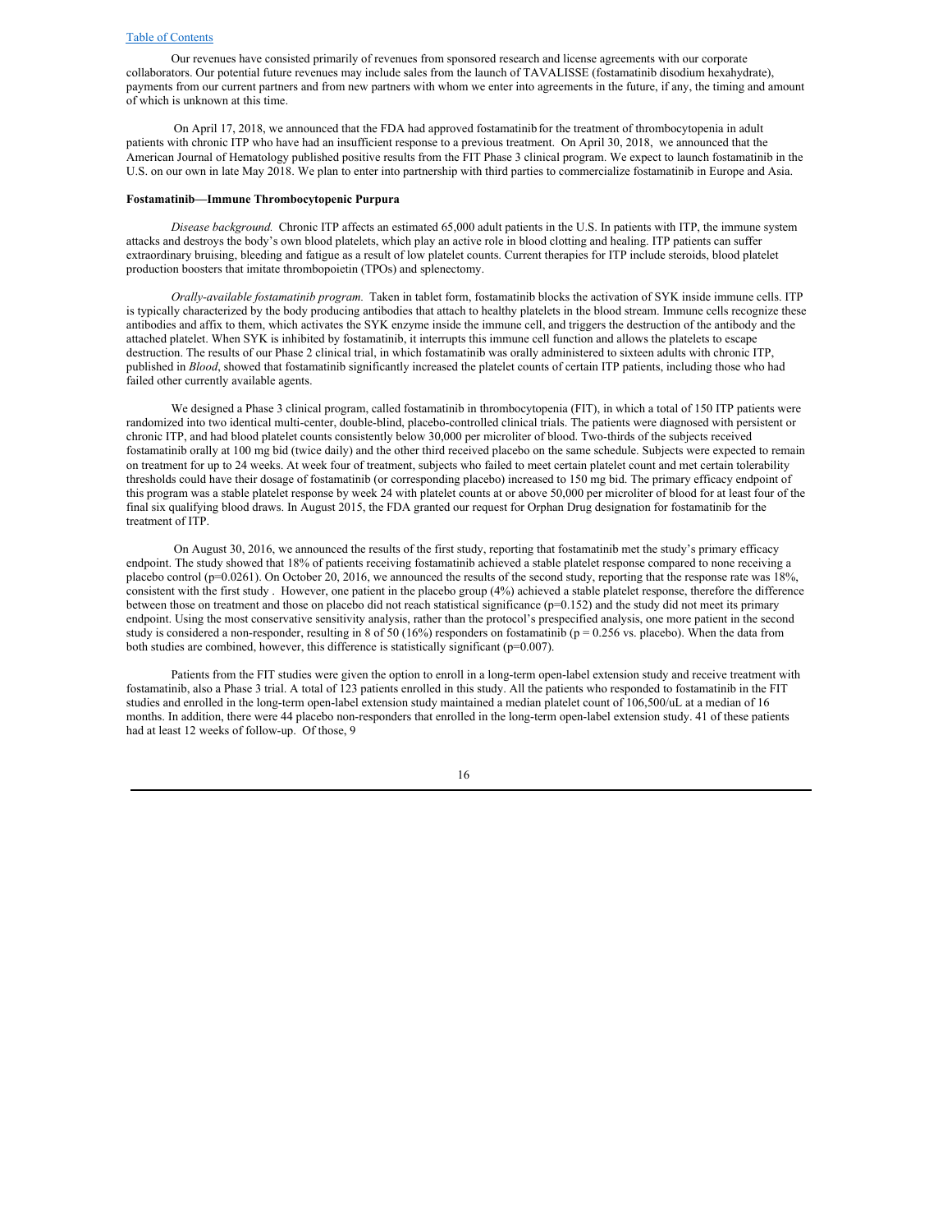Our revenues have consisted primarily of revenues from sponsored research and license agreements with our corporate collaborators. Our potential future revenues may include sales from the launch of TAVALISSE (fostamatinib disodium hexahydrate), payments from our current partners and from new partners with whom we enter into agreements in the future, if any, the timing and amount of which is unknown at this time.

On April 17, 2018, we announced that the FDA had approved fostamatinib for the treatment of thrombocytopenia in adult patients with chronic ITP who have had an insufficient response to a previous treatment. On April 30, 2018, we announced that the American Journal of Hematology published positive results from the FIT Phase 3 clinical program. We expect to launch fostamatinib in the U.S. on our own in late May 2018. We plan to enter into partnership with third parties to commercialize fostamatinib in Europe and Asia.

**Fostamatinib—Immune Thrombocytopenic Purpura**

*Disease background.* Chronic ITP affects an estimated 65,000 adult patients in the U.S. In patients with ITP, the immune system attacks and destroys the body's own blood platelets, which play an active role in blood clotting and healing. ITP patients can suffer extraordinary bruising, bleeding and fatigue as a result of low platelet counts. Current therapies for ITP include steroids, blood platelet production boosters that imitate thrombopoietin (TPOs) and splenectomy.

*Orally-available fostamatinib program.* Taken in tablet form, fostamatinib blocks the activation of SYK inside immune cells. ITP is typically characterized by the body producing antibodies that attach to healthy platelets in the blood stream. Immune cells recognize these antibodies and affix to them, which activates the SYK enzyme inside the immune cell, and triggers the destruction of the antibody and the attached platelet. When SYK is inhibited by fostamatinib, it interrupts this immune cell function and allows the platelets to escape destruction. The results of our Phase 2 clinical trial, in which fostamatinib was orally administered to sixteen adults with chronic ITP, published in *Blood*, showed that fostamatinib significantly increased the platelet counts of certain ITP patients, including those who had failed other currently available agents.

We designed a Phase 3 clinical program, called fostamatinib in thrombocytopenia (FIT), in which a total of 150 ITP patients were randomized into two identical multi-center, double-blind, placebo-controlled clinical trials. The patients were diagnosed with persistent or chronic ITP, and had blood platelet counts consistently below 30,000 per microliter of blood. Two-thirds of the subjects received fostamatinib orally at 100 mg bid (twice daily) and the other third received placebo on the same schedule. Subjects were expected to remain on treatment for up to 24 weeks. At week four of treatment, subjects who failed to meet certain platelet count and met certain tolerability thresholds could have their dosage of fostamatinib (or corresponding placebo) increased to 150 mg bid. The primary efficacy endpoint of this program was a stable platelet response by week 24 with platelet counts at or above 50,000 per microliter of blood for at least four of the final six qualifying blood draws. In August 2015, the FDA granted our request for Orphan Drug designation for fostamatinib for the treatment of ITP.

On August 30, 2016, we announced the results of the first study, reporting that fostamatinib met the study's primary efficacy endpoint. The study showed that 18% of patients receiving fostamatinib achieved a stable platelet response compared to none receiving a placebo control ($p=0.0261$). On October 20, 2016, we announced the results of the second study, reporting that the response rate was 18%, consistent with the first study . However, one patient in the placebo group (4%) achieved a stable platelet response, therefore the difference between those on treatment and those on placebo did not reach statistical significance ($p=0.152$) and the study did not meet its primary endpoint. Using the most conservative sensitivity analysis, rather than the protocol's prespecified analysis, one more patient in the second study is considered a non-responder, resulting in 8 of 50 (16%) responders on fostamatinib ($p = 0.256$ vs. placebo). When the data from both studies are combined, however, this difference is statistically significant ($p=0.007$).

Patients from the FIT studies were given the option to enroll in a long-term open-label extension study and receive treatment with fostamatinib, also a Phase 3 trial. A total of 123 patients enrolled in this study. All the patients who responded to fostamatinib in the FIT studies and enrolled in the long-term open-label extension study maintained a median platelet count of 106,500/uL at a median of 16 months. In addition, there were 44 placebo non-responders that enrolled in the long-term open-label extension study. 41 of these patients had at least 12 weeks of follow-up. Of those, 9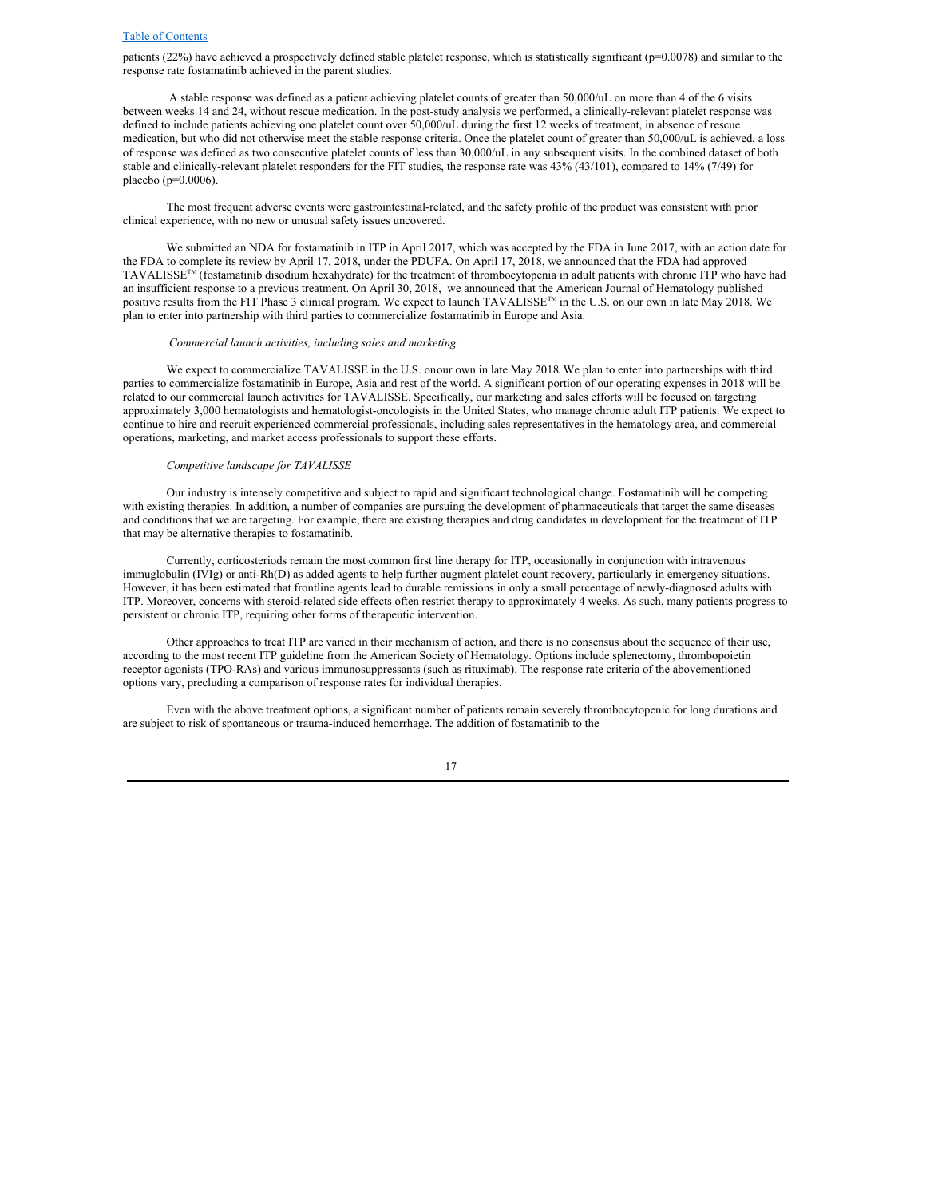patients (22%) have achieved a prospectively defined stable platelet response, which is statistically significant (p=0.0078) and similar to the response rate fostamatinib achieved in the parent studies.

A stable response was defined as a patient achieving platelet counts of greater than 50,000/uL on more than 4 of the 6 visits between weeks 14 and 24, without rescue medication. In the post-study analysis we performed, a clinically-relevant platelet response was defined to include patients achieving one platelet count over 50,000/uL during the first 12 weeks of treatment, in absence of rescue medication, but who did not otherwise meet the stable response criteria. Once the platelet count of greater than 50,000/uL is achieved, a loss of response was defined as two consecutive platelet counts of less than 30,000/uL in any subsequent visits. In the combined dataset of both stable and clinically-relevant platelet responders for the FIT studies, the response rate was 43% (43/101), compared to 14% (7/49) for placebo (p=0.0006).

The most frequent adverse events were gastrointestinal-related, and the safety profile of the product was consistent with prior clinical experience, with no new or unusual safety issues uncovered.

We submitted an NDA for fostamatinib in ITP in April 2017, which was accepted by the FDA in June 2017, with an action date for the FDA to complete its review by April 17, 2018, under the PDUFA. On April 17, 2018, we announced that the FDA had approved TAVALISSE™ (fostamatinib disodium hexahydrate) for the treatment of thrombocytopenia in adult patients with chronic ITP who have had an insufficient response to a previous treatment. On April 30, 2018, we announced that the American Journal of Hematology published positive results from the FIT Phase 3 clinical program. We expect to launch TAVALISSE™ in the U.S. on our own in late May 2018. We plan to enter into partnership with third parties to commercialize fostamatinib in Europe and Asia.

*Commercial launch activities, including sales and marketing*

We expect to commercialize TAVALISSE in the U.S. onour own in late May 2018. We plan to enter into partnerships with third parties to commercialize fostamatinib in Europe, Asia and rest of the world. A significant portion of our operating expenses in 2018 will be related to our commercial launch activities for TAVALISSE. Specifically, our marketing and sales efforts will be focused on targeting approximately 3,000 hematologists and hematologist-oncologists in the United States, who manage chronic adult ITP patients. We expect to continue to hire and recruit experienced commercial professionals, including sales representatives in the hematology area, and commercial operations, marketing, and market access professionals to support these efforts.

*Competitive landscape for TAVALISSE*

Our industry is intensely competitive and subject to rapid and significant technological change. Fostamatinib will be competing with existing therapies. In addition, a number of companies are pursuing the development of pharmaceuticals that target the same diseases and conditions that we are targeting. For example, there are existing therapies and drug candidates in development for the treatment of ITP that may be alternative therapies to fostamatinib.

Currently, corticosteriods remain the most common first line therapy for ITP, occasionally in conjunction with intravenous immuglobulin (IVIg) or anti-Rh(D) as added agents to help further augment platelet count recovery, particularly in emergency situations. However, it has been estimated that frontline agents lead to durable remissions in only a small percentage of newly-diagnosed adults with ITP. Moreover, concerns with steroid-related side effects often restrict therapy to approximately 4 weeks. As such, many patients progress to persistent or chronic ITP, requiring other forms of therapeutic intervention.

Other approaches to treat ITP are varied in their mechanism of action, and there is no consensus about the sequence of their use, according to the most recent ITP guideline from the American Society of Hematology. Options include splenectomy, thrombopoietin receptor agonists (TPO-RAs) and various immunosuppressants (such as rituximab). The response rate criteria of the abovementioned options vary, precluding a comparison of response rates for individual therapies.

Even with the above treatment options, a significant number of patients remain severely thrombocytopenic for long durations and are subject to risk of spontaneous or trauma-induced hemorrhage. The addition of fostamatinib to the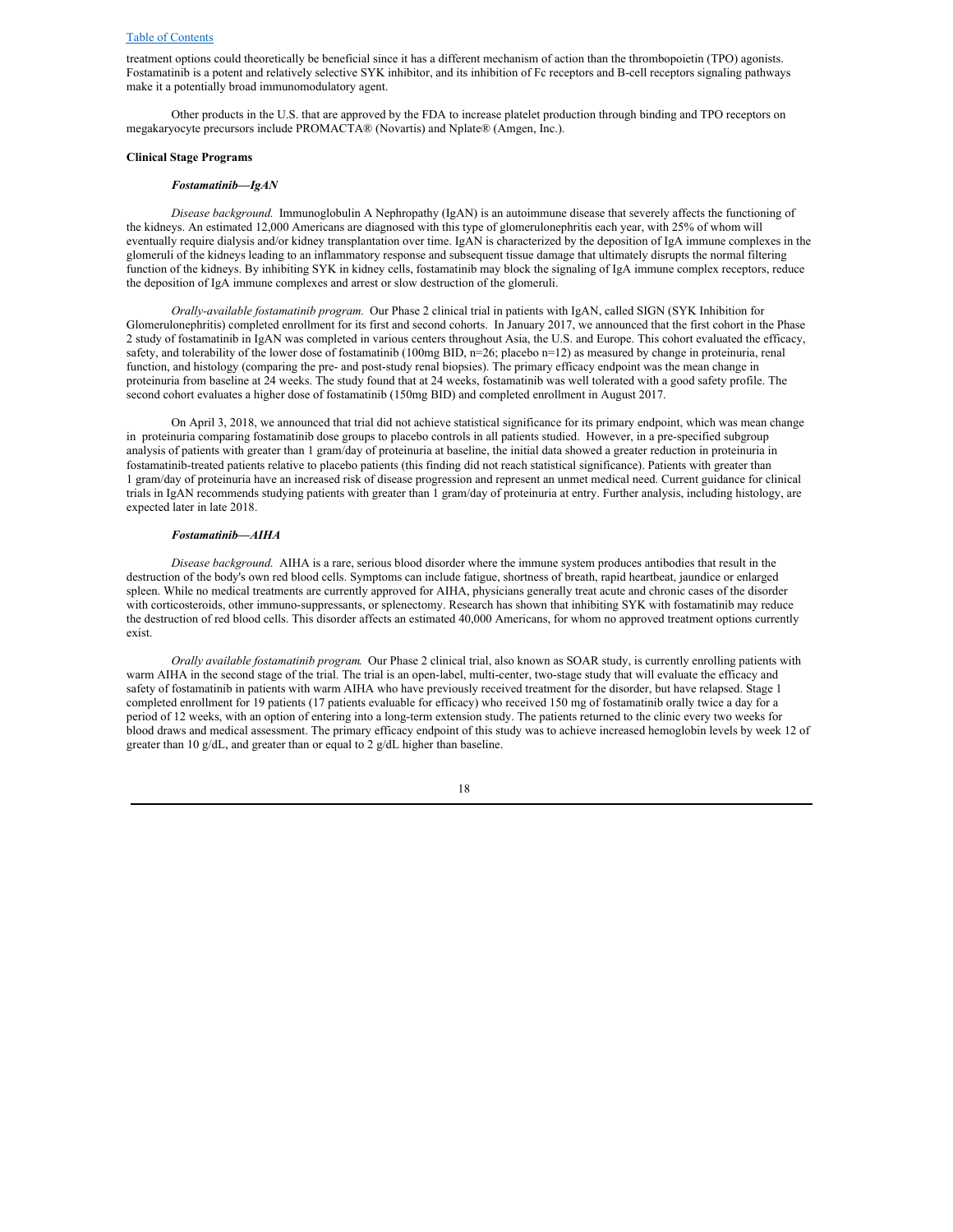treatment options could theoretically be beneficial since it has a different mechanism of action than the thrombopoietin (TPO) agonists. Fostamatinib is a potent and relatively selective SYK inhibitor, and its inhibition of Fc receptors and B-cell receptors signaling pathways make it a potentially broad immunomodulatory agent.

Other products in the U.S. that are approved by the FDA to increase platelet production through binding and TPO receptors on megakaryocyte precursors include PROMACTA® (Novartis) and Nplate® (Amgen, Inc.).

**Clinical Stage Programs**

***Fostamatinib—IgAN***

*Disease background.* Immunoglobulin A Nephropathy (IgAN) is an autoimmune disease that severely affects the functioning of the kidneys. An estimated 12,000 Americans are diagnosed with this type of glomerulonephritis each year, with 25% of whom will eventually require dialysis and/or kidney transplantation over time. IgAN is characterized by the deposition of IgA immune complexes in the glomeruli of the kidneys leading to an inflammatory response and subsequent tissue damage that ultimately disrupts the normal filtering function of the kidneys. By inhibiting SYK in kidney cells, fostamatinib may block the signaling of IgA immune complex receptors, reduce the deposition of IgA immune complexes and arrest or slow destruction of the glomeruli.

*Orally-available fostamatinib program.* Our Phase 2 clinical trial in patients with IgAN, called SIGN (SYK Inhibition for Glomerulonephritis) completed enrollment for its first and second cohorts. In January 2017, we announced that the first cohort in the Phase 2 study of fostamatinib in IgAN was completed in various centers throughout Asia, the U.S. and Europe. This cohort evaluated the efficacy, safety, and tolerability of the lower dose of fostamatinib (100mg BID, n=26; placebo n=12) as measured by change in proteinuria, renal function, and histology (comparing the pre- and post-study renal biopsies). The primary efficacy endpoint was the mean change in proteinuria from baseline at 24 weeks. The study found that at 24 weeks, fostamatinib was well tolerated with a good safety profile. The second cohort evaluates a higher dose of fostamatinib (150mg BID) and completed enrollment in August 2017.

On April 3, 2018, we announced that trial did not achieve statistical significance for its primary endpoint, which was mean change in proteinuria comparing fostamatinib dose groups to placebo controls in all patients studied. However, in a pre-specified subgroup analysis of patients with greater than 1 gram/day of proteinuria at baseline, the initial data showed a greater reduction in proteinuria in fostamatinib-treated patients relative to placebo patients (this finding did not reach statistical significance). Patients with greater than 1 gram/day of proteinuria have an increased risk of disease progression and represent an unmet medical need. Current guidance for clinical trials in IgAN recommends studying patients with greater than 1 gram/day of proteinuria at entry. Further analysis, including histology, are expected later in late 2018.

***Fostamatinib—AIHA***

*Disease background.* AIHA is a rare, serious blood disorder where the immune system produces antibodies that result in the destruction of the body's own red blood cells. Symptoms can include fatigue, shortness of breath, rapid heartbeat, jaundice or enlarged spleen. While no medical treatments are currently approved for AIHA, physicians generally treat acute and chronic cases of the disorder with corticosteroids, other immuno-suppressants, or splenectomy. Research has shown that inhibiting SYK with fostamatinib may reduce the destruction of red blood cells. This disorder affects an estimated 40,000 Americans, for whom no approved treatment options currently exist.

*Orally available fostamatinib program.* Our Phase 2 clinical trial, also known as SOAR study, is currently enrolling patients with warm AIHA in the second stage of the trial. The trial is an open-label, multi-center, two-stage study that will evaluate the efficacy and safety of fostamatinib in patients with warm AIHA who have previously received treatment for the disorder, but have relapsed. Stage 1 completed enrollment for 19 patients (17 patients evaluable for efficacy) who received 150 mg of fostamatinib orally twice a day for a period of 12 weeks, with an option of entering into a long-term extension study. The patients returned to the clinic every two weeks for blood draws and medical assessment. The primary efficacy endpoint of this study was to achieve increased hemoglobin levels by week 12 of greater than 10 g/dL, and greater than or equal to 2 g/dL higher than baseline.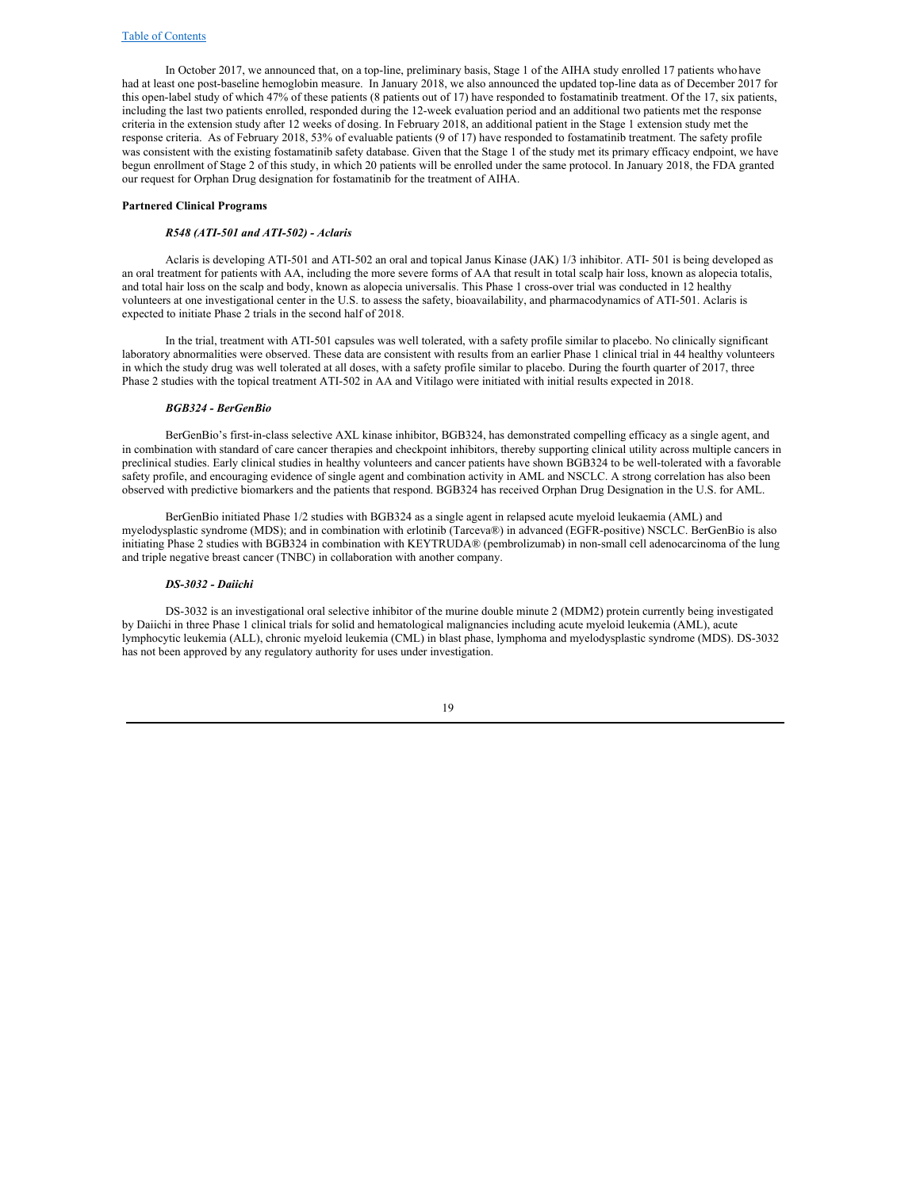In October 2017, we announced that, on a top-line, preliminary basis, Stage 1 of the AIHA study enrolled 17 patients who have had at least one post-baseline hemoglobin measure. In January 2018, we also announced the updated top-line data as of December 2017 for this open-label study of which 47% of these patients (8 patients out of 17) have responded to fostamatinib treatment. Of the 17, six patients, including the last two patients enrolled, responded during the 12-week evaluation period and an additional two patients met the response criteria in the extension study after 12 weeks of dosing. In February 2018, an additional patient in the Stage 1 extension study met the response criteria. As of February 2018, 53% of evaluable patients (9 of 17) have responded to fostamatinib treatment. The safety profile was consistent with the existing fostamatinib safety database. Given that the Stage 1 of the study met its primary efficacy endpoint, we have begun enrollment of Stage 2 of this study, in which 20 patients will be enrolled under the same protocol. In January 2018, the FDA granted our request for Orphan Drug designation for fostamatinib for the treatment of AIHA.

**Partnered Clinical Programs**

***R548 (ATI-501 and ATI-502) - Aclaris***

Aclaris is developing ATI-501 and ATI-502 an oral and topical Janus Kinase (JAK) 1/3 inhibitor. ATI- 501 is being developed as an oral treatment for patients with AA, including the more severe forms of AA that result in total scalp hair loss, known as alopecia totalis, and total hair loss on the scalp and body, known as alopecia universalis. This Phase 1 cross-over trial was conducted in 12 healthy volunteers at one investigational center in the U.S. to assess the safety, bioavailability, and pharmacodynamics of ATI-501. Aclaris is expected to initiate Phase 2 trials in the second half of 2018.

In the trial, treatment with ATI-501 capsules was well tolerated, with a safety profile similar to placebo. No clinically significant laboratory abnormalities were observed. These data are consistent with results from an earlier Phase 1 clinical trial in 44 healthy volunteers in which the study drug was well tolerated at all doses, with a safety profile similar to placebo. During the fourth quarter of 2017, three Phase 2 studies with the topical treatment ATI-502 in AA and Vitilago were initiated with initial results expected in 2018.

***BGB324 - BerGenBio***

BerGenBio's first-in-class selective AXL kinase inhibitor, BGB324, has demonstrated compelling efficacy as a single agent, and in combination with standard of care cancer therapies and checkpoint inhibitors, thereby supporting clinical utility across multiple cancers in preclinical studies. Early clinical studies in healthy volunteers and cancer patients have shown BGB324 to be well-tolerated with a favorable safety profile, and encouraging evidence of single agent and combination activity in AML and NSCLC. A strong correlation has also been observed with predictive biomarkers and the patients that respond. BGB324 has received Orphan Drug Designation in the U.S. for AML.

BerGenBio initiated Phase 1/2 studies with BGB324 as a single agent in relapsed acute myeloid leukaemia (AML) and myelodysplastic syndrome (MDS); and in combination with erlotinib (Tarceva®) in advanced (EGFR-positive) NSCLC. BerGenBio is also initiating Phase 2 studies with BGB324 in combination with KEYTRUDA® (pembrolizumab) in non-small cell adenocarcinoma of the lung and triple negative breast cancer (TNBC) in collaboration with another company.

***DS-3032 - Daiichi***

DS-3032 is an investigational oral selective inhibitor of the murine double minute 2 (MDM2) protein currently being investigated by Daiichi in three Phase 1 clinical trials for solid and hematological malignancies including acute myeloid leukemia (AML), acute lymphocytic leukemia (ALL), chronic myeloid leukemia (CML) in blast phase, lymphoma and myelodysplastic syndrome (MDS). DS-3032 has not been approved by any regulatory authority for uses under investigation.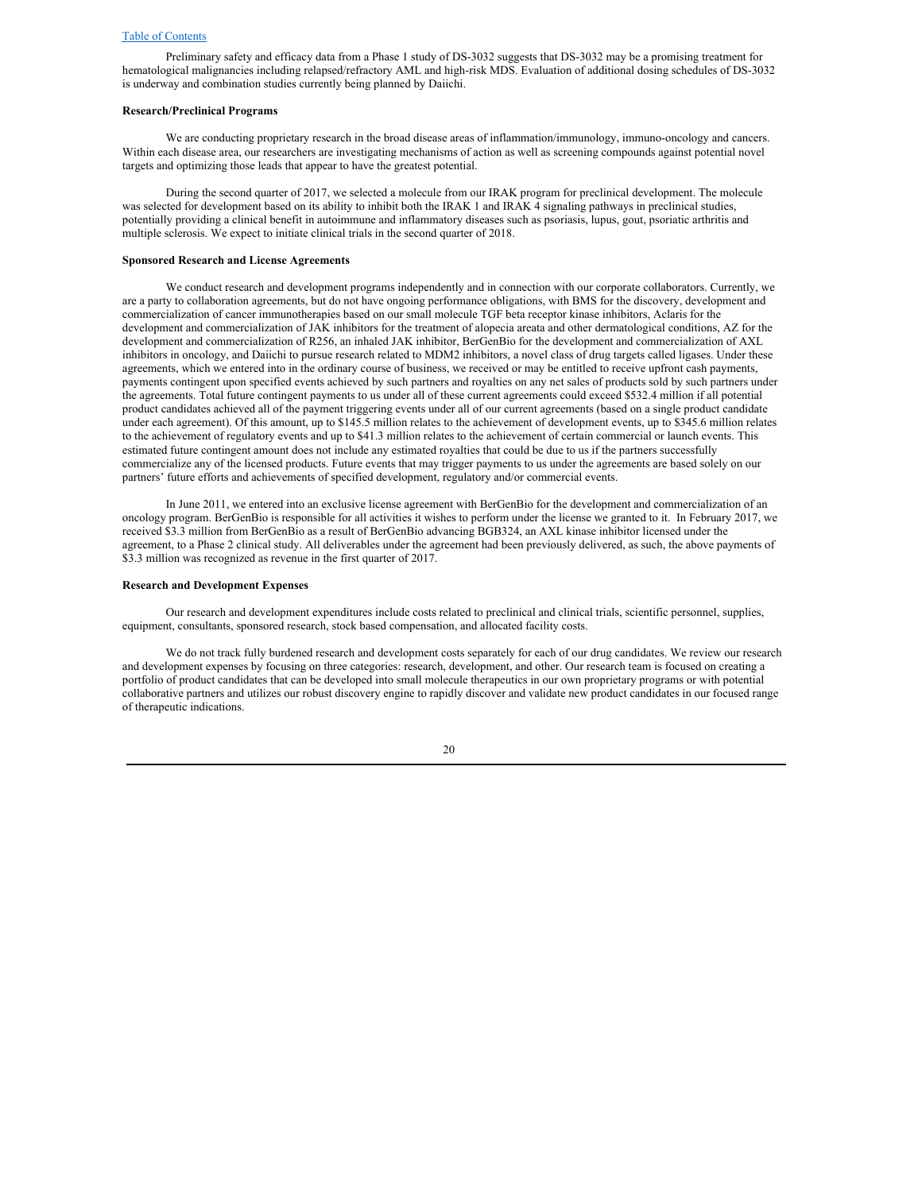Preliminary safety and efficacy data from a Phase 1 study of DS-3032 suggests that DS-3032 may be a promising treatment for hematological malignancies including relapsed/refractory AML and high-risk MDS. Evaluation of additional dosing schedules of DS-3032 is underway and combination studies currently being planned by Daiichi.

**Research/Preclinical Programs**

We are conducting proprietary research in the broad disease areas of inflammation/immunology, immuno-oncology and cancers. Within each disease area, our researchers are investigating mechanisms of action as well as screening compounds against potential novel targets and optimizing those leads that appear to have the greatest potential.

During the second quarter of 2017, we selected a molecule from our IRAK program for preclinical development. The molecule was selected for development based on its ability to inhibit both the IRAK 1 and IRAK 4 signaling pathways in preclinical studies, potentially providing a clinical benefit in autoimmune and inflammatory diseases such as psoriasis, lupus, gout, psoriatic arthritis and multiple sclerosis. We expect to initiate clinical trials in the second quarter of 2018.

**Sponsored Research and License Agreements**

We conduct research and development programs independently and in connection with our corporate collaborators. Currently, we are a party to collaboration agreements, but do not have ongoing performance obligations, with BMS for the discovery, development and commercialization of cancer immunotherapies based on our small molecule TGF beta receptor kinase inhibitors, Aclaris for the development and commercialization of JAK inhibitors for the treatment of alopecia areata and other dermatological conditions, AZ for the development and commercialization of R256, an inhaled JAK inhibitor, BerGenBio for the development and commercialization of AXL inhibitors in oncology, and Daiichi to pursue research related to MDM2 inhibitors, a novel class of drug targets called ligases. Under these agreements, which we entered into in the ordinary course of business, we received or may be entitled to receive upfront cash payments, payments contingent upon specified events achieved by such partners and royalties on any net sales of products sold by such partners under the agreements. Total future contingent payments to us under all of these current agreements could exceed $532.4 million if all potential product candidates achieved all of the payment triggering events under all of our current agreements (based on a single product candidate under each agreement). Of this amount, up to $145.5 million relates to the achievement of development events, up to $345.6 million relates to the achievement of regulatory events and up to $41.3 million relates to the achievement of certain commercial or launch events. This estimated future contingent amount does not include any estimated royalties that could be due to us if the partners successfully commercialize any of the licensed products. Future events that may trigger payments to us under the agreements are based solely on our partners' future efforts and achievements of specified development, regulatory and/or commercial events.

In June 2011, we entered into an exclusive license agreement with BerGenBio for the development and commercialization of an oncology program. BerGenBio is responsible for all activities it wishes to perform under the license we granted to it. In February 2017, we received $3.3 million from BerGenBio as a result of BerGenBio advancing BGB324, an AXL kinase inhibitor licensed under the agreement, to a Phase 2 clinical study. All deliverables under the agreement had been previously delivered, as such, the above payments of $3.3 million was recognized as revenue in the first quarter of 2017.

**Research and Development Expenses**

Our research and development expenditures include costs related to preclinical and clinical trials, scientific personnel, supplies, equipment, consultants, sponsored research, stock based compensation, and allocated facility costs.

We do not track fully burdened research and development costs separately for each of our drug candidates. We review our research and development expenses by focusing on three categories: research, development, and other. Our research team is focused on creating a portfolio of product candidates that can be developed into small molecule therapeutics in our own proprietary programs or with potential collaborative partners and utilizes our robust discovery engine to rapidly discover and validate new product candidates in our focused range of therapeutic indications.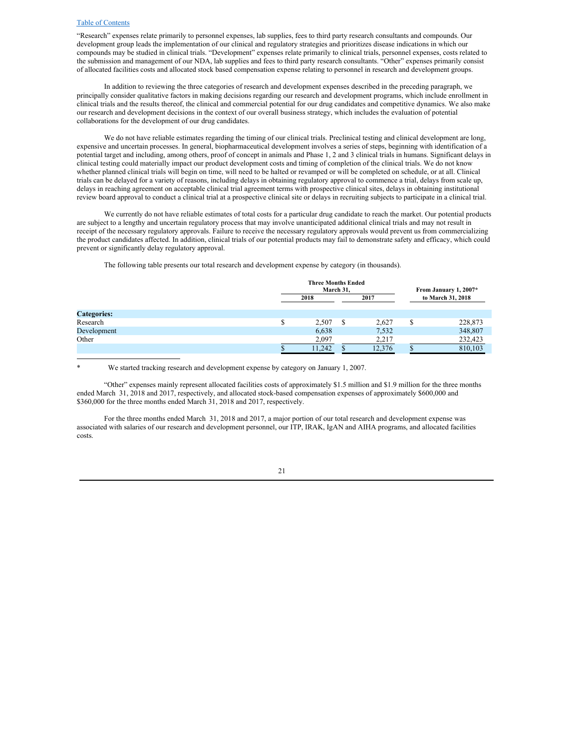"Research" expenses relate primarily to personnel expenses, lab supplies, fees to third party research consultants and compounds. Our development group leads the implementation of our clinical and regulatory strategies and prioritizes disease indications in which our compounds may be studied in clinical trials. "Development" expenses relate primarily to clinical trials, personnel expenses, costs related to the submission and management of our NDA, lab supplies and fees to third party research consultants. "Other" expenses primarily consist of allocated facilities costs and allocated stock based compensation expense relating to personnel in research and development groups.

In addition to reviewing the three categories of research and development expenses described in the preceding paragraph, we principally consider qualitative factors in making decisions regarding our research and development programs, which include enrollment in clinical trials and the results thereof, the clinical and commercial potential for our drug candidates and competitive dynamics. We also make our research and development decisions in the context of our overall business strategy, which includes the evaluation of potential collaborations for the development of our drug candidates.

We do not have reliable estimates regarding the timing of our clinical trials. Preclinical testing and clinical development are long, expensive and uncertain processes. In general, biopharmaceutical development involves a series of steps, beginning with identification of a potential target and including, among others, proof of concept in animals and Phase 1, 2 and 3 clinical trials in humans. Significant delays in clinical testing could materially impact our product development costs and timing of completion of the clinical trials. We do not know whether planned clinical trials will begin on time, will need to be halted or revamped or will be completed on schedule, or at all. Clinical trials can be delayed for a variety of reasons, including delays in obtaining regulatory approval to commence a trial, delays from scale up, delays in reaching agreement on acceptable clinical trial agreement terms with prospective clinical sites, delays in obtaining institutional review board approval to conduct a clinical trial at a prospective clinical site or delays in recruiting subjects to participate in a clinical trial.

We currently do not have reliable estimates of total costs for a particular drug candidate to reach the market. Our potential products are subject to a lengthy and uncertain regulatory process that may involve unanticipated additional clinical trials and may not result in receipt of the necessary regulatory approvals. Failure to receive the necessary regulatory approvals would prevent us from commercializing the product candidates affected. In addition, clinical trials of our potential products may fail to demonstrate safety and efficacy, which could prevent or significantly delay regulatory approval.

The following table presents our total research and development expense by category (in thousands).

| | Three Months Ended March 31, | | From January 1, 2007* to March 31, 2018 |
|---|---|---|---|
| | 2018 | 2017 | |
| **Categories:** | | | |
| Research | $ 2,507 | $ 2,627 | $ 228,873 |
| Development | 6,638 | 7,532 | 348,807 |
| Other | 2,097 | 2,217 | 232,423 |
| | $ 11,242 | $ 12,376 | $ 810,103 |

\* We started tracking research and development expense by category on January 1, 2007.

"Other" expenses mainly represent allocated facilities costs of approximately $1.5 million and $1.9 million for the three months ended March 31, 2018 and 2017, respectively, and allocated stock-based compensation expenses of approximately $600,000 and $360,000 for the three months ended March 31, 2018 and 2017, respectively.

For the three months ended March 31, 2018 and 2017, a major portion of our total research and development expense was associated with salaries of our research and development personnel, our ITP, IRAK, IgAN and AIHA programs, and allocated facilities costs.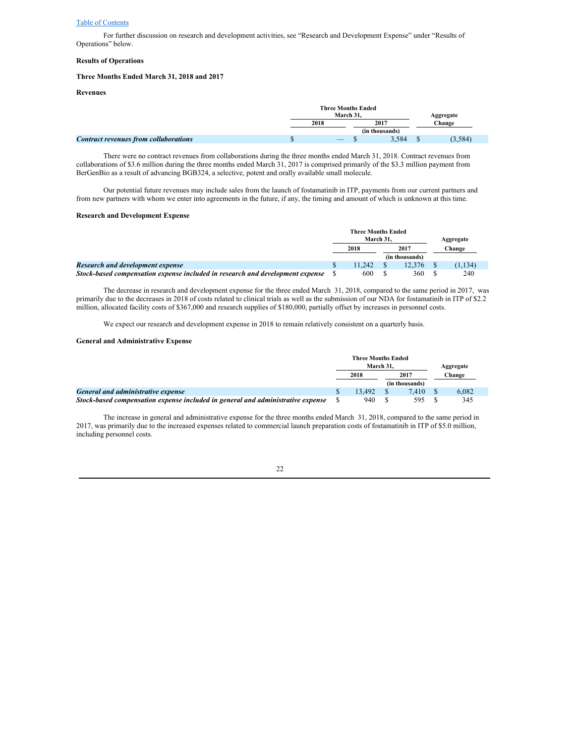[Table of Contents](#)

For further discussion on research and development activities, see “Research and Development Expense” under “Results of Operations” below.

**Results of Operations**

**Three Months Ended March 31, 2018 and 2017**

**Revenues**

| | Three Months Ended March 31, | | Aggregate Change |
|---|---|---|---|
| | 2018 | 2017 | |
| | (in thousands) | | |
| ***Contract revenues from collaborations*** | $ — | $ 3,584 | $ (3,584) |

There were no contract revenues from collaborations during the three months ended March 31, 2018. Contract revenues from collaborations of $3.6 million during the three months ended March 31, 2017 is comprised primarily of the $3.3 million payment from BerGenBio as a result of advancing BGB324, a selective, potent and orally available small molecule.

Our potential future revenues may include sales from the launch of fostamatinib in ITP, payments from our current partners and from new partners with whom we enter into agreements in the future, if any, the timing and amount of which is unknown at this time.

**Research and Development Expense**

| | Three Months Ended March 31, | | Aggregate Change |
|---|---|---|---|
| | 2018 | 2017 | |
| | (in thousands) | | |
| ***Research and development expense*** | $ 11,242 | $ 12,376 | $ (1,134) |
| ***Stock-based compensation expense included in research and development expense*** | $ 600 | $ 360 | $ 240 |

The decrease in research and development expense for the three ended March 31, 2018, compared to the same period in 2017, was primarily due to the decreases in 2018 of costs related to clinical trials as well as the submission of our NDA for fostamatinib in ITP of $2.2 million, allocated facility costs of $367,000 and research supplies of $180,000, partially offset by increases in personnel costs.

We expect our research and development expense in 2018 to remain relatively consistent on a quarterly basis.

**General and Administrative Expense**

| | Three Months Ended March 31, | | Aggregate Change |
|---|---|---|---|
| | 2018 | 2017 | |
| | (in thousands) | | |
| ***General and administrative expense*** | $ 13,492 | $ 7,410 | $ 6,082 |
| ***Stock-based compensation expense included in general and administrative expense*** | $ 940 | $ 595 | $ 345 |

The increase in general and administrative expense for the three months ended March 31, 2018, compared to the same period in 2017, was primarily due to the increased expenses related to commercial launch preparation costs of fostamatinib in ITP of $5.0 million, including personnel costs.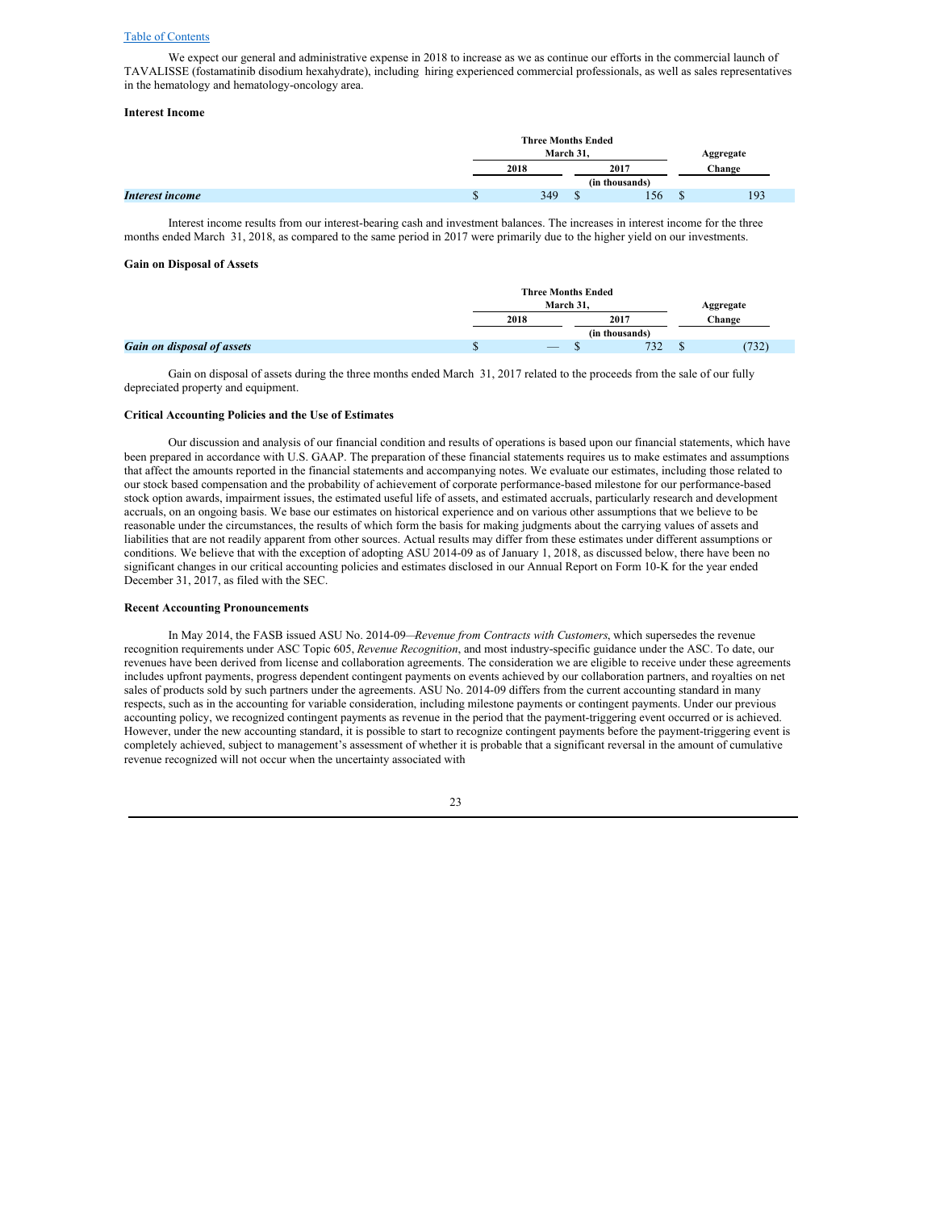We expect our general and administrative expense in 2018 to increase as we as continue our efforts in the commercial launch of TAVALISSE (fostamatinib disodium hexahydrate), including hiring experienced commercial professionals, as well as sales representatives in the hematology and hematology-oncology area.

**Interest Income**

| | Three Months Ended March 31, | | Aggregate |
|---|---|---|---|
| | 2018 | 2017 | Change |
| | | (in thousands) | |
| ***Interest income*** | $ 349 | $ 156 | $ 193 |

Interest income results from our interest-bearing cash and investment balances. The increases in interest income for the three months ended March 31, 2018, as compared to the same period in 2017 were primarily due to the higher yield on our investments.

**Gain on Disposal of Assets**

| | Three Months Ended March 31, | | Aggregate |
|---|---|---|---|
| | 2018 | 2017 | Change |
| | | (in thousands) | |
| ***Gain on disposal of assets*** | $ — | $ 732 | $ (732) |

Gain on disposal of assets during the three months ended March 31, 2017 related to the proceeds from the sale of our fully depreciated property and equipment.

**Critical Accounting Policies and the Use of Estimates**

Our discussion and analysis of our financial condition and results of operations is based upon our financial statements, which have been prepared in accordance with U.S. GAAP. The preparation of these financial statements requires us to make estimates and assumptions that affect the amounts reported in the financial statements and accompanying notes. We evaluate our estimates, including those related to our stock based compensation and the probability of achievement of corporate performance-based milestone for our performance-based stock option awards, impairment issues, the estimated useful life of assets, and estimated accruals, particularly research and development accruals, on an ongoing basis. We base our estimates on historical experience and on various other assumptions that we believe to be reasonable under the circumstances, the results of which form the basis for making judgments about the carrying values of assets and liabilities that are not readily apparent from other sources. Actual results may differ from these estimates under different assumptions or conditions. We believe that with the exception of adopting ASU 2014-09 as of January 1, 2018, as discussed below, there have been no significant changes in our critical accounting policies and estimates disclosed in our Annual Report on Form 10-K for the year ended December 31, 2017, as filed with the SEC.

**Recent Accounting Pronouncements**

In May 2014, the FASB issued ASU No. 2014-09—*Revenue from Contracts with Customers*, which supersedes the revenue recognition requirements under ASC Topic 605, *Revenue Recognition*, and most industry-specific guidance under the ASC. To date, our revenues have been derived from license and collaboration agreements. The consideration we are eligible to receive under these agreements includes upfront payments, progress dependent contingent payments on events achieved by our collaboration partners, and royalties on net sales of products sold by such partners under the agreements. ASU No. 2014-09 differs from the current accounting standard in many respects, such as in the accounting for variable consideration, including milestone payments or contingent payments. Under our previous accounting policy, we recognized contingent payments as revenue in the period that the payment-triggering event occurred or is achieved. However, under the new accounting standard, it is possible to start to recognize contingent payments before the payment-triggering event is completely achieved, subject to management's assessment of whether it is probable that a significant reversal in the amount of cumulative revenue recognized will not occur when the uncertainty associated with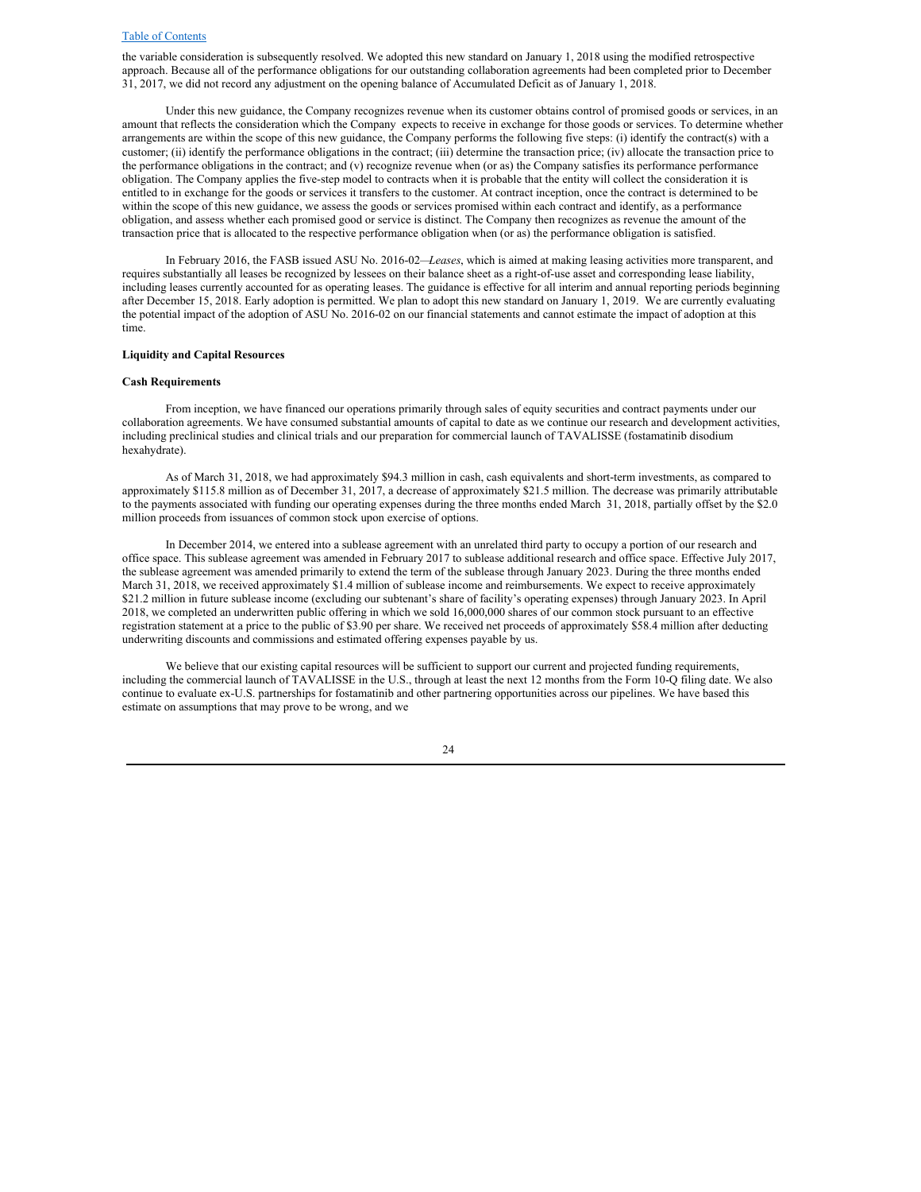the variable consideration is subsequently resolved. We adopted this new standard on January 1, 2018 using the modified retrospective approach. Because all of the performance obligations for our outstanding collaboration agreements had been completed prior to December 31, 2017, we did not record any adjustment on the opening balance of Accumulated Deficit as of January 1, 2018.

Under this new guidance, the Company recognizes revenue when its customer obtains control of promised goods or services, in an amount that reflects the consideration which the Company expects to receive in exchange for those goods or services. To determine whether arrangements are within the scope of this new guidance, the Company performs the following five steps: (i) identify the contract(s) with a customer; (ii) identify the performance obligations in the contract; (iii) determine the transaction price; (iv) allocate the transaction price to the performance obligations in the contract; and (v) recognize revenue when (or as) the Company satisfies its performance performance obligation. The Company applies the five-step model to contracts when it is probable that the entity will collect the consideration it is entitled to in exchange for the goods or services it transfers to the customer. At contract inception, once the contract is determined to be within the scope of this new guidance, we assess the goods or services promised within each contract and identify, as a performance obligation, and assess whether each promised good or service is distinct. The Company then recognizes as revenue the amount of the transaction price that is allocated to the respective performance obligation when (or as) the performance obligation is satisfied.

In February 2016, the FASB issued ASU No. 2016-02—*Leases*, which is aimed at making leasing activities more transparent, and requires substantially all leases be recognized by lessees on their balance sheet as a right-of-use asset and corresponding lease liability, including leases currently accounted for as operating leases. The guidance is effective for all interim and annual reporting periods beginning after December 15, 2018. Early adoption is permitted. We plan to adopt this new standard on January 1, 2019. We are currently evaluating the potential impact of the adoption of ASU No. 2016-02 on our financial statements and cannot estimate the impact of adoption at this time.

**Liquidity and Capital Resources**

**Cash Requirements**

From inception, we have financed our operations primarily through sales of equity securities and contract payments under our collaboration agreements. We have consumed substantial amounts of capital to date as we continue our research and development activities, including preclinical studies and clinical trials and our preparation for commercial launch of TAVALISSE (fostamatinib disodium hexahydrate).

As of March 31, 2018, we had approximately $94.3 million in cash, cash equivalents and short-term investments, as compared to approximately $115.8 million as of December 31, 2017, a decrease of approximately $21.5 million. The decrease was primarily attributable to the payments associated with funding our operating expenses during the three months ended March 31, 2018, partially offset by the $2.0 million proceeds from issuances of common stock upon exercise of options.

In December 2014, we entered into a sublease agreement with an unrelated third party to occupy a portion of our research and office space. This sublease agreement was amended in February 2017 to sublease additional research and office space. Effective July 2017, the sublease agreement was amended primarily to extend the term of the sublease through January 2023. During the three months ended March 31, 2018, we received approximately $1.4 million of sublease income and reimbursements. We expect to receive approximately $21.2 million in future sublease income (excluding our subtenant's share of facility's operating expenses) through January 2023. In April 2018, we completed an underwritten public offering in which we sold 16,000,000 shares of our common stock pursuant to an effective registration statement at a price to the public of $3.90 per share. We received net proceeds of approximately $58.4 million after deducting underwriting discounts and commissions and estimated offering expenses payable by us.

We believe that our existing capital resources will be sufficient to support our current and projected funding requirements, including the commercial launch of TAVALISSE in the U.S., through at least the next 12 months from the Form 10-Q filing date. We also continue to evaluate ex-U.S. partnerships for fostamatinib and other partnering opportunities across our pipelines. We have based this estimate on assumptions that may prove to be wrong, and we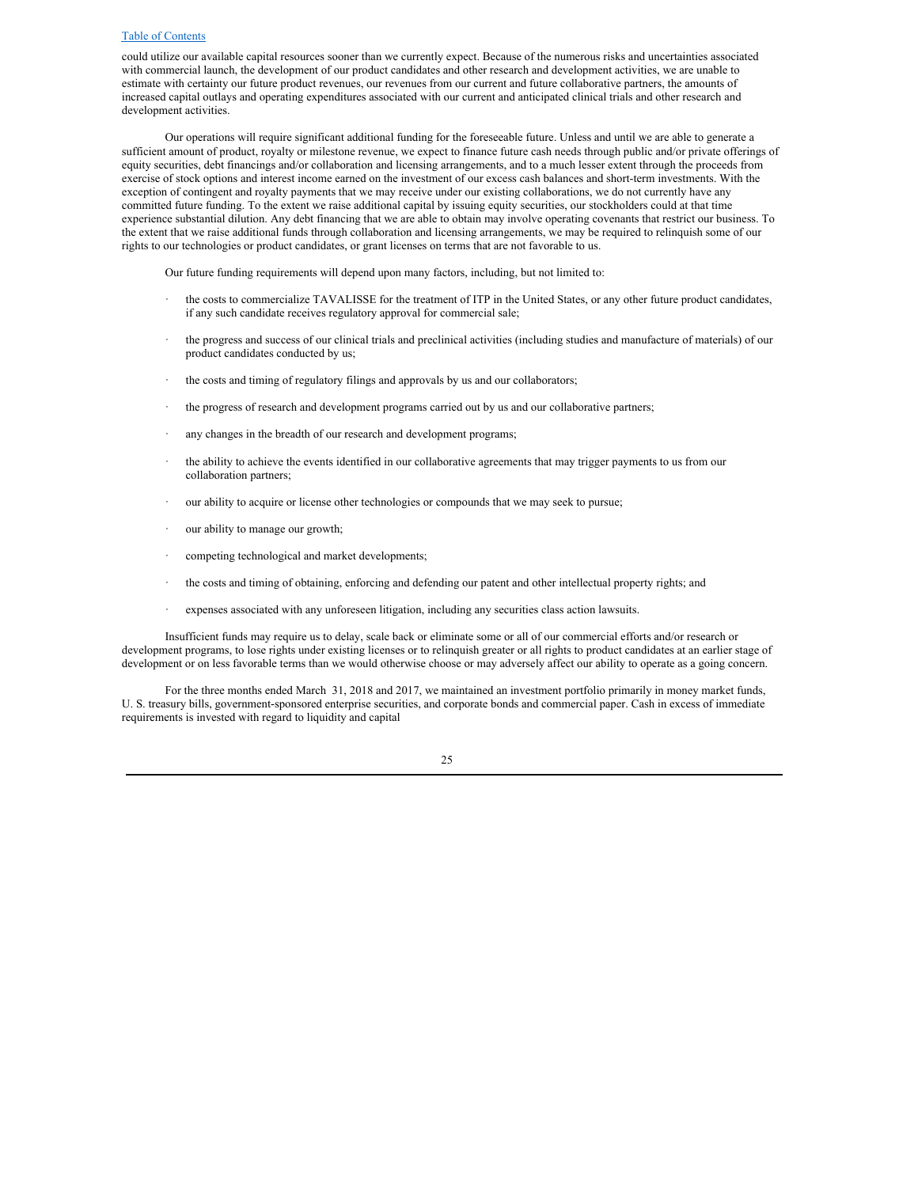could utilize our available capital resources sooner than we currently expect. Because of the numerous risks and uncertainties associated with commercial launch, the development of our product candidates and other research and development activities, we are unable to estimate with certainty our future product revenues, our revenues from our current and future collaborative partners, the amounts of increased capital outlays and operating expenditures associated with our current and anticipated clinical trials and other research and development activities.

Our operations will require significant additional funding for the foreseeable future. Unless and until we are able to generate a sufficient amount of product, royalty or milestone revenue, we expect to finance future cash needs through public and/or private offerings of equity securities, debt financings and/or collaboration and licensing arrangements, and to a much lesser extent through the proceeds from exercise of stock options and interest income earned on the investment of our excess cash balances and short-term investments. With the exception of contingent and royalty payments that we may receive under our existing collaborations, we do not currently have any committed future funding. To the extent we raise additional capital by issuing equity securities, our stockholders could at that time experience substantial dilution. Any debt financing that we are able to obtain may involve operating covenants that restrict our business. To the extent that we raise additional funds through collaboration and licensing arrangements, we may be required to relinquish some of our rights to our technologies or product candidates, or grant licenses on terms that are not favorable to us.

Our future funding requirements will depend upon many factors, including, but not limited to:

- the costs to commercialize TAVALISSE for the treatment of ITP in the United States, or any other future product candidates, if any such candidate receives regulatory approval for commercial sale;
- the progress and success of our clinical trials and preclinical activities (including studies and manufacture of materials) of our product candidates conducted by us;
- the costs and timing of regulatory filings and approvals by us and our collaborators;
- the progress of research and development programs carried out by us and our collaborative partners;
- any changes in the breadth of our research and development programs;
- the ability to achieve the events identified in our collaborative agreements that may trigger payments to us from our collaboration partners;
- our ability to acquire or license other technologies or compounds that we may seek to pursue;
- our ability to manage our growth;
- competing technological and market developments;
- the costs and timing of obtaining, enforcing and defending our patent and other intellectual property rights; and
- expenses associated with any unforeseen litigation, including any securities class action lawsuits.

Insufficient funds may require us to delay, scale back or eliminate some or all of our commercial efforts and/or research or development programs, to lose rights under existing licenses or to relinquish greater or all rights to product candidates at an earlier stage of development or on less favorable terms than we would otherwise choose or may adversely affect our ability to operate as a going concern.

For the three months ended March 31, 2018 and 2017, we maintained an investment portfolio primarily in money market funds, U. S. treasury bills, government-sponsored enterprise securities, and corporate bonds and commercial paper. Cash in excess of immediate requirements is invested with regard to liquidity and capital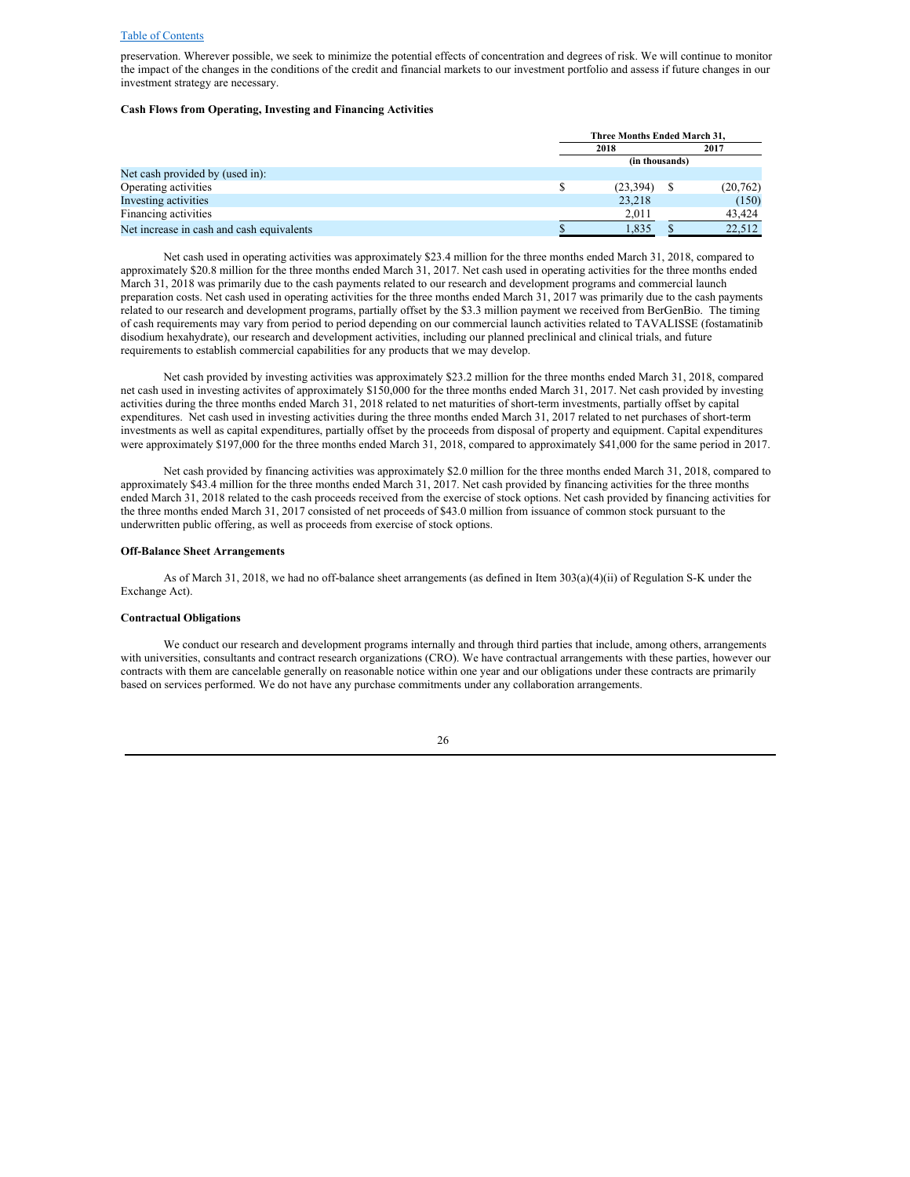preservation. Wherever possible, we seek to minimize the potential effects of concentration and degrees of risk. We will continue to monitor the impact of the changes in the conditions of the credit and financial markets to our investment portfolio and assess if future changes in our investment strategy are necessary.

**Cash Flows from Operating, Investing and Financing Activities**

| | Three Months Ended March 31, | |
|---|---|---|
| | 2018 | 2017 |
| | (in thousands) | |
| Net cash provided by (used in): | | |
| Operating activities | $ (23,394) | $ (20,762) |
| Investing activities | 23,218 | (150) |
| Financing activities | 2,011 | 43,424 |
| Net increase in cash and cash equivalents | $ 1,835 | $ 22,512 |

Net cash used in operating activities was approximately $23.4 million for the three months ended March 31, 2018, compared to approximately $20.8 million for the three months ended March 31, 2017. Net cash used in operating activities for the three months ended March 31, 2018 was primarily due to the cash payments related to our research and development programs and commercial launch preparation costs. Net cash used in operating activities for the three months ended March 31, 2017 was primarily due to the cash payments related to our research and development programs, partially offset by the $3.3 million payment we received from BerGenBio. The timing of cash requirements may vary from period to period depending on our commercial launch activities related to TAVALISSE (fostamatinib disodium hexahydrate), our research and development activities, including our planned preclinical and clinical trials, and future requirements to establish commercial capabilities for any products that we may develop.

Net cash provided by investing activities was approximately $23.2 million for the three months ended March 31, 2018, compared net cash used in investing activites of approximately $150,000 for the three months ended March 31, 2017. Net cash provided by investing activities during the three months ended March 31, 2018 related to net maturities of short-term investments, partially offset by capital expenditures. Net cash used in investing activities during the three months ended March 31, 2017 related to net purchases of short-term investments as well as capital expenditures, partially offset by the proceeds from disposal of property and equipment. Capital expenditures were approximately $197,000 for the three months ended March 31, 2018, compared to approximately $41,000 for the same period in 2017.

Net cash provided by financing activities was approximately $2.0 million for the three months ended March 31, 2018, compared to approximately $43.4 million for the three months ended March 31, 2017. Net cash provided by financing activities for the three months ended March 31, 2018 related to the cash proceeds received from the exercise of stock options. Net cash provided by financing activities for the three months ended March 31, 2017 consisted of net proceeds of $43.0 million from issuance of common stock pursuant to the underwritten public offering, as well as proceeds from exercise of stock options.

**Off-Balance Sheet Arrangements**

As of March 31, 2018, we had no off-balance sheet arrangements (as defined in Item 303(a)(4)(ii) of Regulation S-K under the Exchange Act).

**Contractual Obligations**

We conduct our research and development programs internally and through third parties that include, among others, arrangements with universities, consultants and contract research organizations (CRO). We have contractual arrangements with these parties, however our contracts with them are cancelable generally on reasonable notice within one year and our obligations under these contracts are primarily based on services performed. We do not have any purchase commitments under any collaboration arrangements.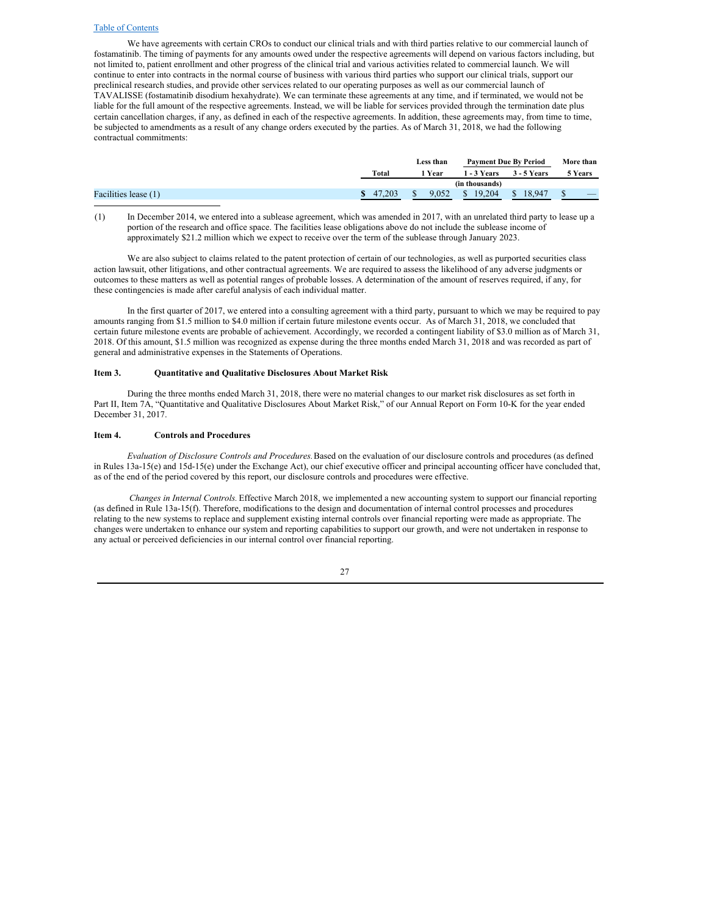We have agreements with certain CROs to conduct our clinical trials and with third parties relative to our commercial launch of fostamatinib. The timing of payments for any amounts owed under the respective agreements will depend on various factors including, but not limited to, patient enrollment and other progress of the clinical trial and various activities related to commercial launch. We will continue to enter into contracts in the normal course of business with various third parties who support our clinical trials, support our preclinical research studies, and provide other services related to our operating purposes as well as our commercial launch of TAVALISSE (fostamatinib disodium hexahydrate). We can terminate these agreements at any time, and if terminated, we would not be liable for the full amount of the respective agreements. Instead, we will be liable for services provided through the termination date plus certain cancellation charges, if any, as defined in each of the respective agreements. In addition, these agreements may, from time to time, be subjected to amendments as a result of any change orders executed by the parties. As of March 31, 2018, we had the following contractual commitments:

| | Total | Less than 1 Year | Payment Due By Period 1 - 3 Years | 3 - 5 Years | More than 5 Years |
|---|---|---|---|---|---|
| | | | (in thousands) | | |
| Facilities lease (1) | $ 47,203 | $ 9,052 | $ 19,204 | $ 18,947 | $ — |

(1) In December 2014, we entered into a sublease agreement, which was amended in 2017, with an unrelated third party to lease up a portion of the research and office space. The facilities lease obligations above do not include the sublease income of approximately $21.2 million which we expect to receive over the term of the sublease through January 2023.

We are also subject to claims related to the patent protection of certain of our technologies, as well as purported securities class action lawsuit, other litigations, and other contractual agreements. We are required to assess the likelihood of any adverse judgments or outcomes to these matters as well as potential ranges of probable losses. A determination of the amount of reserves required, if any, for these contingencies is made after careful analysis of each individual matter.

In the first quarter of 2017, we entered into a consulting agreement with a third party, pursuant to which we may be required to pay amounts ranging from $1.5 million to $4.0 million if certain future milestone events occur. As of March 31, 2018, we concluded that certain future milestone events are probable of achievement. Accordingly, we recorded a contingent liability of $3.0 million as of March 31, 2018. Of this amount, $1.5 million was recognized as expense during the three months ended March 31, 2018 and was recorded as part of general and administrative expenses in the Statements of Operations.

## Item 3. Quantitative and Qualitative Disclosures About Market Risk

During the three months ended March 31, 2018, there were no material changes to our market risk disclosures as set forth in Part II, Item 7A, "Quantitative and Qualitative Disclosures About Market Risk," of our Annual Report on Form 10-K for the year ended December 31, 2017.

## Item 4. Controls and Procedures

*Evaluation of Disclosure Controls and Procedures.* Based on the evaluation of our disclosure controls and procedures (as defined in Rules 13a-15(e) and 15d-15(e) under the Exchange Act), our chief executive officer and principal accounting officer have concluded that, as of the end of the period covered by this report, our disclosure controls and procedures were effective.

*Changes in Internal Controls.* Effective March 2018, we implemented a new accounting system to support our financial reporting (as defined in Rule 13a-15(f). Therefore, modifications to the design and documentation of internal control processes and procedures relating to the new systems to replace and supplement existing internal controls over financial reporting were made as appropriate. The changes were undertaken to enhance our system and reporting capabilities to support our growth, and were not undertaken in response to any actual or perceived deficiencies in our internal control over financial reporting.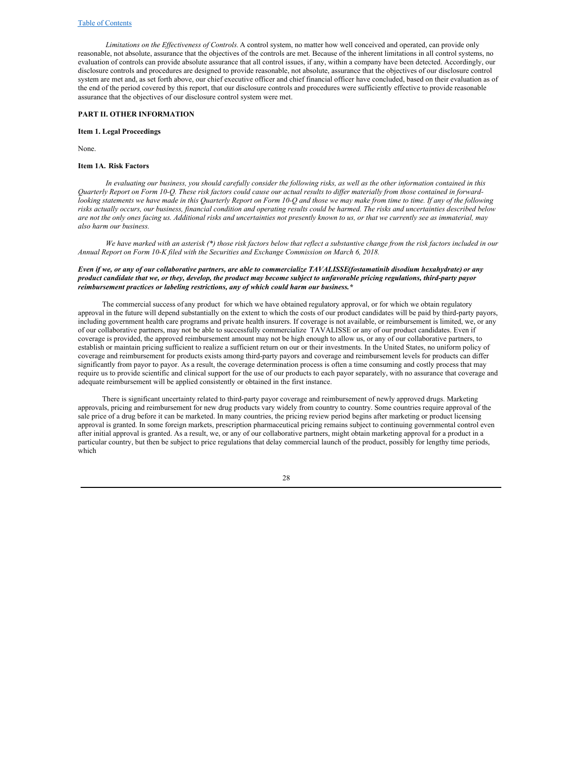*Limitations on the Effectiveness of Controls.* A control system, no matter how well conceived and operated, can provide only reasonable, not absolute, assurance that the objectives of the controls are met. Because of the inherent limitations in all control systems, no evaluation of controls can provide absolute assurance that all control issues, if any, within a company have been detected. Accordingly, our disclosure controls and procedures are designed to provide reasonable, not absolute, assurance that the objectives of our disclosure control system are met and, as set forth above, our chief executive officer and chief financial officer have concluded, based on their evaluation as of the end of the period covered by this report, that our disclosure controls and procedures were sufficiently effective to provide reasonable assurance that the objectives of our disclosure control system were met.

## PART II. OTHER INFORMATION

### Item 1. Legal Proceedings

None.

### Item 1A. Risk Factors

*In evaluating our business, you should carefully consider the following risks, as well as the other information contained in this Quarterly Report on Form 10-Q. These risk factors could cause our actual results to differ materially from those contained in forward-looking statements we have made in this Quarterly Report on Form 10-Q and those we may make from time to time. If any of the following risks actually occurs, our business, financial condition and operating results could be harmed. The risks and uncertainties described below are not the only ones facing us. Additional risks and uncertainties not presently known to us, or that we currently see as immaterial, may also harm our business.*

*We have marked with an asterisk (*) those risk factors below that reflect a substantive change from the risk factors included in our Annual Report on Form 10-K filed with the Securities and Exchange Commission on March 6, 2018.*

***Even if we, or any of our collaborative partners, are able to commercialize TAVALISSE(fostamatinib disodium hexahydrate) or any product candidate that we, or they, develop, the product may become subject to unfavorable pricing regulations, third-party payor reimbursement practices or labeling restrictions, any of which could harm our business.****

The commercial success of any product for which we have obtained regulatory approval, or for which we obtain regulatory approval in the future will depend substantially on the extent to which the costs of our product candidates will be paid by third-party payors, including government health care programs and private health insurers. If coverage is not available, or reimbursement is limited, we, or any of our collaborative partners, may not be able to successfully commercialize TAVALISSE or any of our product candidates. Even if coverage is provided, the approved reimbursement amount may not be high enough to allow us, or any of our collaborative partners, to establish or maintain pricing sufficient to realize a sufficient return on our or their investments. In the United States, no uniform policy of coverage and reimbursement for products exists among third-party payors and coverage and reimbursement levels for products can differ significantly from payor to payor. As a result, the coverage determination process is often a time consuming and costly process that may require us to provide scientific and clinical support for the use of our products to each payor separately, with no assurance that coverage and adequate reimbursement will be applied consistently or obtained in the first instance.

There is significant uncertainty related to third-party payor coverage and reimbursement of newly approved drugs. Marketing approvals, pricing and reimbursement for new drug products vary widely from country to country. Some countries require approval of the sale price of a drug before it can be marketed. In many countries, the pricing review period begins after marketing or product licensing approval is granted. In some foreign markets, prescription pharmaceutical pricing remains subject to continuing governmental control even after initial approval is granted. As a result, we, or any of our collaborative partners, might obtain marketing approval for a product in a particular country, but then be subject to price regulations that delay commercial launch of the product, possibly for lengthy time periods, which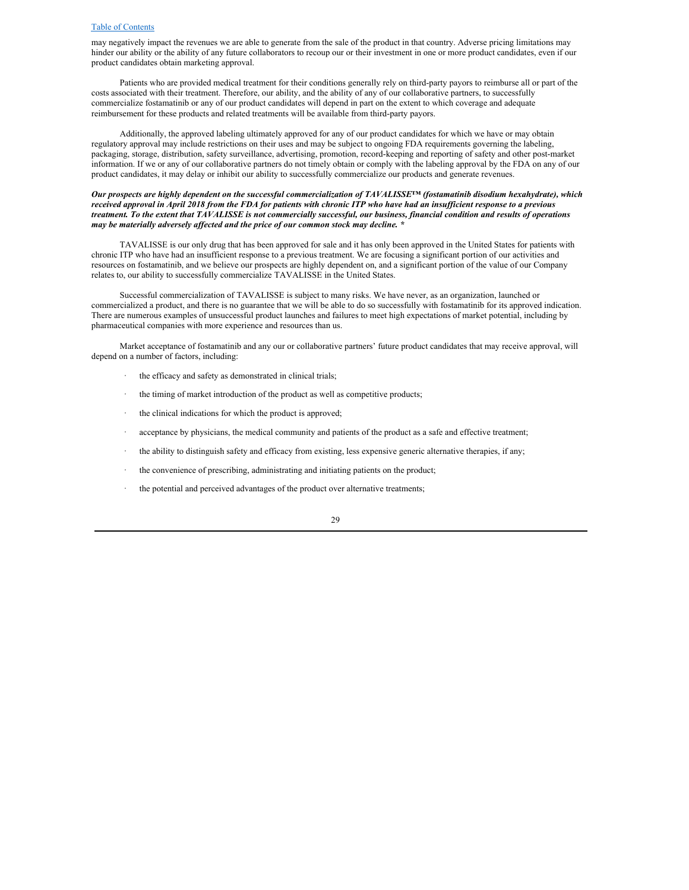may negatively impact the revenues we are able to generate from the sale of the product in that country. Adverse pricing limitations may hinder our ability or the ability of any future collaborators to recoup our or their investment in one or more product candidates, even if our product candidates obtain marketing approval.

Patients who are provided medical treatment for their conditions generally rely on third-party payors to reimburse all or part of the costs associated with their treatment. Therefore, our ability, and the ability of any of our collaborative partners, to successfully commercialize fostamatinib or any of our product candidates will depend in part on the extent to which coverage and adequate reimbursement for these products and related treatments will be available from third-party payors.

Additionally, the approved labeling ultimately approved for any of our product candidates for which we have or may obtain regulatory approval may include restrictions on their uses and may be subject to ongoing FDA requirements governing the labeling, packaging, storage, distribution, safety surveillance, advertising, promotion, record-keeping and reporting of safety and other post-market information. If we or any of our collaborative partners do not timely obtain or comply with the labeling approval by the FDA on any of our product candidates, it may delay or inhibit our ability to successfully commercialize our products and generate revenues.

***Our prospects are highly dependent on the successful commercialization of TAVALISSE™ (fostamatinib disodium hexahydrate), which received approval in April 2018 from the FDA for patients with chronic ITP who have had an insufficient response to a previous treatment. To the extent that TAVALISSE is not commercially successful, our business, financial condition and results of operations may be materially adversely affected and the price of our common stock may decline. \****

TAVALISSE is our only drug that has been approved for sale and it has only been approved in the United States for patients with chronic ITP who have had an insufficient response to a previous treatment. We are focusing a significant portion of our activities and resources on fostamatinib, and we believe our prospects are highly dependent on, and a significant portion of the value of our Company relates to, our ability to successfully commercialize TAVALISSE in the United States.

Successful commercialization of TAVALISSE is subject to many risks. We have never, as an organization, launched or commercialized a product, and there is no guarantee that we will be able to do so successfully with fostamatinib for its approved indication. There are numerous examples of unsuccessful product launches and failures to meet high expectations of market potential, including by pharmaceutical companies with more experience and resources than us.

Market acceptance of fostamatinib and any our or collaborative partners' future product candidates that may receive approval, will depend on a number of factors, including:

- the efficacy and safety as demonstrated in clinical trials;
- the timing of market introduction of the product as well as competitive products;
- the clinical indications for which the product is approved;
- acceptance by physicians, the medical community and patients of the product as a safe and effective treatment;
- the ability to distinguish safety and efficacy from existing, less expensive generic alternative therapies, if any;
- the convenience of prescribing, administrating and initiating patients on the product;
- the potential and perceived advantages of the product over alternative treatments;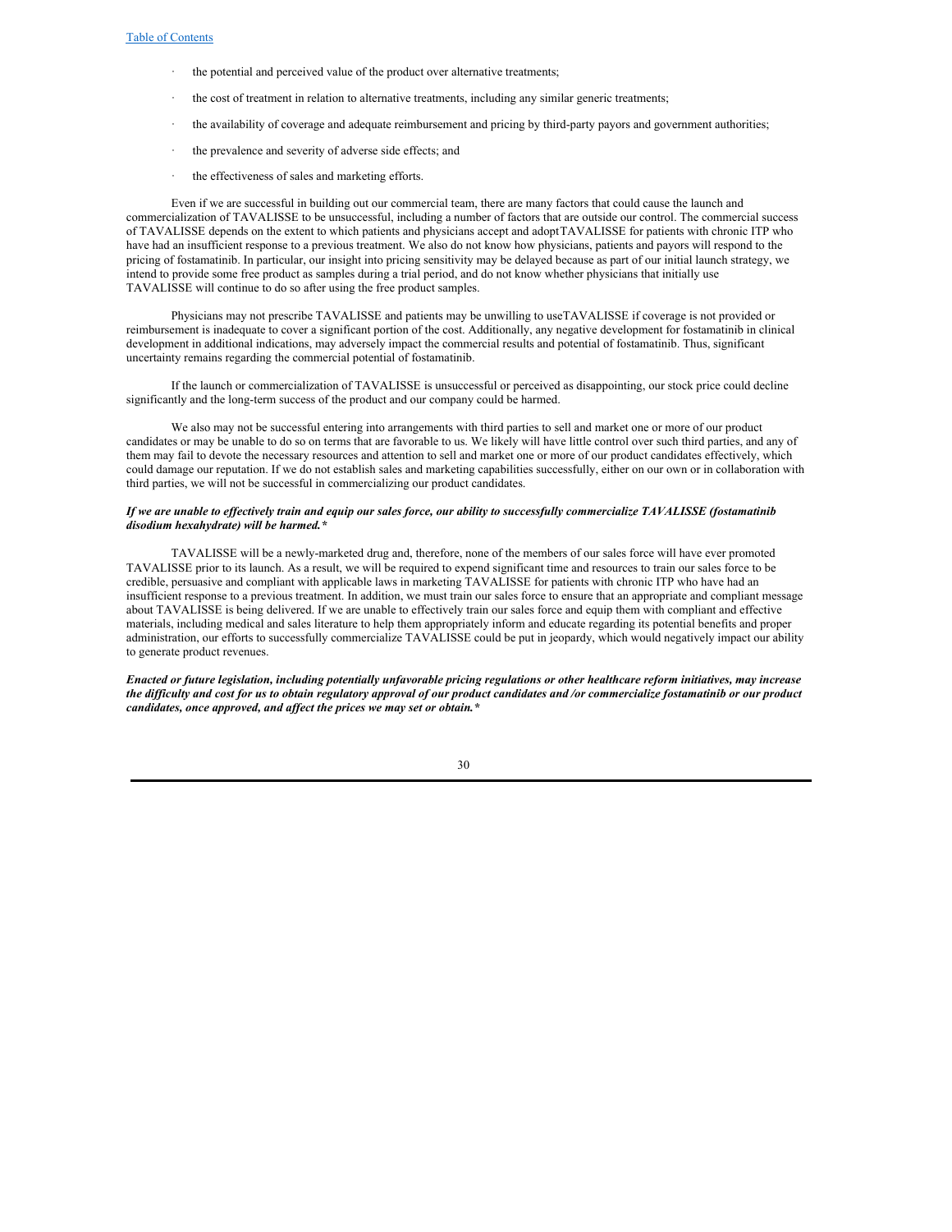- the potential and perceived value of the product over alternative treatments;
- the cost of treatment in relation to alternative treatments, including any similar generic treatments;
- the availability of coverage and adequate reimbursement and pricing by third-party payors and government authorities;
- the prevalence and severity of adverse side effects; and
- the effectiveness of sales and marketing efforts.

Even if we are successful in building out our commercial team, there are many factors that could cause the launch and commercialization of TAVALISSE to be unsuccessful, including a number of factors that are outside our control. The commercial success of TAVALISSE depends on the extent to which patients and physicians accept and adoptTAVALISSE for patients with chronic ITP who have had an insufficient response to a previous treatment. We also do not know how physicians, patients and payors will respond to the pricing of fostamatinib. In particular, our insight into pricing sensitivity may be delayed because as part of our initial launch strategy, we intend to provide some free product as samples during a trial period, and do not know whether physicians that initially use TAVALISSE will continue to do so after using the free product samples.

Physicians may not prescribe TAVALISSE and patients may be unwilling to useTAVALISSE if coverage is not provided or reimbursement is inadequate to cover a significant portion of the cost. Additionally, any negative development for fostamatinib in clinical development in additional indications, may adversely impact the commercial results and potential of fostamatinib. Thus, significant uncertainty remains regarding the commercial potential of fostamatinib.

If the launch or commercialization of TAVALISSE is unsuccessful or perceived as disappointing, our stock price could decline significantly and the long-term success of the product and our company could be harmed.

We also may not be successful entering into arrangements with third parties to sell and market one or more of our product candidates or may be unable to do so on terms that are favorable to us. We likely will have little control over such third parties, and any of them may fail to devote the necessary resources and attention to sell and market one or more of our product candidates effectively, which could damage our reputation. If we do not establish sales and marketing capabilities successfully, either on our own or in collaboration with third parties, we will not be successful in commercializing our product candidates.

***If we are unable to effectively train and equip our sales force, our ability to successfully commercialize TAVALISSE (fostamatinib disodium hexahydrate) will be harmed.****

TAVALISSE will be a newly-marketed drug and, therefore, none of the members of our sales force will have ever promoted TAVALISSE prior to its launch. As a result, we will be required to expend significant time and resources to train our sales force to be credible, persuasive and compliant with applicable laws in marketing TAVALISSE for patients with chronic ITP who have had an insufficient response to a previous treatment. In addition, we must train our sales force to ensure that an appropriate and compliant message about TAVALISSE is being delivered. If we are unable to effectively train our sales force and equip them with compliant and effective materials, including medical and sales literature to help them appropriately inform and educate regarding its potential benefits and proper administration, our efforts to successfully commercialize TAVALISSE could be put in jeopardy, which would negatively impact our ability to generate product revenues.

***Enacted or future legislation, including potentially unfavorable pricing regulations or other healthcare reform initiatives, may increase the difficulty and cost for us to obtain regulatory approval of our product candidates and /or commercialize fostamatinib or our product candidates, once approved, and affect the prices we may set or obtain.****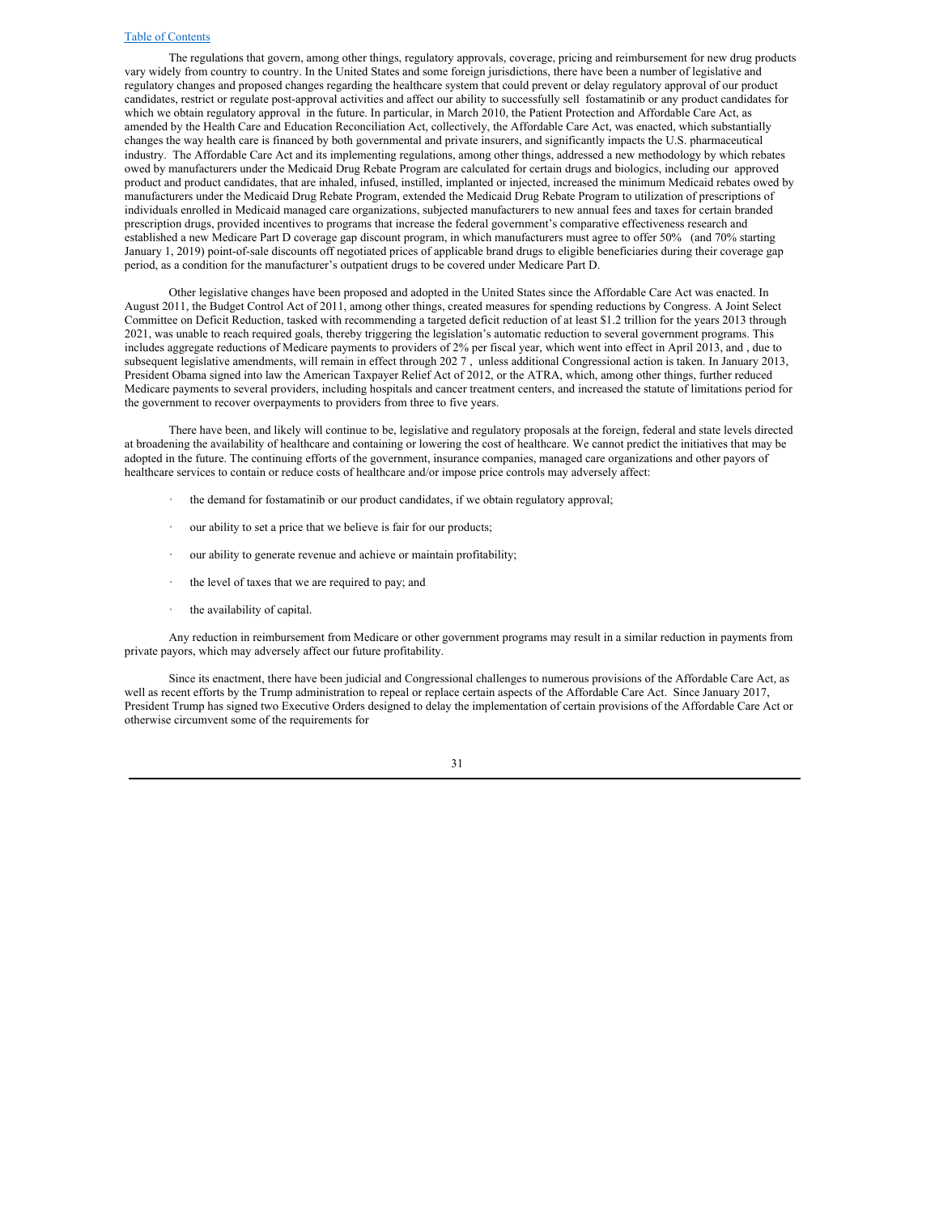The regulations that govern, among other things, regulatory approvals, coverage, pricing and reimbursement for new drug products vary widely from country to country. In the United States and some foreign jurisdictions, there have been a number of legislative and regulatory changes and proposed changes regarding the healthcare system that could prevent or delay regulatory approval of our product candidates, restrict or regulate post-approval activities and affect our ability to successfully sell fostamatinib or any product candidates for which we obtain regulatory approval in the future. In particular, in March 2010, the Patient Protection and Affordable Care Act, as amended by the Health Care and Education Reconciliation Act, collectively, the Affordable Care Act, was enacted, which substantially changes the way health care is financed by both governmental and private insurers, and significantly impacts the U.S. pharmaceutical industry. The Affordable Care Act and its implementing regulations, among other things, addressed a new methodology by which rebates owed by manufacturers under the Medicaid Drug Rebate Program are calculated for certain drugs and biologics, including our approved product and product candidates, that are inhaled, infused, instilled, implanted or injected, increased the minimum Medicaid rebates owed by manufacturers under the Medicaid Drug Rebate Program, extended the Medicaid Drug Rebate Program to utilization of prescriptions of individuals enrolled in Medicaid managed care organizations, subjected manufacturers to new annual fees and taxes for certain branded prescription drugs, provided incentives to programs that increase the federal government's comparative effectiveness research and established a new Medicare Part D coverage gap discount program, in which manufacturers must agree to offer 50% (and 70% starting January 1, 2019) point-of-sale discounts off negotiated prices of applicable brand drugs to eligible beneficiaries during their coverage gap period, as a condition for the manufacturer's outpatient drugs to be covered under Medicare Part D.

Other legislative changes have been proposed and adopted in the United States since the Affordable Care Act was enacted. In August 2011, the Budget Control Act of 2011, among other things, created measures for spending reductions by Congress. A Joint Select Committee on Deficit Reduction, tasked with recommending a targeted deficit reduction of at least $1.2 trillion for the years 2013 through 2021, was unable to reach required goals, thereby triggering the legislation's automatic reduction to several government programs. This includes aggregate reductions of Medicare payments to providers of 2% per fiscal year, which went into effect in April 2013, and , due to subsequent legislative amendments, will remain in effect through 2027 , unless additional Congressional action is taken. In January 2013, President Obama signed into law the American Taxpayer Relief Act of 2012, or the ATRA, which, among other things, further reduced Medicare payments to several providers, including hospitals and cancer treatment centers, and increased the statute of limitations period for the government to recover overpayments to providers from three to five years.

There have been, and likely will continue to be, legislative and regulatory proposals at the foreign, federal and state levels directed at broadening the availability of healthcare and containing or lowering the cost of healthcare. We cannot predict the initiatives that may be adopted in the future. The continuing efforts of the government, insurance companies, managed care organizations and other payors of healthcare services to contain or reduce costs of healthcare and/or impose price controls may adversely affect:

- the demand for fostamatinib or our product candidates, if we obtain regulatory approval;
- our ability to set a price that we believe is fair for our products;
- our ability to generate revenue and achieve or maintain profitability;
- the level of taxes that we are required to pay; and
- the availability of capital.

Any reduction in reimbursement from Medicare or other government programs may result in a similar reduction in payments from private payors, which may adversely affect our future profitability.

Since its enactment, there have been judicial and Congressional challenges to numerous provisions of the Affordable Care Act, as well as recent efforts by the Trump administration to repeal or replace certain aspects of the Affordable Care Act. Since January 2017, President Trump has signed two Executive Orders designed to delay the implementation of certain provisions of the Affordable Care Act or otherwise circumvent some of the requirements for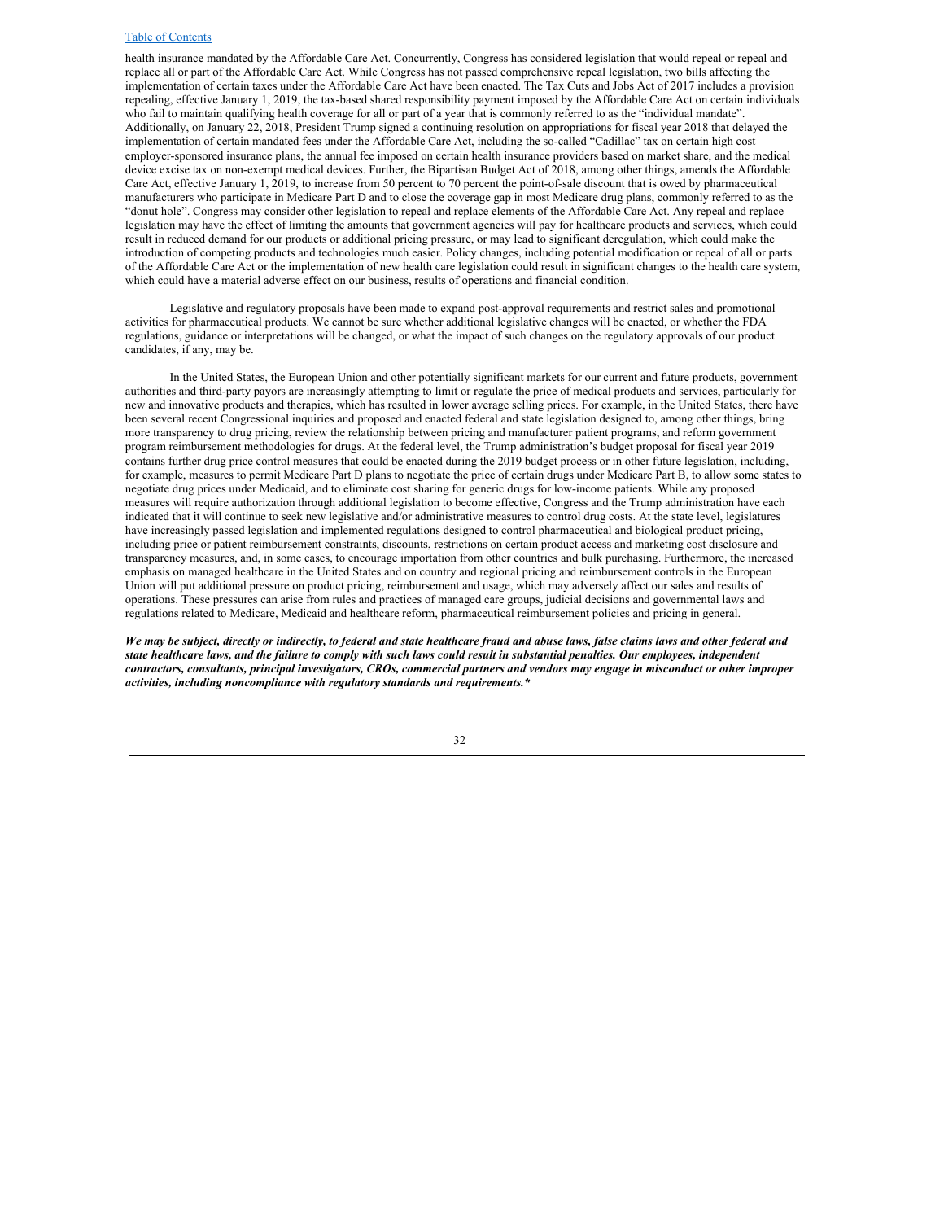health insurance mandated by the Affordable Care Act. Concurrently, Congress has considered legislation that would repeal or repeal and replace all or part of the Affordable Care Act. While Congress has not passed comprehensive repeal legislation, two bills affecting the implementation of certain taxes under the Affordable Care Act have been enacted. The Tax Cuts and Jobs Act of 2017 includes a provision repealing, effective January 1, 2019, the tax-based shared responsibility payment imposed by the Affordable Care Act on certain individuals who fail to maintain qualifying health coverage for all or part of a year that is commonly referred to as the "individual mandate". Additionally, on January 22, 2018, President Trump signed a continuing resolution on appropriations for fiscal year 2018 that delayed the implementation of certain mandated fees under the Affordable Care Act, including the so-called "Cadillac" tax on certain high cost employer-sponsored insurance plans, the annual fee imposed on certain health insurance providers based on market share, and the medical device excise tax on non-exempt medical devices. Further, the Bipartisan Budget Act of 2018, among other things, amends the Affordable Care Act, effective January 1, 2019, to increase from 50 percent to 70 percent the point-of-sale discount that is owed by pharmaceutical manufacturers who participate in Medicare Part D and to close the coverage gap in most Medicare drug plans, commonly referred to as the "donut hole". Congress may consider other legislation to repeal and replace elements of the Affordable Care Act. Any repeal and replace legislation may have the effect of limiting the amounts that government agencies will pay for healthcare products and services, which could result in reduced demand for our products or additional pricing pressure, or may lead to significant deregulation, which could make the introduction of competing products and technologies much easier. Policy changes, including potential modification or repeal of all or parts of the Affordable Care Act or the implementation of new health care legislation could result in significant changes to the health care system, which could have a material adverse effect on our business, results of operations and financial condition.

Legislative and regulatory proposals have been made to expand post-approval requirements and restrict sales and promotional activities for pharmaceutical products. We cannot be sure whether additional legislative changes will be enacted, or whether the FDA regulations, guidance or interpretations will be changed, or what the impact of such changes on the regulatory approvals of our product candidates, if any, may be.

In the United States, the European Union and other potentially significant markets for our current and future products, government authorities and third-party payors are increasingly attempting to limit or regulate the price of medical products and services, particularly for new and innovative products and therapies, which has resulted in lower average selling prices. For example, in the United States, there have been several recent Congressional inquiries and proposed and enacted federal and state legislation designed to, among other things, bring more transparency to drug pricing, review the relationship between pricing and manufacturer patient programs, and reform government program reimbursement methodologies for drugs. At the federal level, the Trump administration's budget proposal for fiscal year 2019 contains further drug price control measures that could be enacted during the 2019 budget process or in other future legislation, including, for example, measures to permit Medicare Part D plans to negotiate the price of certain drugs under Medicare Part B, to allow some states to negotiate drug prices under Medicaid, and to eliminate cost sharing for generic drugs for low-income patients. While any proposed measures will require authorization through additional legislation to become effective, Congress and the Trump administration have each indicated that it will continue to seek new legislative and/or administrative measures to control drug costs. At the state level, legislatures have increasingly passed legislation and implemented regulations designed to control pharmaceutical and biological product pricing, including price or patient reimbursement constraints, discounts, restrictions on certain product access and marketing cost disclosure and transparency measures, and, in some cases, to encourage importation from other countries and bulk purchasing. Furthermore, the increased emphasis on managed healthcare in the United States and on country and regional pricing and reimbursement controls in the European Union will put additional pressure on product pricing, reimbursement and usage, which may adversely affect our sales and results of operations. These pressures can arise from rules and practices of managed care groups, judicial decisions and governmental laws and regulations related to Medicare, Medicaid and healthcare reform, pharmaceutical reimbursement policies and pricing in general.

***We may be subject, directly or indirectly, to federal and state healthcare fraud and abuse laws, false claims laws and other federal and state healthcare laws, and the failure to comply with such laws could result in substantial penalties. Our employees, independent contractors, consultants, principal investigators, CROs, commercial partners and vendors may engage in misconduct or other improper activities, including noncompliance with regulatory standards and requirements.****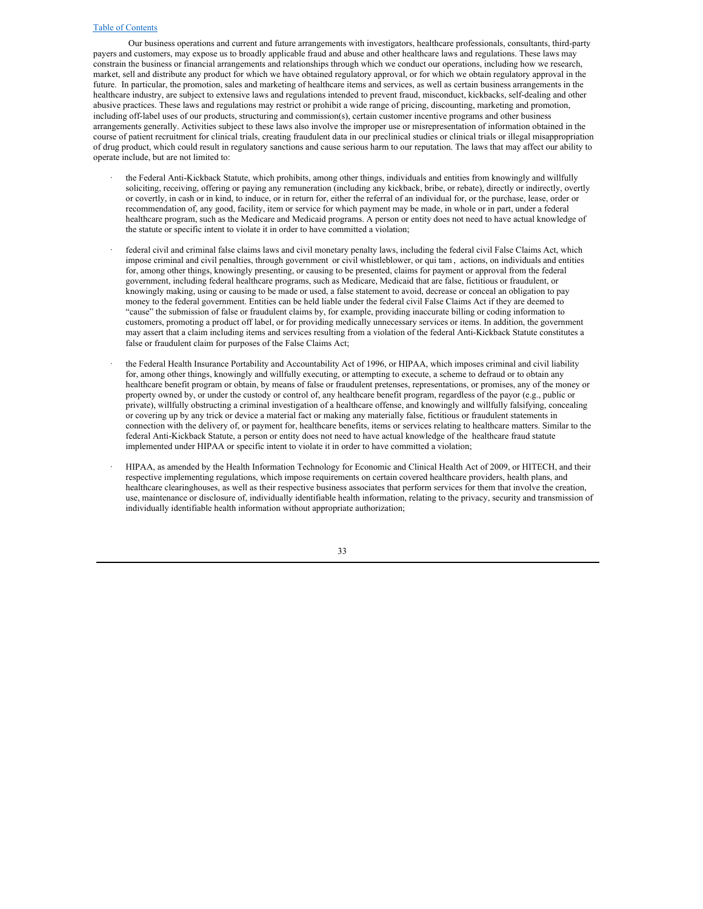Our business operations and current and future arrangements with investigators, healthcare professionals, consultants, third-party payers and customers, may expose us to broadly applicable fraud and abuse and other healthcare laws and regulations. These laws may constrain the business or financial arrangements and relationships through which we conduct our operations, including how we research, market, sell and distribute any product for which we have obtained regulatory approval, or for which we obtain regulatory approval in the future. In particular, the promotion, sales and marketing of healthcare items and services, as well as certain business arrangements in the healthcare industry, are subject to extensive laws and regulations intended to prevent fraud, misconduct, kickbacks, self-dealing and other abusive practices. These laws and regulations may restrict or prohibit a wide range of pricing, discounting, marketing and promotion, including off-label uses of our products, structuring and commission(s), certain customer incentive programs and other business arrangements generally. Activities subject to these laws also involve the improper use or misrepresentation of information obtained in the course of patient recruitment for clinical trials, creating fraudulent data in our preclinical studies or clinical trials or illegal misappropriation of drug product, which could result in regulatory sanctions and cause serious harm to our reputation. The laws that may affect our ability to operate include, but are not limited to:

- the Federal Anti-Kickback Statute, which prohibits, among other things, individuals and entities from knowingly and willfully soliciting, receiving, offering or paying any remuneration (including any kickback, bribe, or rebate), directly or indirectly, overtly or covertly, in cash or in kind, to induce, or in return for, either the referral of an individual for, or the purchase, lease, order or recommendation of, any good, facility, item or service for which payment may be made, in whole or in part, under a federal healthcare program, such as the Medicare and Medicaid programs. A person or entity does not need to have actual knowledge of the statute or specific intent to violate it in order to have committed a violation;

- federal civil and criminal false claims laws and civil monetary penalty laws, including the federal civil False Claims Act, which impose criminal and civil penalties, through government or civil whistleblower, or qui tam , actions, on individuals and entities for, among other things, knowingly presenting, or causing to be presented, claims for payment or approval from the federal government, including federal healthcare programs, such as Medicare, Medicaid that are false, fictitious or fraudulent, or knowingly making, using or causing to be made or used, a false statement to avoid, decrease or conceal an obligation to pay money to the federal government. Entities can be held liable under the federal civil False Claims Act if they are deemed to "cause" the submission of false or fraudulent claims by, for example, providing inaccurate billing or coding information to customers, promoting a product off label, or for providing medically unnecessary services or items. In addition, the government may assert that a claim including items and services resulting from a violation of the federal Anti-Kickback Statute constitutes a false or fraudulent claim for purposes of the False Claims Act;

- the Federal Health Insurance Portability and Accountability Act of 1996, or HIPAA, which imposes criminal and civil liability for, among other things, knowingly and willfully executing, or attempting to execute, a scheme to defraud or to obtain any healthcare benefit program or obtain, by means of false or fraudulent pretenses, representations, or promises, any of the money or property owned by, or under the custody or control of, any healthcare benefit program, regardless of the payor (e.g., public or private), willfully obstructing a criminal investigation of a healthcare offense, and knowingly and willfully falsifying, concealing or covering up by any trick or device a material fact or making any materially false, fictitious or fraudulent statements in connection with the delivery of, or payment for, healthcare benefits, items or services relating to healthcare matters. Similar to the federal Anti-Kickback Statute, a person or entity does not need to have actual knowledge of the healthcare fraud statute implemented under HIPAA or specific intent to violate it in order to have committed a violation;

- HIPAA, as amended by the Health Information Technology for Economic and Clinical Health Act of 2009, or HITECH, and their respective implementing regulations, which impose requirements on certain covered healthcare providers, health plans, and healthcare clearinghouses, as well as their respective business associates that perform services for them that involve the creation, use, maintenance or disclosure of, individually identifiable health information, relating to the privacy, security and transmission of individually identifiable health information without appropriate authorization;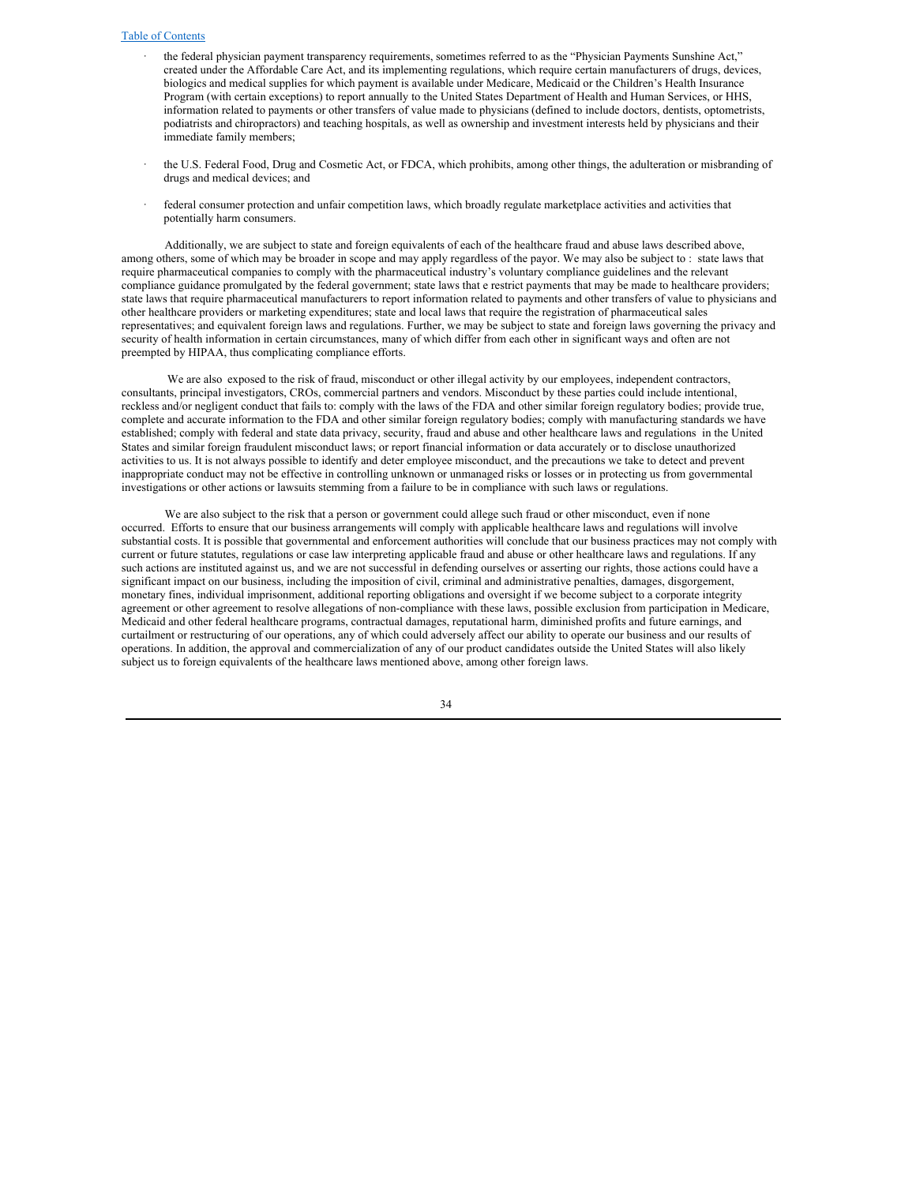- the federal physician payment transparency requirements, sometimes referred to as the "Physician Payments Sunshine Act," created under the Affordable Care Act, and its implementing regulations, which require certain manufacturers of drugs, devices, biologics and medical supplies for which payment is available under Medicare, Medicaid or the Children's Health Insurance Program (with certain exceptions) to report annually to the United States Department of Health and Human Services, or HHS, information related to payments or other transfers of value made to physicians (defined to include doctors, dentists, optometrists, podiatrists and chiropractors) and teaching hospitals, as well as ownership and investment interests held by physicians and their immediate family members;

- the U.S. Federal Food, Drug and Cosmetic Act, or FDCA, which prohibits, among other things, the adulteration or misbranding of drugs and medical devices; and

- federal consumer protection and unfair competition laws, which broadly regulate marketplace activities and activities that potentially harm consumers.

Additionally, we are subject to state and foreign equivalents of each of the healthcare fraud and abuse laws described above, among others, some of which may be broader in scope and may apply regardless of the payor. We may also be subject to : state laws that require pharmaceutical companies to comply with the pharmaceutical industry's voluntary compliance guidelines and the relevant compliance guidance promulgated by the federal government; state laws that e restrict payments that may be made to healthcare providers; state laws that require pharmaceutical manufacturers to report information related to payments and other transfers of value to physicians and other healthcare providers or marketing expenditures; state and local laws that require the registration of pharmaceutical sales representatives; and equivalent foreign laws and regulations. Further, we may be subject to state and foreign laws governing the privacy and security of health information in certain circumstances, many of which differ from each other in significant ways and often are not preempted by HIPAA, thus complicating compliance efforts.

We are also exposed to the risk of fraud, misconduct or other illegal activity by our employees, independent contractors, consultants, principal investigators, CROs, commercial partners and vendors. Misconduct by these parties could include intentional, reckless and/or negligent conduct that fails to: comply with the laws of the FDA and other similar foreign regulatory bodies; provide true, complete and accurate information to the FDA and other similar foreign regulatory bodies; comply with manufacturing standards we have established; comply with federal and state data privacy, security, fraud and abuse and other healthcare laws and regulations in the United States and similar foreign fraudulent misconduct laws; or report financial information or data accurately or to disclose unauthorized activities to us. It is not always possible to identify and deter employee misconduct, and the precautions we take to detect and prevent inappropriate conduct may not be effective in controlling unknown or unmanaged risks or losses or in protecting us from governmental investigations or other actions or lawsuits stemming from a failure to be in compliance with such laws or regulations.

We are also subject to the risk that a person or government could allege such fraud or other misconduct, even if none occurred. Efforts to ensure that our business arrangements will comply with applicable healthcare laws and regulations will involve substantial costs. It is possible that governmental and enforcement authorities will conclude that our business practices may not comply with current or future statutes, regulations or case law interpreting applicable fraud and abuse or other healthcare laws and regulations. If any such actions are instituted against us, and we are not successful in defending ourselves or asserting our rights, those actions could have a significant impact on our business, including the imposition of civil, criminal and administrative penalties, damages, disgorgement, monetary fines, individual imprisonment, additional reporting obligations and oversight if we become subject to a corporate integrity agreement or other agreement to resolve allegations of non-compliance with these laws, possible exclusion from participation in Medicare, Medicaid and other federal healthcare programs, contractual damages, reputational harm, diminished profits and future earnings, and curtailment or restructuring of our operations, any of which could adversely affect our ability to operate our business and our results of operations. In addition, the approval and commercialization of any of our product candidates outside the United States will also likely subject us to foreign equivalents of the healthcare laws mentioned above, among other foreign laws.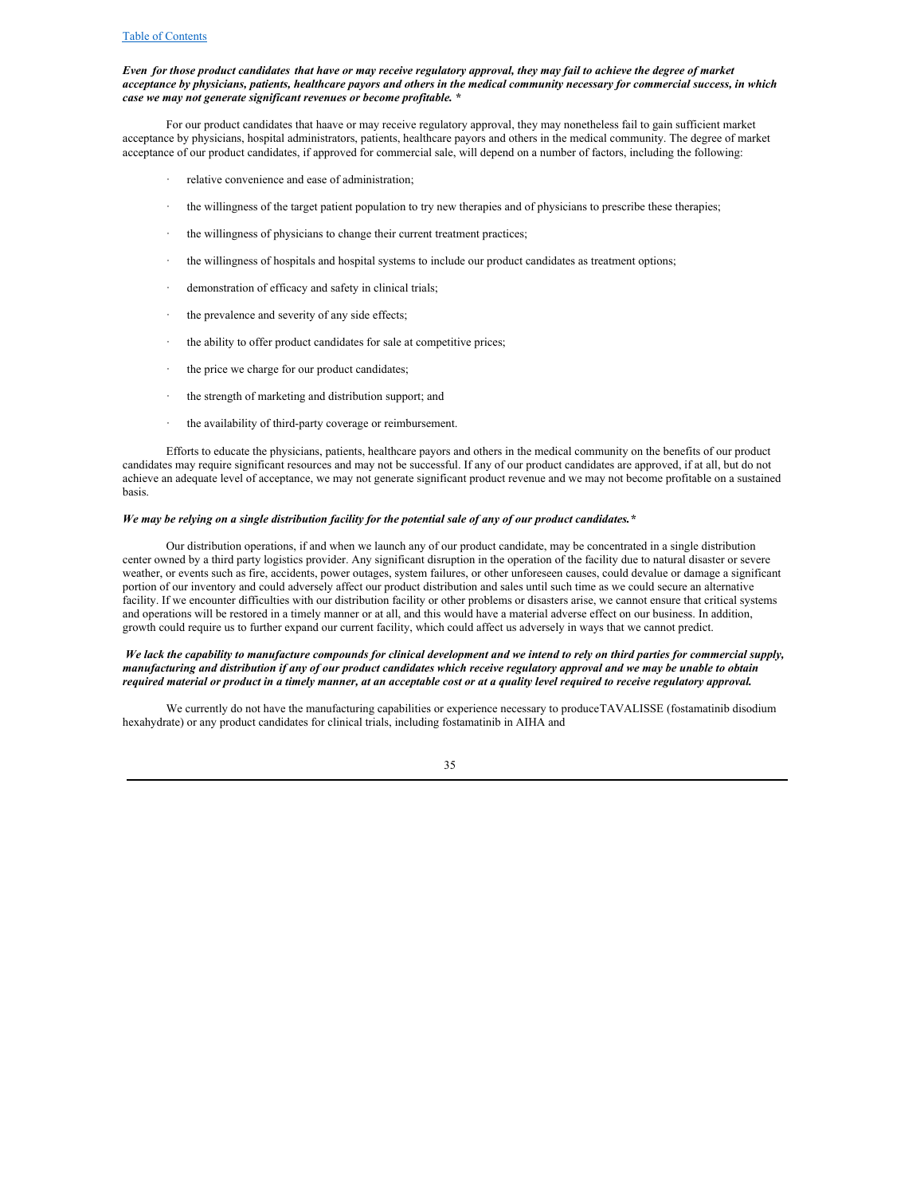***Even for those product candidates that have or may receive regulatory approval, they may fail to achieve the degree of market acceptance by physicians, patients, healthcare payors and others in the medical community necessary for commercial success, in which case we may not generate significant revenues or become profitable. ****

For our product candidates that haave or may receive regulatory approval, they may nonetheless fail to gain sufficient market acceptance by physicians, hospital administrators, patients, healthcare payors and others in the medical community. The degree of market acceptance of our product candidates, if approved for commercial sale, will depend on a number of factors, including the following:

- relative convenience and ease of administration;
- the willingness of the target patient population to try new therapies and of physicians to prescribe these therapies;
- the willingness of physicians to change their current treatment practices;
- the willingness of hospitals and hospital systems to include our product candidates as treatment options;
- demonstration of efficacy and safety in clinical trials;
- the prevalence and severity of any side effects;
- the ability to offer product candidates for sale at competitive prices;
- the price we charge for our product candidates;
- the strength of marketing and distribution support; and
- the availability of third-party coverage or reimbursement.

Efforts to educate the physicians, patients, healthcare payors and others in the medical community on the benefits of our product candidates may require significant resources and may not be successful. If any of our product candidates are approved, if at all, but do not achieve an adequate level of acceptance, we may not generate significant product revenue and we may not become profitable on a sustained basis.

***We may be relying on a single distribution facility for the potential sale of any of our product candidates.****

Our distribution operations, if and when we launch any of our product candidate, may be concentrated in a single distribution center owned by a third party logistics provider. Any significant disruption in the operation of the facility due to natural disaster or severe weather, or events such as fire, accidents, power outages, system failures, or other unforeseen causes, could devalue or damage a significant portion of our inventory and could adversely affect our product distribution and sales until such time as we could secure an alternative facility. If we encounter difficulties with our distribution facility or other problems or disasters arise, we cannot ensure that critical systems and operations will be restored in a timely manner or at all, and this would have a material adverse effect on our business. In addition, growth could require us to further expand our current facility, which could affect us adversely in ways that we cannot predict.

***We lack the capability to manufacture compounds for clinical development and we intend to rely on third parties for commercial supply, manufacturing and distribution if any of our product candidates which receive regulatory approval and we may be unable to obtain required material or product in a timely manner, at an acceptable cost or at a quality level required to receive regulatory approval.***

We currently do not have the manufacturing capabilities or experience necessary to produceTAVALISSE (fostamatinib disodium hexahydrate) or any product candidates for clinical trials, including fostamatinib in AIHA and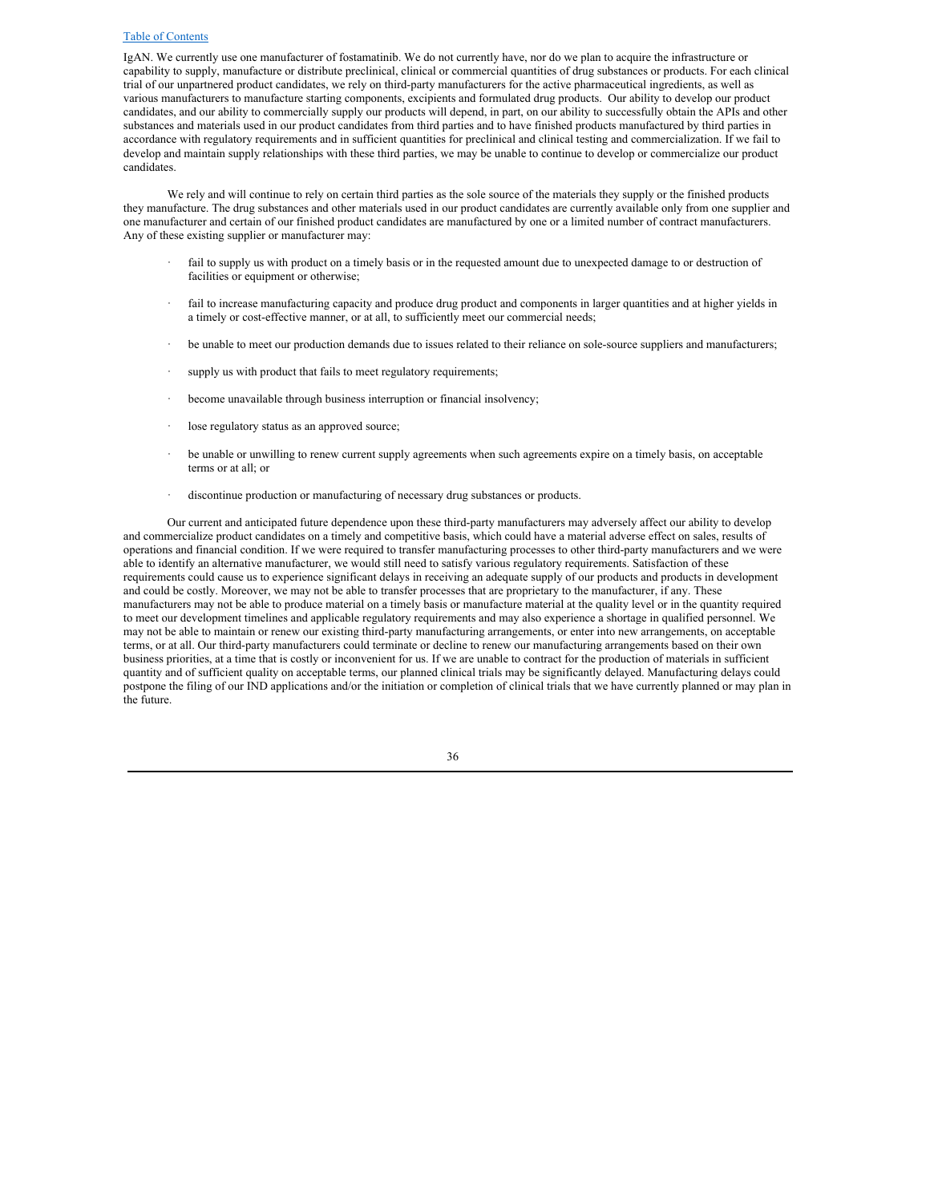IgAN. We currently use one manufacturer of fostamatinib. We do not currently have, nor do we plan to acquire the infrastructure or capability to supply, manufacture or distribute preclinical, clinical or commercial quantities of drug substances or products. For each clinical trial of our unpartnered product candidates, we rely on third-party manufacturers for the active pharmaceutical ingredients, as well as various manufacturers to manufacture starting components, excipients and formulated drug products. Our ability to develop our product candidates, and our ability to commercially supply our products will depend, in part, on our ability to successfully obtain the APIs and other substances and materials used in our product candidates from third parties and to have finished products manufactured by third parties in accordance with regulatory requirements and in sufficient quantities for preclinical and clinical testing and commercialization. If we fail to develop and maintain supply relationships with these third parties, we may be unable to continue to develop or commercialize our product candidates.

We rely and will continue to rely on certain third parties as the sole source of the materials they supply or the finished products they manufacture. The drug substances and other materials used in our product candidates are currently available only from one supplier and one manufacturer and certain of our finished product candidates are manufactured by one or a limited number of contract manufacturers. Any of these existing supplier or manufacturer may:

- fail to supply us with product on a timely basis or in the requested amount due to unexpected damage to or destruction of facilities or equipment or otherwise;
- fail to increase manufacturing capacity and produce drug product and components in larger quantities and at higher yields in a timely or cost-effective manner, or at all, to sufficiently meet our commercial needs;
- be unable to meet our production demands due to issues related to their reliance on sole-source suppliers and manufacturers;
- supply us with product that fails to meet regulatory requirements;
- become unavailable through business interruption or financial insolvency;
- lose regulatory status as an approved source;
- be unable or unwilling to renew current supply agreements when such agreements expire on a timely basis, on acceptable terms or at all; or
- discontinue production or manufacturing of necessary drug substances or products.

Our current and anticipated future dependence upon these third-party manufacturers may adversely affect our ability to develop and commercialize product candidates on a timely and competitive basis, which could have a material adverse effect on sales, results of operations and financial condition. If we were required to transfer manufacturing processes to other third-party manufacturers and we were able to identify an alternative manufacturer, we would still need to satisfy various regulatory requirements. Satisfaction of these requirements could cause us to experience significant delays in receiving an adequate supply of our products and products in development and could be costly. Moreover, we may not be able to transfer processes that are proprietary to the manufacturer, if any. These manufacturers may not be able to produce material on a timely basis or manufacture material at the quality level or in the quantity required to meet our development timelines and applicable regulatory requirements and may also experience a shortage in qualified personnel. We may not be able to maintain or renew our existing third-party manufacturing arrangements, or enter into new arrangements, on acceptable terms, or at all. Our third-party manufacturers could terminate or decline to renew our manufacturing arrangements based on their own business priorities, at a time that is costly or inconvenient for us. If we are unable to contract for the production of materials in sufficient quantity and of sufficient quality on acceptable terms, our planned clinical trials may be significantly delayed. Manufacturing delays could postpone the filing of our IND applications and/or the initiation or completion of clinical trials that we have currently planned or may plan in the future.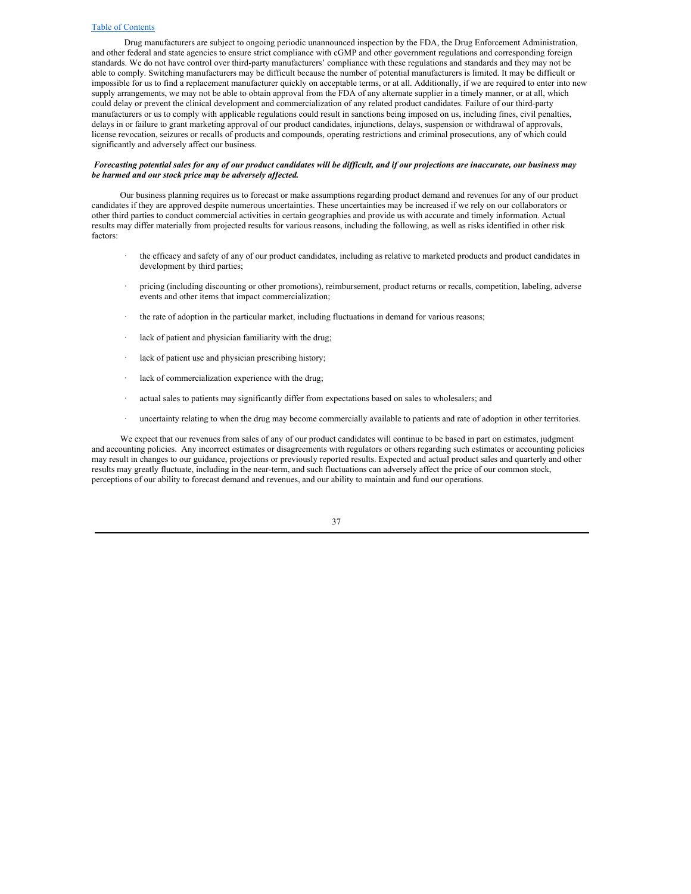Drug manufacturers are subject to ongoing periodic unannounced inspection by the FDA, the Drug Enforcement Administration, and other federal and state agencies to ensure strict compliance with cGMP and other government regulations and corresponding foreign standards. We do not have control over third-party manufacturers' compliance with these regulations and standards and they may not be able to comply. Switching manufacturers may be difficult because the number of potential manufacturers is limited. It may be difficult or impossible for us to find a replacement manufacturer quickly on acceptable terms, or at all. Additionally, if we are required to enter into new supply arrangements, we may not be able to obtain approval from the FDA of any alternate supplier in a timely manner, or at all, which could delay or prevent the clinical development and commercialization of any related product candidates. Failure of our third-party manufacturers or us to comply with applicable regulations could result in sanctions being imposed on us, including fines, civil penalties, delays in or failure to grant marketing approval of our product candidates, injunctions, delays, suspension or withdrawal of approvals, license revocation, seizures or recalls of products and compounds, operating restrictions and criminal prosecutions, any of which could significantly and adversely affect our business.

***Forecasting potential sales for any of our product candidates will be difficult, and if our projections are inaccurate, our business may be harmed and our stock price may be adversely affected.***

Our business planning requires us to forecast or make assumptions regarding product demand and revenues for any of our product candidates if they are approved despite numerous uncertainties. These uncertainties may be increased if we rely on our collaborators or other third parties to conduct commercial activities in certain geographies and provide us with accurate and timely information. Actual results may differ materially from projected results for various reasons, including the following, as well as risks identified in other risk factors:

- the efficacy and safety of any of our product candidates, including as relative to marketed products and product candidates in development by third parties;
- pricing (including discounting or other promotions), reimbursement, product returns or recalls, competition, labeling, adverse events and other items that impact commercialization;
- the rate of adoption in the particular market, including fluctuations in demand for various reasons;
- lack of patient and physician familiarity with the drug;
- lack of patient use and physician prescribing history;
- lack of commercialization experience with the drug;
- actual sales to patients may significantly differ from expectations based on sales to wholesalers; and
- uncertainty relating to when the drug may become commercially available to patients and rate of adoption in other territories.

We expect that our revenues from sales of any of our product candidates will continue to be based in part on estimates, judgment and accounting policies. Any incorrect estimates or disagreements with regulators or others regarding such estimates or accounting policies may result in changes to our guidance, projections or previously reported results. Expected and actual product sales and quarterly and other results may greatly fluctuate, including in the near-term, and such fluctuations can adversely affect the price of our common stock, perceptions of our ability to forecast demand and revenues, and our ability to maintain and fund our operations.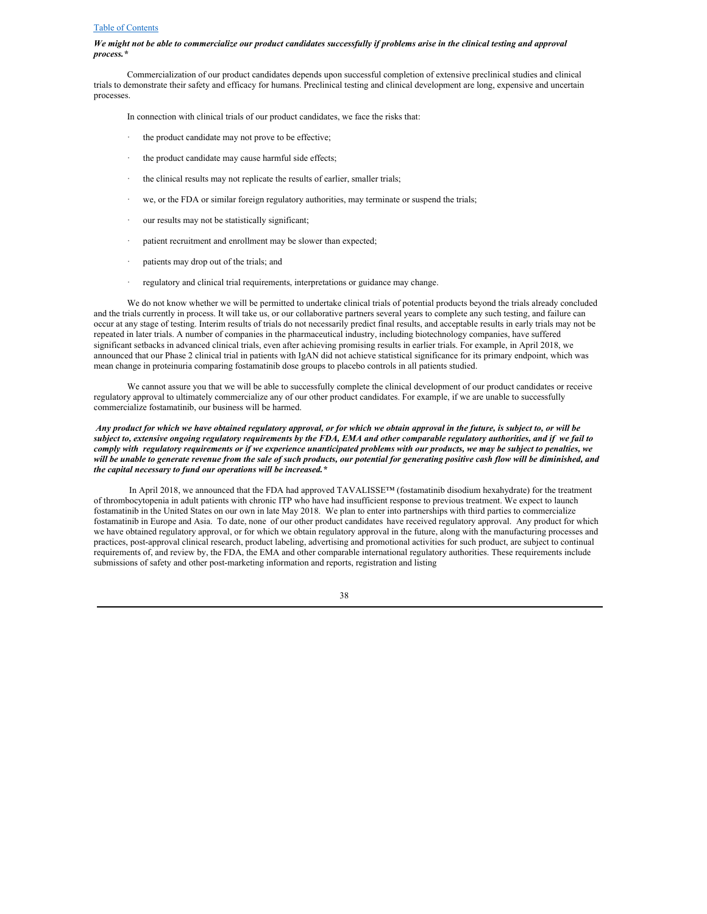***We might not be able to commercialize our product candidates successfully if problems arise in the clinical testing and approval process.****

Commercialization of our product candidates depends upon successful completion of extensive preclinical studies and clinical trials to demonstrate their safety and efficacy for humans. Preclinical testing and clinical development are long, expensive and uncertain processes.

In connection with clinical trials of our product candidates, we face the risks that:

- the product candidate may not prove to be effective;
- the product candidate may cause harmful side effects;
- the clinical results may not replicate the results of earlier, smaller trials;
- we, or the FDA or similar foreign regulatory authorities, may terminate or suspend the trials;
- our results may not be statistically significant;
- patient recruitment and enrollment may be slower than expected;
- patients may drop out of the trials; and
- regulatory and clinical trial requirements, interpretations or guidance may change.

We do not know whether we will be permitted to undertake clinical trials of potential products beyond the trials already concluded and the trials currently in process. It will take us, or our collaborative partners several years to complete any such testing, and failure can occur at any stage of testing. Interim results of trials do not necessarily predict final results, and acceptable results in early trials may not be repeated in later trials. A number of companies in the pharmaceutical industry, including biotechnology companies, have suffered significant setbacks in advanced clinical trials, even after achieving promising results in earlier trials. For example, in April 2018, we announced that our Phase 2 clinical trial in patients with IgAN did not achieve statistical significance for its primary endpoint, which was mean change in proteinuria comparing fostamatinib dose groups to placebo controls in all patients studied.

We cannot assure you that we will be able to successfully complete the clinical development of our product candidates or receive regulatory approval to ultimately commercialize any of our other product candidates. For example, if we are unable to successfully commercialize fostamatinib, our business will be harmed.

***Any product for which we have obtained regulatory approval, or for which we obtain approval in the future, is subject to, or will be subject to, extensive ongoing regulatory requirements by the FDA, EMA and other comparable regulatory authorities, and if we fail to comply with regulatory requirements or if we experience unanticipated problems with our products, we may be subject to penalties, we will be unable to generate revenue from the sale of such products, our potential for generating positive cash flow will be diminished, and the capital necessary to fund our operations will be increased.****

In April 2018, we announced that the FDA had approved TAVALISSE™ (fostamatinib disodium hexahydrate) for the treatment of thrombocytopenia in adult patients with chronic ITP who have had insufficient response to previous treatment. We expect to launch fostamatinib in the United States on our own in late May 2018. We plan to enter into partnerships with third parties to commercialize fostamatinib in Europe and Asia. To date, none of our other product candidates have received regulatory approval. Any product for which we have obtained regulatory approval, or for which we obtain regulatory approval in the future, along with the manufacturing processes and practices, post-approval clinical research, product labeling, advertising and promotional activities for such product, are subject to continual requirements of, and review by, the FDA, the EMA and other comparable international regulatory authorities. These requirements include submissions of safety and other post-marketing information and reports, registration and listing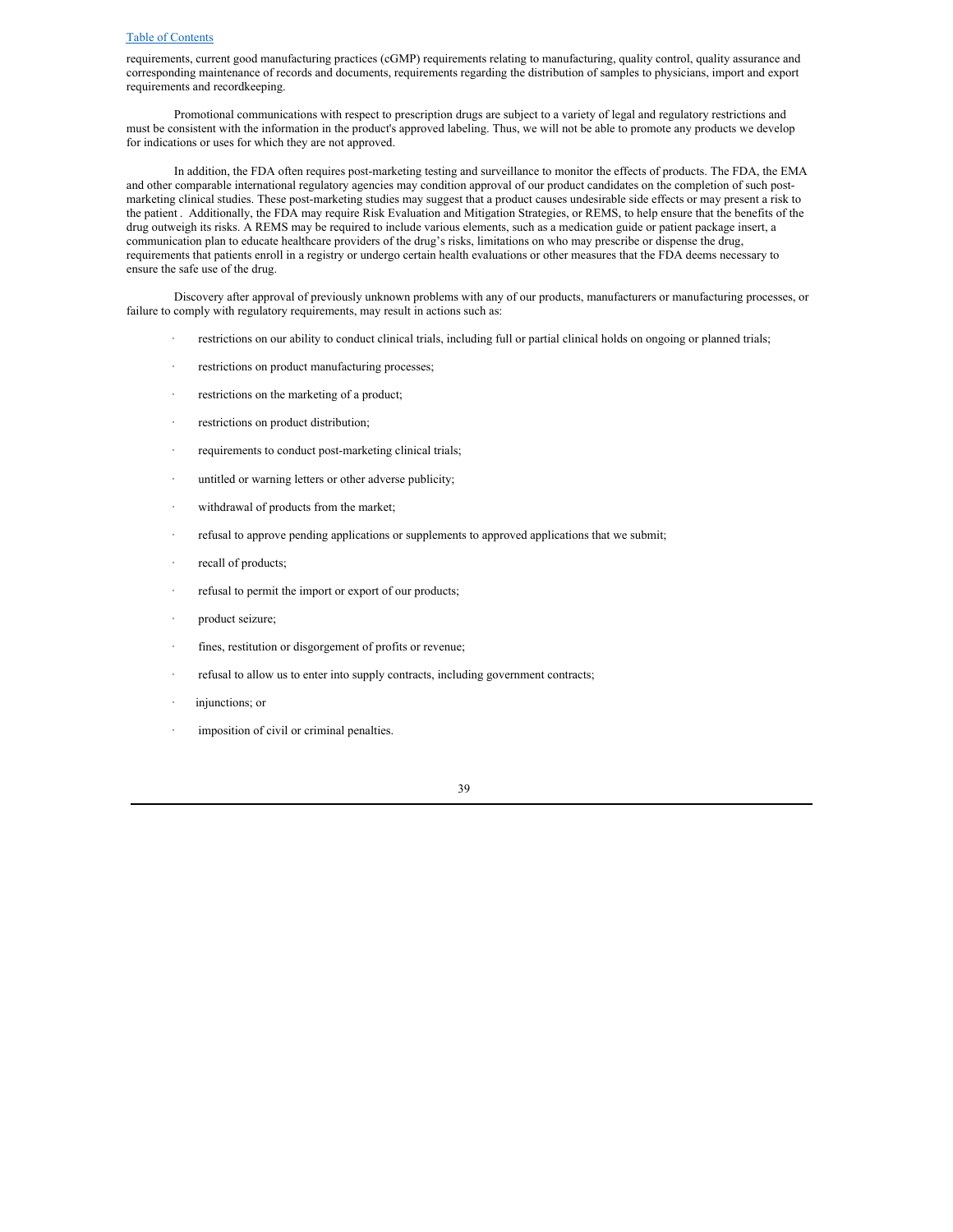requirements, current good manufacturing practices (cGMP) requirements relating to manufacturing, quality control, quality assurance and corresponding maintenance of records and documents, requirements regarding the distribution of samples to physicians, import and export requirements and recordkeeping.

Promotional communications with respect to prescription drugs are subject to a variety of legal and regulatory restrictions and must be consistent with the information in the product's approved labeling. Thus, we will not be able to promote any products we develop for indications or uses for which they are not approved.

In addition, the FDA often requires post-marketing testing and surveillance to monitor the effects of products. The FDA, the EMA and other comparable international regulatory agencies may condition approval of our product candidates on the completion of such post-marketing clinical studies. These post-marketing studies may suggest that a product causes undesirable side effects or may present a risk to the patient . Additionally, the FDA may require Risk Evaluation and Mitigation Strategies, or REMS, to help ensure that the benefits of the drug outweigh its risks. A REMS may be required to include various elements, such as a medication guide or patient package insert, a communication plan to educate healthcare providers of the drug's risks, limitations on who may prescribe or dispense the drug, requirements that patients enroll in a registry or undergo certain health evaluations or other measures that the FDA deems necessary to ensure the safe use of the drug.

Discovery after approval of previously unknown problems with any of our products, manufacturers or manufacturing processes, or failure to comply with regulatory requirements, may result in actions such as:

- restrictions on our ability to conduct clinical trials, including full or partial clinical holds on ongoing or planned trials;
- restrictions on product manufacturing processes;
- restrictions on the marketing of a product;
- restrictions on product distribution;
- requirements to conduct post-marketing clinical trials;
- untitled or warning letters or other adverse publicity;
- withdrawal of products from the market;
- refusal to approve pending applications or supplements to approved applications that we submit;
- recall of products;
- refusal to permit the import or export of our products;
- product seizure;
- fines, restitution or disgorgement of profits or revenue;
- refusal to allow us to enter into supply contracts, including government contracts;
- injunctions; or
- imposition of civil or criminal penalties.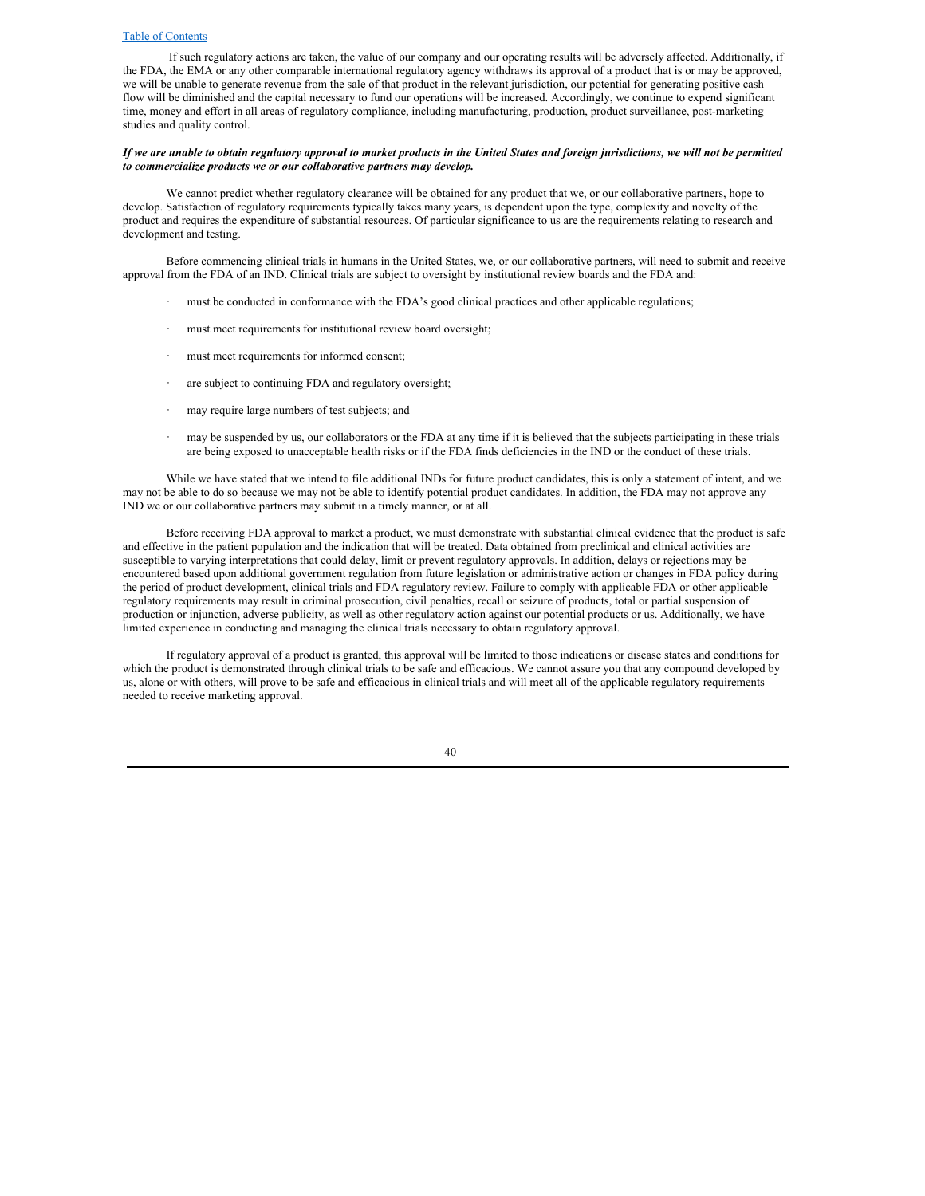If such regulatory actions are taken, the value of our company and our operating results will be adversely affected. Additionally, if the FDA, the EMA or any other comparable international regulatory agency withdraws its approval of a product that is or may be approved, we will be unable to generate revenue from the sale of that product in the relevant jurisdiction, our potential for generating positive cash flow will be diminished and the capital necessary to fund our operations will be increased. Accordingly, we continue to expend significant time, money and effort in all areas of regulatory compliance, including manufacturing, production, product surveillance, post-marketing studies and quality control.

***If we are unable to obtain regulatory approval to market products in the United States and foreign jurisdictions, we will not be permitted to commercialize products we or our collaborative partners may develop.***

We cannot predict whether regulatory clearance will be obtained for any product that we, or our collaborative partners, hope to develop. Satisfaction of regulatory requirements typically takes many years, is dependent upon the type, complexity and novelty of the product and requires the expenditure of substantial resources. Of particular significance to us are the requirements relating to research and development and testing.

Before commencing clinical trials in humans in the United States, we, or our collaborative partners, will need to submit and receive approval from the FDA of an IND. Clinical trials are subject to oversight by institutional review boards and the FDA and:

- must be conducted in conformance with the FDA's good clinical practices and other applicable regulations;
- must meet requirements for institutional review board oversight;
- must meet requirements for informed consent;
- are subject to continuing FDA and regulatory oversight;
- may require large numbers of test subjects; and
- may be suspended by us, our collaborators or the FDA at any time if it is believed that the subjects participating in these trials are being exposed to unacceptable health risks or if the FDA finds deficiencies in the IND or the conduct of these trials.

While we have stated that we intend to file additional INDs for future product candidates, this is only a statement of intent, and we may not be able to do so because we may not be able to identify potential product candidates. In addition, the FDA may not approve any IND we or our collaborative partners may submit in a timely manner, or at all.

Before receiving FDA approval to market a product, we must demonstrate with substantial clinical evidence that the product is safe and effective in the patient population and the indication that will be treated. Data obtained from preclinical and clinical activities are susceptible to varying interpretations that could delay, limit or prevent regulatory approvals. In addition, delays or rejections may be encountered based upon additional government regulation from future legislation or administrative action or changes in FDA policy during the period of product development, clinical trials and FDA regulatory review. Failure to comply with applicable FDA or other applicable regulatory requirements may result in criminal prosecution, civil penalties, recall or seizure of products, total or partial suspension of production or injunction, adverse publicity, as well as other regulatory action against our potential products or us. Additionally, we have limited experience in conducting and managing the clinical trials necessary to obtain regulatory approval.

If regulatory approval of a product is granted, this approval will be limited to those indications or disease states and conditions for which the product is demonstrated through clinical trials to be safe and efficacious. We cannot assure you that any compound developed by us, alone or with others, will prove to be safe and efficacious in clinical trials and will meet all of the applicable regulatory requirements needed to receive marketing approval.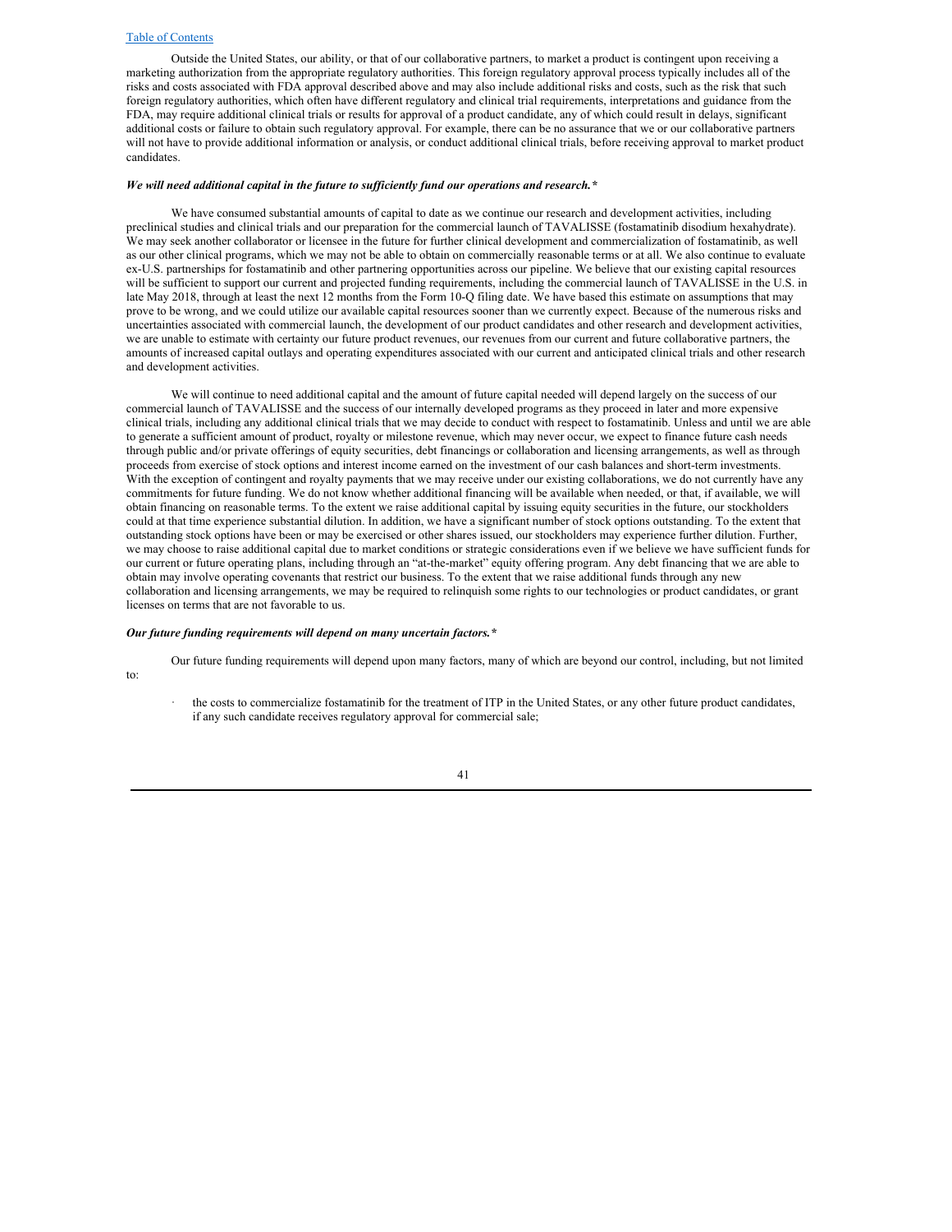Outside the United States, our ability, or that of our collaborative partners, to market a product is contingent upon receiving a marketing authorization from the appropriate regulatory authorities. This foreign regulatory approval process typically includes all of the risks and costs associated with FDA approval described above and may also include additional risks and costs, such as the risk that such foreign regulatory authorities, which often have different regulatory and clinical trial requirements, interpretations and guidance from the FDA, may require additional clinical trials or results for approval of a product candidate, any of which could result in delays, significant additional costs or failure to obtain such regulatory approval. For example, there can be no assurance that we or our collaborative partners will not have to provide additional information or analysis, or conduct additional clinical trials, before receiving approval to market product candidates.

***We will need additional capital in the future to sufficiently fund our operations and research.****

We have consumed substantial amounts of capital to date as we continue our research and development activities, including preclinical studies and clinical trials and our preparation for the commercial launch of TAVALISSE (fostamatinib disodium hexahydrate). We may seek another collaborator or licensee in the future for further clinical development and commercialization of fostamatinib, as well as our other clinical programs, which we may not be able to obtain on commercially reasonable terms or at all. We also continue to evaluate ex-U.S. partnerships for fostamatinib and other partnering opportunities across our pipeline. We believe that our existing capital resources will be sufficient to support our current and projected funding requirements, including the commercial launch of TAVALISSE in the U.S. in late May 2018, through at least the next 12 months from the Form 10-Q filing date. We have based this estimate on assumptions that may prove to be wrong, and we could utilize our available capital resources sooner than we currently expect. Because of the numerous risks and uncertainties associated with commercial launch, the development of our product candidates and other research and development activities, we are unable to estimate with certainty our future product revenues, our revenues from our current and future collaborative partners, the amounts of increased capital outlays and operating expenditures associated with our current and anticipated clinical trials and other research and development activities.

We will continue to need additional capital and the amount of future capital needed will depend largely on the success of our commercial launch of TAVALISSE and the success of our internally developed programs as they proceed in later and more expensive clinical trials, including any additional clinical trials that we may decide to conduct with respect to fostamatinib. Unless and until we are able to generate a sufficient amount of product, royalty or milestone revenue, which may never occur, we expect to finance future cash needs through public and/or private offerings of equity securities, debt financings or collaboration and licensing arrangements, as well as through proceeds from exercise of stock options and interest income earned on the investment of our cash balances and short-term investments. With the exception of contingent and royalty payments that we may receive under our existing collaborations, we do not currently have any commitments for future funding. We do not know whether additional financing will be available when needed, or that, if available, we will obtain financing on reasonable terms. To the extent we raise additional capital by issuing equity securities in the future, our stockholders could at that time experience substantial dilution. In addition, we have a significant number of stock options outstanding. To the extent that outstanding stock options have been or may be exercised or other shares issued, our stockholders may experience further dilution. Further, we may choose to raise additional capital due to market conditions or strategic considerations even if we believe we have sufficient funds for our current or future operating plans, including through an "at-the-market" equity offering program. Any debt financing that we are able to obtain may involve operating covenants that restrict our business. To the extent that we raise additional funds through any new collaboration and licensing arrangements, we may be required to relinquish some rights to our technologies or product candidates, or grant licenses on terms that are not favorable to us.

***Our future funding requirements will depend on many uncertain factors.****

Our future funding requirements will depend upon many factors, many of which are beyond our control, including, but not limited to:

- the costs to commercialize fostamatinib for the treatment of ITP in the United States, or any other future product candidates, if any such candidate receives regulatory approval for commercial sale;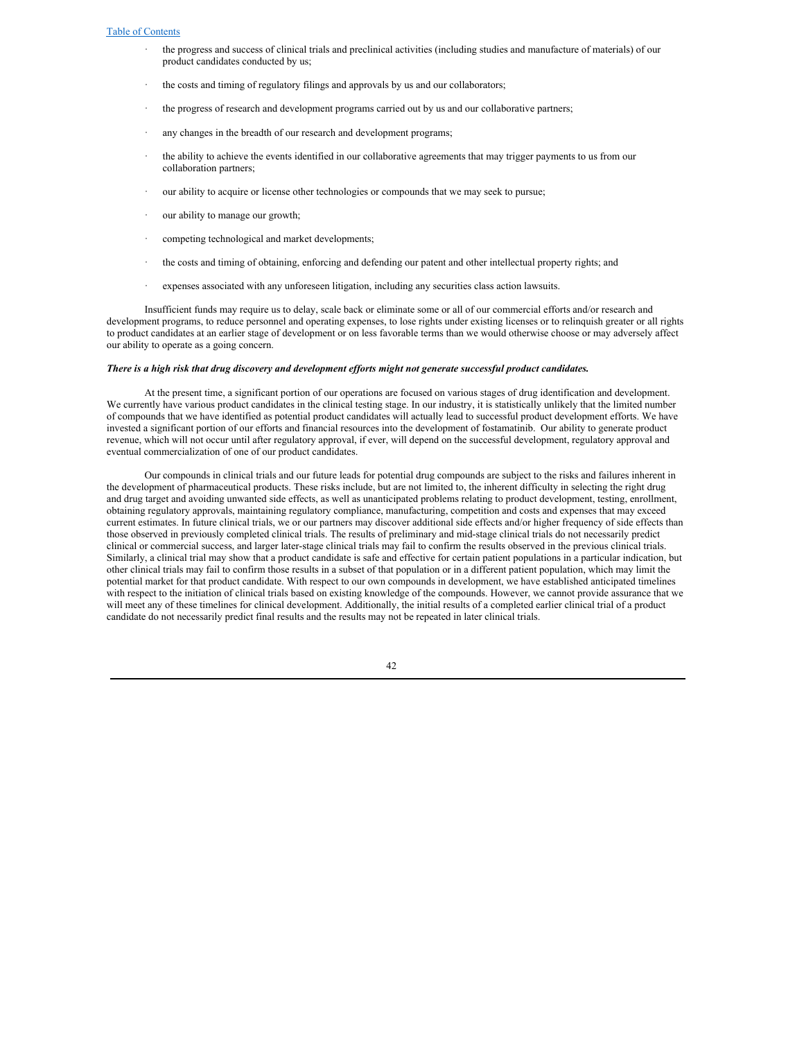- the progress and success of clinical trials and preclinical activities (including studies and manufacture of materials) of our product candidates conducted by us;
- the costs and timing of regulatory filings and approvals by us and our collaborators;
- the progress of research and development programs carried out by us and our collaborative partners;
- any changes in the breadth of our research and development programs;
- the ability to achieve the events identified in our collaborative agreements that may trigger payments to us from our collaboration partners;
- our ability to acquire or license other technologies or compounds that we may seek to pursue;
- our ability to manage our growth;
- competing technological and market developments;
- the costs and timing of obtaining, enforcing and defending our patent and other intellectual property rights; and
- expenses associated with any unforeseen litigation, including any securities class action lawsuits.

Insufficient funds may require us to delay, scale back or eliminate some or all of our commercial efforts and/or research and development programs, to reduce personnel and operating expenses, to lose rights under existing licenses or to relinquish greater or all rights to product candidates at an earlier stage of development or on less favorable terms than we would otherwise choose or may adversely affect our ability to operate as a going concern.

***There is a high risk that drug discovery and development efforts might not generate successful product candidates.***

At the present time, a significant portion of our operations are focused on various stages of drug identification and development. We currently have various product candidates in the clinical testing stage. In our industry, it is statistically unlikely that the limited number of compounds that we have identified as potential product candidates will actually lead to successful product development efforts. We have invested a significant portion of our efforts and financial resources into the development of fostamatinib. Our ability to generate product revenue, which will not occur until after regulatory approval, if ever, will depend on the successful development, regulatory approval and eventual commercialization of one of our product candidates.

Our compounds in clinical trials and our future leads for potential drug compounds are subject to the risks and failures inherent in the development of pharmaceutical products. These risks include, but are not limited to, the inherent difficulty in selecting the right drug and drug target and avoiding unwanted side effects, as well as unanticipated problems relating to product development, testing, enrollment, obtaining regulatory approvals, maintaining regulatory compliance, manufacturing, competition and costs and expenses that may exceed current estimates. In future clinical trials, we or our partners may discover additional side effects and/or higher frequency of side effects than those observed in previously completed clinical trials. The results of preliminary and mid-stage clinical trials do not necessarily predict clinical or commercial success, and larger later-stage clinical trials may fail to confirm the results observed in the previous clinical trials. Similarly, a clinical trial may show that a product candidate is safe and effective for certain patient populations in a particular indication, but other clinical trials may fail to confirm those results in a subset of that population or in a different patient population, which may limit the potential market for that product candidate. With respect to our own compounds in development, we have established anticipated timelines with respect to the initiation of clinical trials based on existing knowledge of the compounds. However, we cannot provide assurance that we will meet any of these timelines for clinical development. Additionally, the initial results of a completed earlier clinical trial of a product candidate do not necessarily predict final results and the results may not be repeated in later clinical trials.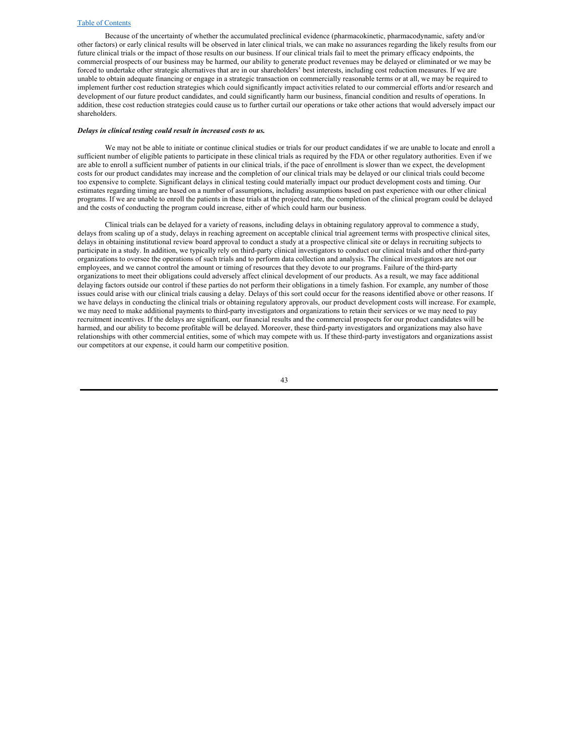Because of the uncertainty of whether the accumulated preclinical evidence (pharmacokinetic, pharmacodynamic, safety and/or other factors) or early clinical results will be observed in later clinical trials, we can make no assurances regarding the likely results from our future clinical trials or the impact of those results on our business. If our clinical trials fail to meet the primary efficacy endpoints, the commercial prospects of our business may be harmed, our ability to generate product revenues may be delayed or eliminated or we may be forced to undertake other strategic alternatives that are in our shareholders' best interests, including cost reduction measures. If we are unable to obtain adequate financing or engage in a strategic transaction on commercially reasonable terms or at all, we may be required to implement further cost reduction strategies which could significantly impact activities related to our commercial efforts and/or research and development of our future product candidates, and could significantly harm our business, financial condition and results of operations. In addition, these cost reduction strategies could cause us to further curtail our operations or take other actions that would adversely impact our shareholders.

***Delays in clinical testing could result in increased costs to us.***

We may not be able to initiate or continue clinical studies or trials for our product candidates if we are unable to locate and enroll a sufficient number of eligible patients to participate in these clinical trials as required by the FDA or other regulatory authorities. Even if we are able to enroll a sufficient number of patients in our clinical trials, if the pace of enrollment is slower than we expect, the development costs for our product candidates may increase and the completion of our clinical trials may be delayed or our clinical trials could become too expensive to complete. Significant delays in clinical testing could materially impact our product development costs and timing. Our estimates regarding timing are based on a number of assumptions, including assumptions based on past experience with our other clinical programs. If we are unable to enroll the patients in these trials at the projected rate, the completion of the clinical program could be delayed and the costs of conducting the program could increase, either of which could harm our business.

Clinical trials can be delayed for a variety of reasons, including delays in obtaining regulatory approval to commence a study, delays from scaling up of a study, delays in reaching agreement on acceptable clinical trial agreement terms with prospective clinical sites, delays in obtaining institutional review board approval to conduct a study at a prospective clinical site or delays in recruiting subjects to participate in a study. In addition, we typically rely on third-party clinical investigators to conduct our clinical trials and other third-party organizations to oversee the operations of such trials and to perform data collection and analysis. The clinical investigators are not our employees, and we cannot control the amount or timing of resources that they devote to our programs. Failure of the third-party organizations to meet their obligations could adversely affect clinical development of our products. As a result, we may face additional delaying factors outside our control if these parties do not perform their obligations in a timely fashion. For example, any number of those issues could arise with our clinical trials causing a delay. Delays of this sort could occur for the reasons identified above or other reasons. If we have delays in conducting the clinical trials or obtaining regulatory approvals, our product development costs will increase. For example, we may need to make additional payments to third-party investigators and organizations to retain their services or we may need to pay recruitment incentives. If the delays are significant, our financial results and the commercial prospects for our product candidates will be harmed, and our ability to become profitable will be delayed. Moreover, these third-party investigators and organizations may also have relationships with other commercial entities, some of which may compete with us. If these third-party investigators and organizations assist our competitors at our expense, it could harm our competitive position.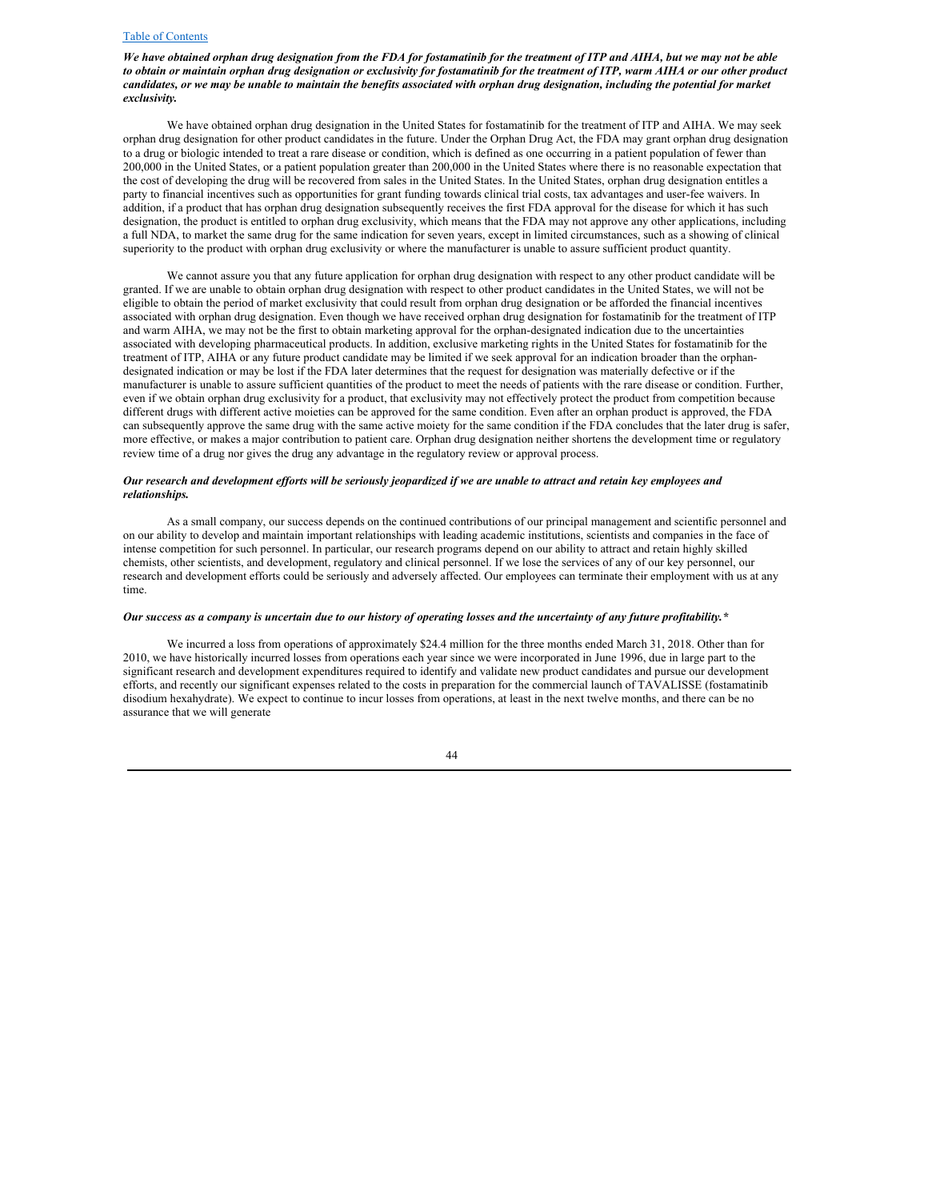***We have obtained orphan drug designation from the FDA for fostamatinib for the treatment of ITP and AIHA, but we may not be able to obtain or maintain orphan drug designation or exclusivity for fostamatinib for the treatment of ITP, warm AIHA or our other product candidates, or we may be unable to maintain the benefits associated with orphan drug designation, including the potential for market exclusivity.***

We have obtained orphan drug designation in the United States for fostamatinib for the treatment of ITP and AIHA. We may seek orphan drug designation for other product candidates in the future. Under the Orphan Drug Act, the FDA may grant orphan drug designation to a drug or biologic intended to treat a rare disease or condition, which is defined as one occurring in a patient population of fewer than 200,000 in the United States, or a patient population greater than 200,000 in the United States where there is no reasonable expectation that the cost of developing the drug will be recovered from sales in the United States. In the United States, orphan drug designation entitles a party to financial incentives such as opportunities for grant funding towards clinical trial costs, tax advantages and user-fee waivers. In addition, if a product that has orphan drug designation subsequently receives the first FDA approval for the disease for which it has such designation, the product is entitled to orphan drug exclusivity, which means that the FDA may not approve any other applications, including a full NDA, to market the same drug for the same indication for seven years, except in limited circumstances, such as a showing of clinical superiority to the product with orphan drug exclusivity or where the manufacturer is unable to assure sufficient product quantity.

We cannot assure you that any future application for orphan drug designation with respect to any other product candidate will be granted. If we are unable to obtain orphan drug designation with respect to other product candidates in the United States, we will not be eligible to obtain the period of market exclusivity that could result from orphan drug designation or be afforded the financial incentives associated with orphan drug designation. Even though we have received orphan drug designation for fostamatinib for the treatment of ITP and warm AIHA, we may not be the first to obtain marketing approval for the orphan-designated indication due to the uncertainties associated with developing pharmaceutical products. In addition, exclusive marketing rights in the United States for fostamatinib for the treatment of ITP, AIHA or any future product candidate may be limited if we seek approval for an indication broader than the orphan-designated indication or may be lost if the FDA later determines that the request for designation was materially defective or if the manufacturer is unable to assure sufficient quantities of the product to meet the needs of patients with the rare disease or condition. Further, even if we obtain orphan drug exclusivity for a product, that exclusivity may not effectively protect the product from competition because different drugs with different active moieties can be approved for the same condition. Even after an orphan product is approved, the FDA can subsequently approve the same drug with the same active moiety for the same condition if the FDA concludes that the later drug is safer, more effective, or makes a major contribution to patient care. Orphan drug designation neither shortens the development time or regulatory review time of a drug nor gives the drug any advantage in the regulatory review or approval process.

***Our research and development efforts will be seriously jeopardized if we are unable to attract and retain key employees and relationships.***

As a small company, our success depends on the continued contributions of our principal management and scientific personnel and on our ability to develop and maintain important relationships with leading academic institutions, scientists and companies in the face of intense competition for such personnel. In particular, our research programs depend on our ability to attract and retain highly skilled chemists, other scientists, and development, regulatory and clinical personnel. If we lose the services of any of our key personnel, our research and development efforts could be seriously and adversely affected. Our employees can terminate their employment with us at any time.

***Our success as a company is uncertain due to our history of operating losses and the uncertainty of any future profitability.****

We incurred a loss from operations of approximately $24.4 million for the three months ended March 31, 2018. Other than for 2010, we have historically incurred losses from operations each year since we were incorporated in June 1996, due in large part to the significant research and development expenditures required to identify and validate new product candidates and pursue our development efforts, and recently our significant expenses related to the costs in preparation for the commercial launch of TAVALISSE (fostamatinib disodium hexahydrate). We expect to continue to incur losses from operations, at least in the next twelve months, and there can be no assurance that we will generate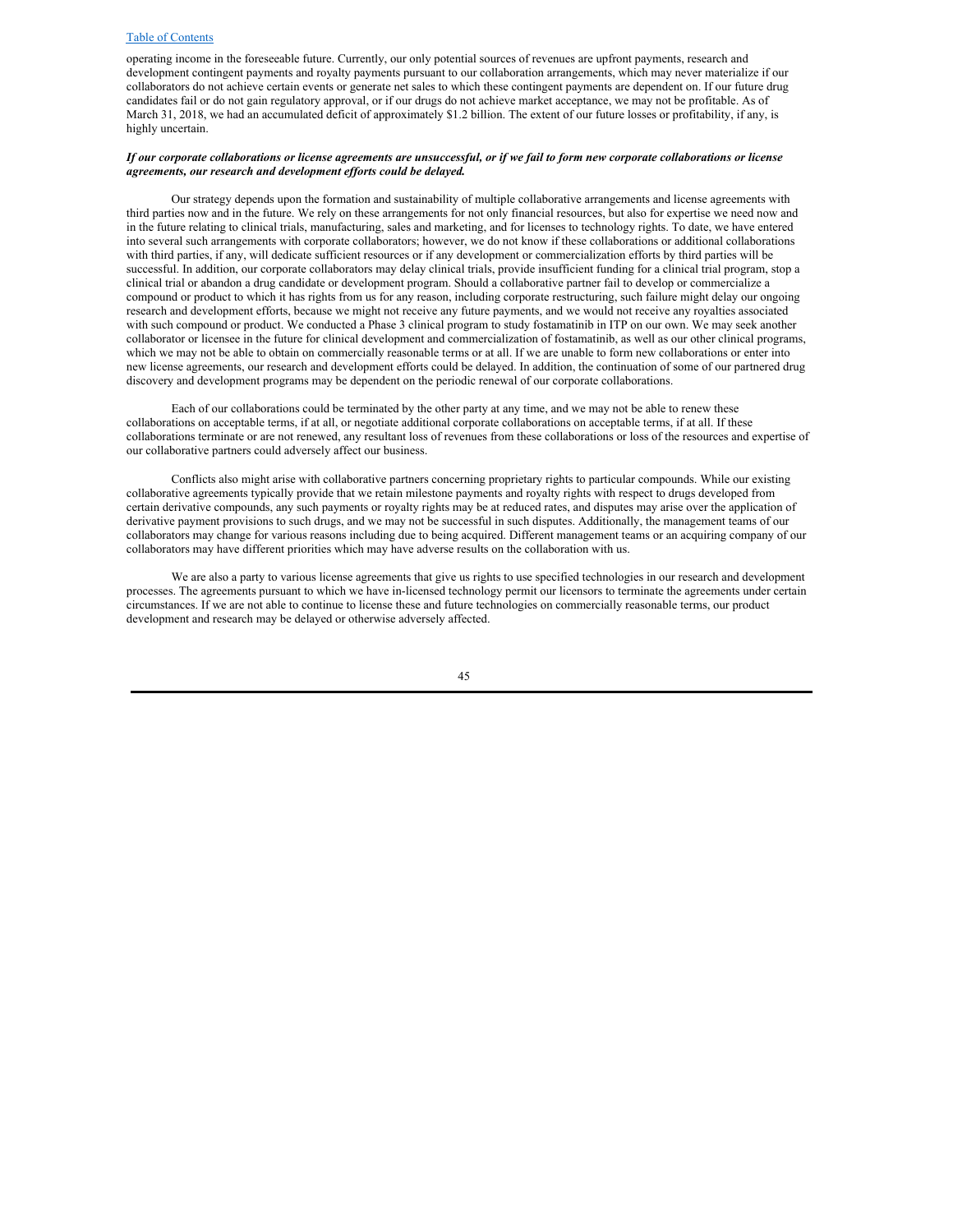operating income in the foreseeable future. Currently, our only potential sources of revenues are upfront payments, research and development contingent payments and royalty payments pursuant to our collaboration arrangements, which may never materialize if our collaborators do not achieve certain events or generate net sales to which these contingent payments are dependent on. If our future drug candidates fail or do not gain regulatory approval, or if our drugs do not achieve market acceptance, we may not be profitable. As of March 31, 2018, we had an accumulated deficit of approximately $1.2 billion. The extent of our future losses or profitability, if any, is highly uncertain.

***If our corporate collaborations or license agreements are unsuccessful, or if we fail to form new corporate collaborations or license agreements, our research and development efforts could be delayed.***

Our strategy depends upon the formation and sustainability of multiple collaborative arrangements and license agreements with third parties now and in the future. We rely on these arrangements for not only financial resources, but also for expertise we need now and in the future relating to clinical trials, manufacturing, sales and marketing, and for licenses to technology rights. To date, we have entered into several such arrangements with corporate collaborators; however, we do not know if these collaborations or additional collaborations with third parties, if any, will dedicate sufficient resources or if any development or commercialization efforts by third parties will be successful. In addition, our corporate collaborators may delay clinical trials, provide insufficient funding for a clinical trial program, stop a clinical trial or abandon a drug candidate or development program. Should a collaborative partner fail to develop or commercialize a compound or product to which it has rights from us for any reason, including corporate restructuring, such failure might delay our ongoing research and development efforts, because we might not receive any future payments, and we would not receive any royalties associated with such compound or product. We conducted a Phase 3 clinical program to study fostamatinib in ITP on our own. We may seek another collaborator or licensee in the future for clinical development and commercialization of fostamatinib, as well as our other clinical programs, which we may not be able to obtain on commercially reasonable terms or at all. If we are unable to form new collaborations or enter into new license agreements, our research and development efforts could be delayed. In addition, the continuation of some of our partnered drug discovery and development programs may be dependent on the periodic renewal of our corporate collaborations.

Each of our collaborations could be terminated by the other party at any time, and we may not be able to renew these collaborations on acceptable terms, if at all, or negotiate additional corporate collaborations on acceptable terms, if at all. If these collaborations terminate or are not renewed, any resultant loss of revenues from these collaborations or loss of the resources and expertise of our collaborative partners could adversely affect our business.

Conflicts also might arise with collaborative partners concerning proprietary rights to particular compounds. While our existing collaborative agreements typically provide that we retain milestone payments and royalty rights with respect to drugs developed from certain derivative compounds, any such payments or royalty rights may be at reduced rates, and disputes may arise over the application of derivative payment provisions to such drugs, and we may not be successful in such disputes. Additionally, the management teams of our collaborators may change for various reasons including due to being acquired. Different management teams or an acquiring company of our collaborators may have different priorities which may have adverse results on the collaboration with us.

We are also a party to various license agreements that give us rights to use specified technologies in our research and development processes. The agreements pursuant to which we have in-licensed technology permit our licensors to terminate the agreements under certain circumstances. If we are not able to continue to license these and future technologies on commercially reasonable terms, our product development and research may be delayed or otherwise adversely affected.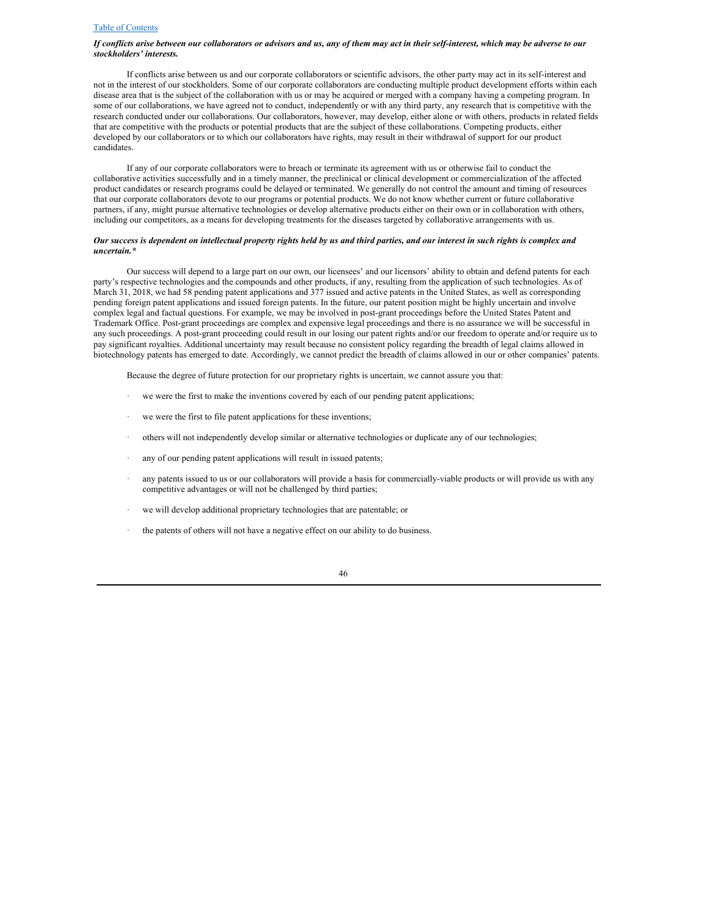***If conflicts arise between our collaborators or advisors and us, any of them may act in their self-interest, which may be adverse to our stockholders' interests.***

If conflicts arise between us and our corporate collaborators or scientific advisors, the other party may act in its self-interest and not in the interest of our stockholders. Some of our corporate collaborators are conducting multiple product development efforts within each disease area that is the subject of the collaboration with us or may be acquired or merged with a company having a competing program. In some of our collaborations, we have agreed not to conduct, independently or with any third party, any research that is competitive with the research conducted under our collaborations. Our collaborators, however, may develop, either alone or with others, products in related fields that are competitive with the products or potential products that are the subject of these collaborations. Competing products, either developed by our collaborators or to which our collaborators have rights, may result in their withdrawal of support for our product candidates.

If any of our corporate collaborators were to breach or terminate its agreement with us or otherwise fail to conduct the collaborative activities successfully and in a timely manner, the preclinical or clinical development or commercialization of the affected product candidates or research programs could be delayed or terminated. We generally do not control the amount and timing of resources that our corporate collaborators devote to our programs or potential products. We do not know whether current or future collaborative partners, if any, might pursue alternative technologies or develop alternative products either on their own or in collaboration with others, including our competitors, as a means for developing treatments for the diseases targeted by collaborative arrangements with us.

***Our success is dependent on intellectual property rights held by us and third parties, and our interest in such rights is complex and uncertain.****

Our success will depend to a large part on our own, our licensees' and our licensors' ability to obtain and defend patents for each party's respective technologies and the compounds and other products, if any, resulting from the application of such technologies. As of March 31, 2018, we had 58 pending patent applications and 377 issued and active patents in the United States, as well as corresponding pending foreign patent applications and issued foreign patents. In the future, our patent position might be highly uncertain and involve complex legal and factual questions. For example, we may be involved in post-grant proceedings before the United States Patent and Trademark Office. Post-grant proceedings are complex and expensive legal proceedings and there is no assurance we will be successful in any such proceedings. A post-grant proceeding could result in our losing our patent rights and/or our freedom to operate and/or require us to pay significant royalties. Additional uncertainty may result because no consistent policy regarding the breadth of legal claims allowed in biotechnology patents has emerged to date. Accordingly, we cannot predict the breadth of claims allowed in our or other companies' patents.

Because the degree of future protection for our proprietary rights is uncertain, we cannot assure you that:

- we were the first to make the inventions covered by each of our pending patent applications;
- we were the first to file patent applications for these inventions;
- others will not independently develop similar or alternative technologies or duplicate any of our technologies;
- any of our pending patent applications will result in issued patents;
- any patents issued to us or our collaborators will provide a basis for commercially-viable products or will provide us with any competitive advantages or will not be challenged by third parties;
- we will develop additional proprietary technologies that are patentable; or
- the patents of others will not have a negative effect on our ability to do business.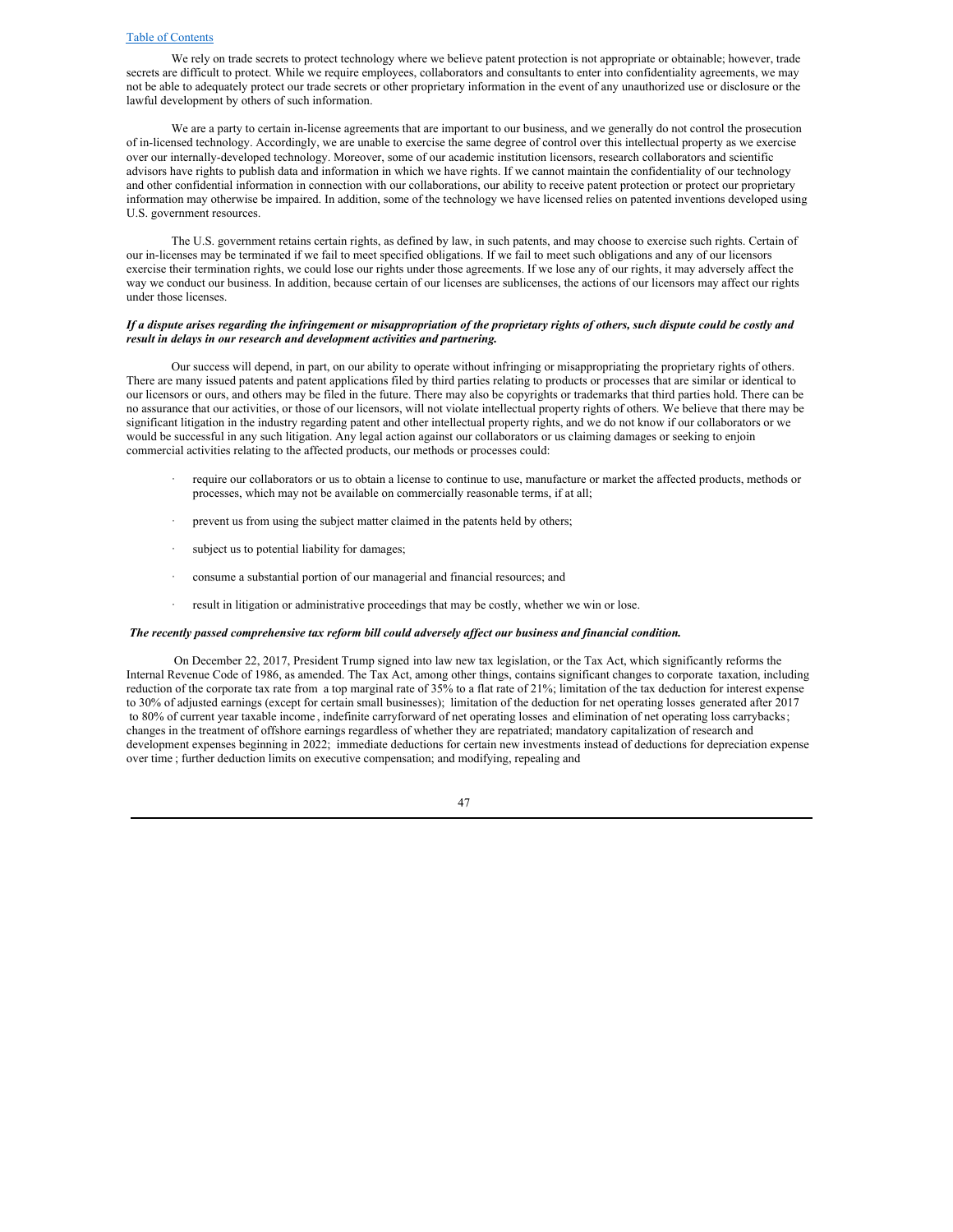We rely on trade secrets to protect technology where we believe patent protection is not appropriate or obtainable; however, trade secrets are difficult to protect. While we require employees, collaborators and consultants to enter into confidentiality agreements, we may not be able to adequately protect our trade secrets or other proprietary information in the event of any unauthorized use or disclosure or the lawful development by others of such information.

We are a party to certain in-license agreements that are important to our business, and we generally do not control the prosecution of in-licensed technology. Accordingly, we are unable to exercise the same degree of control over this intellectual property as we exercise over our internally-developed technology. Moreover, some of our academic institution licensors, research collaborators and scientific advisors have rights to publish data and information in which we have rights. If we cannot maintain the confidentiality of our technology and other confidential information in connection with our collaborations, our ability to receive patent protection or protect our proprietary information may otherwise be impaired. In addition, some of the technology we have licensed relies on patented inventions developed using U.S. government resources.

The U.S. government retains certain rights, as defined by law, in such patents, and may choose to exercise such rights. Certain of our in-licenses may be terminated if we fail to meet specified obligations. If we fail to meet such obligations and any of our licensors exercise their termination rights, we could lose our rights under those agreements. If we lose any of our rights, it may adversely affect the way we conduct our business. In addition, because certain of our licenses are sublicenses, the actions of our licensors may affect our rights under those licenses.

***If a dispute arises regarding the infringement or misappropriation of the proprietary rights of others, such dispute could be costly and result in delays in our research and development activities and partnering.***

Our success will depend, in part, on our ability to operate without infringing or misappropriating the proprietary rights of others. There are many issued patents and patent applications filed by third parties relating to products or processes that are similar or identical to our licensors or ours, and others may be filed in the future. There may also be copyrights or trademarks that third parties hold. There can be no assurance that our activities, or those of our licensors, will not violate intellectual property rights of others. We believe that there may be significant litigation in the industry regarding patent and other intellectual property rights, and we do not know if our collaborators or we would be successful in any such litigation. Any legal action against our collaborators or us claiming damages or seeking to enjoin commercial activities relating to the affected products, our methods or processes could:

- require our collaborators or us to obtain a license to continue to use, manufacture or market the affected products, methods or processes, which may not be available on commercially reasonable terms, if at all;
- prevent us from using the subject matter claimed in the patents held by others;
- subject us to potential liability for damages;
- consume a substantial portion of our managerial and financial resources; and
- result in litigation or administrative proceedings that may be costly, whether we win or lose.

***The recently passed comprehensive tax reform bill could adversely affect our business and financial condition.***

On December 22, 2017, President Trump signed into law new tax legislation, or the Tax Act, which significantly reforms the Internal Revenue Code of 1986, as amended. The Tax Act, among other things, contains significant changes to corporate taxation, including reduction of the corporate tax rate from a top marginal rate of 35% to a flat rate of 21%; limitation of the tax deduction for interest expense to 30% of adjusted earnings (except for certain small businesses); limitation of the deduction for net operating losses generated after 2017 to 80% of current year taxable income, indefinite carryforward of net operating losses and elimination of net operating loss carrybacks; changes in the treatment of offshore earnings regardless of whether they are repatriated; mandatory capitalization of research and development expenses beginning in 2022; immediate deductions for certain new investments instead of deductions for depreciation expense over time; further deduction limits on executive compensation; and modifying, repealing and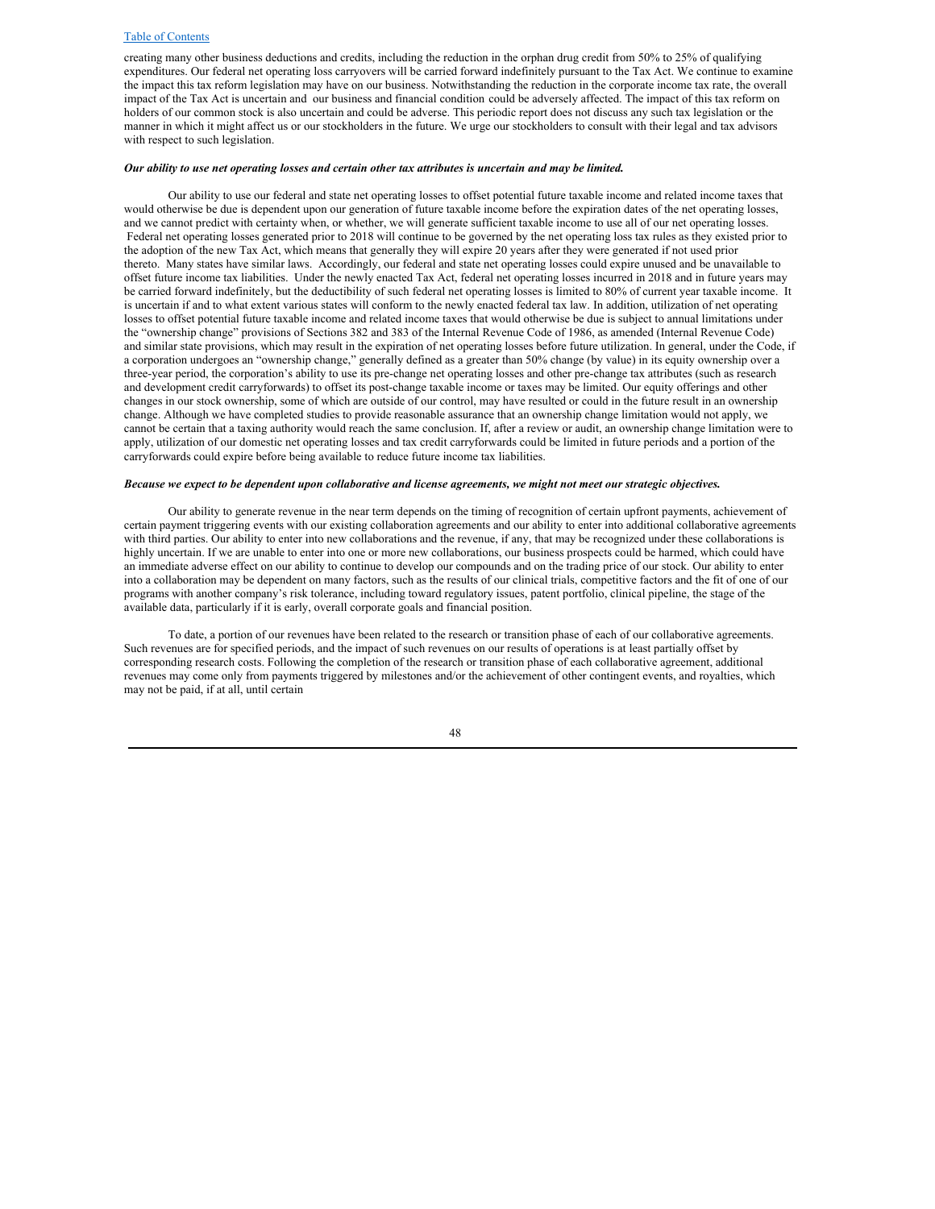creating many other business deductions and credits, including the reduction in the orphan drug credit from 50% to 25% of qualifying expenditures. Our federal net operating loss carryovers will be carried forward indefinitely pursuant to the Tax Act. We continue to examine the impact this tax reform legislation may have on our business. Notwithstanding the reduction in the corporate income tax rate, the overall impact of the Tax Act is uncertain and our business and financial condition could be adversely affected. The impact of this tax reform on holders of our common stock is also uncertain and could be adverse. This periodic report does not discuss any such tax legislation or the manner in which it might affect us or our stockholders in the future. We urge our stockholders to consult with their legal and tax advisors with respect to such legislation.

***Our ability to use net operating losses and certain other tax attributes is uncertain and may be limited.***

Our ability to use our federal and state net operating losses to offset potential future taxable income and related income taxes that would otherwise be due is dependent upon our generation of future taxable income before the expiration dates of the net operating losses, and we cannot predict with certainty when, or whether, we will generate sufficient taxable income to use all of our net operating losses. Federal net operating losses generated prior to 2018 will continue to be governed by the net operating loss tax rules as they existed prior to the adoption of the new Tax Act, which means that generally they will expire 20 years after they were generated if not used prior thereto. Many states have similar laws. Accordingly, our federal and state net operating losses could expire unused and be unavailable to offset future income tax liabilities. Under the newly enacted Tax Act, federal net operating losses incurred in 2018 and in future years may be carried forward indefinitely, but the deductibility of such federal net operating losses is limited to 80% of current year taxable income. It is uncertain if and to what extent various states will conform to the newly enacted federal tax law. In addition, utilization of net operating losses to offset potential future taxable income and related income taxes that would otherwise be due is subject to annual limitations under the "ownership change" provisions of Sections 382 and 383 of the Internal Revenue Code of 1986, as amended (Internal Revenue Code) and similar state provisions, which may result in the expiration of net operating losses before future utilization. In general, under the Code, if a corporation undergoes an "ownership change," generally defined as a greater than 50% change (by value) in its equity ownership over a three-year period, the corporation's ability to use its pre-change net operating losses and other pre-change tax attributes (such as research and development credit carryforwards) to offset its post-change taxable income or taxes may be limited. Our equity offerings and other changes in our stock ownership, some of which are outside of our control, may have resulted or could in the future result in an ownership change. Although we have completed studies to provide reasonable assurance that an ownership change limitation would not apply, we cannot be certain that a taxing authority would reach the same conclusion. If, after a review or audit, an ownership change limitation were to apply, utilization of our domestic net operating losses and tax credit carryforwards could be limited in future periods and a portion of the carryforwards could expire before being available to reduce future income tax liabilities.

***Because we expect to be dependent upon collaborative and license agreements, we might not meet our strategic objectives.***

Our ability to generate revenue in the near term depends on the timing of recognition of certain upfront payments, achievement of certain payment triggering events with our existing collaboration agreements and our ability to enter into additional collaborative agreements with third parties. Our ability to enter into new collaborations and the revenue, if any, that may be recognized under these collaborations is highly uncertain. If we are unable to enter into one or more new collaborations, our business prospects could be harmed, which could have an immediate adverse effect on our ability to continue to develop our compounds and on the trading price of our stock. Our ability to enter into a collaboration may be dependent on many factors, such as the results of our clinical trials, competitive factors and the fit of one of our programs with another company's risk tolerance, including toward regulatory issues, patent portfolio, clinical pipeline, the stage of the available data, particularly if it is early, overall corporate goals and financial position.

To date, a portion of our revenues have been related to the research or transition phase of each of our collaborative agreements. Such revenues are for specified periods, and the impact of such revenues on our results of operations is at least partially offset by corresponding research costs. Following the completion of the research or transition phase of each collaborative agreement, additional revenues may come only from payments triggered by milestones and/or the achievement of other contingent events, and royalties, which may not be paid, if at all, until certain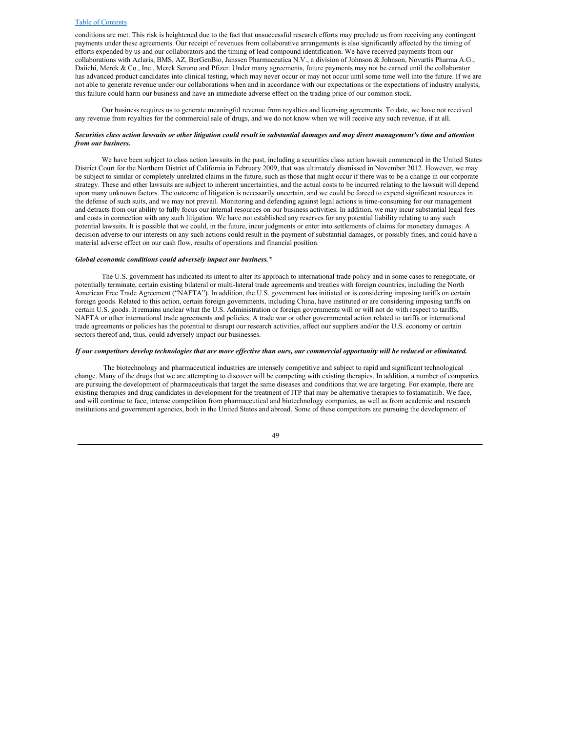conditions are met. This risk is heightened due to the fact that unsuccessful research efforts may preclude us from receiving any contingent payments under these agreements. Our receipt of revenues from collaborative arrangements is also significantly affected by the timing of efforts expended by us and our collaborators and the timing of lead compound identification. We have received payments from our collaborations with Aclaris, BMS, AZ, BerGenBio, Janssen Pharmaceutica N.V., a division of Johnson & Johnson, Novartis Pharma A.G., Daiichi, Merck & Co., Inc., Merck Serono and Pfizer. Under many agreements, future payments may not be earned until the collaborator has advanced product candidates into clinical testing, which may never occur or may not occur until some time well into the future. If we are not able to generate revenue under our collaborations when and in accordance with our expectations or the expectations of industry analysts, this failure could harm our business and have an immediate adverse effect on the trading price of our common stock.

Our business requires us to generate meaningful revenue from royalties and licensing agreements. To date, we have not received any revenue from royalties for the commercial sale of drugs, and we do not know when we will receive any such revenue, if at all.

***Securities class action lawsuits or other litigation could result in substantial damages and may divert management's time and attention from our business.***

We have been subject to class action lawsuits in the past, including a securities class action lawsuit commenced in the United States District Court for the Northern District of California in February 2009, that was ultimately dismissed in November 2012. However, we may be subject to similar or completely unrelated claims in the future, such as those that might occur if there was to be a change in our corporate strategy. These and other lawsuits are subject to inherent uncertainties, and the actual costs to be incurred relating to the lawsuit will depend upon many unknown factors. The outcome of litigation is necessarily uncertain, and we could be forced to expend significant resources in the defense of such suits, and we may not prevail. Monitoring and defending against legal actions is time-consuming for our management and detracts from our ability to fully focus our internal resources on our business activities. In addition, we may incur substantial legal fees and costs in connection with any such litigation. We have not established any reserves for any potential liability relating to any such potential lawsuits. It is possible that we could, in the future, incur judgments or enter into settlements of claims for monetary damages. A decision adverse to our interests on any such actions could result in the payment of substantial damages, or possibly fines, and could have a material adverse effect on our cash flow, results of operations and financial position.

***Global economic conditions could adversely impact our business.****

The U.S. government has indicated its intent to alter its approach to international trade policy and in some cases to renegotiate, or potentially terminate, certain existing bilateral or multi-lateral trade agreements and treaties with foreign countries, including the North American Free Trade Agreement ("NAFTA"). In addition, the U.S. government has initiated or is considering imposing tariffs on certain foreign goods. Related to this action, certain foreign governments, including China, have instituted or are considering imposing tariffs on certain U.S. goods. It remains unclear what the U.S. Administration or foreign governments will or will not do with respect to tariffs, NAFTA or other international trade agreements and policies. A trade war or other governmental action related to tariffs or international trade agreements or policies has the potential to disrupt our research activities, affect our suppliers and/or the U.S. economy or certain sectors thereof and, thus, could adversely impact our businesses.

***If our competitors develop technologies that are more effective than ours, our commercial opportunity will be reduced or eliminated.***

The biotechnology and pharmaceutical industries are intensely competitive and subject to rapid and significant technological change. Many of the drugs that we are attempting to discover will be competing with existing therapies. In addition, a number of companies are pursuing the development of pharmaceuticals that target the same diseases and conditions that we are targeting. For example, there are existing therapies and drug candidates in development for the treatment of ITP that may be alternative therapies to fostamatinib. We face, and will continue to face, intense competition from pharmaceutical and biotechnology companies, as well as from academic and research institutions and government agencies, both in the United States and abroad. Some of these competitors are pursuing the development of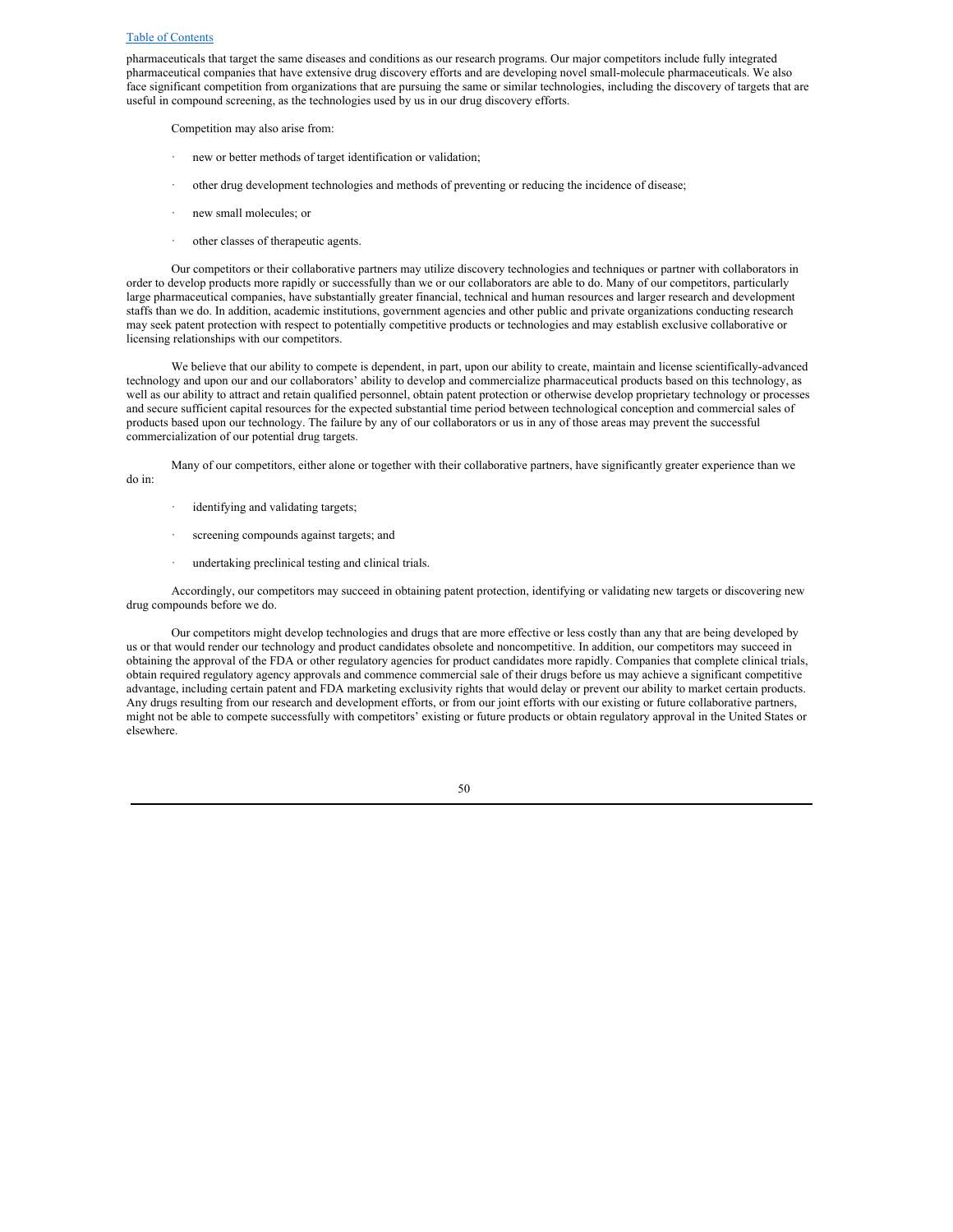pharmaceuticals that target the same diseases and conditions as our research programs. Our major competitors include fully integrated pharmaceutical companies that have extensive drug discovery efforts and are developing novel small-molecule pharmaceuticals. We also face significant competition from organizations that are pursuing the same or similar technologies, including the discovery of targets that are useful in compound screening, as the technologies used by us in our drug discovery efforts.

Competition may also arise from:

- new or better methods of target identification or validation;
- other drug development technologies and methods of preventing or reducing the incidence of disease;
- new small molecules; or
- other classes of therapeutic agents.

Our competitors or their collaborative partners may utilize discovery technologies and techniques or partner with collaborators in order to develop products more rapidly or successfully than we or our collaborators are able to do. Many of our competitors, particularly large pharmaceutical companies, have substantially greater financial, technical and human resources and larger research and development staffs than we do. In addition, academic institutions, government agencies and other public and private organizations conducting research may seek patent protection with respect to potentially competitive products or technologies and may establish exclusive collaborative or licensing relationships with our competitors.

We believe that our ability to compete is dependent, in part, upon our ability to create, maintain and license scientifically-advanced technology and upon our and our collaborators' ability to develop and commercialize pharmaceutical products based on this technology, as well as our ability to attract and retain qualified personnel, obtain patent protection or otherwise develop proprietary technology or processes and secure sufficient capital resources for the expected substantial time period between technological conception and commercial sales of products based upon our technology. The failure by any of our collaborators or us in any of those areas may prevent the successful commercialization of our potential drug targets.

Many of our competitors, either alone or together with their collaborative partners, have significantly greater experience than we do in:

- identifying and validating targets;
- screening compounds against targets; and
- undertaking preclinical testing and clinical trials.

Accordingly, our competitors may succeed in obtaining patent protection, identifying or validating new targets or discovering new drug compounds before we do.

Our competitors might develop technologies and drugs that are more effective or less costly than any that are being developed by us or that would render our technology and product candidates obsolete and noncompetitive. In addition, our competitors may succeed in obtaining the approval of the FDA or other regulatory agencies for product candidates more rapidly. Companies that complete clinical trials, obtain required regulatory agency approvals and commence commercial sale of their drugs before us may achieve a significant competitive advantage, including certain patent and FDA marketing exclusivity rights that would delay or prevent our ability to market certain products. Any drugs resulting from our research and development efforts, or from our joint efforts with our existing or future collaborative partners, might not be able to compete successfully with competitors' existing or future products or obtain regulatory approval in the United States or elsewhere.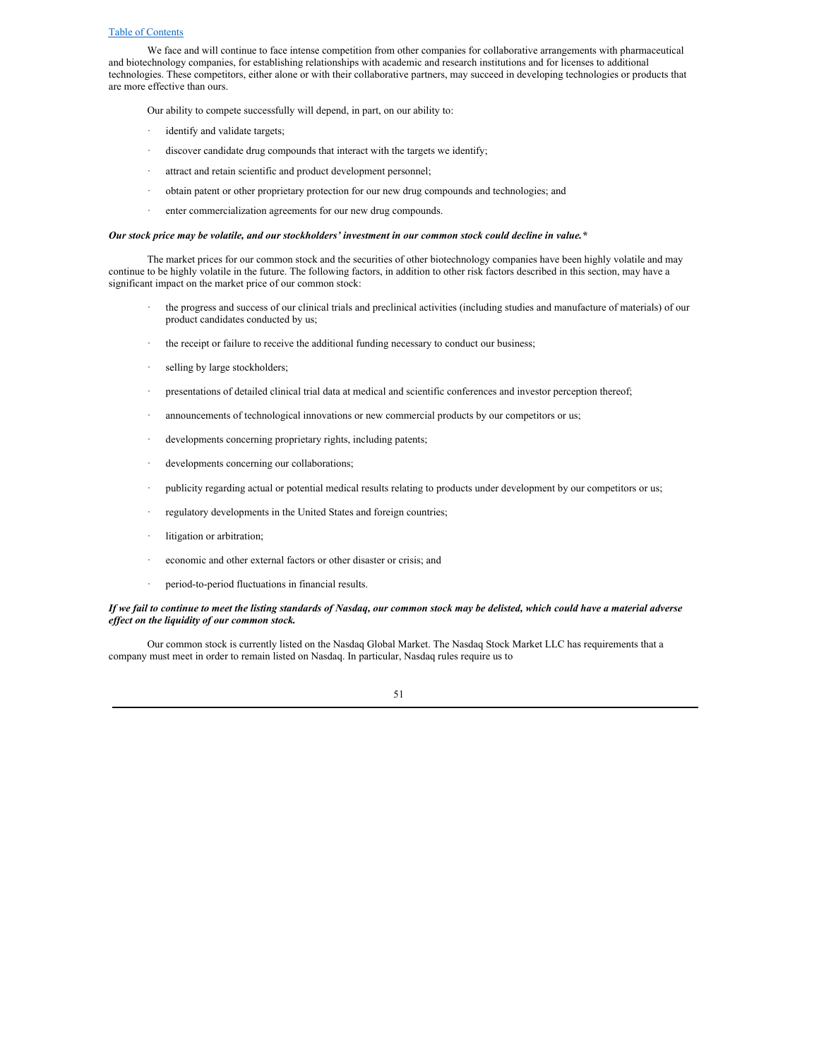We face and will continue to face intense competition from other companies for collaborative arrangements with pharmaceutical and biotechnology companies, for establishing relationships with academic and research institutions and for licenses to additional technologies. These competitors, either alone or with their collaborative partners, may succeed in developing technologies or products that are more effective than ours.

Our ability to compete successfully will depend, in part, on our ability to:

- identify and validate targets;
- discover candidate drug compounds that interact with the targets we identify;
- attract and retain scientific and product development personnel;
- obtain patent or other proprietary protection for our new drug compounds and technologies; and
- enter commercialization agreements for our new drug compounds.

***Our stock price may be volatile, and our stockholders' investment in our common stock could decline in value.****

The market prices for our common stock and the securities of other biotechnology companies have been highly volatile and may continue to be highly volatile in the future. The following factors, in addition to other risk factors described in this section, may have a significant impact on the market price of our common stock:

- the progress and success of our clinical trials and preclinical activities (including studies and manufacture of materials) of our product candidates conducted by us;
- the receipt or failure to receive the additional funding necessary to conduct our business;
- selling by large stockholders;
- presentations of detailed clinical trial data at medical and scientific conferences and investor perception thereof;
- announcements of technological innovations or new commercial products by our competitors or us;
- developments concerning proprietary rights, including patents;
- developments concerning our collaborations;
- publicity regarding actual or potential medical results relating to products under development by our competitors or us;
- regulatory developments in the United States and foreign countries;
- litigation or arbitration;
- economic and other external factors or other disaster or crisis; and
- period-to-period fluctuations in financial results.

***If we fail to continue to meet the listing standards of Nasdaq, our common stock may be delisted, which could have a material adverse effect on the liquidity of our common stock.***

Our common stock is currently listed on the Nasdaq Global Market. The Nasdaq Stock Market LLC has requirements that a company must meet in order to remain listed on Nasdaq. In particular, Nasdaq rules require us to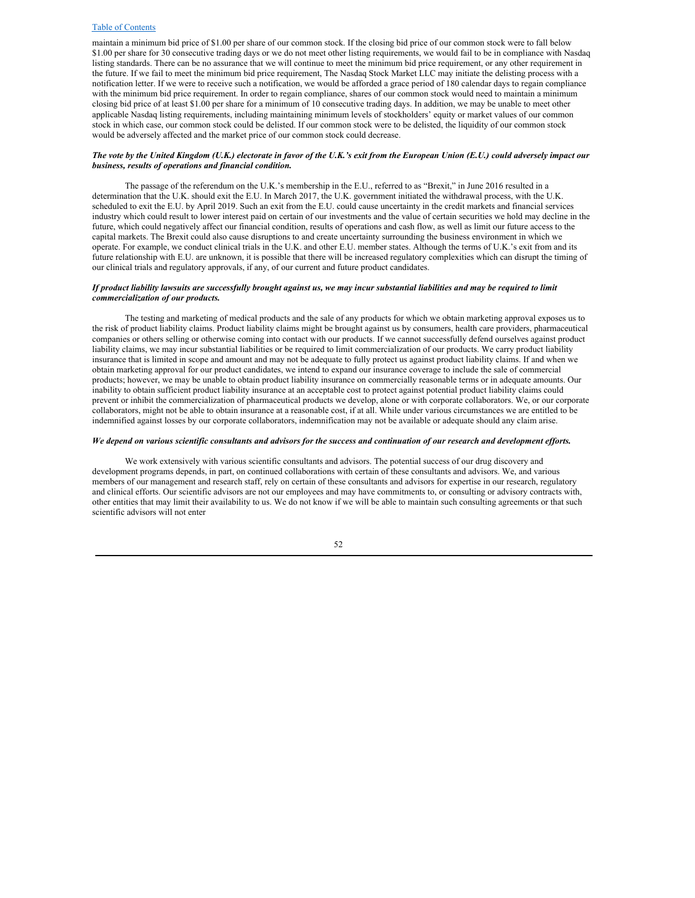maintain a minimum bid price of $1.00 per share of our common stock. If the closing bid price of our common stock were to fall below $1.00 per share for 30 consecutive trading days or we do not meet other listing requirements, we would fail to be in compliance with Nasdaq listing standards. There can be no assurance that we will continue to meet the minimum bid price requirement, or any other requirement in the future. If we fail to meet the minimum bid price requirement, The Nasdaq Stock Market LLC may initiate the delisting process with a notification letter. If we were to receive such a notification, we would be afforded a grace period of 180 calendar days to regain compliance with the minimum bid price requirement. In order to regain compliance, shares of our common stock would need to maintain a minimum closing bid price of at least $1.00 per share for a minimum of 10 consecutive trading days. In addition, we may be unable to meet other applicable Nasdaq listing requirements, including maintaining minimum levels of stockholders' equity or market values of our common stock in which case, our common stock could be delisted. If our common stock were to be delisted, the liquidity of our common stock would be adversely affected and the market price of our common stock could decrease.

***The vote by the United Kingdom (U.K.) electorate in favor of the U.K.'s exit from the European Union (E.U.) could adversely impact our business, results of operations and financial condition.***

The passage of the referendum on the U.K.'s membership in the E.U., referred to as "Brexit," in June 2016 resulted in a determination that the U.K. should exit the E.U. In March 2017, the U.K. government initiated the withdrawal process, with the U.K. scheduled to exit the E.U. by April 2019. Such an exit from the E.U. could cause uncertainty in the credit markets and financial services industry which could result to lower interest paid on certain of our investments and the value of certain securities we hold may decline in the future, which could negatively affect our financial condition, results of operations and cash flow, as well as limit our future access to the capital markets. The Brexit could also cause disruptions to and create uncertainty surrounding the business environment in which we operate. For example, we conduct clinical trials in the U.K. and other E.U. member states. Although the terms of U.K.'s exit from and its future relationship with E.U. are unknown, it is possible that there will be increased regulatory complexities which can disrupt the timing of our clinical trials and regulatory approvals, if any, of our current and future product candidates.

***If product liability lawsuits are successfully brought against us, we may incur substantial liabilities and may be required to limit commercialization of our products.***

The testing and marketing of medical products and the sale of any products for which we obtain marketing approval exposes us to the risk of product liability claims. Product liability claims might be brought against us by consumers, health care providers, pharmaceutical companies or others selling or otherwise coming into contact with our products. If we cannot successfully defend ourselves against product liability claims, we may incur substantial liabilities or be required to limit commercialization of our products. We carry product liability insurance that is limited in scope and amount and may not be adequate to fully protect us against product liability claims. If and when we obtain marketing approval for our product candidates, we intend to expand our insurance coverage to include the sale of commercial products; however, we may be unable to obtain product liability insurance on commercially reasonable terms or in adequate amounts. Our inability to obtain sufficient product liability insurance at an acceptable cost to protect against potential product liability claims could prevent or inhibit the commercialization of pharmaceutical products we develop, alone or with corporate collaborators. We, or our corporate collaborators, might not be able to obtain insurance at a reasonable cost, if at all. While under various circumstances we are entitled to be indemnified against losses by our corporate collaborators, indemnification may not be available or adequate should any claim arise.

***We depend on various scientific consultants and advisors for the success and continuation of our research and development efforts.***

We work extensively with various scientific consultants and advisors. The potential success of our drug discovery and development programs depends, in part, on continued collaborations with certain of these consultants and advisors. We, and various members of our management and research staff, rely on certain of these consultants and advisors for expertise in our research, regulatory and clinical efforts. Our scientific advisors are not our employees and may have commitments to, or consulting or advisory contracts with, other entities that may limit their availability to us. We do not know if we will be able to maintain such consulting agreements or that such scientific advisors will not enter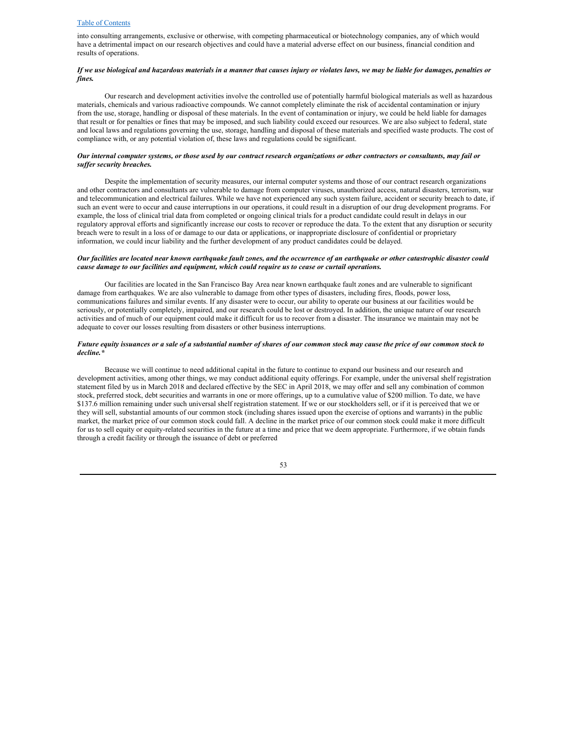into consulting arrangements, exclusive or otherwise, with competing pharmaceutical or biotechnology companies, any of which would have a detrimental impact on our research objectives and could have a material adverse effect on our business, financial condition and results of operations.

***If we use biological and hazardous materials in a manner that causes injury or violates laws, we may be liable for damages, penalties or fines.***

Our research and development activities involve the controlled use of potentially harmful biological materials as well as hazardous materials, chemicals and various radioactive compounds. We cannot completely eliminate the risk of accidental contamination or injury from the use, storage, handling or disposal of these materials. In the event of contamination or injury, we could be held liable for damages that result or for penalties or fines that may be imposed, and such liability could exceed our resources. We are also subject to federal, state and local laws and regulations governing the use, storage, handling and disposal of these materials and specified waste products. The cost of compliance with, or any potential violation of, these laws and regulations could be significant.

***Our internal computer systems, or those used by our contract research organizations or other contractors or consultants, may fail or suffer security breaches.***

Despite the implementation of security measures, our internal computer systems and those of our contract research organizations and other contractors and consultants are vulnerable to damage from computer viruses, unauthorized access, natural disasters, terrorism, war and telecommunication and electrical failures. While we have not experienced any such system failure, accident or security breach to date, if such an event were to occur and cause interruptions in our operations, it could result in a disruption of our drug development programs. For example, the loss of clinical trial data from completed or ongoing clinical trials for a product candidate could result in delays in our regulatory approval efforts and significantly increase our costs to recover or reproduce the data. To the extent that any disruption or security breach were to result in a loss of or damage to our data or applications, or inappropriate disclosure of confidential or proprietary information, we could incur liability and the further development of any product candidates could be delayed.

***Our facilities are located near known earthquake fault zones, and the occurrence of an earthquake or other catastrophic disaster could cause damage to our facilities and equipment, which could require us to cease or curtail operations.***

Our facilities are located in the San Francisco Bay Area near known earthquake fault zones and are vulnerable to significant damage from earthquakes. We are also vulnerable to damage from other types of disasters, including fires, floods, power loss, communications failures and similar events. If any disaster were to occur, our ability to operate our business at our facilities would be seriously, or potentially completely, impaired, and our research could be lost or destroyed. In addition, the unique nature of our research activities and of much of our equipment could make it difficult for us to recover from a disaster. The insurance we maintain may not be adequate to cover our losses resulting from disasters or other business interruptions.

***Future equity issuances or a sale of a substantial number of shares of our common stock may cause the price of our common stock to decline.****

Because we will continue to need additional capital in the future to continue to expand our business and our research and development activities, among other things, we may conduct additional equity offerings. For example, under the universal shelf registration statement filed by us in March 2018 and declared effective by the SEC in April 2018, we may offer and sell any combination of common stock, preferred stock, debt securities and warrants in one or more offerings, up to a cumulative value of $200 million. To date, we have $137.6 million remaining under such universal shelf registration statement. If we or our stockholders sell, or if it is perceived that we or they will sell, substantial amounts of our common stock (including shares issued upon the exercise of options and warrants) in the public market, the market price of our common stock could fall. A decline in the market price of our common stock could make it more difficult for us to sell equity or equity-related securities in the future at a time and price that we deem appropriate. Furthermore, if we obtain funds through a credit facility or through the issuance of debt or preferred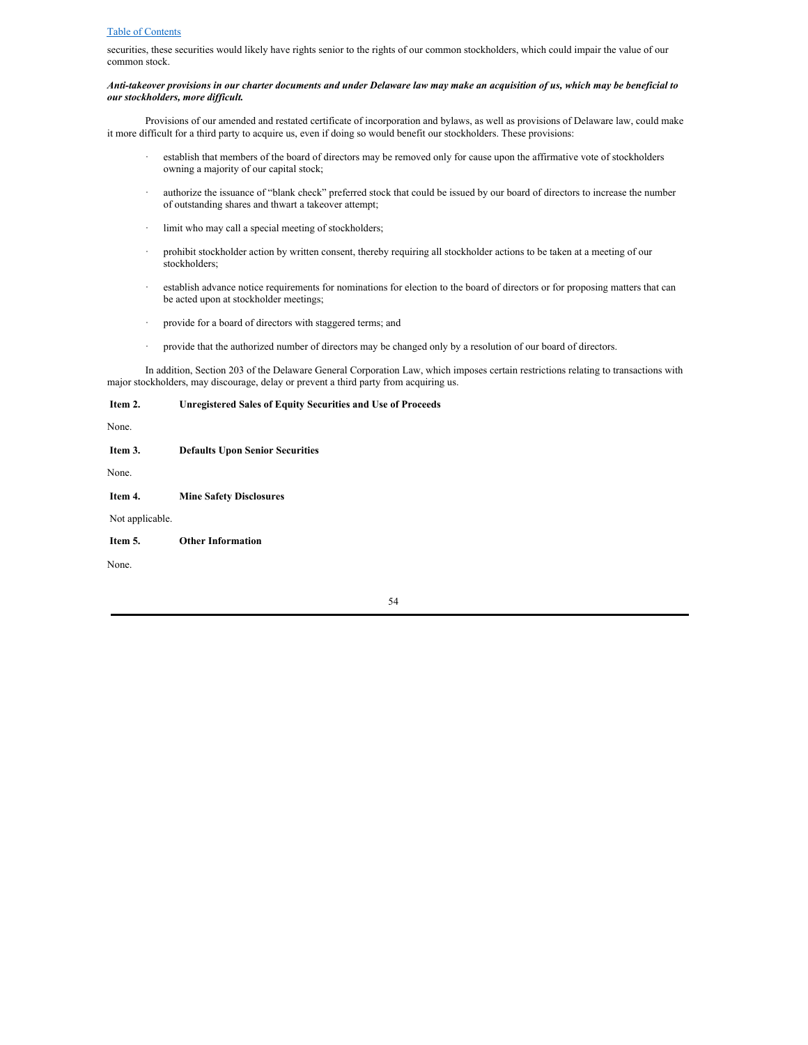securities, these securities would likely have rights senior to the rights of our common stockholders, which could impair the value of our common stock.

***Anti-takeover provisions in our charter documents and under Delaware law may make an acquisition of us, which may be beneficial to our stockholders, more difficult.***

Provisions of our amended and restated certificate of incorporation and bylaws, as well as provisions of Delaware law, could make it more difficult for a third party to acquire us, even if doing so would benefit our stockholders. These provisions:

- establish that members of the board of directors may be removed only for cause upon the affirmative vote of stockholders owning a majority of our capital stock;
- authorize the issuance of "blank check" preferred stock that could be issued by our board of directors to increase the number of outstanding shares and thwart a takeover attempt;
- limit who may call a special meeting of stockholders;
- prohibit stockholder action by written consent, thereby requiring all stockholder actions to be taken at a meeting of our stockholders;
- establish advance notice requirements for nominations for election to the board of directors or for proposing matters that can be acted upon at stockholder meetings;
- provide for a board of directors with staggered terms; and
- provide that the authorized number of directors may be changed only by a resolution of our board of directors.

In addition, Section 203 of the Delaware General Corporation Law, which imposes certain restrictions relating to transactions with major stockholders, may discourage, delay or prevent a third party from acquiring us.

## Item 2. Unregistered Sales of Equity Securities and Use of Proceeds

None.

## Item 3. Defaults Upon Senior Securities

None.

## Item 4. Mine Safety Disclosures

Not applicable.

## Item 5. Other Information

None.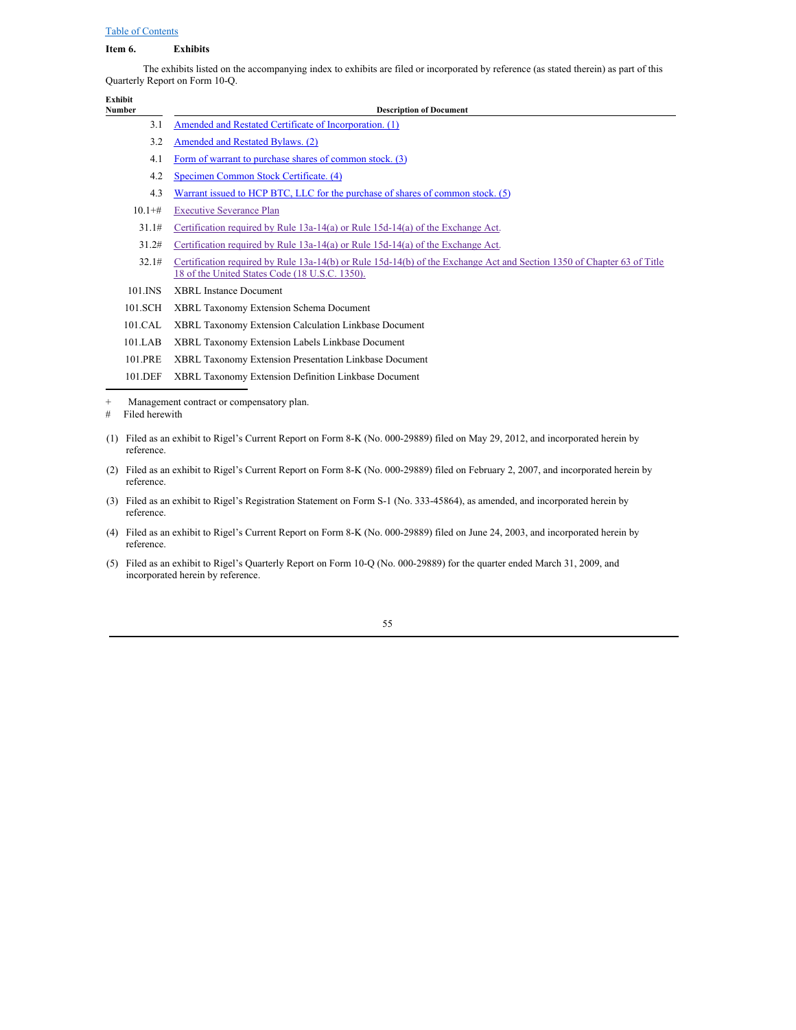[Table of Contents](#)

**Item 6. Exhibits**

The exhibits listed on the accompanying index to exhibits are filed or incorporated by reference (as stated therein) as part of this Quarterly Report on Form 10-Q.

| Exhibit Number | Description of Document |
|---|---|
| 3.1 | Amended and Restated Certificate of Incorporation. (1) |
| 3.2 | Amended and Restated Bylaws. (2) |
| 4.1 | Form of warrant to purchase shares of common stock. (3) |
| 4.2 | Specimen Common Stock Certificate. (4) |
| 4.3 | Warrant issued to HCP BTC, LLC for the purchase of shares of common stock. (5) |
| 10.1+# | Executive Severance Plan |
| 31.1# | Certification required by Rule 13a-14(a) or Rule 15d-14(a) of the Exchange Act. |
| 31.2# | Certification required by Rule 13a-14(a) or Rule 15d-14(a) of the Exchange Act. |
| 32.1# | Certification required by Rule 13a-14(b) or Rule 15d-14(b) of the Exchange Act and Section 1350 of Chapter 63 of Title 18 of the United States Code (18 U.S.C. 1350). |
| 101.INS | XBRL Instance Document |
| 101.SCH | XBRL Taxonomy Extension Schema Document |
| 101.CAL | XBRL Taxonomy Extension Calculation Linkbase Document |
| 101.LAB | XBRL Taxonomy Extension Labels Linkbase Document |
| 101.PRE | XBRL Taxonomy Extension Presentation Linkbase Document |
| 101.DEF | XBRL Taxonomy Extension Definition Linkbase Document |

\+ Management contract or compensatory plan.

\# Filed herewith

(1) Filed as an exhibit to Rigel's Current Report on Form 8-K (No. 000-29889) filed on May 29, 2012, and incorporated herein by reference.

(2) Filed as an exhibit to Rigel's Current Report on Form 8-K (No. 000-29889) filed on February 2, 2007, and incorporated herein by reference.

(3) Filed as an exhibit to Rigel's Registration Statement on Form S-1 (No. 333-45864), as amended, and incorporated herein by reference.

(4) Filed as an exhibit to Rigel's Current Report on Form 8-K (No. 000-29889) filed on June 24, 2003, and incorporated herein by reference.

(5) Filed as an exhibit to Rigel's Quarterly Report on Form 10-Q (No. 000-29889) for the quarter ended March 31, 2009, and incorporated herein by reference.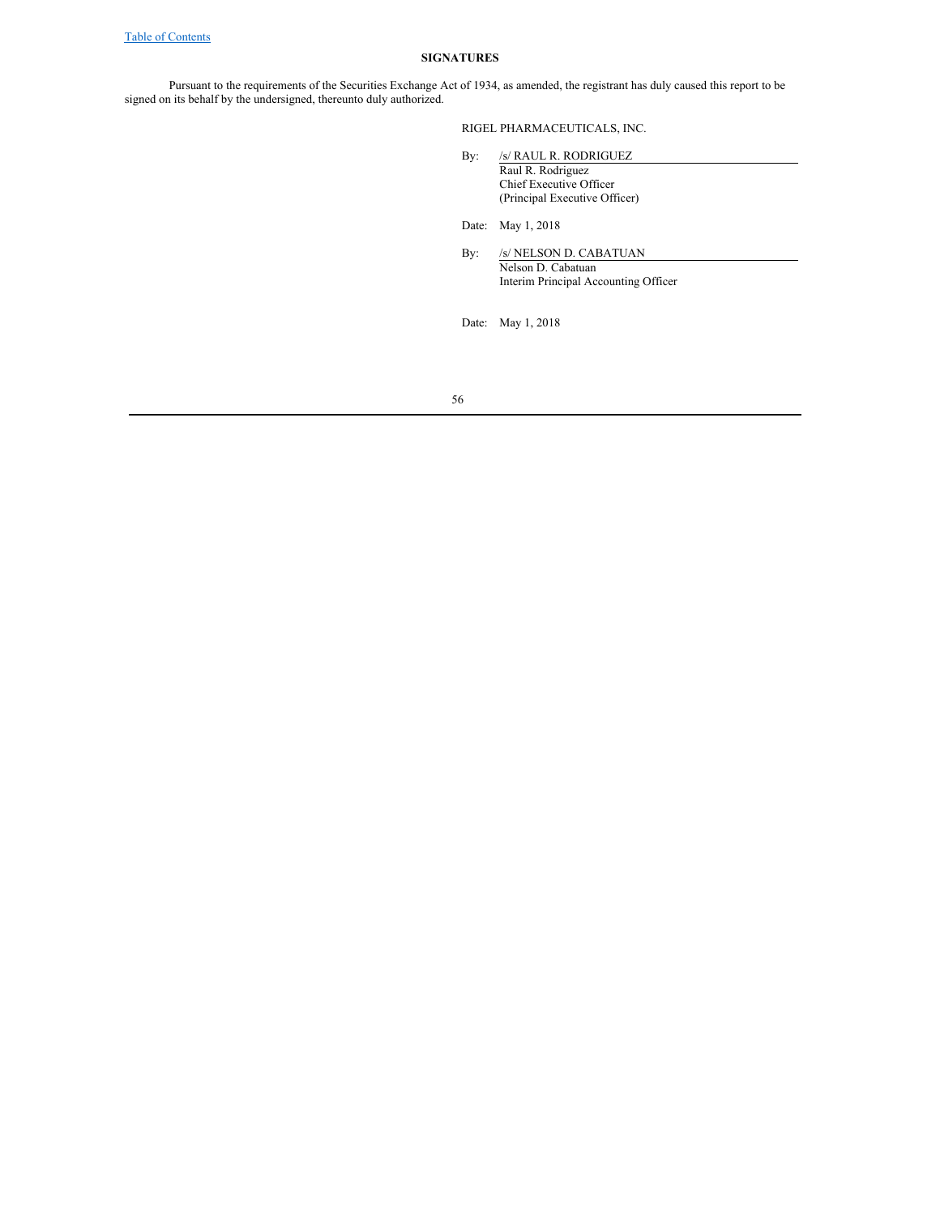## SIGNATURES

Pursuant to the requirements of the Securities Exchange Act of 1934, as amended, the registrant has duly caused this report to be signed on its behalf by the undersigned, thereunto duly authorized.

RIGEL PHARMACEUTICALS, INC.

By: /s/ RAUL R. RODRIGUEZ
Raul R. Rodriguez
Chief Executive Officer
(Principal Executive Officer)

Date: May 1, 2018

By: /s/ NELSON D. CABATUAN
Nelson D. Cabatuan
Interim Principal Accounting Officer

Date: May 1, 2018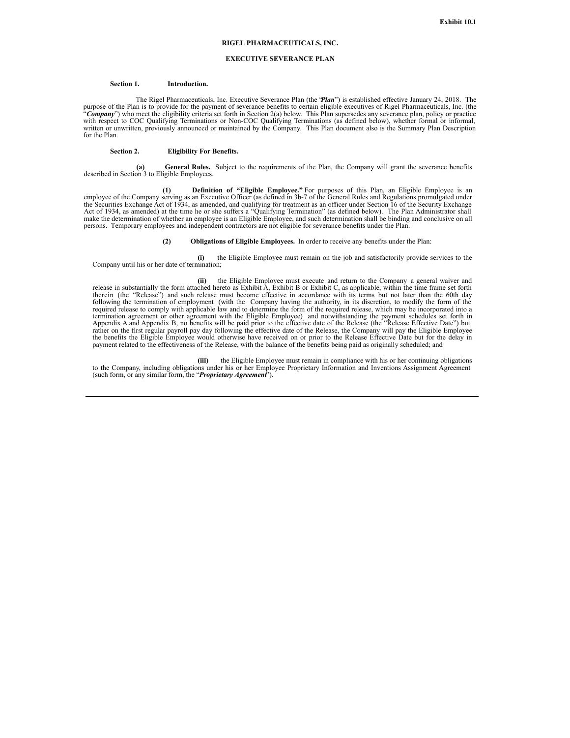Exhibit 10.1

# RIGEL PHARMACEUTICALS, INC.

## EXECUTIVE SEVERANCE PLAN

**Section 1. Introduction.**

The Rigel Pharmaceuticals, Inc. Executive Severance Plan (the "***Plan***") is established effective January 24, 2018. The purpose of the Plan is to provide for the payment of severance benefits to certain eligible executives of Rigel Pharmaceuticals, Inc. (the "***Company***") who meet the eligibility criteria set forth in Section 2(a) below. This Plan supersedes any severance plan, policy or practice with respect to COC Qualifying Terminations or Non-COC Qualifying Terminations (as defined below), whether formal or informal, written or unwritten, previously announced or maintained by the Company. This Plan document also is the Summary Plan Description for the Plan.

**Section 2. Eligibility For Benefits.**

**(a) General Rules.** Subject to the requirements of the Plan, the Company will grant the severance benefits described in Section 3 to Eligible Employees.

**(1) Definition of "Eligible Employee."** For purposes of this Plan, an Eligible Employee is an employee of the Company serving as an Executive Officer (as defined in 3b-7 of the General Rules and Regulations promulgated under the Securities Exchange Act of 1934, as amended, and qualifying for treatment as an officer under Section 16 of the Security Exchange Act of 1934, as amended) at the time he or she suffers a "Qualifying Termination" (as defined below). The Plan Administrator shall make the determination of whether an employee is an Eligible Employee, and such determination shall be binding and conclusive on all persons. Temporary employees and independent contractors are not eligible for severance benefits under the Plan.

**(2) Obligations of Eligible Employees.** In order to receive any benefits under the Plan:

**(i)** the Eligible Employee must remain on the job and satisfactorily provide services to the Company until his or her date of termination;

**(ii)** the Eligible Employee must execute and return to the Company a general waiver and release in substantially the form attached hereto as Exhibit A, Exhibit B or Exhibit C, as applicable, within the time frame set forth therein (the "Release") and such release must become effective in accordance with its terms but not later than the 60th day following the termination of employment (with the Company having the authority, in its discretion, to modify the form of the required release to comply with applicable law and to determine the form of the required release, which may be incorporated into a termination agreement or other agreement with the Eligible Employee) and notwithstanding the payment schedules set forth in Appendix A and Appendix B, no benefits will be paid prior to the effective date of the Release (the "Release Effective Date") but rather on the first regular payroll pay day following the effective date of the Release, the Company will pay the Eligible Employee the benefits the Eligible Employee would otherwise have received on or prior to the Release Effective Date but for the delay in payment related to the effectiveness of the Release, with the balance of the benefits being paid as originally scheduled; and

**(iii)** the Eligible Employee must remain in compliance with his or her continuing obligations to the Company, including obligations under his or her Employee Proprietary Information and Inventions Assignment Agreement (such form, or any similar form, the "***Proprietary Agreement***").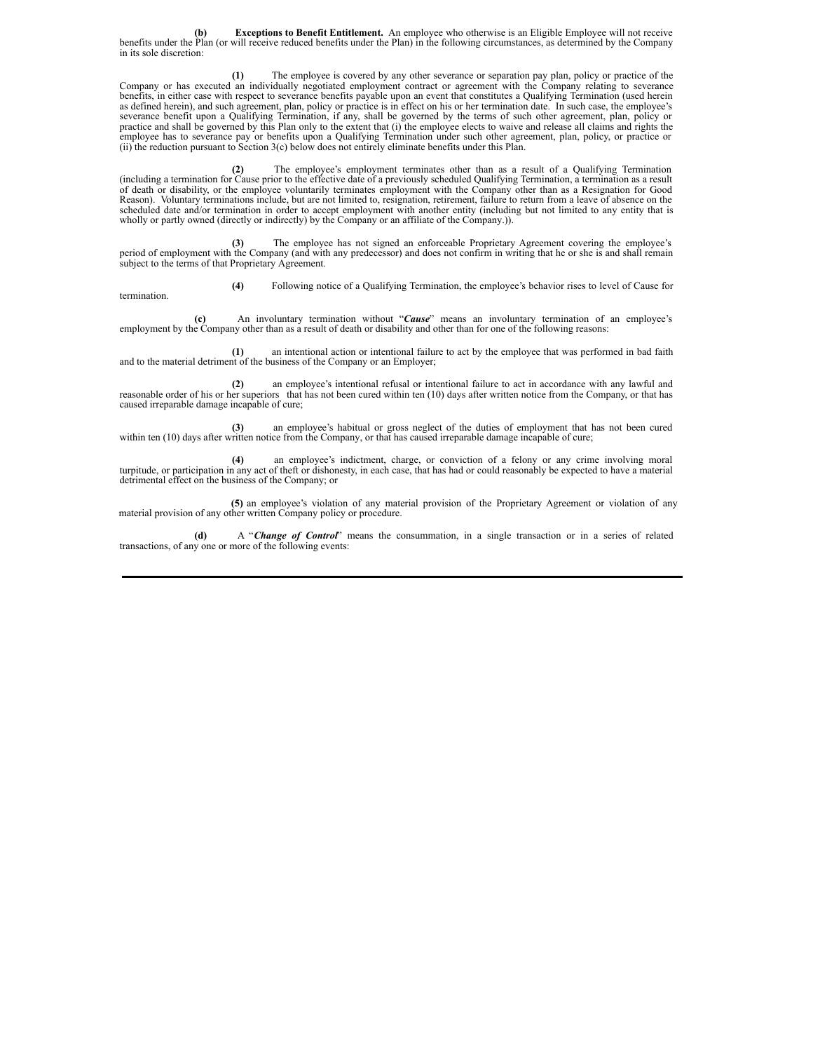**(b)** **Exceptions to Benefit Entitlement.** An employee who otherwise is an Eligible Employee will not receive benefits under the Plan (or will receive reduced benefits under the Plan) in the following circumstances, as determined by the Company in its sole discretion:

**(1)** The employee is covered by any other severance or separation pay plan, policy or practice of the Company or has executed an individually negotiated employment contract or agreement with the Company relating to severance benefits, in either case with respect to severance benefits payable upon an event that constitutes a Qualifying Termination (used herein as defined herein), and such agreement, plan, policy or practice is in effect on his or her termination date. In such case, the employee's severance benefit upon a Qualifying Termination, if any, shall be governed by the terms of such other agreement, plan, policy or practice and shall be governed by this Plan only to the extent that (i) the employee elects to waive and release all claims and rights the employee has to severance pay or benefits upon a Qualifying Termination under such other agreement, plan, policy, or practice or (ii) the reduction pursuant to Section 3(c) below does not entirely eliminate benefits under this Plan.

**(2)** The employee's employment terminates other than as a result of a Qualifying Termination (including a termination for Cause prior to the effective date of a previously scheduled Qualifying Termination, a termination as a result of death or disability, or the employee voluntarily terminates employment with the Company other than as a Resignation for Good Reason). Voluntary terminations include, but are not limited to, resignation, retirement, failure to return from a leave of absence on the scheduled date and/or termination in order to accept employment with another entity (including but not limited to any entity that is wholly or partly owned (directly or indirectly) by the Company or an affiliate of the Company.)).

**(3)** The employee has not signed an enforceable Proprietary Agreement covering the employee's period of employment with the Company (and with any predecessor) and does not confirm in writing that he or she is and shall remain subject to the terms of that Proprietary Agreement.

**(4)** Following notice of a Qualifying Termination, the employee's behavior rises to level of Cause for termination.

**(c)** An involuntary termination without "***Cause***" means an involuntary termination of an employee's employment by the Company other than as a result of death or disability and other than for one of the following reasons:

**(1)** an intentional action or intentional failure to act by the employee that was performed in bad faith and to the material detriment of the business of the Company or an Employer;

**(2)** an employee's intentional refusal or intentional failure to act in accordance with any lawful and reasonable order of his or her superiors that has not been cured within ten (10) days after written notice from the Company, or that has caused irreparable damage incapable of cure;

**(3)** an employee's habitual or gross neglect of the duties of employment that has not been cured within ten (10) days after written notice from the Company, or that has caused irreparable damage incapable of cure;

**(4)** an employee's indictment, charge, or conviction of a felony or any crime involving moral turpitude, or participation in any act of theft or dishonesty, in each case, that has had or could reasonably be expected to have a material detrimental effect on the business of the Company; or

**(5)** an employee's violation of any material provision of the Proprietary Agreement or violation of any material provision of any other written Company policy or procedure.

**(d)** A "***Change of Control***" means the consummation, in a single transaction or in a series of related transactions, of any one or more of the following events: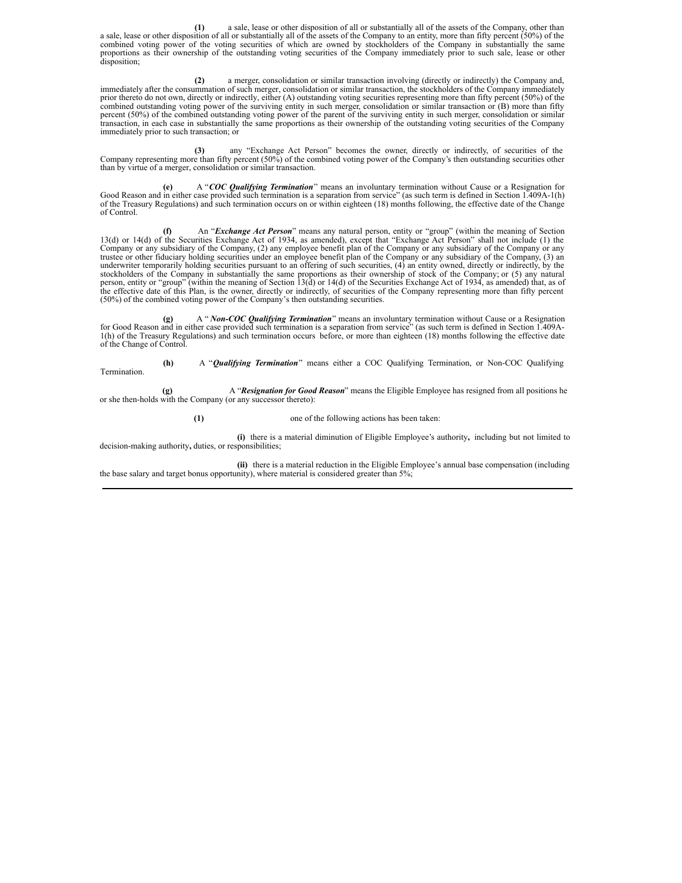(1) a sale, lease or other disposition of all or substantially all of the assets of the Company, other than a sale, lease or other disposition of all or substantially all of the assets of the Company to an entity, more than fifty percent (50%) of the combined voting power of the voting securities of which are owned by stockholders of the Company in substantially the same proportions as their ownership of the outstanding voting securities of the Company immediately prior to such sale, lease or other disposition;

(2) a merger, consolidation or similar transaction involving (directly or indirectly) the Company and, immediately after the consummation of such merger, consolidation or similar transaction, the stockholders of the Company immediately prior thereto do not own, directly or indirectly, either (A) outstanding voting securities representing more than fifty percent (50%) of the combined outstanding voting power of the surviving entity in such merger, consolidation or similar transaction or (B) more than fifty percent (50%) of the combined outstanding voting power of the parent of the surviving entity in such merger, consolidation or similar transaction, in each case in substantially the same proportions as their ownership of the outstanding voting securities of the Company immediately prior to such transaction; or

(3) any "Exchange Act Person" becomes the owner, directly or indirectly, of securities of the Company representing more than fifty percent (50%) of the combined voting power of the Company's then outstanding securities other than by virtue of a merger, consolidation or similar transaction.

**(e)** A "***COC Qualifying Termination***" means an involuntary termination without Cause or a Resignation for Good Reason and in either case provided such termination is a separation from service" (as such term is defined in Section 1.409A-1(h) of the Treasury Regulations) and such termination occurs on or within eighteen (18) months following, the effective date of the Change of Control.

**(f)** An "***Exchange Act Person***" means any natural person, entity or "group" (within the meaning of Section 13(d) or 14(d) of the Securities Exchange Act of 1934, as amended), except that "Exchange Act Person" shall not include (1) the Company or any subsidiary of the Company, (2) any employee benefit plan of the Company or any subsidiary of the Company or any trustee or other fiduciary holding securities under an employee benefit plan of the Company or any subsidiary of the Company, (3) an underwriter temporarily holding securities pursuant to an offering of such securities, (4) an entity owned, directly or indirectly, by the stockholders of the Company in substantially the same proportions as their ownership of stock of the Company; or (5) any natural person, entity or "group" (within the meaning of Section 13(d) or 14(d) of the Securities Exchange Act of 1934, as amended) that, as of the effective date of this Plan, is the owner, directly or indirectly, of securities of the Company representing more than fifty percent (50%) of the combined voting power of the Company's then outstanding securities.

**(g)** A "***Non-COC Qualifying Termination***" means an involuntary termination without Cause or a Resignation for Good Reason and in either case provided such termination is a separation from service" (as such term is defined in Section 1.409A-1(h) of the Treasury Regulations) and such termination occurs before, or more than eighteen (18) months following the effective date of the Change of Control.

**(h)** A "***Qualifying Termination***" means either a COC Qualifying Termination, or Non-COC Qualifying Termination.

**(g)** A "***Resignation for Good Reason***" means the Eligible Employee has resigned from all positions he or she then-holds with the Company (or any successor thereto):

**(1)** one of the following actions has been taken:

**(i)** there is a material diminution of Eligible Employee's authority**,** including but not limited to decision-making authority**,** duties, or responsibilities;

**(ii)** there is a material reduction in the Eligible Employee's annual base compensation (including the base salary and target bonus opportunity), where material is considered greater than 5%;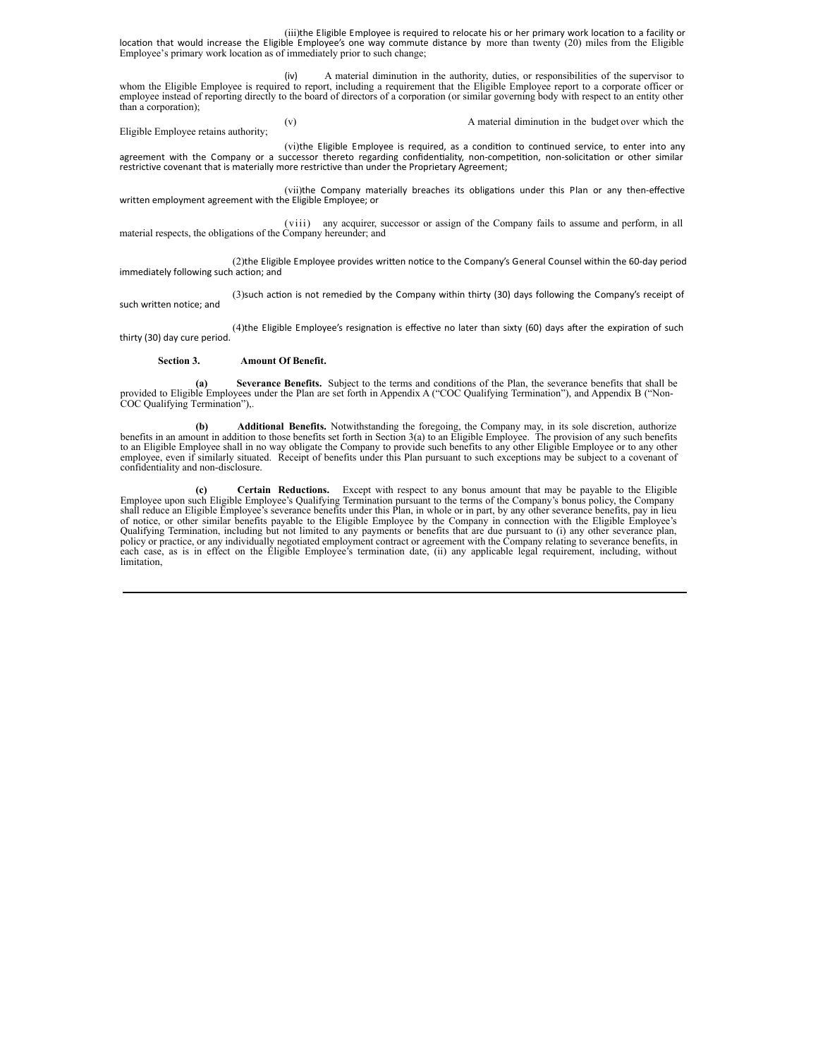(iii) the Eligible Employee is required to relocate his or her primary work location to a facility or location that would increase the Eligible Employee's one way commute distance by more than twenty (20) miles from the Eligible Employee's primary work location as of immediately prior to such change;

(iv) A material diminution in the authority, duties, or responsibilities of the supervisor to whom the Eligible Employee is required to report, including a requirement that the Eligible Employee report to a corporate officer or employee instead of reporting directly to the board of directors of a corporation (or similar governing body with respect to an entity other than a corporation);

(v) A material diminution in the budget over which the Eligible Employee retains authority;

(vi) the Eligible Employee is required, as a condition to continued service, to enter into any agreement with the Company or a successor thereto regarding confidentiality, non-competition, non-solicitation or other similar restrictive covenant that is materially more restrictive than under the Proprietary Agreement;

(vii) the Company materially breaches its obligations under this Plan or any then-effective written employment agreement with the Eligible Employee; or

(viii) any acquirer, successor or assign of the Company fails to assume and perform, in all material respects, the obligations of the Company hereunder; and

(2) the Eligible Employee provides written notice to the Company's General Counsel within the 60-day period immediately following such action; and

(3) such action is not remedied by the Company within thirty (30) days following the Company's receipt of such written notice; and

(4) the Eligible Employee's resignation is effective no later than sixty (60) days after the expiration of such thirty (30) day cure period.

**Section 3. Amount Of Benefit.**

**(a) Severance Benefits.** Subject to the terms and conditions of the Plan, the severance benefits that shall be provided to Eligible Employees under the Plan are set forth in Appendix A ("COC Qualifying Termination"), and Appendix B ("Non-COC Qualifying Termination"),.

**(b) Additional Benefits.** Notwithstanding the foregoing, the Company may, in its sole discretion, authorize benefits in an amount in addition to those benefits set forth in Section 3(a) to an Eligible Employee. The provision of any such benefits to an Eligible Employee shall in no way obligate the Company to provide such benefits to any other Eligible Employee or to any other employee, even if similarly situated. Receipt of benefits under this Plan pursuant to such exceptions may be subject to a covenant of confidentiality and non-disclosure.

**(c) Certain Reductions.** Except with respect to any bonus amount that may be payable to the Eligible Employee upon such Eligible Employee's Qualifying Termination pursuant to the terms of the Company's bonus policy, the Company shall reduce an Eligible Employee's severance benefits under this Plan, in whole or in part, by any other severance benefits, pay in lieu of notice, or other similar benefits payable to the Eligible Employee by the Company in connection with the Eligible Employee's Qualifying Termination, including but not limited to any payments or benefits that are due pursuant to (i) any other severance plan, policy or practice, or any individually negotiated employment contract or agreement with the Company relating to severance benefits, in each case, as is in effect on the Eligible Employee's termination date, (ii) any applicable legal requirement, including, without limitation,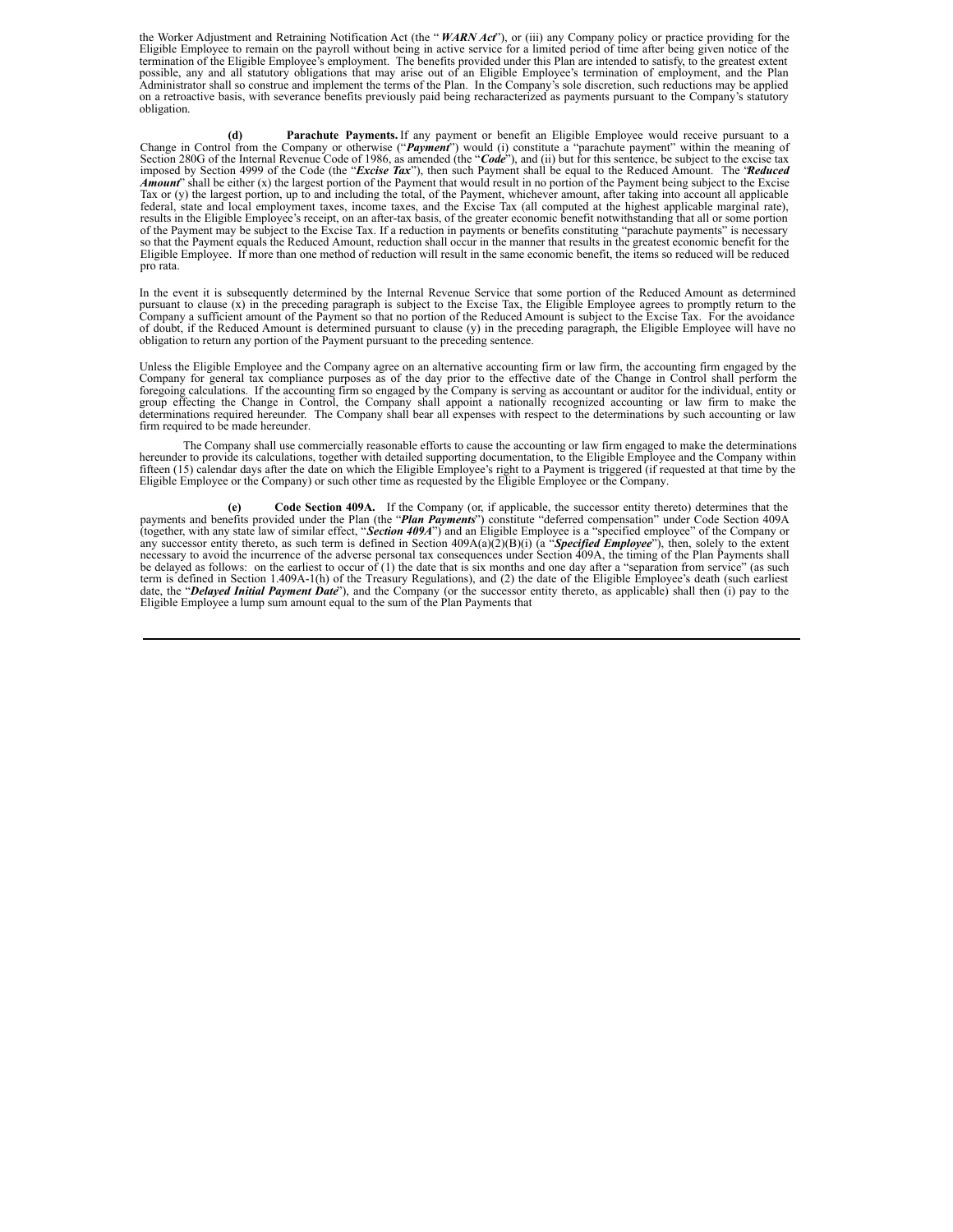the Worker Adjustment and Retraining Notification Act (the "***WARN Act***"), or (iii) any Company policy or practice providing for the Eligible Employee to remain on the payroll without being in active service for a limited period of time after being given notice of the termination of the Eligible Employee's employment. The benefits provided under this Plan are intended to satisfy, to the greatest extent possible, any and all statutory obligations that may arise out of an Eligible Employee's termination of employment, and the Plan Administrator shall so construe and implement the terms of the Plan. In the Company's sole discretion, such reductions may be applied on a retroactive basis, with severance benefits previously paid being recharacterized as payments pursuant to the Company's statutory obligation.

**(d) Parachute Payments.** If any payment or benefit an Eligible Employee would receive pursuant to a Change in Control from the Company or otherwise ("***Payment***") would (i) constitute a "parachute payment" within the meaning of Section 280G of the Internal Revenue Code of 1986, as amended (the "***Code***"), and (ii) but for this sentence, be subject to the excise tax imposed by Section 4999 of the Code (the "***Excise Tax***"), then such Payment shall be equal to the Reduced Amount. The "***Reduced Amount***" shall be either (x) the largest portion of the Payment that would result in no portion of the Payment being subject to the Excise Tax or (y) the largest portion, up to and including the total, of the Payment, whichever amount, after taking into account all applicable federal, state and local employment taxes, income taxes, and the Excise Tax (all computed at the highest applicable marginal rate), results in the Eligible Employee's receipt, on an after-tax basis, of the greater economic benefit notwithstanding that all or some portion of the Payment may be subject to the Excise Tax. If a reduction in payments or benefits constituting "parachute payments" is necessary so that the Payment equals the Reduced Amount, reduction shall occur in the manner that results in the greatest economic benefit for the Eligible Employee. If more than one method of reduction will result in the same economic benefit, the items so reduced will be reduced pro rata.

In the event it is subsequently determined by the Internal Revenue Service that some portion of the Reduced Amount as determined pursuant to clause (x) in the preceding paragraph is subject to the Excise Tax, the Eligible Employee agrees to promptly return to the Company a sufficient amount of the Payment so that no portion of the Reduced Amount is subject to the Excise Tax. For the avoidance of doubt, if the Reduced Amount is determined pursuant to clause (y) in the preceding paragraph, the Eligible Employee will have no obligation to return any portion of the Payment pursuant to the preceding sentence.

Unless the Eligible Employee and the Company agree on an alternative accounting firm or law firm, the accounting firm engaged by the Company for general tax compliance purposes as of the day prior to the effective date of the Change in Control shall perform the foregoing calculations. If the accounting firm so engaged by the Company is serving as accountant or auditor for the individual, entity or group effecting the Change in Control, the Company shall appoint a nationally recognized accounting or law firm to make the determinations required hereunder. The Company shall bear all expenses with respect to the determinations by such accounting or law firm required to be made hereunder.

The Company shall use commercially reasonable efforts to cause the accounting or law firm engaged to make the determinations hereunder to provide its calculations, together with detailed supporting documentation, to the Eligible Employee and the Company within fifteen (15) calendar days after the date on which the Eligible Employee's right to a Payment is triggered (if requested at that time by the Eligible Employee or the Company) or such other time as requested by the Eligible Employee or the Company.

**(e) Code Section 409A.** If the Company (or, if applicable, the successor entity thereto) determines that the payments and benefits provided under the Plan (the "***Plan Payments***") constitute "deferred compensation" under Code Section 409A (together, with any state law of similar effect, "***Section 409A***") and an Eligible Employee is a "specified employee" of the Company or any successor entity thereto, as such term is defined in Section 409A(a)(2)(B)(i) (a "***Specified Employee***"), then, solely to the extent necessary to avoid the incurrence of the adverse personal tax consequences under Section 409A, the timing of the Plan Payments shall be delayed as follows: on the earliest to occur of (1) the date that is six months and one day after a "separation from service" (as such term is defined in Section 1.409A-1(h) of the Treasury Regulations), and (2) the date of the Eligible Employee's death (such earliest date, the "***Delayed Initial Payment Date***"), and the Company (or the successor entity thereto, as applicable) shall then (i) pay to the Eligible Employee a lump sum amount equal to the sum of the Plan Payments that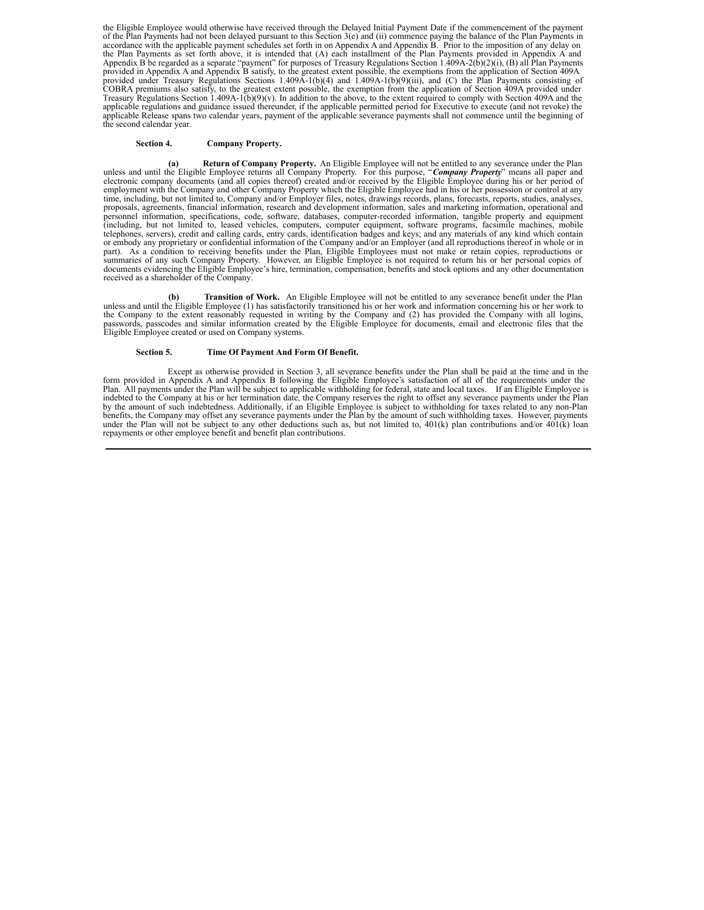the Eligible Employee would otherwise have received through the Delayed Initial Payment Date if the commencement of the payment of the Plan Payments had not been delayed pursuant to this Section 3(e) and (ii) commence paying the balance of the Plan Payments in accordance with the applicable payment schedules set forth in on Appendix A and Appendix B. Prior to the imposition of any delay on the Plan Payments as set forth above, it is intended that (A) each installment of the Plan Payments provided in Appendix A and Appendix B be regarded as a separate "payment" for purposes of Treasury Regulations Section 1.409A-2(b)(2)(i), (B) all Plan Payments provided in Appendix A and Appendix B satisfy, to the greatest extent possible, the exemptions from the application of Section 409A provided under Treasury Regulations Sections 1.409A-1(b)(4) and 1.409A-1(b)(9)(iii), and (C) the Plan Payments consisting of COBRA premiums also satisfy, to the greatest extent possible, the exemption from the application of Section 409A provided under Treasury Regulations Section 1.409A-1(b)(9)(v). In addition to the above, to the extent required to comply with Section 409A and the applicable regulations and guidance issued thereunder, if the applicable permitted period for Executive to execute (and not revoke) the applicable Release spans two calendar years, payment of the applicable severance payments shall not commence until the beginning of the second calendar year.

**Section 4. Company Property.**

**(a) Return of Company Property.** An Eligible Employee will not be entitled to any severance under the Plan unless and until the Eligible Employee returns all Company Property. For this purpose, "***Company Property***" means all paper and electronic company documents (and all copies thereof) created and/or received by the Eligible Employee during his or her period of employment with the Company and other Company Property which the Eligible Employee had in his or her possession or control at any time, including, but not limited to, Company and/or Employer files, notes, drawings records, plans, forecasts, reports, studies, analyses, proposals, agreements, financial information, research and development information, sales and marketing information, operational and personnel information, specifications, code, software, databases, computer-recorded information, tangible property and equipment (including, but not limited to, leased vehicles, computers, computer equipment, software programs, facsimile machines, mobile telephones, servers), credit and calling cards, entry cards, identification badges and keys; and any materials of any kind which contain or embody any proprietary or confidential information of the Company and/or an Employer (and all reproductions thereof in whole or in part). As a condition to receiving benefits under the Plan, Eligible Employees must not make or retain copies, reproductions or summaries of any such Company Property. However, an Eligible Employee is not required to return his or her personal copies of documents evidencing the Eligible Employee's hire, termination, compensation, benefits and stock options and any other documentation received as a shareholder of the Company.

**(b) Transition of Work.** An Eligible Employee will not be entitled to any severance benefit under the Plan unless and until the Eligible Employee (1) has satisfactorily transitioned his or her work and information concerning his or her work to the Company to the extent reasonably requested in writing by the Company and (2) has provided the Company with all logins, passwords, passcodes and similar information created by the Eligible Employee for documents, email and electronic files that the Eligible Employee created or used on Company systems.

**Section 5. Time Of Payment And Form Of Benefit.**

Except as otherwise provided in Section 3, all severance benefits under the Plan shall be paid at the time and in the form provided in Appendix A and Appendix B following the Eligible Employee's satisfaction of all of the requirements under the Plan. All payments under the Plan will be subject to applicable withholding for federal, state and local taxes. If an Eligible Employee is indebted to the Company at his or her termination date, the Company reserves the right to offset any severance payments under the Plan by the amount of such indebtedness. Additionally, if an Eligible Employee is subject to withholding for taxes related to any non-Plan benefits, the Company may offset any severance payments under the Plan by the amount of such withholding taxes. However, payments under the Plan will not be subject to any other deductions such as, but not limited to, 401(k) plan contributions and/or 401(k) loan repayments or other employee benefit and benefit plan contributions.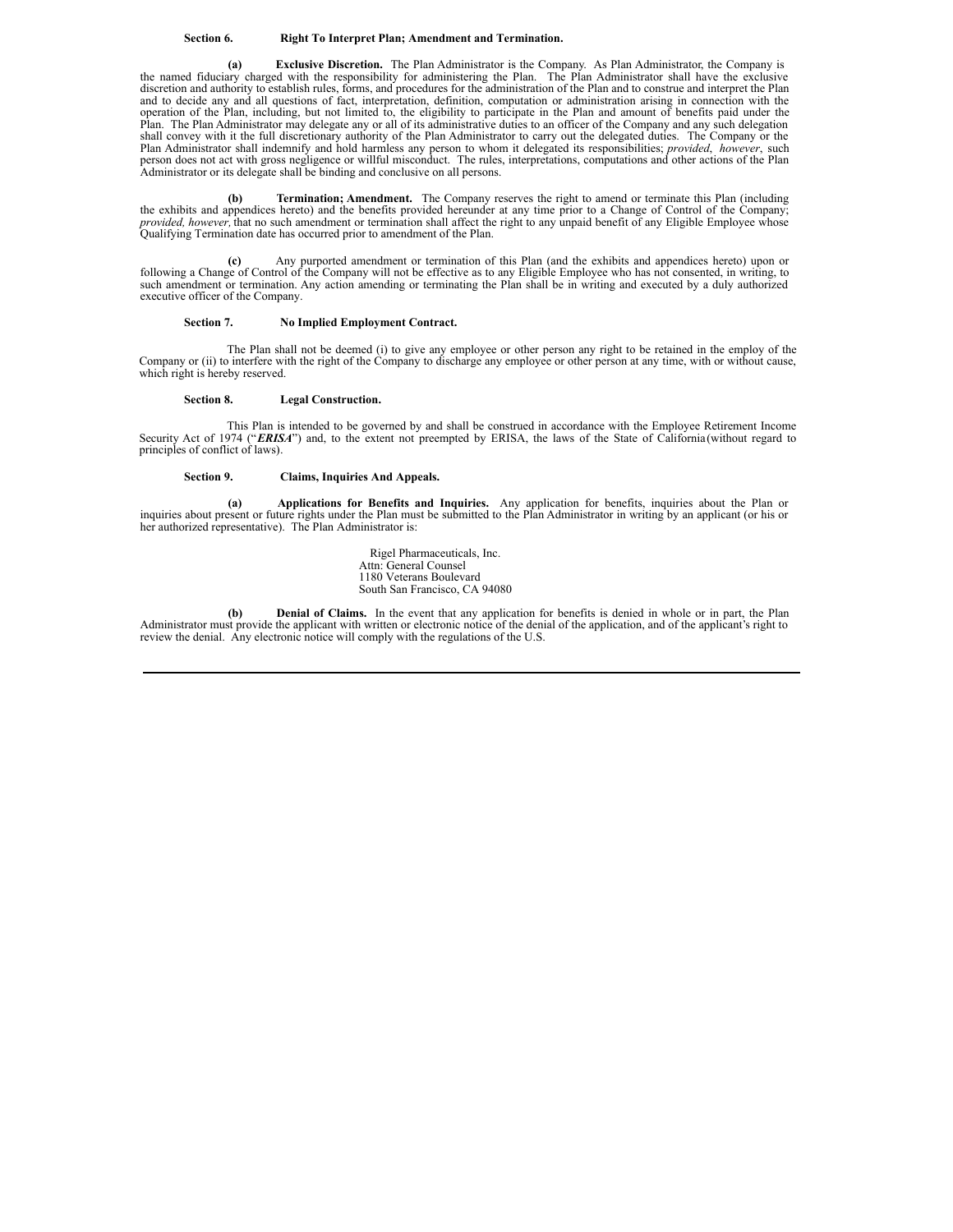**Section 6. Right To Interpret Plan; Amendment and Termination.**

**(a) Exclusive Discretion.** The Plan Administrator is the Company. As Plan Administrator, the Company is the named fiduciary charged with the responsibility for administering the Plan. The Plan Administrator shall have the exclusive discretion and authority to establish rules, forms, and procedures for the administration of the Plan and to construe and interpret the Plan and to decide any and all questions of fact, interpretation, definition, computation or administration arising in connection with the operation of the Plan, including, but not limited to, the eligibility to participate in the Plan and amount of benefits paid under the Plan. The Plan Administrator may delegate any or all of its administrative duties to an officer of the Company and any such delegation shall convey with it the full discretionary authority of the Plan Administrator to carry out the delegated duties. The Company or the Plan Administrator shall indemnify and hold harmless any person to whom it delegated its responsibilities; *provided*, *however*, such person does not act with gross negligence or willful misconduct. The rules, interpretations, computations and other actions of the Plan Administrator or its delegate shall be binding and conclusive on all persons.

**(b) Termination; Amendment.** The Company reserves the right to amend or terminate this Plan (including the exhibits and appendices hereto) and the benefits provided hereunder at any time prior to a Change of Control of the Company; *provided, however,* that no such amendment or termination shall affect the right to any unpaid benefit of any Eligible Employee whose Qualifying Termination date has occurred prior to amendment of the Plan.

**(c)** Any purported amendment or termination of this Plan (and the exhibits and appendices hereto) upon or following a Change of Control of the Company will not be effective as to any Eligible Employee who has not consented, in writing, to such amendment or termination. Any action amending or terminating the Plan shall be in writing and executed by a duly authorized executive officer of the Company.

**Section 7. No Implied Employment Contract.**

The Plan shall not be deemed (i) to give any employee or other person any right to be retained in the employ of the Company or (ii) to interfere with the right of the Company to discharge any employee or other person at any time, with or without cause, which right is hereby reserved.

**Section 8. Legal Construction.**

This Plan is intended to be governed by and shall be construed in accordance with the Employee Retirement Income Security Act of 1974 ("***ERISA***") and, to the extent not preempted by ERISA, the laws of the State of California (without regard to principles of conflict of laws).

**Section 9. Claims, Inquiries And Appeals.**

**(a) Applications for Benefits and Inquiries.** Any application for benefits, inquiries about the Plan or inquiries about present or future rights under the Plan must be submitted to the Plan Administrator in writing by an applicant (or his or her authorized representative). The Plan Administrator is:

Rigel Pharmaceuticals, Inc.
Attn: General Counsel
1180 Veterans Boulevard
South San Francisco, CA 94080

**(b) Denial of Claims.** In the event that any application for benefits is denied in whole or in part, the Plan Administrator must provide the applicant with written or electronic notice of the denial of the application, and of the applicant's right to review the denial. Any electronic notice will comply with the regulations of the U.S.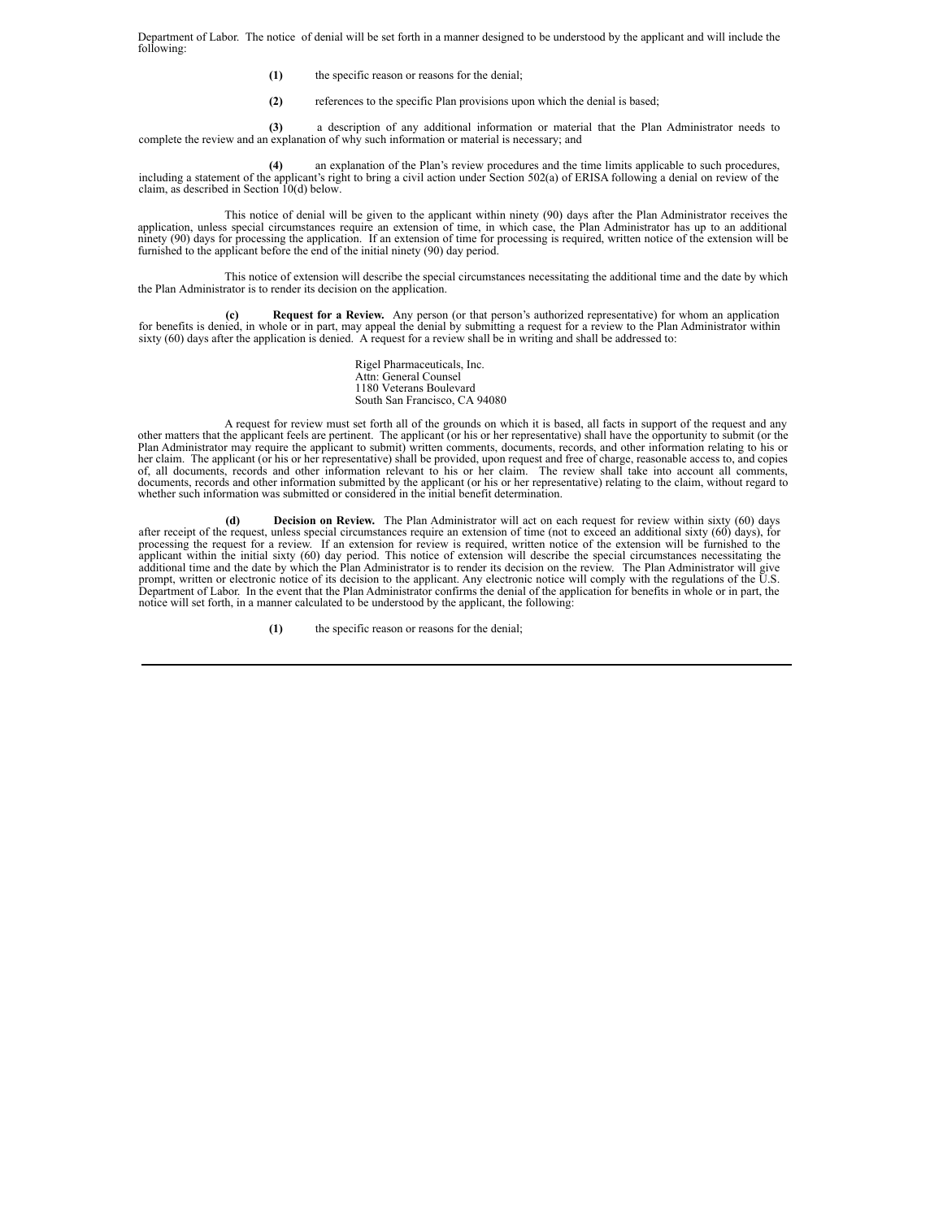Department of Labor. The notice of denial will be set forth in a manner designed to be understood by the applicant and will include the following:

**(1)** the specific reason or reasons for the denial;

**(2)** references to the specific Plan provisions upon which the denial is based;

**(3)** a description of any additional information or material that the Plan Administrator needs to complete the review and an explanation of why such information or material is necessary; and

**(4)** an explanation of the Plan's review procedures and the time limits applicable to such procedures, including a statement of the applicant's right to bring a civil action under Section 502(a) of ERISA following a denial on review of the claim, as described in Section 10(d) below.

This notice of denial will be given to the applicant within ninety (90) days after the Plan Administrator receives the application, unless special circumstances require an extension of time, in which case, the Plan Administrator has up to an additional ninety (90) days for processing the application. If an extension of time for processing is required, written notice of the extension will be furnished to the applicant before the end of the initial ninety (90) day period.

This notice of extension will describe the special circumstances necessitating the additional time and the date by which the Plan Administrator is to render its decision on the application.

**(c)** **Request for a Review.** Any person (or that person's authorized representative) for whom an application for benefits is denied, in whole or in part, may appeal the denial by submitting a request for a review to the Plan Administrator within sixty (60) days after the application is denied. A request for a review shall be in writing and shall be addressed to:

Rigel Pharmaceuticals, Inc.
Attn: General Counsel
1180 Veterans Boulevard
South San Francisco, CA 94080

A request for review must set forth all of the grounds on which it is based, all facts in support of the request and any other matters that the applicant feels are pertinent. The applicant (or his or her representative) shall have the opportunity to submit (or the Plan Administrator may require the applicant to submit) written comments, documents, records, and other information relating to his or her claim. The applicant (or his or her representative) shall be provided, upon request and free of charge, reasonable access to, and copies of, all documents, records and other information relevant to his or her claim. The review shall take into account all comments, documents, records and other information submitted by the applicant (or his or her representative) relating to the claim, without regard to whether such information was submitted or considered in the initial benefit determination.

**(d)** **Decision on Review.** The Plan Administrator will act on each request for review within sixty (60) days after receipt of the request, unless special circumstances require an extension of time (not to exceed an additional sixty (60) days), for processing the request for a review. If an extension for review is required, written notice of the extension will be furnished to the applicant within the initial sixty (60) day period. This notice of extension will describe the special circumstances necessitating the additional time and the date by which the Plan Administrator is to render its decision on the review. The Plan Administrator will give prompt, written or electronic notice of its decision to the applicant. Any electronic notice will comply with the regulations of the U.S. Department of Labor. In the event that the Plan Administrator confirms the denial of the application for benefits in whole or in part, the notice will set forth, in a manner calculated to be understood by the applicant, the following:

**(1)** the specific reason or reasons for the denial;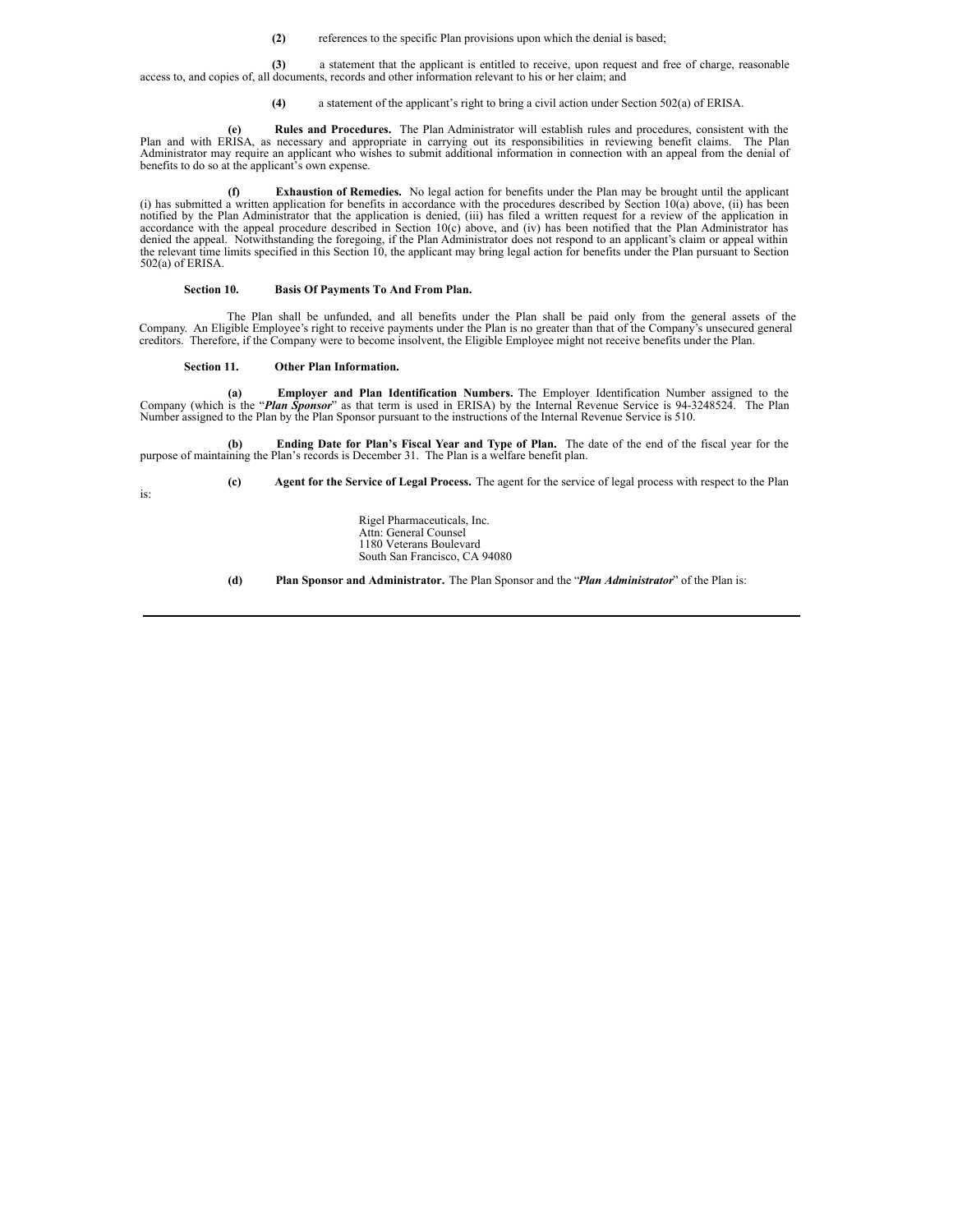**(2)** references to the specific Plan provisions upon which the denial is based;

**(3)** a statement that the applicant is entitled to receive, upon request and free of charge, reasonable access to, and copies of, all documents, records and other information relevant to his or her claim; and

**(4)** a statement of the applicant's right to bring a civil action under Section 502(a) of ERISA.

**(e) Rules and Procedures.** The Plan Administrator will establish rules and procedures, consistent with the Plan and with ERISA, as necessary and appropriate in carrying out its responsibilities in reviewing benefit claims. The Plan Administrator may require an applicant who wishes to submit additional information in connection with an appeal from the denial of benefits to do so at the applicant's own expense.

**(f) Exhaustion of Remedies.** No legal action for benefits under the Plan may be brought until the applicant (i) has submitted a written application for benefits in accordance with the procedures described by Section 10(a) above, (ii) has been notified by the Plan Administrator that the application is denied, (iii) has filed a written request for a review of the application in accordance with the appeal procedure described in Section 10(c) above, and (iv) has been notified that the Plan Administrator has denied the appeal. Notwithstanding the foregoing, if the Plan Administrator does not respond to an applicant's claim or appeal within the relevant time limits specified in this Section 10, the applicant may bring legal action for benefits under the Plan pursuant to Section 502(a) of ERISA.

**Section 10. Basis Of Payments To And From Plan.**

The Plan shall be unfunded, and all benefits under the Plan shall be paid only from the general assets of the Company. An Eligible Employee's right to receive payments under the Plan is no greater than that of the Company's unsecured general creditors. Therefore, if the Company were to become insolvent, the Eligible Employee might not receive benefits under the Plan.

**Section 11. Other Plan Information.**

**(a) Employer and Plan Identification Numbers.** The Employer Identification Number assigned to the Company (which is the "***Plan Sponsor***" as that term is used in ERISA) by the Internal Revenue Service is 94-3248524. The Plan Number assigned to the Plan by the Plan Sponsor pursuant to the instructions of the Internal Revenue Service is 510.

**(b) Ending Date for Plan's Fiscal Year and Type of Plan.** The date of the end of the fiscal year for the purpose of maintaining the Plan's records is December 31. The Plan is a welfare benefit plan.

**(c) Agent for the Service of Legal Process.** The agent for the service of legal process with respect to the Plan is:

Rigel Pharmaceuticals, Inc.
Attn: General Counsel
1180 Veterans Boulevard
South San Francisco, CA 94080

**(d) Plan Sponsor and Administrator.** The Plan Sponsor and the "***Plan Administrator***" of the Plan is: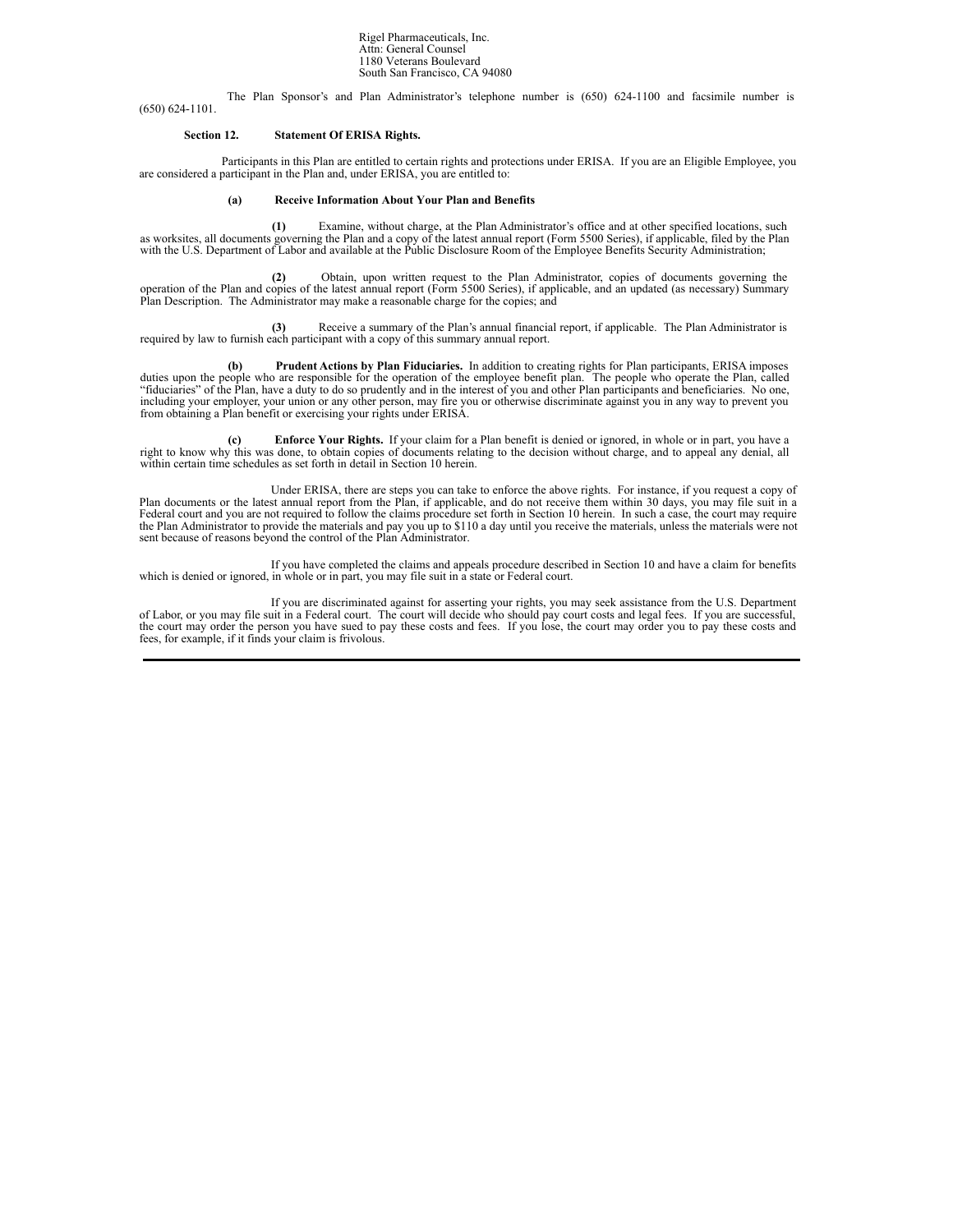Rigel Pharmaceuticals, Inc.
Attn: General Counsel
1180 Veterans Boulevard
South San Francisco, CA 94080

The Plan Sponsor's and Plan Administrator's telephone number is (650) 624-1100 and facsimile number is (650) 624-1101.

**Section 12. Statement Of ERISA Rights.**

Participants in this Plan are entitled to certain rights and protections under ERISA. If you are an Eligible Employee, you are considered a participant in the Plan and, under ERISA, you are entitled to:

**(a) Receive Information About Your Plan and Benefits**

**(1)** Examine, without charge, at the Plan Administrator's office and at other specified locations, such as worksites, all documents governing the Plan and a copy of the latest annual report (Form 5500 Series), if applicable, filed by the Plan with the U.S. Department of Labor and available at the Public Disclosure Room of the Employee Benefits Security Administration;

**(2)** Obtain, upon written request to the Plan Administrator, copies of documents governing the operation of the Plan and copies of the latest annual report (Form 5500 Series), if applicable, and an updated (as necessary) Summary Plan Description. The Administrator may make a reasonable charge for the copies; and

**(3)** Receive a summary of the Plan's annual financial report, if applicable. The Plan Administrator is required by law to furnish each participant with a copy of this summary annual report.

**(b) Prudent Actions by Plan Fiduciaries.** In addition to creating rights for Plan participants, ERISA imposes duties upon the people who are responsible for the operation of the employee benefit plan. The people who operate the Plan, called "fiduciaries" of the Plan, have a duty to do so prudently and in the interest of you and other Plan participants and beneficiaries. No one, including your employer, your union or any other person, may fire you or otherwise discriminate against you in any way to prevent you from obtaining a Plan benefit or exercising your rights under ERISA.

**(c) Enforce Your Rights.** If your claim for a Plan benefit is denied or ignored, in whole or in part, you have a right to know why this was done, to obtain copies of documents relating to the decision without charge, and to appeal any denial, all within certain time schedules as set forth in detail in Section 10 herein.

Under ERISA, there are steps you can take to enforce the above rights. For instance, if you request a copy of Plan documents or the latest annual report from the Plan, if applicable, and do not receive them within 30 days, you may file suit in a Federal court and you are not required to follow the claims procedure set forth in Section 10 herein. In such a case, the court may require the Plan Administrator to provide the materials and pay you up to $110 a day until you receive the materials, unless the materials were not sent because of reasons beyond the control of the Plan Administrator.

If you have completed the claims and appeals procedure described in Section 10 and have a claim for benefits which is denied or ignored, in whole or in part, you may file suit in a state or Federal court.

If you are discriminated against for asserting your rights, you may seek assistance from the U.S. Department of Labor, or you may file suit in a Federal court. The court will decide who should pay court costs and legal fees. If you are successful, the court may order the person you have sued to pay these costs and fees. If you lose, the court may order you to pay these costs and fees, for example, if it finds your claim is frivolous.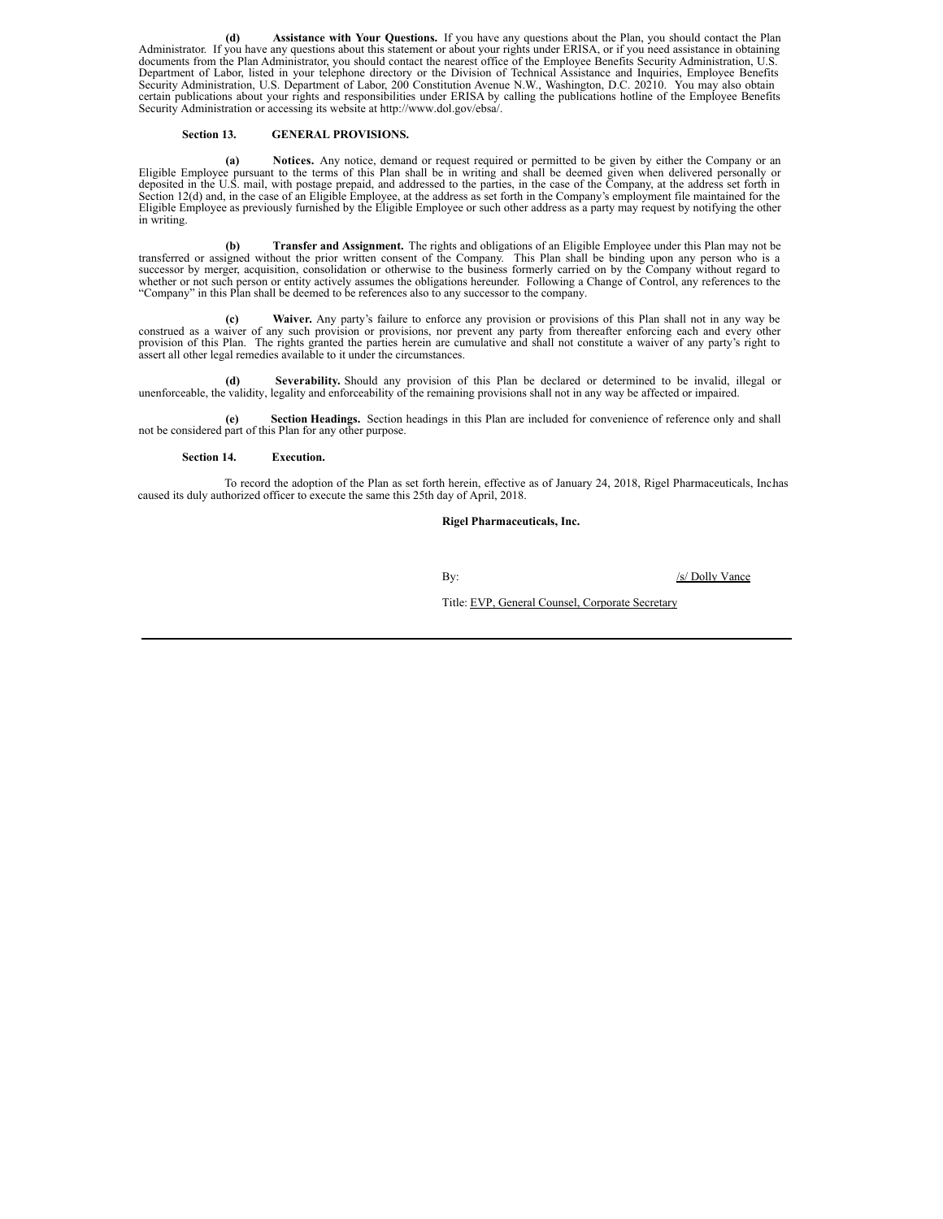**(d) Assistance with Your Questions.** If you have any questions about the Plan, you should contact the Plan Administrator. If you have any questions about this statement or about your rights under ERISA, or if you need assistance in obtaining documents from the Plan Administrator, you should contact the nearest office of the Employee Benefits Security Administration, U.S. Department of Labor, listed in your telephone directory or the Division of Technical Assistance and Inquiries, Employee Benefits Security Administration, U.S. Department of Labor, 200 Constitution Avenue N.W., Washington, D.C. 20210. You may also obtain certain publications about your rights and responsibilities under ERISA by calling the publications hotline of the Employee Benefits Security Administration or accessing its website at http://www.dol.gov/ebsa/.

**Section 13. GENERAL PROVISIONS.**

**(a) Notices.** Any notice, demand or request required or permitted to be given by either the Company or an Eligible Employee pursuant to the terms of this Plan shall be in writing and shall be deemed given when delivered personally or deposited in the U.S. mail, with postage prepaid, and addressed to the parties, in the case of the Company, at the address set forth in Section 12(d) and, in the case of an Eligible Employee, at the address as set forth in the Company's employment file maintained for the Eligible Employee as previously furnished by the Eligible Employee or such other address as a party may request by notifying the other in writing.

**(b) Transfer and Assignment.** The rights and obligations of an Eligible Employee under this Plan may not be transferred or assigned without the prior written consent of the Company. This Plan shall be binding upon any person who is a successor by merger, acquisition, consolidation or otherwise to the business formerly carried on by the Company without regard to whether or not such person or entity actively assumes the obligations hereunder. Following a Change of Control, any references to the "Company" in this Plan shall be deemed to be references also to any successor to the company.

**(c) Waiver.** Any party's failure to enforce any provision or provisions of this Plan shall not in any way be construed as a waiver of any such provision or provisions, nor prevent any party from thereafter enforcing each and every other provision of this Plan. The rights granted the parties herein are cumulative and shall not constitute a waiver of any party's right to assert all other legal remedies available to it under the circumstances.

**(d) Severability.** Should any provision of this Plan be declared or determined to be invalid, illegal or unenforceable, the validity, legality and enforceability of the remaining provisions shall not in any way be affected or impaired.

**(e) Section Headings.** Section headings in this Plan are included for convenience of reference only and shall not be considered part of this Plan for any other purpose.

**Section 14. Execution.**

To record the adoption of the Plan as set forth herein, effective as of January 24, 2018, Rigel Pharmaceuticals, Inchas caused its duly authorized officer to execute the same this 25th day of April, 2018.

**Rigel Pharmaceuticals, Inc.**

By: /s/ Dolly Vance

Title: EVP, General Counsel, Corporate Secretary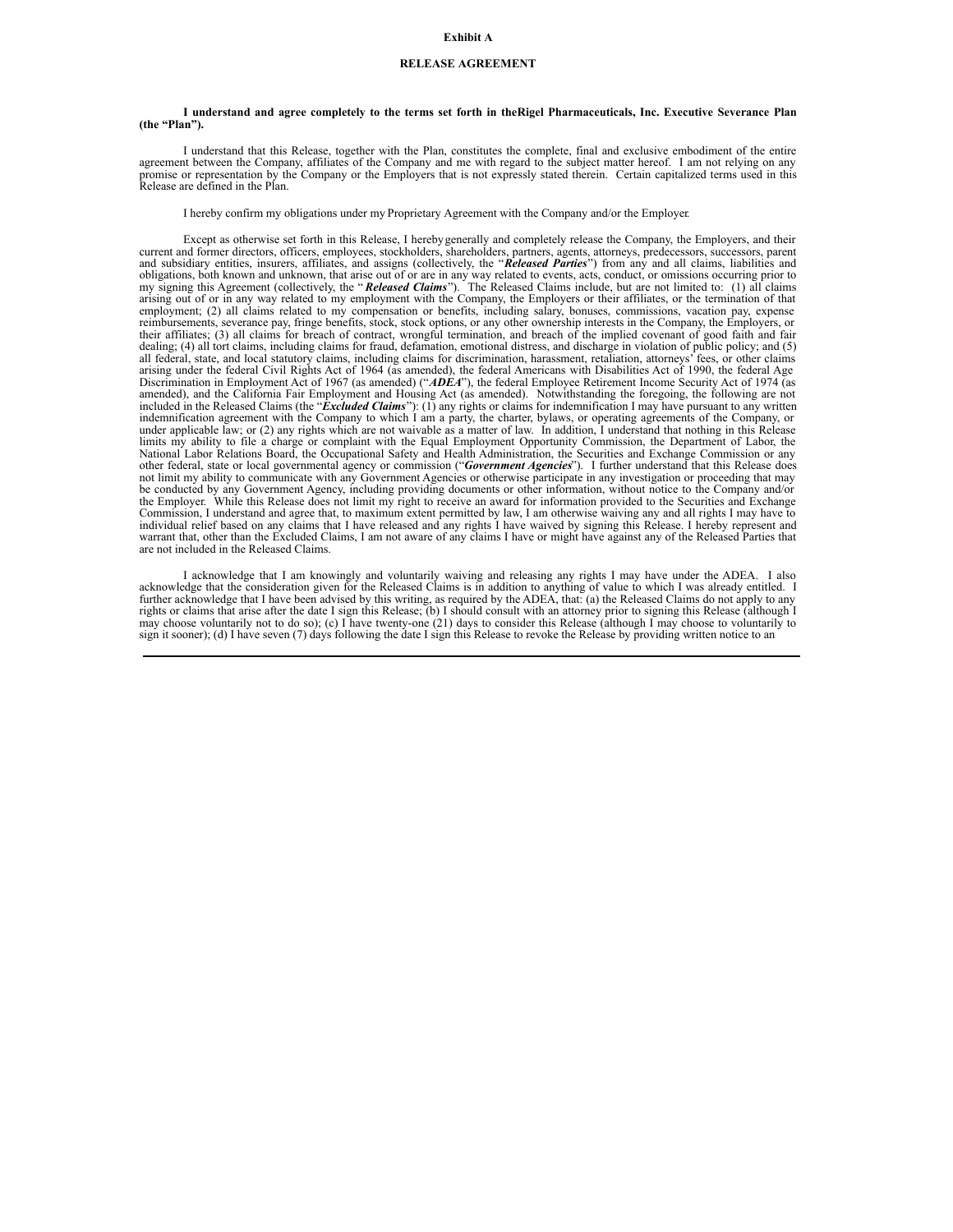**Exhibit A**

**RELEASE AGREEMENT**

**I understand and agree completely to the terms set forth in theRigel Pharmaceuticals, Inc. Executive Severance Plan (the "Plan").**

I understand that this Release, together with the Plan, constitutes the complete, final and exclusive embodiment of the entire agreement between the Company, affiliates of the Company and me with regard to the subject matter hereof. I am not relying on any promise or representation by the Company or the Employers that is not expressly stated therein. Certain capitalized terms used in this Release are defined in the Plan.

I hereby confirm my obligations under my Proprietary Agreement with the Company and/or the Employer.

Except as otherwise set forth in this Release, I hereby generally and completely release the Company, the Employers, and their current and former directors, officers, employees, stockholders, shareholders, partners, agents, attorneys, predecessors, successors, parent and subsidiary entities, insurers, affiliates, and assigns (collectively, the "***Released Parties***") from any and all claims, liabilities and obligations, both known and unknown, that arise out of or are in any way related to events, acts, conduct, or omissions occurring prior to my signing this Agreement (collectively, the "***Released Claims***"). The Released Claims include, but are not limited to: (1) all claims arising out of or in any way related to my employment with the Company, the Employers or their affiliates, or the termination of that employment; (2) all claims related to my compensation or benefits, including salary, bonuses, commissions, vacation pay, expense reimbursements, severance pay, fringe benefits, stock, stock options, or any other ownership interests in the Company, the Employers, or their affiliates; (3) all claims for breach of contract, wrongful termination, and breach of the implied covenant of good faith and fair dealing; (4) all tort claims, including claims for fraud, defamation, emotional distress, and discharge in violation of public policy; and (5) all federal, state, and local statutory claims, including claims for discrimination, harassment, retaliation, attorneys' fees, or other claims arising under the federal Civil Rights Act of 1964 (as amended), the federal Americans with Disabilities Act of 1990, the federal Age Discrimination in Employment Act of 1967 (as amended) ("***ADEA***"), the federal Employee Retirement Income Security Act of 1974 (as amended), and the California Fair Employment and Housing Act (as amended). Notwithstanding the foregoing, the following are not included in the Released Claims (the "***Excluded Claims***"): (1) any rights or claims for indemnification I may have pursuant to any written indemnification agreement with the Company to which I am a party, the charter, bylaws, or operating agreements of the Company, or under applicable law; or (2) any rights which are not waivable as a matter of law. In addition, I understand that nothing in this Release limits my ability to file a charge or complaint with the Equal Employment Opportunity Commission, the Department of Labor, the National Labor Relations Board, the Occupational Safety and Health Administration, the Securities and Exchange Commission or any other federal, state or local governmental agency or commission ("***Government Agencies***"). I further understand that this Release does not limit my ability to communicate with any Government Agencies or otherwise participate in any investigation or proceeding that may be conducted by any Government Agency, including providing documents or other information, without notice to the Company and/or the Employer. While this Release does not limit my right to receive an award for information provided to the Securities and Exchange Commission, I understand and agree that, to maximum extent permitted by law, I am otherwise waiving any and all rights I may have to individual relief based on any claims that I have released and any rights I have waived by signing this Release. I hereby represent and warrant that, other than the Excluded Claims, I am not aware of any claims I have or might have against any of the Released Parties that are not included in the Released Claims.

I acknowledge that I am knowingly and voluntarily waiving and releasing any rights I may have under the ADEA. I also acknowledge that the consideration given for the Released Claims is in addition to anything of value to which I was already entitled. I further acknowledge that I have been advised by this writing, as required by the ADEA, that: (a) the Released Claims do not apply to any rights or claims that arise after the date I sign this Release; (b) I should consult with an attorney prior to signing this Release (although I may choose voluntarily not to do so); (c) I have twenty-one (21) days to consider this Release (although I may choose to voluntarily to sign it sooner); (d) I have seven (7) days following the date I sign this Release to revoke the Release by providing written notice to an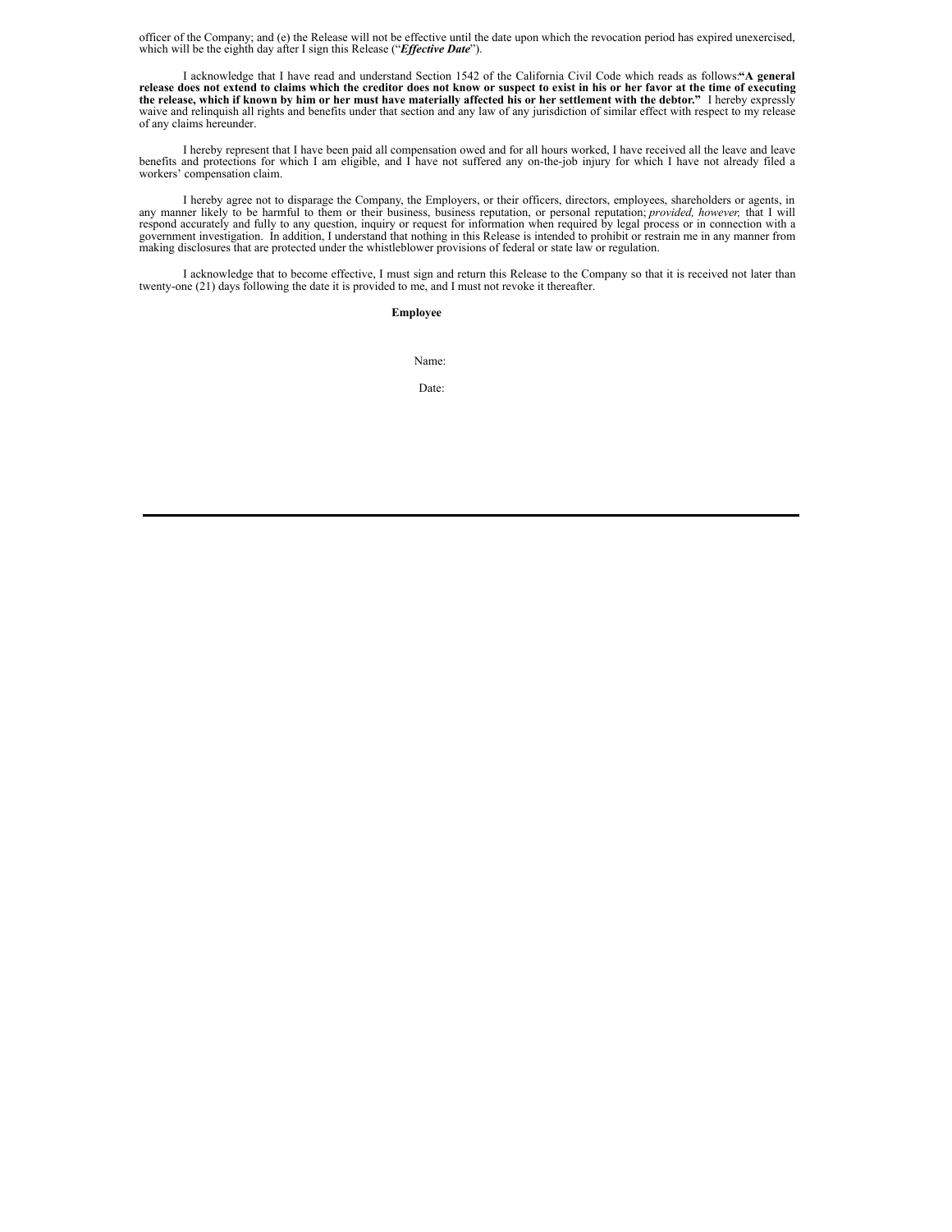officer of the Company; and (e) the Release will not be effective until the date upon which the revocation period has expired unexercised, which will be the eighth day after I sign this Release ("***Effective Date***").

I acknowledge that I have read and understand Section 1542 of the California Civil Code which reads as follows:**"A general release does not extend to claims which the creditor does not know or suspect to exist in his or her favor at the time of executing the release, which if known by him or her must have materially affected his or her settlement with the debtor."** I hereby expressly waive and relinquish all rights and benefits under that section and any law of any jurisdiction of similar effect with respect to my release of any claims hereunder.

I hereby represent that I have been paid all compensation owed and for all hours worked, I have received all the leave and leave benefits and protections for which I am eligible, and I have not suffered any on-the-job injury for which I have not already filed a workers' compensation claim.

I hereby agree not to disparage the Company, the Employers, or their officers, directors, employees, shareholders or agents, in any manner likely to be harmful to them or their business, business reputation, or personal reputation; *provided, however,* that I will respond accurately and fully to any question, inquiry or request for information when required by legal process or in connection with a government investigation. In addition, I understand that nothing in this Release is intended to prohibit or restrain me in any manner from making disclosures that are protected under the whistleblower provisions of federal or state law or regulation.

I acknowledge that to become effective, I must sign and return this Release to the Company so that it is received not later than twenty-one (21) days following the date it is provided to me, and I must not revoke it thereafter.

**Employee**

Name:

Date: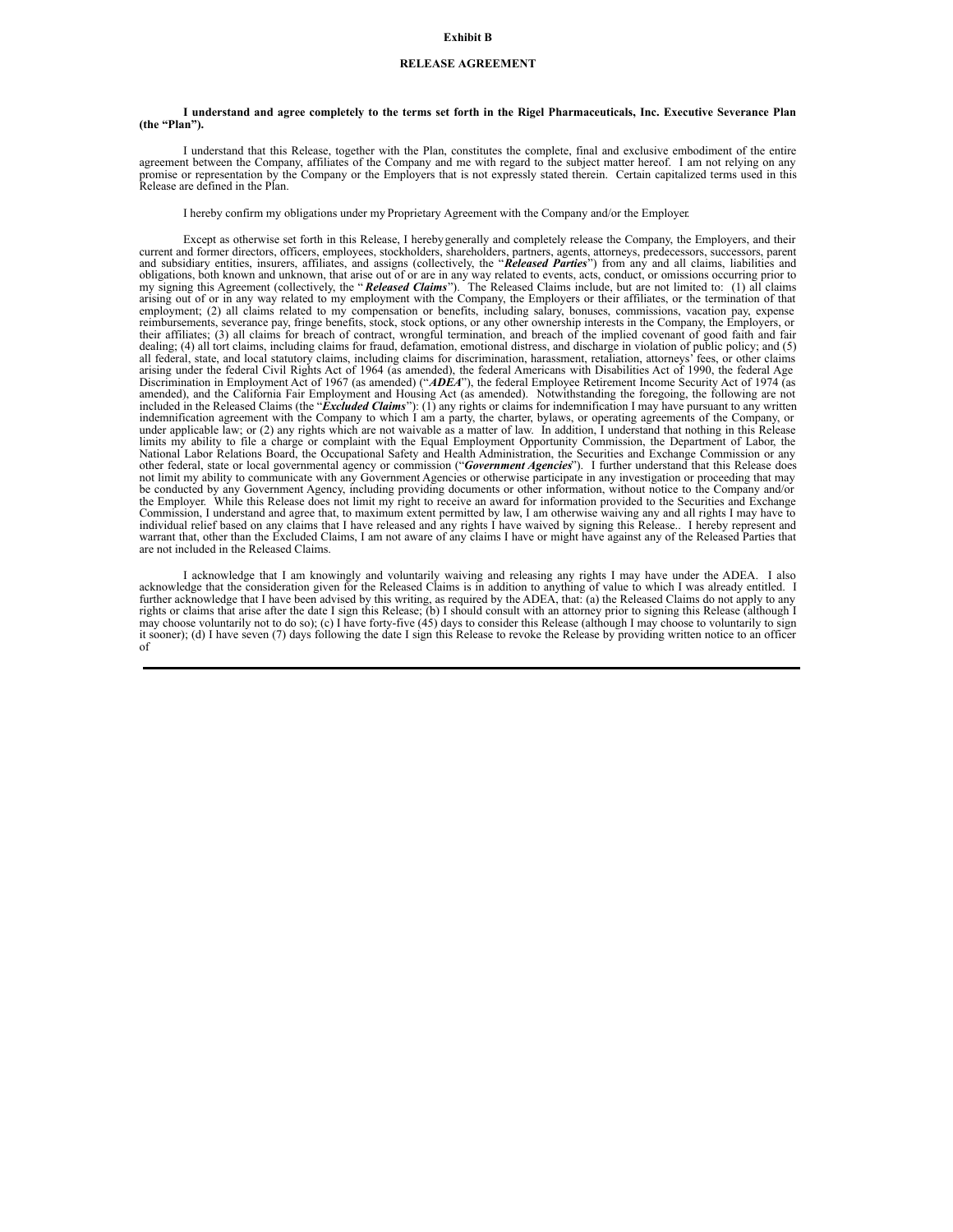**Exhibit B**

**RELEASE AGREEMENT**

**I understand and agree completely to the terms set forth in the Rigel Pharmaceuticals, Inc. Executive Severance Plan (the "Plan").**

I understand that this Release, together with the Plan, constitutes the complete, final and exclusive embodiment of the entire agreement between the Company, affiliates of the Company and me with regard to the subject matter hereof. I am not relying on any promise or representation by the Company or the Employers that is not expressly stated therein. Certain capitalized terms used in this Release are defined in the Plan.

I hereby confirm my obligations under my Proprietary Agreement with the Company and/or the Employer.

Except as otherwise set forth in this Release, I hereby generally and completely release the Company, the Employers, and their current and former directors, officers, employees, stockholders, shareholders, partners, agents, attorneys, predecessors, successors, parent and subsidiary entities, insurers, affiliates, and assigns (collectively, the "***Released Parties***") from any and all claims, liabilities and obligations, both known and unknown, that arise out of or are in any way related to events, acts, conduct, or omissions occurring prior to my signing this Agreement (collectively, the "***Released Claims***"). The Released Claims include, but are not limited to: (1) all claims arising out of or in any way related to my employment with the Company, the Employers or their affiliates, or the termination of that employment; (2) all claims related to my compensation or benefits, including salary, bonuses, commissions, vacation pay, expense reimbursements, severance pay, fringe benefits, stock, stock options, or any other ownership interests in the Company, the Employers, or their affiliates; (3) all claims for breach of contract, wrongful termination, and breach of the implied covenant of good faith and fair dealing; (4) all tort claims, including claims for fraud, defamation, emotional distress, and discharge in violation of public policy; and (5) all federal, state, and local statutory claims, including claims for discrimination, harassment, retaliation, attorneys' fees, or other claims arising under the federal Civil Rights Act of 1964 (as amended), the federal Americans with Disabilities Act of 1990, the federal Age Discrimination in Employment Act of 1967 (as amended) ("***ADEA***"), the federal Employee Retirement Income Security Act of 1974 (as amended), and the California Fair Employment and Housing Act (as amended). Notwithstanding the foregoing, the following are not included in the Released Claims (the "***Excluded Claims***"): (1) any rights or claims for indemnification I may have pursuant to any written indemnification agreement with the Company to which I am a party, the charter, bylaws, or operating agreements of the Company, or under applicable law; or (2) any rights which are not waivable as a matter of law. In addition, I understand that nothing in this Release limits my ability to file a charge or complaint with the Equal Employment Opportunity Commission, the Department of Labor, the National Labor Relations Board, the Occupational Safety and Health Administration, the Securities and Exchange Commission or any other federal, state or local governmental agency or commission ("***Government Agencies***"). I further understand that this Release does not limit my ability to communicate with any Government Agencies or otherwise participate in any investigation or proceeding that may be conducted by any Government Agency, including providing documents or other information, without notice to the Company and/or the Employer. While this Release does not limit my right to receive an award for information provided to the Securities and Exchange Commission, I understand and agree that, to maximum extent permitted by law, I am otherwise waiving any and all rights I may have to individual relief based on any claims that I have released and any rights I have waived by signing this Release.. I hereby represent and warrant that, other than the Excluded Claims, I am not aware of any claims I have or might have against any of the Released Parties that are not included in the Released Claims.

I acknowledge that I am knowingly and voluntarily waiving and releasing any rights I may have under the ADEA. I also acknowledge that the consideration given for the Released Claims is in addition to anything of value to which I was already entitled. I further acknowledge that I have been advised by this writing, as required by the ADEA, that: (a) the Released Claims do not apply to any rights or claims that arise after the date I sign this Release; (b) I should consult with an attorney prior to signing this Release (although I may choose voluntarily not to do so); (c) I have forty-five (45) days to consider this Release (although I may choose to voluntarily to sign it sooner); (d) I have seven (7) days following the date I sign this Release to revoke the Release by providing written notice to an officer of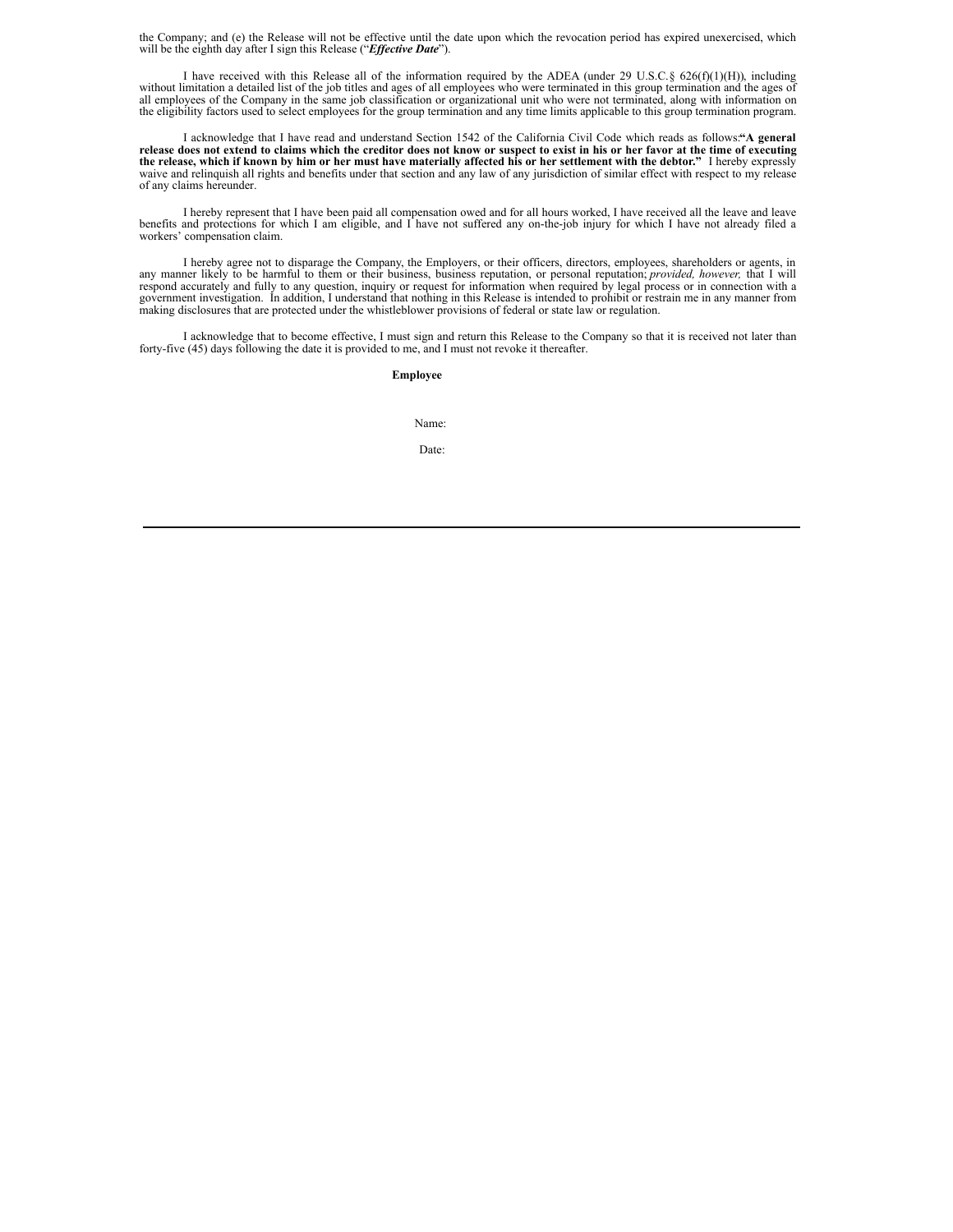the Company; and (e) the Release will not be effective until the date upon which the revocation period has expired unexercised, which will be the eighth day after I sign this Release ("***Effective Date***").

I have received with this Release all of the information required by the ADEA (under 29 U.S.C.§ 626(f)(1)(H)), including without limitation a detailed list of the job titles and ages of all employees who were terminated in this group termination and the ages of all employees of the Company in the same job classification or organizational unit who were not terminated, along with information on the eligibility factors used to select employees for the group termination and any time limits applicable to this group termination program.

I acknowledge that I have read and understand Section 1542 of the California Civil Code which reads as follows:**"A general release does not extend to claims which the creditor does not know or suspect to exist in his or her favor at the time of executing the release, which if known by him or her must have materially affected his or her settlement with the debtor."** I hereby expressly waive and relinquish all rights and benefits under that section and any law of any jurisdiction of similar effect with respect to my release of any claims hereunder.

I hereby represent that I have been paid all compensation owed and for all hours worked, I have received all the leave and leave benefits and protections for which I am eligible, and I have not suffered any on-the-job injury for which I have not already filed a workers' compensation claim.

I hereby agree not to disparage the Company, the Employers, or their officers, directors, employees, shareholders or agents, in any manner likely to be harmful to them or their business, business reputation, or personal reputation; *provided, however,* that I will respond accurately and fully to any question, inquiry or request for information when required by legal process or in connection with a government investigation. In addition, I understand that nothing in this Release is intended to prohibit or restrain me in any manner from making disclosures that are protected under the whistleblower provisions of federal or state law or regulation.

I acknowledge that to become effective, I must sign and return this Release to the Company so that it is received not later than forty-five (45) days following the date it is provided to me, and I must not revoke it thereafter.

**Employee**

Name:

Date: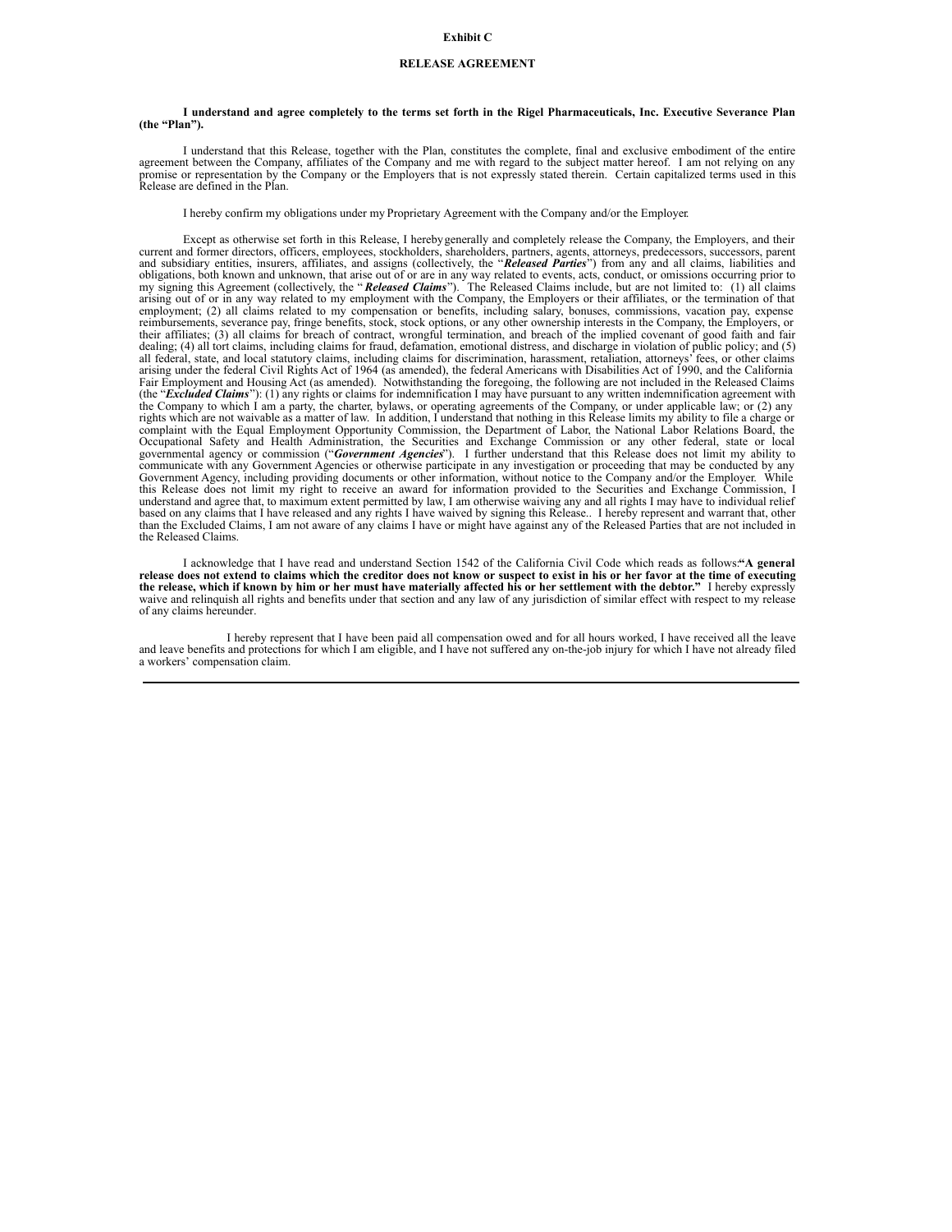**Exhibit C**

**RELEASE AGREEMENT**

**I understand and agree completely to the terms set forth in the Rigel Pharmaceuticals, Inc. Executive Severance Plan (the "Plan").**

I understand that this Release, together with the Plan, constitutes the complete, final and exclusive embodiment of the entire agreement between the Company, affiliates of the Company and me with regard to the subject matter hereof. I am not relying on any promise or representation by the Company or the Employers that is not expressly stated therein. Certain capitalized terms used in this Release are defined in the Plan.

I hereby confirm my obligations under my Proprietary Agreement with the Company and/or the Employer.

Except as otherwise set forth in this Release, I hereby generally and completely release the Company, the Employers, and their current and former directors, officers, employees, stockholders, shareholders, partners, agents, attorneys, predecessors, successors, parent and subsidiary entities, insurers, affiliates, and assigns (collectively, the "***Released Parties***") from any and all claims, liabilities and obligations, both known and unknown, that arise out of or are in any way related to events, acts, conduct, or omissions occurring prior to my signing this Agreement (collectively, the "***Released Claims***"). The Released Claims include, but are not limited to: (1) all claims arising out of or in any way related to my employment with the Company, the Employers or their affiliates, or the termination of that employment; (2) all claims related to my compensation or benefits, including salary, bonuses, commissions, vacation pay, expense reimbursements, severance pay, fringe benefits, stock, stock options, or any other ownership interests in the Company, the Employers, or their affiliates; (3) all claims for breach of contract, wrongful termination, and breach of the implied covenant of good faith and fair dealing; (4) all tort claims, including claims for fraud, defamation, emotional distress, and discharge in violation of public policy; and (5) all federal, state, and local statutory claims, including claims for discrimination, harassment, retaliation, attorneys' fees, or other claims arising under the federal Civil Rights Act of 1964 (as amended), the federal Americans with Disabilities Act of 1990, and the California Fair Employment and Housing Act (as amended). Notwithstanding the foregoing, the following are not included in the Released Claims (the "***Excluded Claims***"): (1) any rights or claims for indemnification I may have pursuant to any written indemnification agreement with the Company to which I am a party, the charter, bylaws, or operating agreements of the Company, or under applicable law; or (2) any rights which are not waivable as a matter of law. In addition, I understand that nothing in this Release limits my ability to file a charge or complaint with the Equal Employment Opportunity Commission, the Department of Labor, the National Labor Relations Board, the Occupational Safety and Health Administration, the Securities and Exchange Commission or any other federal, state or local governmental agency or commission ("***Government Agencies***"). I further understand that this Release does not limit my ability to communicate with any Government Agencies or otherwise participate in any investigation or proceeding that may be conducted by any Government Agency, including providing documents or other information, without notice to the Company and/or the Employer. While this Release does not limit my right to receive an award for information provided to the Securities and Exchange Commission, I understand and agree that, to maximum extent permitted by law, I am otherwise waiving any and all rights I may have to individual relief based on any claims that I have released and any rights I have waived by signing this Release.. I hereby represent and warrant that, other than the Excluded Claims, I am not aware of any claims I have or might have against any of the Released Parties that are not included in the Released Claims.

I acknowledge that I have read and understand Section 1542 of the California Civil Code which reads as follows: **"A general release does not extend to claims which the creditor does not know or suspect to exist in his or her favor at the time of executing the release, which if known by him or her must have materially affected his or her settlement with the debtor."** I hereby expressly waive and relinquish all rights and benefits under that section and any law of any jurisdiction of similar effect with respect to my release of any claims hereunder.

I hereby represent that I have been paid all compensation owed and for all hours worked, I have received all the leave and leave benefits and protections for which I am eligible, and I have not suffered any on-the-job injury for which I have not already filed a workers' compensation claim.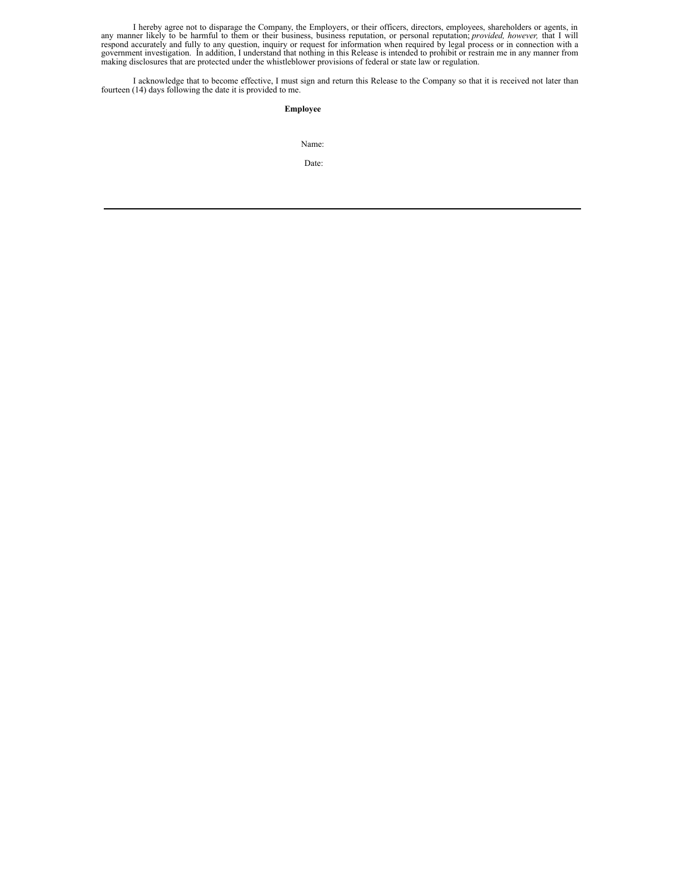I hereby agree not to disparage the Company, the Employers, or their officers, directors, employees, shareholders or agents, in any manner likely to be harmful to them or their business, business reputation, or personal reputation; *provided, however,* that I will respond accurately and fully to any question, inquiry or request for information when required by legal process or in connection with a government investigation. In addition, I understand that nothing in this Release is intended to prohibit or restrain me in any manner from making disclosures that are protected under the whistleblower provisions of federal or state law or regulation.

I acknowledge that to become effective, I must sign and return this Release to the Company so that it is received not later than fourteen (14) days following the date it is provided to me.

**Employee**

Name:

Date: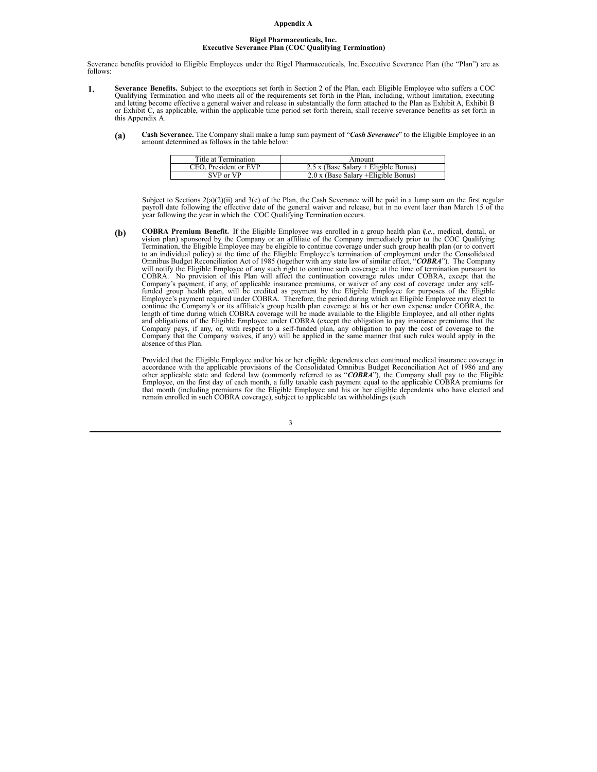**Appendix A**

**Rigel Pharmaceuticals, Inc.**
**Executive Severance Plan (COC Qualifying Termination)**

Severance benefits provided to Eligible Employees under the Rigel Pharmaceuticals, Inc.Executive Severance Plan (the "Plan") are as follows:

**1.** **Severance Benefits.** Subject to the exceptions set forth in Section 2 of the Plan, each Eligible Employee who suffers a COC Qualifying Termination and who meets all of the requirements set forth in the Plan, including, without limitation, executing and letting become effective a general waiver and release in substantially the form attached to the Plan as Exhibit A, Exhibit B or Exhibit C, as applicable, within the applicable time period set forth therein, shall receive severance benefits as set forth in this Appendix A.

**(a)** **Cash Severance.** The Company shall make a lump sum payment of "***Cash Severance***" to the Eligible Employee in an amount determined as follows in the table below:

| Title at Termination | Amount |
|---|---|
| CEO, President or EVP | 2.5 x (Base Salary + Eligible Bonus) |
| SVP or VP | 2.0 x (Base Salary +Eligible Bonus) |

Subject to Sections 2(a)(2)(ii) and 3(e) of the Plan, the Cash Severance will be paid in a lump sum on the first regular payroll date following the effective date of the general waiver and release, but in no event later than March 15 of the year following the year in which the COC Qualifying Termination occurs.

**(b)** **COBRA Premium Benefit.** If the Eligible Employee was enrolled in a group health plan (*i.e.*, medical, dental, or vision plan) sponsored by the Company or an affiliate of the Company immediately prior to the COC Qualifying Termination, the Eligible Employee may be eligible to continue coverage under such group health plan (or to convert to an individual policy) at the time of the Eligible Employee's termination of employment under the Consolidated Omnibus Budget Reconciliation Act of 1985 (together with any state law of similar effect, "***COBRA***"). The Company will notify the Eligible Employee of any such right to continue such coverage at the time of termination pursuant to COBRA. No provision of this Plan will affect the continuation coverage rules under COBRA, except that the Company's payment, if any, of applicable insurance premiums, or waiver of any cost of coverage under any self-funded group health plan, will be credited as payment by the Eligible Employee for purposes of the Eligible Employee's payment required under COBRA. Therefore, the period during which an Eligible Employee may elect to continue the Company's or its affiliate's group health plan coverage at his or her own expense under COBRA, the length of time during which COBRA coverage will be made available to the Eligible Employee, and all other rights and obligations of the Eligible Employee under COBRA (except the obligation to pay insurance premiums that the Company pays, if any, or, with respect to a self-funded plan, any obligation to pay the cost of coverage to the Company that the Company waives, if any) will be applied in the same manner that such rules would apply in the absence of this Plan.

Provided that the Eligible Employee and/or his or her eligible dependents elect continued medical insurance coverage in accordance with the applicable provisions of the Consolidated Omnibus Budget Reconciliation Act of 1986 and any other applicable state and federal law (commonly referred to as "***COBRA***"), the Company shall pay to the Eligible Employee, on the first day of each month, a fully taxable cash payment equal to the applicable COBRA premiums for that month (including premiums for the Eligible Employee and his or her eligible dependents who have elected and remain enrolled in such COBRA coverage), subject to applicable tax withholdings (such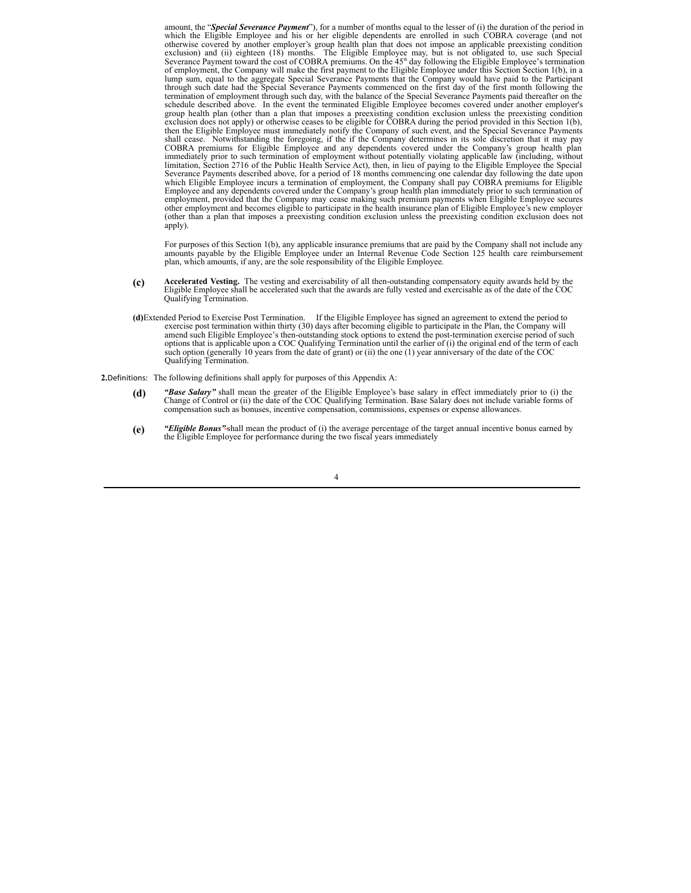amount, the "***Special Severance Payment***"), for a number of months equal to the lesser of (i) the duration of the period in which the Eligible Employee and his or her eligible dependents are enrolled in such COBRA coverage (and not otherwise covered by another employer's group health plan that does not impose an applicable preexisting condition exclusion) and (ii) eighteen (18) months. The Eligible Employee may, but is not obligated to, use such Special Severance Payment toward the cost of COBRA premiums. On the 45th day following the Eligible Employee's termination of employment, the Company will make the first payment to the Eligible Employee under this Section Section 1(b), in a lump sum, equal to the aggregate Special Severance Payments that the Company would have paid to the Participant through such date had the Special Severance Payments commenced on the first day of the first month following the termination of employment through such day, with the balance of the Special Severance Payments paid thereafter on the schedule described above. In the event the terminated Eligible Employee becomes covered under another employer's group health plan (other than a plan that imposes a preexisting condition exclusion unless the preexisting condition exclusion does not apply) or otherwise ceases to be eligible for COBRA during the period provided in this Section 1(b), then the Eligible Employee must immediately notify the Company of such event, and the Special Severance Payments shall cease. Notwithstanding the foregoing, if the if the Company determines in its sole discretion that it may pay COBRA premiums for Eligible Employee and any dependents covered under the Company's group health plan immediately prior to such termination of employment without potentially violating applicable law (including, without limitation, Section 2716 of the Public Health Service Act), then, in lieu of paying to the Eligible Employee the Special Severance Payments described above, for a period of 18 months commencing one calendar day following the date upon which Eligible Employee incurs a termination of employment, the Company shall pay COBRA premiums for Eligible Employee and any dependents covered under the Company's group health plan immediately prior to such termination of employment, provided that the Company may cease making such premium payments when Eligible Employee secures other employment and becomes eligible to participate in the health insurance plan of Eligible Employee's new employer (other than a plan that imposes a preexisting condition exclusion unless the preexisting condition exclusion does not apply).

For purposes of this Section 1(b), any applicable insurance premiums that are paid by the Company shall not include any amounts payable by the Eligible Employee under an Internal Revenue Code Section 125 health care reimbursement plan, which amounts, if any, are the sole responsibility of the Eligible Employee.

**(c)** **Accelerated Vesting.** The vesting and exercisability of all then-outstanding compensatory equity awards held by the Eligible Employee shall be accelerated such that the awards are fully vested and exercisable as of the date of the COC Qualifying Termination.

**(d)** Extended Period to Exercise Post Termination. If the Eligible Employee has signed an agreement to extend the period to exercise post termination within thirty (30) days after becoming eligible to participate in the Plan, the Company will amend such Eligible Employee's then-outstanding stock options to extend the post-termination exercise period of such options that is applicable upon a COC Qualifying Termination until the earlier of (i) the original end of the term of each such option (generally 10 years from the date of grant) or (ii) the one (1) year anniversary of the date of the COC Qualifying Termination.

**2.** Definitions: The following definitions shall apply for purposes of this Appendix A:

**(d)** ***"Base Salary"*** shall mean the greater of the Eligible Employee's base salary in effect immediately prior to (i) the Change of Control or (ii) the date of the COC Qualifying Termination. Base Salary does not include variable forms of compensation such as bonuses, incentive compensation, commissions, expenses or expense allowances.

**(e)** ***"Eligible Bonus"*** shall mean the product of (i) the average percentage of the target annual incentive bonus earned by the Eligible Employee for performance during the two fiscal years immediately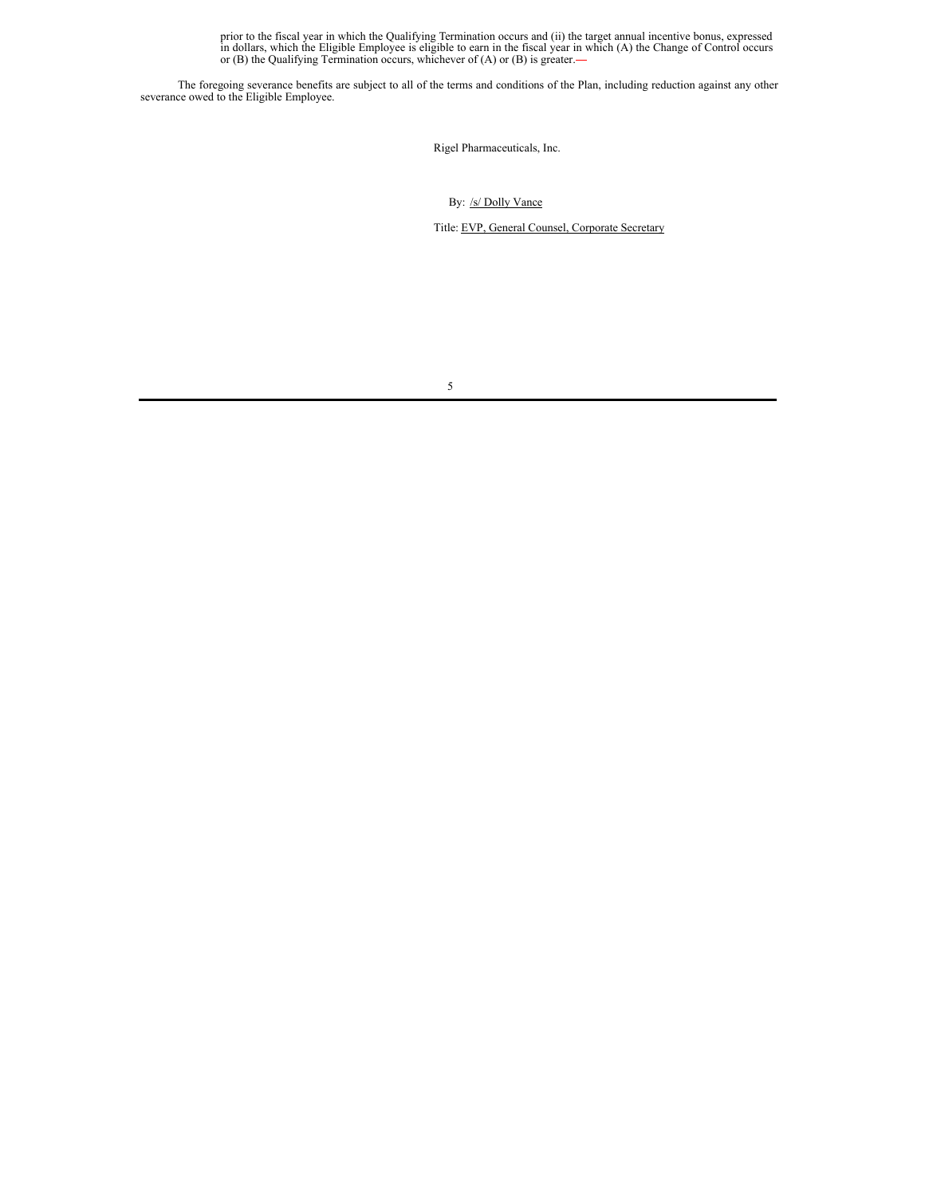prior to the fiscal year in which the Qualifying Termination occurs and (ii) the target annual incentive bonus, expressed in dollars, which the Eligible Employee is eligible to earn in the fiscal year in which (A) the Change of Control occurs or (B) the Qualifying Termination occurs, whichever of (A) or (B) is greater.—

The foregoing severance benefits are subject to all of the terms and conditions of the Plan, including reduction against any other severance owed to the Eligible Employee.

Rigel Pharmaceuticals, Inc.

By: /s/ Dolly Vance

Title: EVP, General Counsel, Corporate Secretary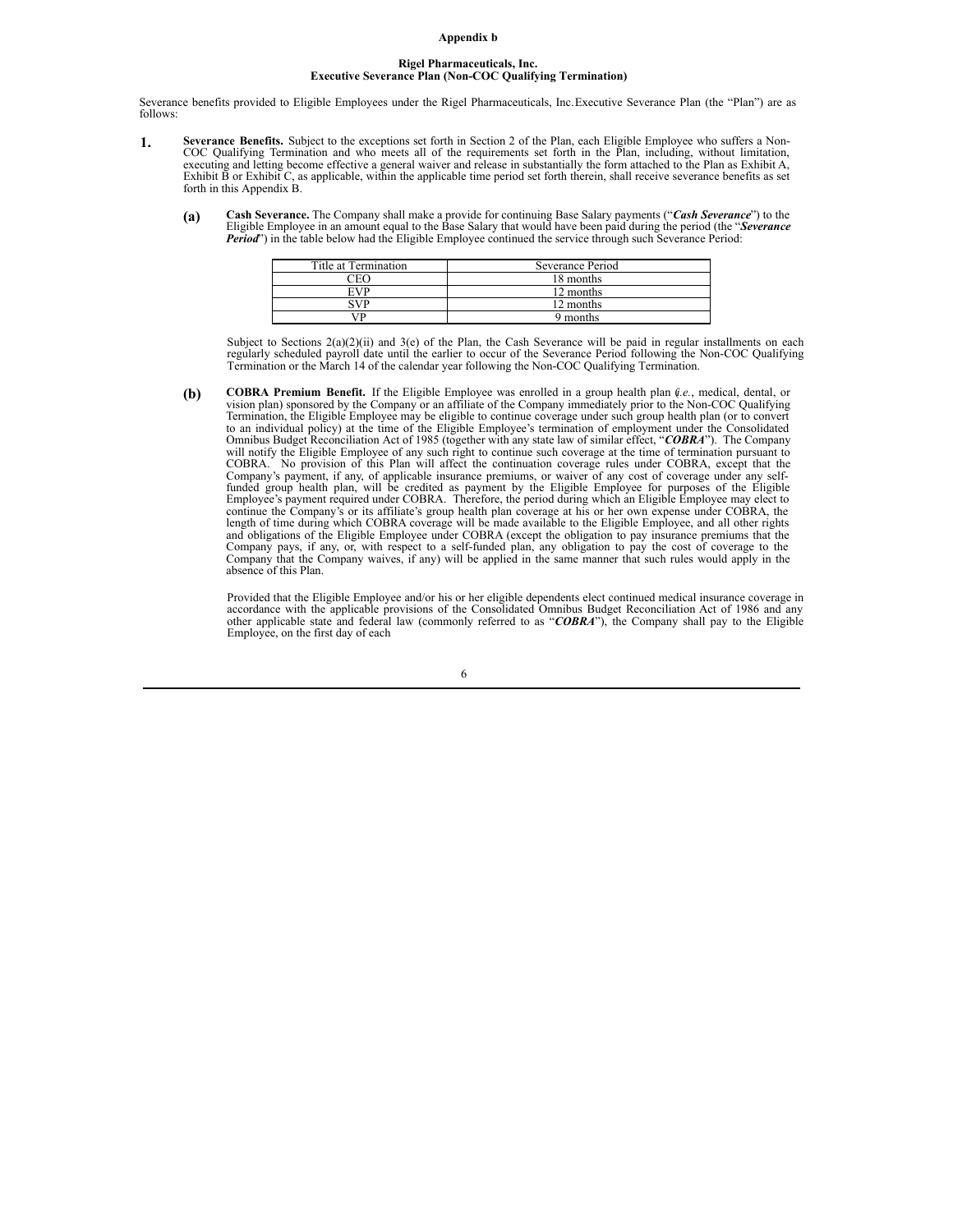**Appendix b**

**Rigel Pharmaceuticals, Inc.**
**Executive Severance Plan (Non-COC Qualifying Termination)**

Severance benefits provided to Eligible Employees under the Rigel Pharmaceuticals, Inc.Executive Severance Plan (the "Plan") are as follows:

**1. Severance Benefits.** Subject to the exceptions set forth in Section 2 of the Plan, each Eligible Employee who suffers a Non-COC Qualifying Termination and who meets all of the requirements set forth in the Plan, including, without limitation, executing and letting become effective a general waiver and release in substantially the form attached to the Plan as Exhibit A, Exhibit B or Exhibit C, as applicable, within the applicable time period set forth therein, shall receive severance benefits as set forth in this Appendix B.

**(a) Cash Severance.** The Company shall make a provide for continuing Base Salary payments ("***Cash Severance***") to the Eligible Employee in an amount equal to the Base Salary that would have been paid during the period (the "***Severance Period***") in the table below had the Eligible Employee continued the service through such Severance Period:

| Title at Termination | Severance Period |
|---|---|
| CEO | 18 months |
| EVP | 12 months |
| SVP | 12 months |
| VP | 9 months |

Subject to Sections 2(a)(2)(ii) and 3(e) of the Plan, the Cash Severance will be paid in regular installments on each regularly scheduled payroll date until the earlier to occur of the Severance Period following the Non-COC Qualifying Termination or the March 14 of the calendar year following the Non-COC Qualifying Termination.

**(b) COBRA Premium Benefit.** If the Eligible Employee was enrolled in a group health plan (*i.e.*, medical, dental, or vision plan) sponsored by the Company or an affiliate of the Company immediately prior to the Non-COC Qualifying Termination, the Eligible Employee may be eligible to continue coverage under such group health plan (or to convert to an individual policy) at the time of the Eligible Employee's termination of employment under the Consolidated Omnibus Budget Reconciliation Act of 1985 (together with any state law of similar effect, "***COBRA***"). The Company will notify the Eligible Employee of any such right to continue such coverage at the time of termination pursuant to COBRA. No provision of this Plan will affect the continuation coverage rules under COBRA, except that the Company's payment, if any, of applicable insurance premiums, or waiver of any cost of coverage under any self-funded group health plan, will be credited as payment by the Eligible Employee for purposes of the Eligible Employee's payment required under COBRA. Therefore, the period during which an Eligible Employee may elect to continue the Company's or its affiliate's group health plan coverage at his or her own expense under COBRA, the length of time during which COBRA coverage will be made available to the Eligible Employee, and all other rights and obligations of the Eligible Employee under COBRA (except the obligation to pay insurance premiums that the Company pays, if any, or, with respect to a self-funded plan, any obligation to pay the cost of coverage to the Company that the Company waives, if any) will be applied in the same manner that such rules would apply in the absence of this Plan.

Provided that the Eligible Employee and/or his or her eligible dependents elect continued medical insurance coverage in accordance with the applicable provisions of the Consolidated Omnibus Budget Reconciliation Act of 1986 and any other applicable state and federal law (commonly referred to as "***COBRA***"), the Company shall pay to the Eligible Employee, on the first day of each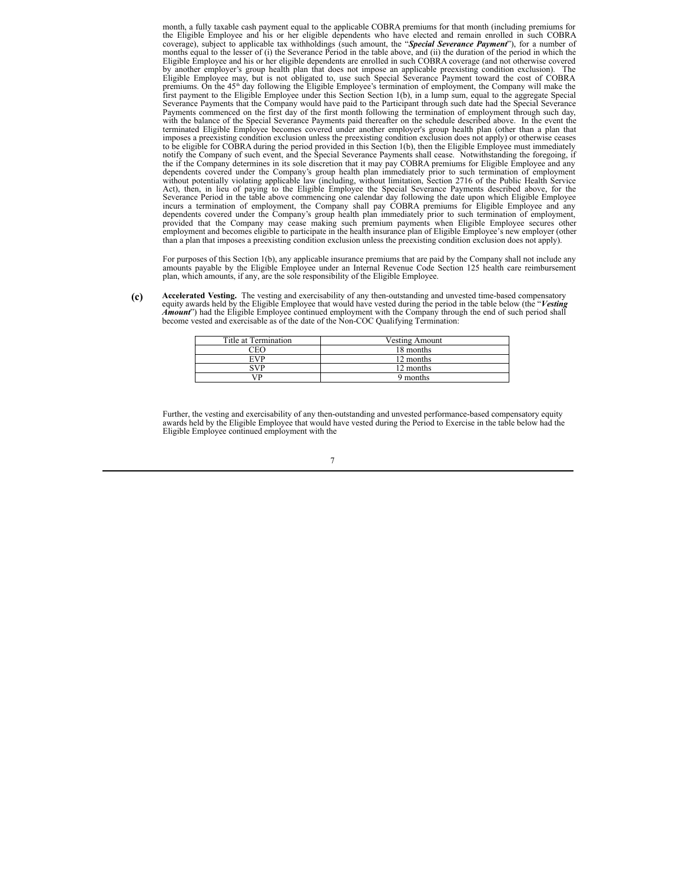month, a fully taxable cash payment equal to the applicable COBRA premiums for that month (including premiums for the Eligible Employee and his or her eligible dependents who have elected and remain enrolled in such COBRA coverage), subject to applicable tax withholdings (such amount, the "***Special Severance Payment***"), for a number of months equal to the lesser of (i) the Severance Period in the table above, and (ii) the duration of the period in which the Eligible Employee and his or her eligible dependents are enrolled in such COBRA coverage (and not otherwise covered by another employer's group health plan that does not impose an applicable preexisting condition exclusion). The Eligible Employee may, but is not obligated to, use such Special Severance Payment toward the cost of COBRA premiums. On the 45th day following the Eligible Employee's termination of employment, the Company will make the first payment to the Eligible Employee under this Section Section 1(b), in a lump sum, equal to the aggregate Special Severance Payments that the Company would have paid to the Participant through such date had the Special Severance Payments commenced on the first day of the first month following the termination of employment through such day, with the balance of the Special Severance Payments paid thereafter on the schedule described above. In the event the terminated Eligible Employee becomes covered under another employer's group health plan (other than a plan that imposes a preexisting condition exclusion unless the preexisting condition exclusion does not apply) or otherwise ceases to be eligible for COBRA during the period provided in this Section 1(b), then the Eligible Employee must immediately notify the Company of such event, and the Special Severance Payments shall cease. Notwithstanding the foregoing, if the if the Company determines in its sole discretion that it may pay COBRA premiums for Eligible Employee and any dependents covered under the Company's group health plan immediately prior to such termination of employment without potentially violating applicable law (including, without limitation, Section 2716 of the Public Health Service Act), then, in lieu of paying to the Eligible Employee the Special Severance Payments described above, for the Severance Period in the table above commencing one calendar day following the date upon which Eligible Employee incurs a termination of employment, the Company shall pay COBRA premiums for Eligible Employee and any dependents covered under the Company's group health plan immediately prior to such termination of employment, provided that the Company may cease making such premium payments when Eligible Employee secures other employment and becomes eligible to participate in the health insurance plan of Eligible Employee's new employer (other than a plan that imposes a preexisting condition exclusion unless the preexisting condition exclusion does not apply).

For purposes of this Section 1(b), any applicable insurance premiums that are paid by the Company shall not include any amounts payable by the Eligible Employee under an Internal Revenue Code Section 125 health care reimbursement plan, which amounts, if any, are the sole responsibility of the Eligible Employee.

**(c)** **Accelerated Vesting.** The vesting and exercisability of any then-outstanding and unvested time-based compensatory equity awards held by the Eligible Employee that would have vested during the period in the table below (the "***Vesting Amount***") had the Eligible Employee continued employment with the Company through the end of such period shall become vested and exercisable as of the date of the Non-COC Qualifying Termination:

| Title at Termination | Vesting Amount |
|---|---|
| CEO | 18 months |
| EVP | 12 months |
| SVP | 12 months |
| VP | 9 months |

Further, the vesting and exercisability of any then-outstanding and unvested performance-based compensatory equity awards held by the Eligible Employee that would have vested during the Period to Exercise in the table below had the Eligible Employee continued employment with the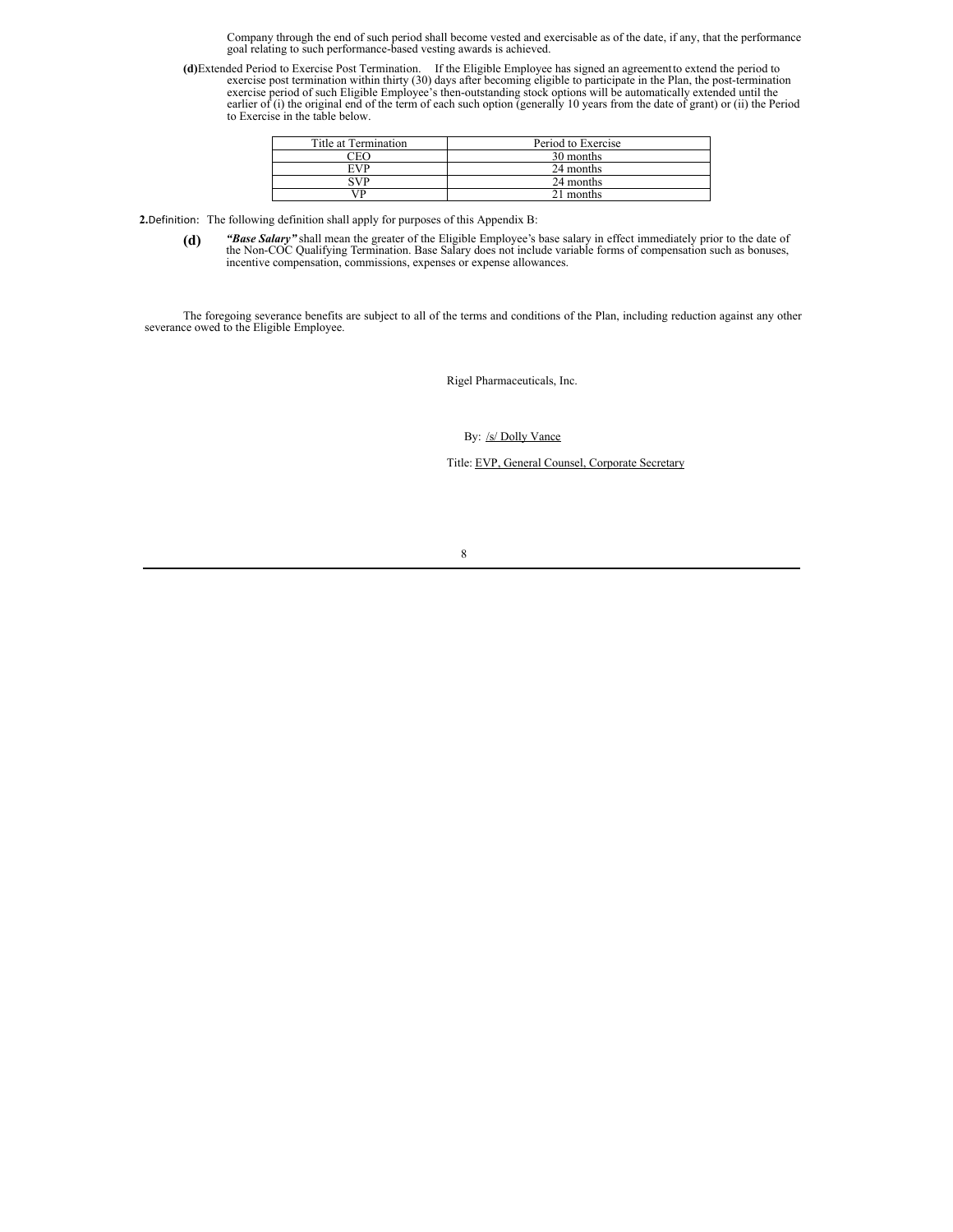Company through the end of such period shall become vested and exercisable as of the date, if any, that the performance goal relating to such performance-based vesting awards is achieved.

**(d)** Extended Period to Exercise Post Termination. If the Eligible Employee has signed an agreement to extend the period to exercise post termination within thirty (30) days after becoming eligible to participate in the Plan, the post-termination exercise period of such Eligible Employee's then-outstanding stock options will be automatically extended until the earlier of (i) the original end of the term of each such option (generally 10 years from the date of grant) or (ii) the Period to Exercise in the table below.

| Title at Termination | Period to Exercise |
| --- | --- |
| CEO | 30 months |
| EVP | 24 months |
| SVP | 24 months |
| VP | 21 months |

**2.** Definition: The following definition shall apply for purposes of this Appendix B:

**(d)** ***"Base Salary"*** shall mean the greater of the Eligible Employee's base salary in effect immediately prior to the date of the Non-COC Qualifying Termination. Base Salary does not include variable forms of compensation such as bonuses, incentive compensation, commissions, expenses or expense allowances.

The foregoing severance benefits are subject to all of the terms and conditions of the Plan, including reduction against any other severance owed to the Eligible Employee.

Rigel Pharmaceuticals, Inc.

By: /s/ Dolly Vance

Title: EVP, General Counsel, Corporate Secretary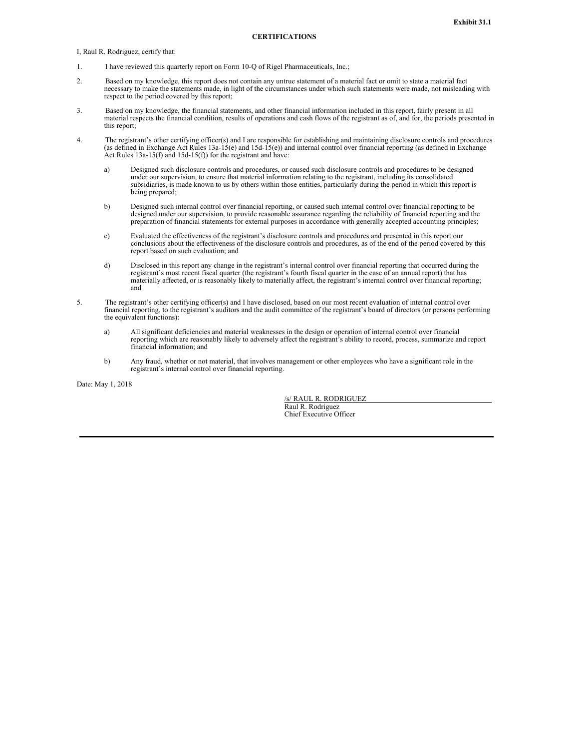**Exhibit 31.1**

**CERTIFICATIONS**

I, Raul R. Rodriguez, certify that:

1. I have reviewed this quarterly report on Form 10-Q of Rigel Pharmaceuticals, Inc.;

2. Based on my knowledge, this report does not contain any untrue statement of a material fact or omit to state a material fact necessary to make the statements made, in light of the circumstances under which such statements were made, not misleading with respect to the period covered by this report;

3. Based on my knowledge, the financial statements, and other financial information included in this report, fairly present in all material respects the financial condition, results of operations and cash flows of the registrant as of, and for, the periods presented in this report;

4. The registrant's other certifying officer(s) and I are responsible for establishing and maintaining disclosure controls and procedures (as defined in Exchange Act Rules 13a-15(e) and 15d-15(e)) and internal control over financial reporting (as defined in Exchange Act Rules 13a-15(f) and 15d-15(f)) for the registrant and have:

   a) Designed such disclosure controls and procedures, or caused such disclosure controls and procedures to be designed under our supervision, to ensure that material information relating to the registrant, including its consolidated subsidiaries, is made known to us by others within those entities, particularly during the period in which this report is being prepared;

   b) Designed such internal control over financial reporting, or caused such internal control over financial reporting to be designed under our supervision, to provide reasonable assurance regarding the reliability of financial reporting and the preparation of financial statements for external purposes in accordance with generally accepted accounting principles;

   c) Evaluated the effectiveness of the registrant's disclosure controls and procedures and presented in this report our conclusions about the effectiveness of the disclosure controls and procedures, as of the end of the period covered by this report based on such evaluation; and

   d) Disclosed in this report any change in the registrant's internal control over financial reporting that occurred during the registrant's most recent fiscal quarter (the registrant's fourth fiscal quarter in the case of an annual report) that has materially affected, or is reasonably likely to materially affect, the registrant's internal control over financial reporting; and

5. The registrant's other certifying officer(s) and I have disclosed, based on our most recent evaluation of internal control over financial reporting, to the registrant's auditors and the audit committee of the registrant's board of directors (or persons performing the equivalent functions):

   a) All significant deficiencies and material weaknesses in the design or operation of internal control over financial reporting which are reasonably likely to adversely affect the registrant's ability to record, process, summarize and report financial information; and

   b) Any fraud, whether or not material, that involves management or other employees who have a significant role in the registrant's internal control over financial reporting.

Date: May 1, 2018

/s/ RAUL R. RODRIGUEZ
Raul R. Rodriguez
Chief Executive Officer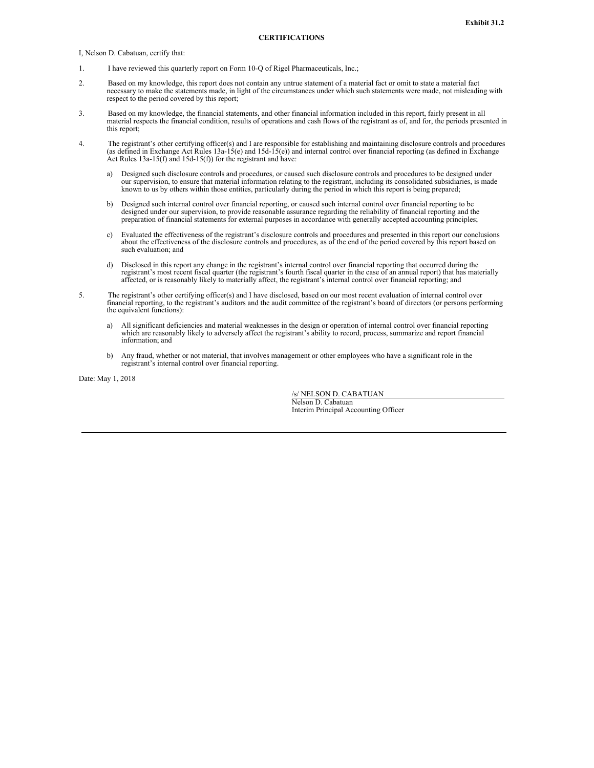**Exhibit 31.2**

**CERTIFICATIONS**

I, Nelson D. Cabatuan, certify that:

1. I have reviewed this quarterly report on Form 10-Q of Rigel Pharmaceuticals, Inc.;

2. Based on my knowledge, this report does not contain any untrue statement of a material fact or omit to state a material fact necessary to make the statements made, in light of the circumstances under which such statements were made, not misleading with respect to the period covered by this report;

3. Based on my knowledge, the financial statements, and other financial information included in this report, fairly present in all material respects the financial condition, results of operations and cash flows of the registrant as of, and for, the periods presented in this report;

4. The registrant's other certifying officer(s) and I are responsible for establishing and maintaining disclosure controls and procedures (as defined in Exchange Act Rules 13a-15(e) and 15d-15(e)) and internal control over financial reporting (as defined in Exchange Act Rules 13a-15(f) and 15d-15(f)) for the registrant and have:

   a) Designed such disclosure controls and procedures, or caused such disclosure controls and procedures to be designed under our supervision, to ensure that material information relating to the registrant, including its consolidated subsidiaries, is made known to us by others within those entities, particularly during the period in which this report is being prepared;

   b) Designed such internal control over financial reporting, or caused such internal control over financial reporting to be designed under our supervision, to provide reasonable assurance regarding the reliability of financial reporting and the preparation of financial statements for external purposes in accordance with generally accepted accounting principles;

   c) Evaluated the effectiveness of the registrant's disclosure controls and procedures and presented in this report our conclusions about the effectiveness of the disclosure controls and procedures, as of the end of the period covered by this report based on such evaluation; and

   d) Disclosed in this report any change in the registrant's internal control over financial reporting that occurred during the registrant's most recent fiscal quarter (the registrant's fourth fiscal quarter in the case of an annual report) that has materially affected, or is reasonably likely to materially affect, the registrant's internal control over financial reporting; and

5. The registrant's other certifying officer(s) and I have disclosed, based on our most recent evaluation of internal control over financial reporting, to the registrant's auditors and the audit committee of the registrant's board of directors (or persons performing the equivalent functions):

   a) All significant deficiencies and material weaknesses in the design or operation of internal control over financial reporting which are reasonably likely to adversely affect the registrant's ability to record, process, summarize and report financial information; and

   b) Any fraud, whether or not material, that involves management or other employees who have a significant role in the registrant's internal control over financial reporting.

Date: May 1, 2018

/s/ NELSON D. CABATUAN
Nelson D. Cabatuan
Interim Principal Accounting Officer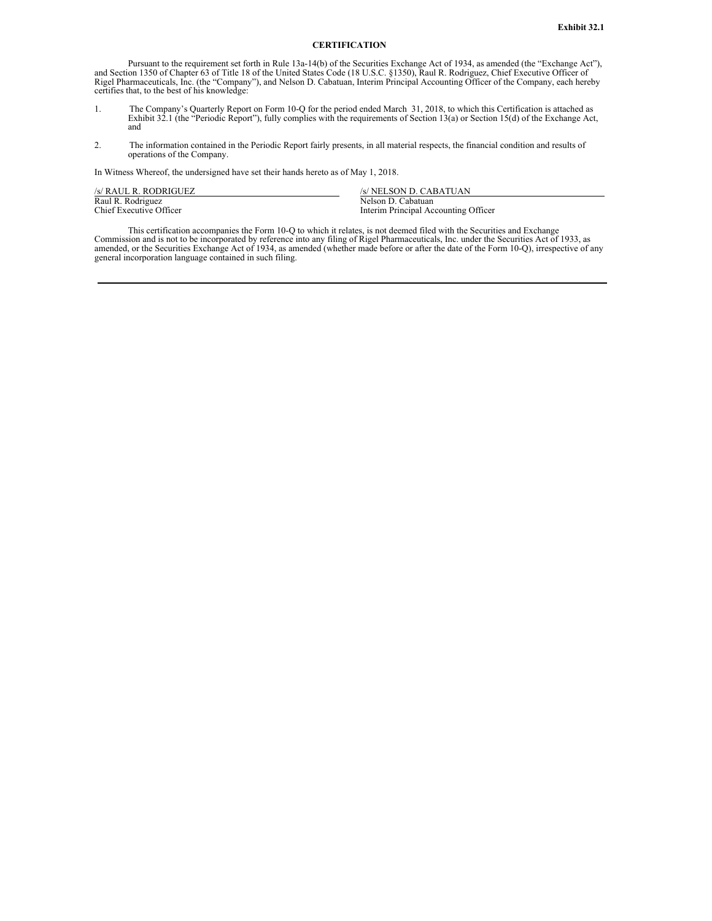**Exhibit 32.1**

**CERTIFICATION**

Pursuant to the requirement set forth in Rule 13a-14(b) of the Securities Exchange Act of 1934, as amended (the "Exchange Act"), and Section 1350 of Chapter 63 of Title 18 of the United States Code (18 U.S.C. §1350), Raul R. Rodriguez, Chief Executive Officer of Rigel Pharmaceuticals, Inc. (the "Company"), and Nelson D. Cabatuan, Interim Principal Accounting Officer of the Company, each hereby certifies that, to the best of his knowledge:

1. The Company's Quarterly Report on Form 10-Q for the period ended March 31, 2018, to which this Certification is attached as Exhibit 32.1 (the "Periodic Report"), fully complies with the requirements of Section 13(a) or Section 15(d) of the Exchange Act, and

2. The information contained in the Periodic Report fairly presents, in all material respects, the financial condition and results of operations of the Company.

In Witness Whereof, the undersigned have set their hands hereto as of May 1, 2018.

| | |
|---|---|
| /s/ RAUL R. RODRIGUEZ | /s/ NELSON D. CABATUAN |
| Raul R. Rodriguez | Nelson D. Cabatuan |
| Chief Executive Officer | Interim Principal Accounting Officer |

This certification accompanies the Form 10-Q to which it relates, is not deemed filed with the Securities and Exchange Commission and is not to be incorporated by reference into any filing of Rigel Pharmaceuticals, Inc. under the Securities Act of 1933, as amended, or the Securities Exchange Act of 1934, as amended (whether made before or after the date of the Form 10-Q), irrespective of any general incorporation language contained in such filing.